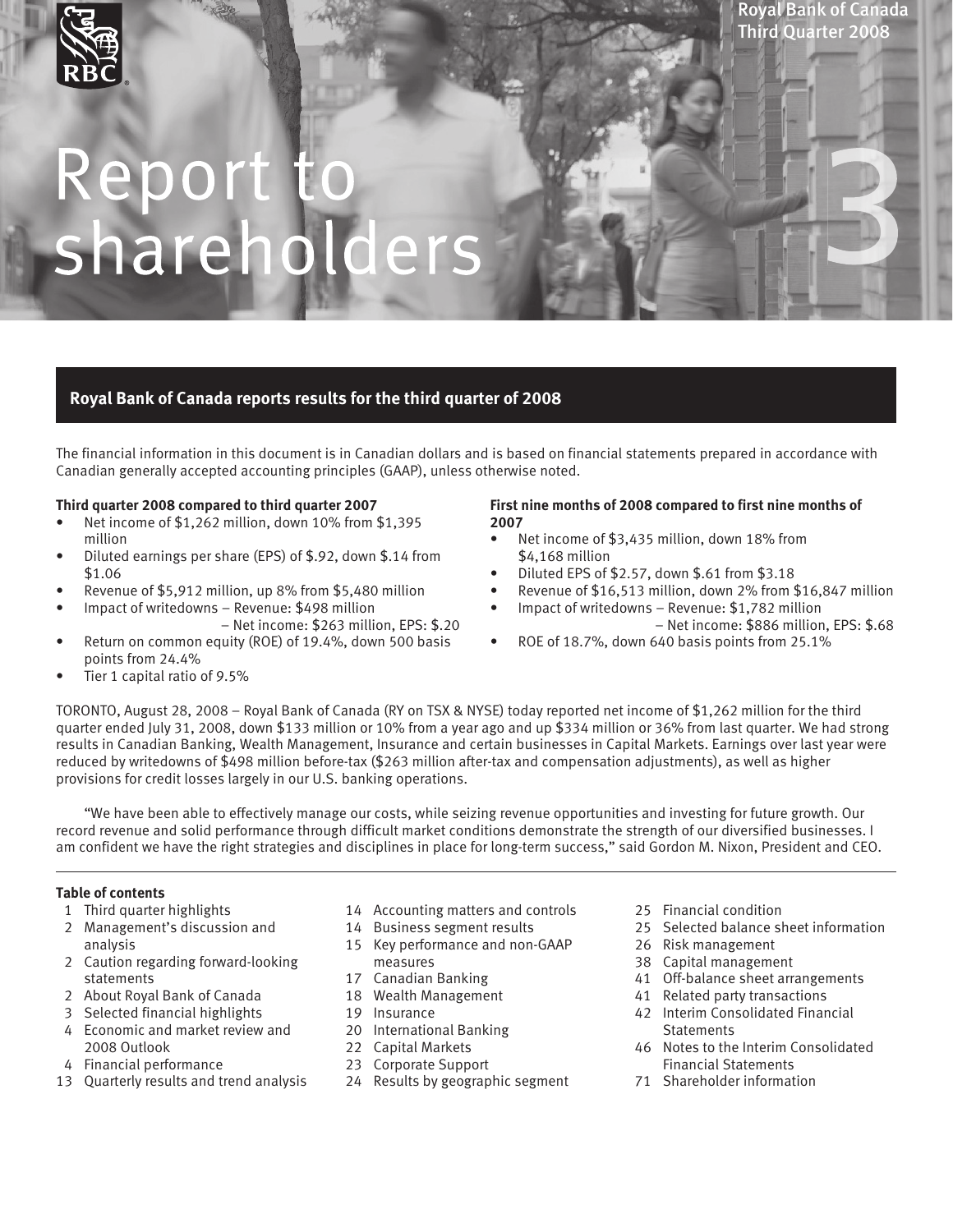# Report to shareholders

Royal Bank of Canada
Third Quarter 2008

## Royal Bank of Canada reports results for the third quarter of 2008

The financial information in this document is in Canadian dollars and is based on financial statements prepared in accordance with Canadian generally accepted accounting principles (GAAP), unless otherwise noted.

**Third quarter 2008 compared to third quarter 2007**

- Net income of $1,262 million, down 10% from $1,395 million
- Diluted earnings per share (EPS) of $.92, down $.14 from $1.06
- Revenue of $5,912 million, up 8% from $5,480 million
- Impact of writedowns – Revenue: $498 million
  – Net income: $263 million, EPS: $.20
- Return on common equity (ROE) of 19.4%, down 500 basis points from 24.4%
- Tier 1 capital ratio of 9.5%

**First nine months of 2008 compared to first nine months of 2007**

- Net income of $3,435 million, down 18% from $4,168 million
- Diluted EPS of $2.57, down $.61 from $3.18
- Revenue of $16,513 million, down 2% from $16,847 million
- Impact of writedowns – Revenue: $1,782 million
  – Net income: $886 million, EPS: $.68
- ROE of 18.7%, down 640 basis points from 25.1%

TORONTO, August 28, 2008 – Royal Bank of Canada (RY on TSX & NYSE) today reported net income of $1,262 million for the third quarter ended July 31, 2008, down $133 million or 10% from a year ago and up $334 million or 36% from last quarter. We had strong results in Canadian Banking, Wealth Management, Insurance and certain businesses in Capital Markets. Earnings over last year were reduced by writedowns of $498 million before-tax ($263 million after-tax and compensation adjustments), as well as higher provisions for credit losses largely in our U.S. banking operations.

"We have been able to effectively manage our costs, while seizing revenue opportunities and investing for future growth. Our record revenue and solid performance through difficult market conditions demonstrate the strength of our diversified businesses. I am confident we have the right strategies and disciplines in place for long-term success," said Gordon M. Nixon, President and CEO.

**Table of contents**

- 1 Third quarter highlights
- 2 Management's discussion and analysis
- 2 Caution regarding forward-looking statements
- 2 About Royal Bank of Canada
- 3 Selected financial highlights
- 4 Economic and market review and 2008 Outlook
- 4 Financial performance
- 13 Quarterly results and trend analysis
- 14 Accounting matters and controls
- 14 Business segment results
- 15 Key performance and non-GAAP measures
- 17 Canadian Banking
- 18 Wealth Management
- 19 Insurance
- 20 International Banking
- 22 Capital Markets
- 23 Corporate Support
- 24 Results by geographic segment
- 25 Financial condition
- 25 Selected balance sheet information
- 26 Risk management
- 38 Capital management
- 41 Off-balance sheet arrangements
- 41 Related party transactions
- 42 Interim Consolidated Financial Statements
- 46 Notes to the Interim Consolidated Financial Statements
- 71 Shareholder information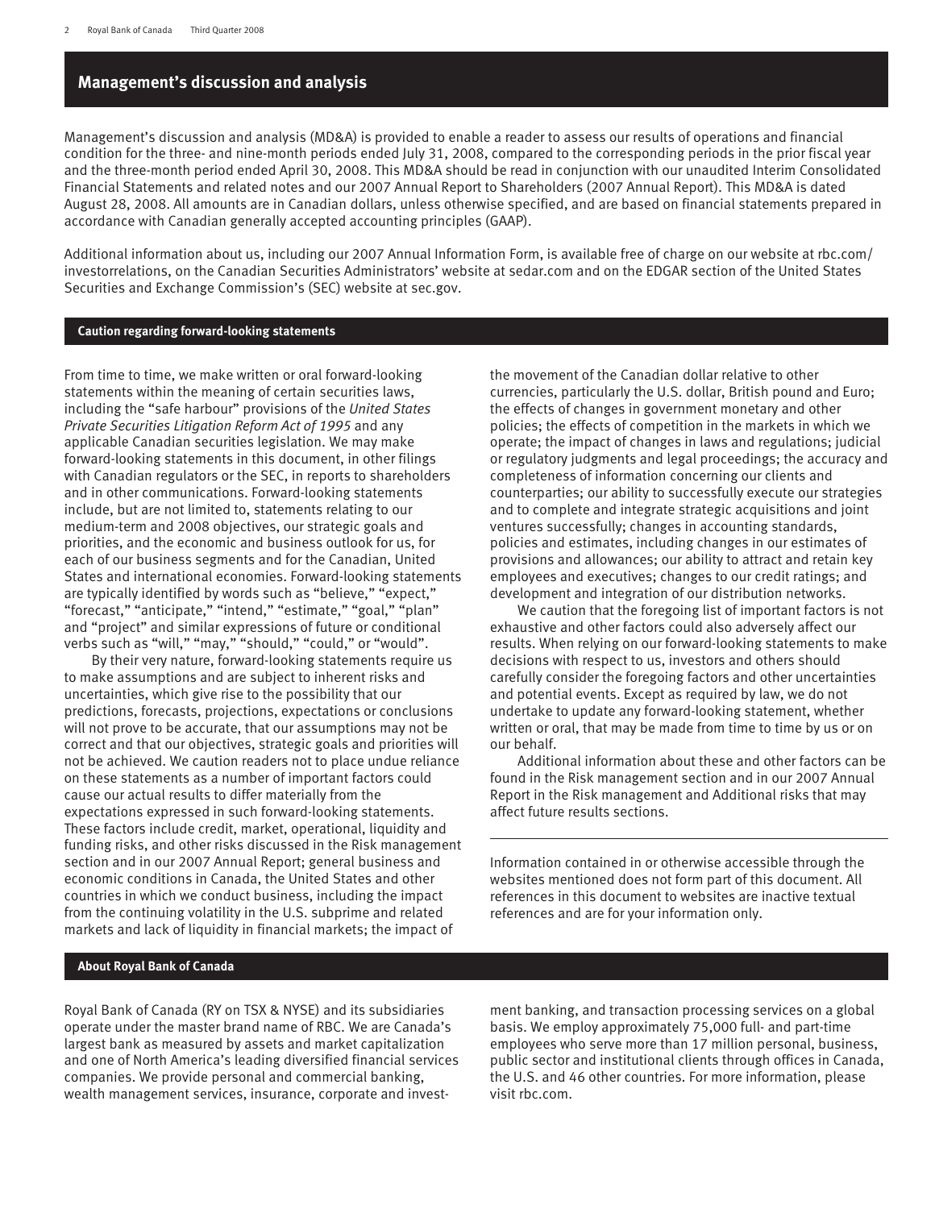# Management's discussion and analysis

Management's discussion and analysis (MD&A) is provided to enable a reader to assess our results of operations and financial condition for the three- and nine-month periods ended July 31, 2008, compared to the corresponding periods in the prior fiscal year and the three-month period ended April 30, 2008. This MD&A should be read in conjunction with our unaudited Interim Consolidated Financial Statements and related notes and our 2007 Annual Report to Shareholders (2007 Annual Report). This MD&A is dated August 28, 2008. All amounts are in Canadian dollars, unless otherwise specified, and are based on financial statements prepared in accordance with Canadian generally accepted accounting principles (GAAP).

Additional information about us, including our 2007 Annual Information Form, is available free of charge on our website at rbc.com/investorrelations, on the Canadian Securities Administrators' website at sedar.com and on the EDGAR section of the United States Securities and Exchange Commission's (SEC) website at sec.gov.

## Caution regarding forward-looking statements

From time to time, we make written or oral forward-looking statements within the meaning of certain securities laws, including the "safe harbour" provisions of the *United States Private Securities Litigation Reform Act of 1995* and any applicable Canadian securities legislation. We may make forward-looking statements in this document, in other filings with Canadian regulators or the SEC, in reports to shareholders and in other communications. Forward-looking statements include, but are not limited to, statements relating to our medium-term and 2008 objectives, our strategic goals and priorities, and the economic and business outlook for us, for each of our business segments and for the Canadian, United States and international economies. Forward-looking statements are typically identified by words such as "believe," "expect," "forecast," "anticipate," "intend," "estimate," "goal," "plan" and "project" and similar expressions of future or conditional verbs such as "will," "may," "should," "could," or "would".

By their very nature, forward-looking statements require us to make assumptions and are subject to inherent risks and uncertainties, which give rise to the possibility that our predictions, forecasts, projections, expectations or conclusions will not prove to be accurate, that our assumptions may not be correct and that our objectives, strategic goals and priorities will not be achieved. We caution readers not to place undue reliance on these statements as a number of important factors could cause our actual results to differ materially from the expectations expressed in such forward-looking statements. These factors include credit, market, operational, liquidity and funding risks, and other risks discussed in the Risk management section and in our 2007 Annual Report; general business and economic conditions in Canada, the United States and other countries in which we conduct business, including the impact from the continuing volatility in the U.S. subprime and related markets and lack of liquidity in financial markets; the impact of the movement of the Canadian dollar relative to other currencies, particularly the U.S. dollar, British pound and Euro; the effects of changes in government monetary and other policies; the effects of competition in the markets in which we operate; the impact of changes in laws and regulations; judicial or regulatory judgments and legal proceedings; the accuracy and completeness of information concerning our clients and counterparties; our ability to successfully execute our strategies and to complete and integrate strategic acquisitions and joint ventures successfully; changes in accounting standards, policies and estimates, including changes in our estimates of provisions and allowances; our ability to attract and retain key employees and executives; changes to our credit ratings; and development and integration of our distribution networks.

We caution that the foregoing list of important factors is not exhaustive and other factors could also adversely affect our results. When relying on our forward-looking statements to make decisions with respect to us, investors and others should carefully consider the foregoing factors and other uncertainties and potential events. Except as required by law, we do not undertake to update any forward-looking statement, whether written or oral, that may be made from time to time by us or on our behalf.

Additional information about these and other factors can be found in the Risk management section and in our 2007 Annual Report in the Risk management and Additional risks that may affect future results sections.

Information contained in or otherwise accessible through the websites mentioned does not form part of this document. All references in this document to websites are inactive textual references and are for your information only.

## About Royal Bank of Canada

Royal Bank of Canada (RY on TSX & NYSE) and its subsidiaries operate under the master brand name of RBC. We are Canada's largest bank as measured by assets and market capitalization and one of North America's leading diversified financial services companies. We provide personal and commercial banking, wealth management services, insurance, corporate and investment banking, and transaction processing services on a global basis. We employ approximately 75,000 full- and part-time employees who serve more than 17 million personal, business, public sector and institutional clients through offices in Canada, the U.S. and 46 other countries. For more information, please visit rbc.com.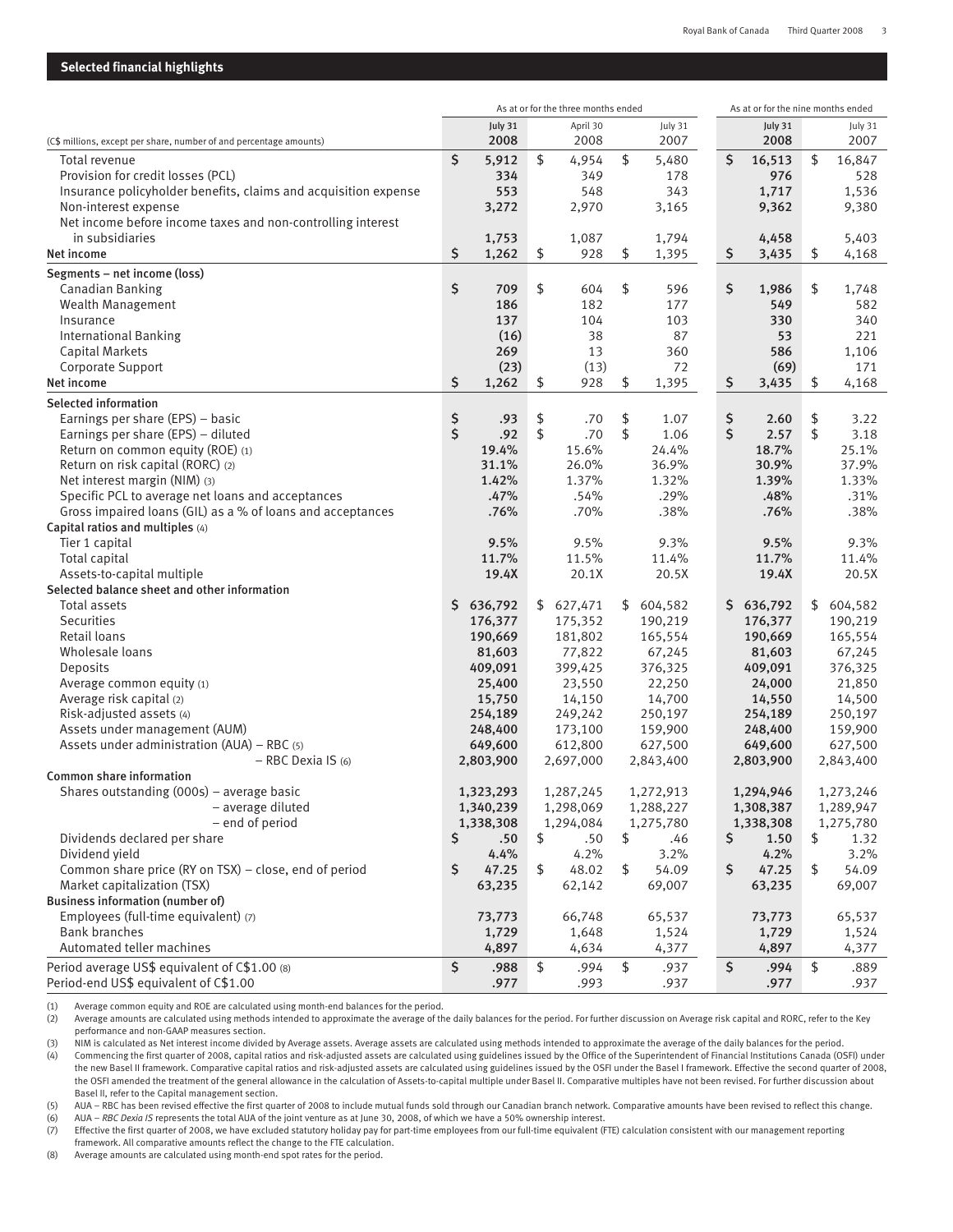## Selected financial highlights

| (C$ millions, except per share, number of and percentage amounts) | As at or for the three months ended | | | As at or for the nine months ended | |
|---|---|---|---|---|---|
| | July 31 2008 | April 30 2008 | July 31 2007 | July 31 2008 | July 31 2007 |
| Total revenue | $ 5,912 | $ 4,954 | $ 5,480 | $ 16,513 | $ 16,847 |
| Provision for credit losses (PCL) | 334 | 349 | 178 | 976 | 528 |
| Insurance policyholder benefits, claims and acquisition expense | 553 | 548 | 343 | 1,717 | 1,536 |
| Non-interest expense | 3,272 | 2,970 | 3,165 | 9,362 | 9,380 |
| Net income before income taxes and non-controlling interest in subsidiaries | 1,753 | 1,087 | 1,794 | 4,458 | 5,403 |
| **Net income** | $ 1,262 | $ 928 | $ 1,395 | $ 3,435 | $ 4,168 |
| **Segments – net income (loss)** | | | | | |
| Canadian Banking | $ 709 | $ 604 | $ 596 | $ 1,986 | $ 1,748 |
| Wealth Management | 186 | 182 | 177 | 549 | 582 |
| Insurance | 137 | 104 | 103 | 330 | 340 |
| International Banking | (16) | 38 | 87 | 53 | 221 |
| Capital Markets | 269 | 13 | 360 | 586 | 1,106 |
| Corporate Support | (23) | (13) | 72 | (69) | 171 |
| **Net income** | $ 1,262 | $ 928 | $ 1,395 | $ 3,435 | $ 4,168 |
| **Selected information** | | | | | |
| Earnings per share (EPS) – basic | $ .93 | $ .70 | $ 1.07 | $ 2.60 | $ 3.22 |
| Earnings per share (EPS) – diluted | $ .92 | $ .70 | $ 1.06 | $ 2.57 | $ 3.18 |
| Return on common equity (ROE) (1) | 19.4% | 15.6% | 24.4% | 18.7% | 25.1% |
| Return on risk capital (RORC) (2) | 31.1% | 26.0% | 36.9% | 30.9% | 37.9% |
| Net interest margin (NIM) (3) | 1.42% | 1.37% | 1.32% | 1.39% | 1.33% |
| Specific PCL to average net loans and acceptances | .47% | .54% | .29% | .48% | .31% |
| Gross impaired loans (GIL) as a % of loans and acceptances | .76% | .70% | .38% | .76% | .38% |
| **Capital ratios and multiples (4)** | | | | | |
| Tier 1 capital | 9.5% | 9.5% | 9.3% | 9.5% | 9.3% |
| Total capital | 11.7% | 11.5% | 11.4% | 11.7% | 11.4% |
| Assets-to-capital multiple | 19.4X | 20.1X | 20.5X | 19.4X | 20.5X |
| **Selected balance sheet and other information** | | | | | |
| Total assets | $ 636,792 | $ 627,471 | $ 604,582 | $ 636,792 | $ 604,582 |
| Securities | 176,377 | 175,352 | 190,219 | 176,377 | 190,219 |
| Retail loans | 190,669 | 181,802 | 165,554 | 190,669 | 165,554 |
| Wholesale loans | 81,603 | 77,822 | 67,245 | 81,603 | 67,245 |
| Deposits | 409,091 | 399,425 | 376,325 | 409,091 | 376,325 |
| Average common equity (1) | 25,400 | 23,550 | 22,250 | 24,000 | 21,850 |
| Average risk capital (2) | 15,750 | 14,150 | 14,700 | 14,550 | 14,500 |
| Risk-adjusted assets (4) | 254,189 | 249,242 | 250,197 | 254,189 | 250,197 |
| Assets under management (AUM) | 248,400 | 173,100 | 159,900 | 248,400 | 159,900 |
| Assets under administration (AUA) – RBC (5) | 649,600 | 612,800 | 627,500 | 649,600 | 627,500 |
| – RBC Dexia IS (6) | 2,803,900 | 2,697,000 | 2,843,400 | 2,803,900 | 2,843,400 |
| **Common share information** | | | | | |
| Shares outstanding (000s) – average basic | 1,323,293 | 1,287,245 | 1,272,913 | 1,294,946 | 1,273,246 |
| – average diluted | 1,340,239 | 1,298,069 | 1,288,227 | 1,308,387 | 1,289,947 |
| – end of period | 1,338,308 | 1,294,084 | 1,275,780 | 1,338,308 | 1,275,780 |
| Dividends declared per share | $ .50 | $ .50 | $ .46 | $ 1.50 | $ 1.32 |
| Dividend yield | 4.4% | 4.2% | 3.2% | 4.2% | 3.2% |
| Common share price (RY on TSX) – close, end of period | $ 47.25 | $ 48.02 | $ 54.09 | $ 47.25 | $ 54.09 |
| Market capitalization (TSX) | 63,235 | 62,142 | 69,007 | 63,235 | 69,007 |
| **Business information (number of)** | | | | | |
| Employees (full-time equivalent) (7) | 73,773 | 66,748 | 65,537 | 73,773 | 65,537 |
| Bank branches | 1,729 | 1,648 | 1,524 | 1,729 | 1,524 |
| Automated teller machines | 4,897 | 4,634 | 4,377 | 4,897 | 4,377 |
| Period average US$ equivalent of C$1.00 (8) | $ .988 | $ .994 | $ .937 | $ .994 | $ .889 |
| Period-end US$ equivalent of C$1.00 | .977 | .993 | .937 | .977 | .937 |

(1) Average common equity and ROE are calculated using month-end balances for the period.
(2) Average amounts are calculated using methods intended to approximate the average of the daily balances for the period. For further discussion on Average risk capital and RORC, refer to the Key performance and non-GAAP measures section.
(3) NIM is calculated as Net interest income divided by Average assets. Average assets are calculated using methods intended to approximate the average of the daily balances for the period.
(4) Commencing the first quarter of 2008, capital ratios and risk-adjusted assets are calculated using guidelines issued by the Office of the Superintendent of Financial Institutions Canada (OSFI) under the new Basel II framework. Comparative capital ratios and risk-adjusted assets are calculated using guidelines issued by the OSFI under the Basel I framework. Effective the second quarter of 2008, the OSFI amended the treatment of the general allowance in the calculation of Assets-to-capital multiple under Basel II. Comparative multiples have not been revised. For further discussion about Basel II, refer to the Capital management section.
(5) AUA – RBC has been revised effective the first quarter of 2008 to include mutual funds sold through our Canadian branch network. Comparative amounts have been revised to reflect this change.
(6) AUA – *RBC Dexia IS* represents the total AUA of the joint venture as at June 30, 2008, of which we have a 50% ownership interest.
(7) Effective the first quarter of 2008, we have excluded statutory holiday pay for part-time employees from our full-time equivalent (FTE) calculation consistent with our management reporting framework. All comparative amounts reflect the change to the FTE calculation.
(8) Average amounts are calculated using month-end spot rates for the period.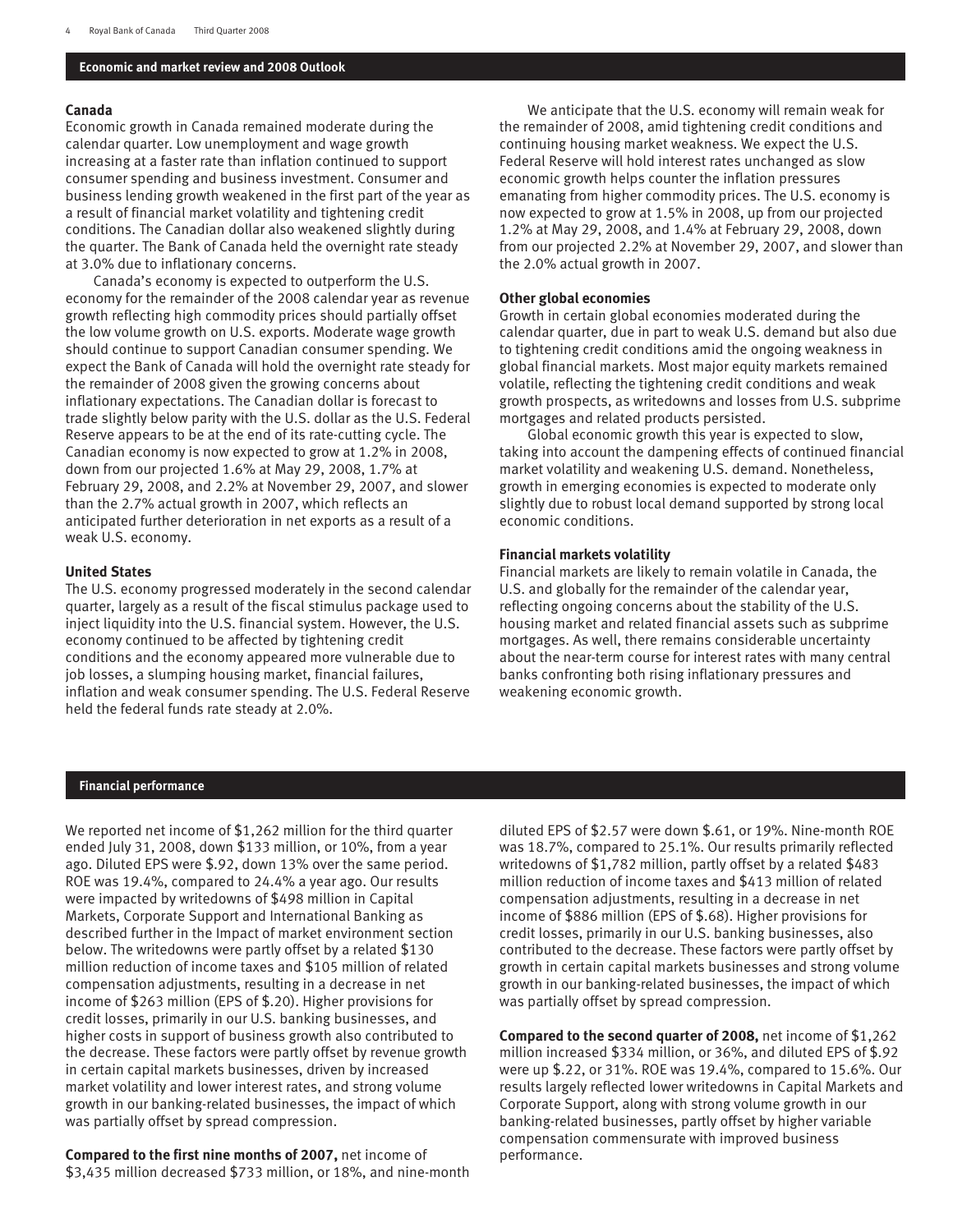## Economic and market review and 2008 Outlook

### Canada

Economic growth in Canada remained moderate during the calendar quarter. Low unemployment and wage growth increasing at a faster rate than inflation continued to support consumer spending and business investment. Consumer and business lending growth weakened in the first part of the year as a result of financial market volatility and tightening credit conditions. The Canadian dollar also weakened slightly during the quarter. The Bank of Canada held the overnight rate steady at 3.0% due to inflationary concerns.

Canada's economy is expected to outperform the U.S. economy for the remainder of the 2008 calendar year as revenue growth reflecting high commodity prices should partially offset the low volume growth on U.S. exports. Moderate wage growth should continue to support Canadian consumer spending. We expect the Bank of Canada will hold the overnight rate steady for the remainder of 2008 given the growing concerns about inflationary expectations. The Canadian dollar is forecast to trade slightly below parity with the U.S. dollar as the U.S. Federal Reserve appears to be at the end of its rate-cutting cycle. The Canadian economy is now expected to grow at 1.2% in 2008, down from our projected 1.6% at May 29, 2008, 1.7% at February 29, 2008, and 2.2% at November 29, 2007, and slower than the 2.7% actual growth in 2007, which reflects an anticipated further deterioration in net exports as a result of a weak U.S. economy.

### United States

The U.S. economy progressed moderately in the second calendar quarter, largely as a result of the fiscal stimulus package used to inject liquidity into the U.S. financial system. However, the U.S. economy continued to be affected by tightening credit conditions and the economy appeared more vulnerable due to job losses, a slumping housing market, financial failures, inflation and weak consumer spending. The U.S. Federal Reserve held the federal funds rate steady at 2.0%.

We anticipate that the U.S. economy will remain weak for the remainder of 2008, amid tightening credit conditions and continuing housing market weakness. We expect the U.S. Federal Reserve will hold interest rates unchanged as slow economic growth helps counter the inflation pressures emanating from higher commodity prices. The U.S. economy is now expected to grow at 1.5% in 2008, up from our projected 1.2% at May 29, 2008, and 1.4% at February 29, 2008, down from our projected 2.2% at November 29, 2007, and slower than the 2.0% actual growth in 2007.

### Other global economies

Growth in certain global economies moderated during the calendar quarter, due in part to weak U.S. demand but also due to tightening credit conditions amid the ongoing weakness in global financial markets. Most major equity markets remained volatile, reflecting the tightening credit conditions and weak growth prospects, as writedowns and losses from U.S. subprime mortgages and related products persisted.

Global economic growth this year is expected to slow, taking into account the dampening effects of continued financial market volatility and weakening U.S. demand. Nonetheless, growth in emerging economies is expected to moderate only slightly due to robust local demand supported by strong local economic conditions.

### Financial markets volatility

Financial markets are likely to remain volatile in Canada, the U.S. and globally for the remainder of the calendar year, reflecting ongoing concerns about the stability of the U.S. housing market and related financial assets such as subprime mortgages. As well, there remains considerable uncertainty about the near-term course for interest rates with many central banks confronting both rising inflationary pressures and weakening economic growth.

## Financial performance

We reported net income of $1,262 million for the third quarter ended July 31, 2008, down $133 million, or 10%, from a year ago. Diluted EPS were $.92, down 13% over the same period. ROE was 19.4%, compared to 24.4% a year ago. Our results were impacted by writedowns of $498 million in Capital Markets, Corporate Support and International Banking as described further in the Impact of market environment section below. The writedowns were partly offset by a related $130 million reduction of income taxes and $105 million of related compensation adjustments, resulting in a decrease in net income of $263 million (EPS of $.20). Higher provisions for credit losses, primarily in our U.S. banking businesses, and higher costs in support of business growth also contributed to the decrease. These factors were partly offset by revenue growth in certain capital markets businesses, driven by increased market volatility and lower interest rates, and strong volume growth in our banking-related businesses, the impact of which was partially offset by spread compression.

**Compared to the first nine months of 2007,** net income of $3,435 million decreased $733 million, or 18%, and nine-month diluted EPS of $2.57 were down $.61, or 19%. Nine-month ROE was 18.7%, compared to 25.1%. Our results primarily reflected writedowns of $1,782 million, partly offset by a related $483 million reduction of income taxes and $413 million of related compensation adjustments, resulting in a decrease in net income of $886 million (EPS of $.68). Higher provisions for credit losses, primarily in our U.S. banking businesses, also contributed to the decrease. These factors were partly offset by growth in certain capital markets businesses and strong volume growth in our banking-related businesses, the impact of which was partially offset by spread compression.

**Compared to the second quarter of 2008,** net income of $1,262 million increased $334 million, or 36%, and diluted EPS of $.92 were up $.22, or 31%. ROE was 19.4%, compared to 15.6%. Our results largely reflected lower writedowns in Capital Markets and Corporate Support, along with strong volume growth in our banking-related businesses, partly offset by higher variable compensation commensurate with improved business performance.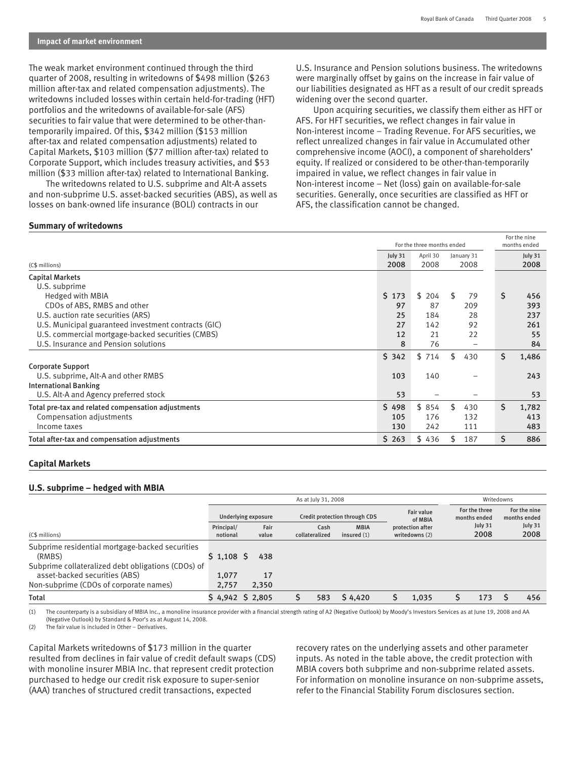## Impact of market environment

The weak market environment continued through the third quarter of 2008, resulting in writedowns of $498 million ($263 million after-tax and related compensation adjustments). The writedowns included losses within certain held-for-trading (HFT) portfolios and the writedowns of available-for-sale (AFS) securities to fair value that were determined to be other-than-temporarily impaired. Of this, $342 million ($153 million after-tax and related compensation adjustments) related to Capital Markets, $103 million ($77 million after-tax) related to Corporate Support, which includes treasury activities, and $53 million ($33 million after-tax) related to International Banking.

The writedowns related to U.S. subprime and Alt-A assets and non-subprime U.S. asset-backed securities (ABS), as well as losses on bank-owned life insurance (BOLI) contracts in our U.S. Insurance and Pension solutions business. The writedowns were marginally offset by gains on the increase in fair value of our liabilities designated as HFT as a result of our credit spreads widening over the second quarter.

Upon acquiring securities, we classify them either as HFT or AFS. For HFT securities, we reflect changes in fair value in Non-interest income – Trading Revenue. For AFS securities, we reflect unrealized changes in fair value in Accumulated other comprehensive income (AOCI), a component of shareholders' equity. If realized or considered to be other-than-temporarily impaired in value, we reflect changes in fair value in Non-interest income – Net (loss) gain on available-for-sale securities. Generally, once securities are classified as HFT or AFS, the classification cannot be changed.

**Summary of writedowns**

| (C$ millions) | For the three months ended July 31 2008 | April 30 2008 | January 31 2008 | For the nine months ended July 31 2008 |
|---|---|---|---|---|
| **Capital Markets** | | | | |
| U.S. subprime | | | | |
| Hedged with MBIA | $ 173 | $ 204 | $ 79 | $ 456 |
| CDOs of ABS, RMBS and other | 97 | 87 | 209 | 393 |
| U.S. auction rate securities (ARS) | 25 | 184 | 28 | 237 |
| U.S. Municipal guaranteed investment contracts (GIC) | 27 | 142 | 92 | 261 |
| U.S. commercial mortgage-backed securities (CMBS) | 12 | 21 | 22 | 55 |
| U.S. Insurance and Pension solutions | 8 | 76 | – | 84 |
| | $ 342 | $ 714 | $ 430 | $ 1,486 |
| **Corporate Support** | | | | |
| U.S. subprime, Alt-A and other RMBS | 103 | 140 | – | 243 |
| **International Banking** | | | | |
| U.S. Alt-A and Agency preferred stock | 53 | – | – | 53 |
| **Total pre-tax and related compensation adjustments** | $ 498 | $ 854 | $ 430 | $ 1,782 |
| Compensation adjustments | 105 | 176 | 132 | 413 |
| Income taxes | 130 | 242 | 111 | 483 |
| **Total after-tax and compensation adjustments** | $ 263 | $ 436 | $ 187 | $ 886 |

### Capital Markets

**U.S. subprime – hedged with MBIA**

| (C$ millions) | As at July 31, 2008 – Underlying exposure: Principal/notional | Underlying exposure: Fair value | Credit protection through CDS: Cash collateralized | Credit protection through CDS: MBIA insured (1) | Fair value of MBIA protection after writedowns (2) | Writedowns: For the three months ended July 31 2008 | Writedowns: For the nine months ended July 31 2008 |
|---|---|---|---|---|---|---|---|
| Subprime residential mortgage-backed securities (RMBS) | $ 1,108 | $ 438 | | | | | |
| Subprime collateralized debt obligations (CDOs) of asset-backed securities (ABS) | 1,077 | 17 | | | | | |
| Non-subprime (CDOs of corporate names) | 2,757 | 2,350 | | | | | |
| Total | $ 4,942 | $ 2,805 | $ 583 | $ 4,420 | $ 1,035 | $ 173 | $ 456 |

(1) The counterparty is a subsidiary of MBIA Inc., a monoline insurance provider with a financial strength rating of A2 (Negative Outlook) by Moody's Investors Services as at June 19, 2008 and AA (Negative Outlook) by Standard & Poor's as at August 14, 2008.
(2) The fair value is included in Other – Derivatives.

Capital Markets writedowns of $173 million in the quarter resulted from declines in fair value of credit default swaps (CDS) with monoline insurer MBIA Inc. that represent credit protection purchased to hedge our credit risk exposure to super-senior (AAA) tranches of structured credit transactions, expected recovery rates on the underlying assets and other parameter inputs. As noted in the table above, the credit protection with MBIA covers both subprime and non-subprime related assets. For information on monoline insurance on non-subprime assets, refer to the Financial Stability Forum disclosures section.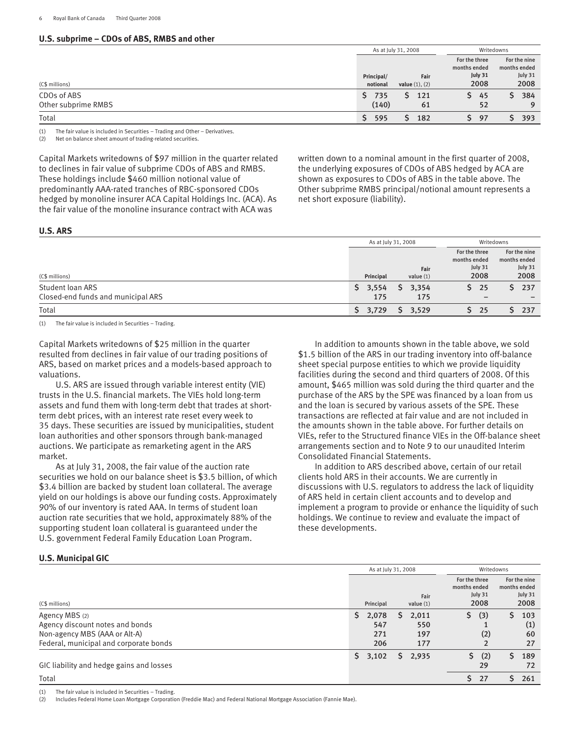### U.S. subprime – CDOs of ABS, RMBS and other

| (C$ millions) | As at July 31, 2008 | | Writedowns | |
|---|---|---|---|---|
| | Principal/ notional | Fair value (1), (2) | For the three months ended July 31 2008 | For the nine months ended July 31 2008 |
| CDOs of ABS | $ 735 | $ 121 | $ 45 | $ 384 |
| Other subprime RMBS | (140) | 61 | 52 | 9 |
| Total | $ 595 | $ 182 | $ 97 | $ 393 |

(1) The fair value is included in Securities – Trading and Other – Derivatives.
(2) Net on balance sheet amount of trading-related securities.

Capital Markets writedowns of $97 million in the quarter related to declines in fair value of subprime CDOs of ABS and RMBS. These holdings include $460 million notional value of predominantly AAA-rated tranches of RBC-sponsored CDOs hedged by monoline insurer ACA Capital Holdings Inc. (ACA). As the fair value of the monoline insurance contract with ACA was written down to a nominal amount in the first quarter of 2008, the underlying exposures of CDOs of ABS hedged by ACA are shown as exposures to CDOs of ABS in the table above. The Other subprime RMBS principal/notional amount represents a net short exposure (liability).

### U.S. ARS

| (C$ millions) | As at July 31, 2008 | | Writedowns | |
|---|---|---|---|---|
| | Principal | Fair value (1) | For the three months ended July 31 2008 | For the nine months ended July 31 2008 |
| Student loan ARS | $ 3,554 | $ 3,354 | $ 25 | $ 237 |
| Closed-end funds and municipal ARS | 175 | 175 | – | – |
| Total | $ 3,729 | $ 3,529 | $ 25 | $ 237 |

(1) The fair value is included in Securities – Trading.

Capital Markets writedowns of $25 million in the quarter resulted from declines in fair value of our trading positions of ARS, based on market prices and a models-based approach to valuations.

U.S. ARS are issued through variable interest entity (VIE) trusts in the U.S. financial markets. The VIEs hold long-term assets and fund them with long-term debt that trades at short-term debt prices, with an interest rate reset every week to 35 days. These securities are issued by municipalities, student loan authorities and other sponsors through bank-managed auctions. We participate as remarketing agent in the ARS market.

As at July 31, 2008, the fair value of the auction rate securities we hold on our balance sheet is $3.5 billion, of which $3.4 billion are backed by student loan collateral. The average yield on our holdings is above our funding costs. Approximately 90% of our inventory is rated AAA. In terms of student loan auction rate securities that we hold, approximately 88% of the supporting student loan collateral is guaranteed under the U.S. government Federal Family Education Loan Program.

In addition to amounts shown in the table above, we sold $1.5 billion of the ARS in our trading inventory into off-balance sheet special purpose entities to which we provide liquidity facilities during the second and third quarters of 2008. Of this amount, $465 million was sold during the third quarter and the purchase of the ARS by the SPE was financed by a loan from us and the loan is secured by various assets of the SPE. These transactions are reflected at fair value and are not included in the amounts shown in the table above. For further details on VIEs, refer to the Structured finance VIEs in the Off-balance sheet arrangements section and to Note 9 to our unaudited Interim Consolidated Financial Statements.

In addition to ARS described above, certain of our retail clients hold ARS in their accounts. We are currently in discussions with U.S. regulators to address the lack of liquidity of ARS held in certain client accounts and to develop and implement a program to provide or enhance the liquidity of such holdings. We continue to review and evaluate the impact of these developments.

### U.S. Municipal GIC

| (C$ millions) | As at July 31, 2008 | | Writedowns | |
|---|---|---|---|---|
| | Principal | Fair value (1) | For the three months ended July 31 2008 | For the nine months ended July 31 2008 |
| Agency MBS (2) | $ 2,078 | $ 2,011 | $ (3) | $ 103 |
| Agency discount notes and bonds | 547 | 550 | 1 | (1) |
| Non-agency MBS (AAA or Alt-A) | 271 | 197 | (2) | 60 |
| Federal, municipal and corporate bonds | 206 | 177 | 2 | 27 |
| | $ 3,102 | $ 2,935 | $ (2) | $ 189 |
| GIC liability and hedge gains and losses | | | 29 | 72 |
| Total | | | $ 27 | $ 261 |

(1) The fair value is included in Securities – Trading.
(2) Includes Federal Home Loan Mortgage Corporation (Freddie Mac) and Federal National Mortgage Association (Fannie Mae).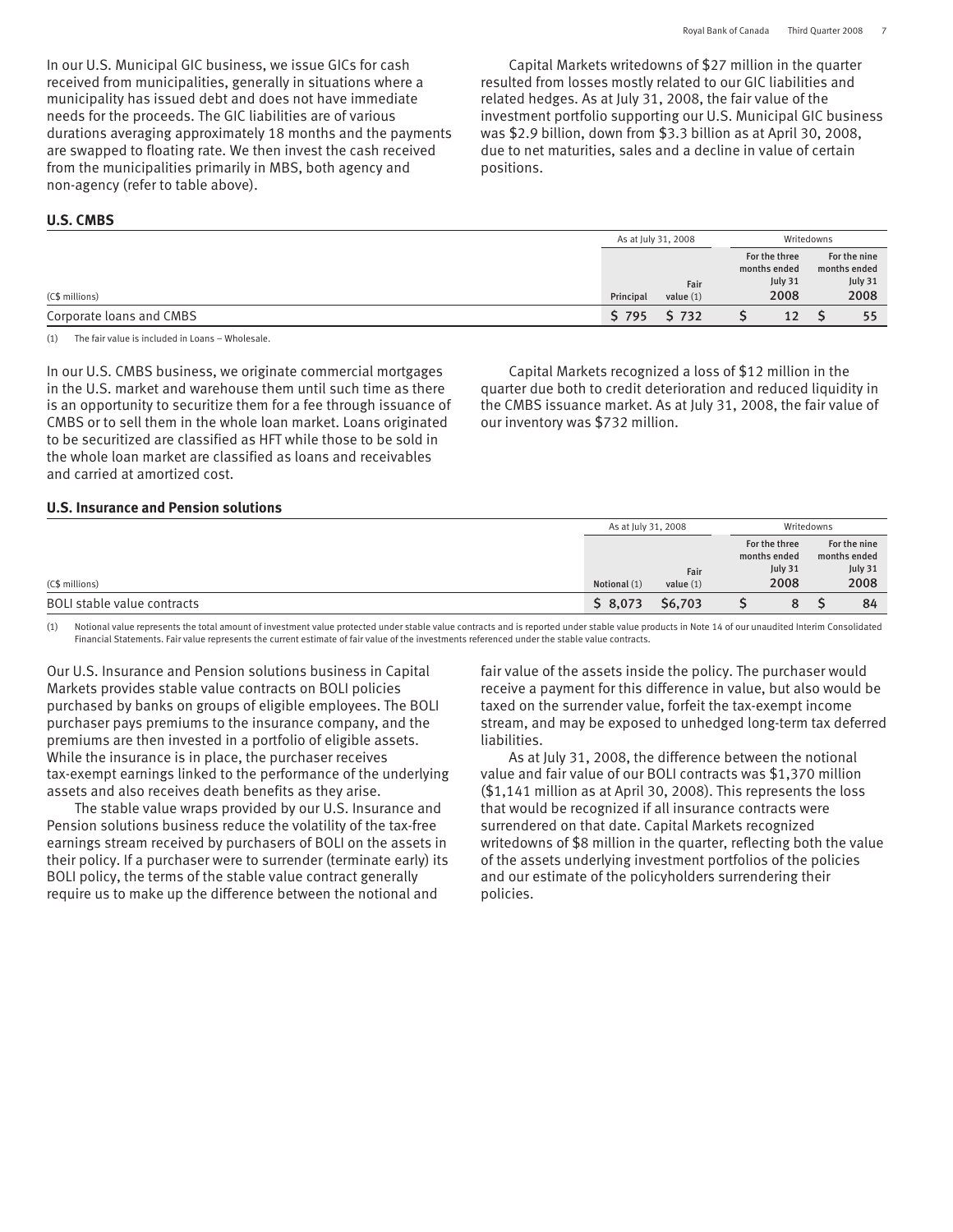In our U.S. Municipal GIC business, we issue GICs for cash received from municipalities, generally in situations where a municipality has issued debt and does not have immediate needs for the proceeds. The GIC liabilities are of various durations averaging approximately 18 months and the payments are swapped to floating rate. We then invest the cash received from the municipalities primarily in MBS, both agency and non-agency (refer to table above).

Capital Markets writedowns of $27 million in the quarter resulted from losses mostly related to our GIC liabilities and related hedges. As at July 31, 2008, the fair value of the investment portfolio supporting our U.S. Municipal GIC business was $2.9 billion, down from $3.3 billion as at April 30, 2008, due to net maturities, sales and a decline in value of certain positions.

**U.S. CMBS**

| | As at July 31, 2008 | | Writedowns | |
|---|---|---|---|---|
| (C$ millions) | Principal | Fair value (1) | For the three months ended July 31 2008 | For the nine months ended July 31 2008 |
| Corporate loans and CMBS | $ 795 | $ 732 | $ 12 | $ 55 |

(1) The fair value is included in Loans – Wholesale.

In our U.S. CMBS business, we originate commercial mortgages in the U.S. market and warehouse them until such time as there is an opportunity to securitize them for a fee through issuance of CMBS or to sell them in the whole loan market. Loans originated to be securitized are classified as HFT while those to be sold in the whole loan market are classified as loans and receivables and carried at amortized cost.

Capital Markets recognized a loss of $12 million in the quarter due both to credit deterioration and reduced liquidity in the CMBS issuance market. As at July 31, 2008, the fair value of our inventory was $732 million.

**U.S. Insurance and Pension solutions**

| | As at July 31, 2008 | | Writedowns | |
|---|---|---|---|---|
| (C$ millions) | Notional (1) | Fair value (1) | For the three months ended July 31 2008 | For the nine months ended July 31 2008 |
| BOLI stable value contracts | $ 8,073 | $6,703 | $ 8 | $ 84 |

(1) Notional value represents the total amount of investment value protected under stable value contracts and is reported under stable value products in Note 14 of our unaudited Interim Consolidated Financial Statements. Fair value represents the current estimate of fair value of the investments referenced under the stable value contracts.

Our U.S. Insurance and Pension solutions business in Capital Markets provides stable value contracts on BOLI policies purchased by banks on groups of eligible employees. The BOLI purchaser pays premiums to the insurance company, and the premiums are then invested in a portfolio of eligible assets. While the insurance is in place, the purchaser receives tax-exempt earnings linked to the performance of the underlying assets and also receives death benefits as they arise.

The stable value wraps provided by our U.S. Insurance and Pension solutions business reduce the volatility of the tax-free earnings stream received by purchasers of BOLI on the assets in their policy. If a purchaser were to surrender (terminate early) its BOLI policy, the terms of the stable value contract generally require us to make up the difference between the notional and fair value of the assets inside the policy. The purchaser would receive a payment for this difference in value, but also would be taxed on the surrender value, forfeit the tax-exempt income stream, and may be exposed to unhedged long-term tax deferred liabilities.

As at July 31, 2008, the difference between the notional value and fair value of our BOLI contracts was $1,370 million ($1,141 million as at April 30, 2008). This represents the loss that would be recognized if all insurance contracts were surrendered on that date. Capital Markets recognized writedowns of $8 million in the quarter, reflecting both the value of the assets underlying investment portfolios of the policies and our estimate of the policyholders surrendering their policies.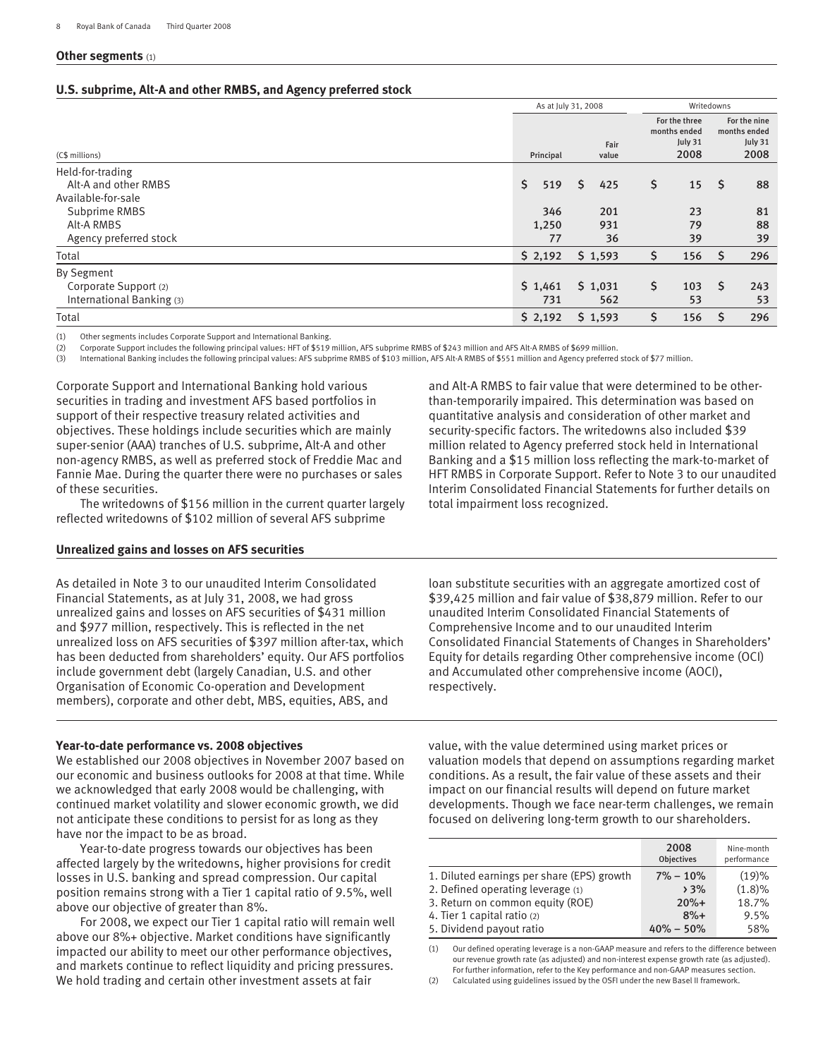## Other segments (1)

### U.S. subprime, Alt-A and other RMBS, and Agency preferred stock

| (C$ millions) | As at July 31, 2008 | | Writedowns | |
|---|---|---|---|---|
| | Principal | Fair value | For the three months ended July 31 2008 | For the nine months ended July 31 2008 |
| Held-for-trading | | | | |
| Alt-A and other RMBS | $ 519 | $ 425 | $ 15 | $ 88 |
| Available-for-sale | | | | |
| Subprime RMBS | 346 | 201 | 23 | 81 |
| Alt-A RMBS | 1,250 | 931 | 79 | 88 |
| Agency preferred stock | 77 | 36 | 39 | 39 |
| Total | $ 2,192 | $ 1,593 | $ 156 | $ 296 |
| By Segment | | | | |
| Corporate Support (2) | $ 1,461 | $ 1,031 | $ 103 | $ 243 |
| International Banking (3) | 731 | 562 | 53 | 53 |
| Total | $ 2,192 | $ 1,593 | $ 156 | $ 296 |

(1) Other segments includes Corporate Support and International Banking.
(2) Corporate Support includes the following principal values: HFT of $519 million, AFS subprime RMBS of $243 million and AFS Alt-A RMBS of $699 million.
(3) International Banking includes the following principal values: AFS subprime RMBS of $103 million, AFS Alt-A RMBS of $551 million and Agency preferred stock of $77 million.

Corporate Support and International Banking hold various securities in trading and investment AFS based portfolios in support of their respective treasury related activities and objectives. These holdings include securities which are mainly super-senior (AAA) tranches of U.S. subprime, Alt-A and other non-agency RMBS, as well as preferred stock of Freddie Mac and Fannie Mae. During the quarter there were no purchases or sales of these securities.

The writedowns of $156 million in the current quarter largely reflected writedowns of $102 million of several AFS subprime and Alt-A RMBS to fair value that were determined to be other-than-temporarily impaired. This determination was based on quantitative analysis and consideration of other market and security-specific factors. The writedowns also included $39 million related to Agency preferred stock held in International Banking and a $15 million loss reflecting the mark-to-market of HFT RMBS in Corporate Support. Refer to Note 3 to our unaudited Interim Consolidated Financial Statements for further details on total impairment loss recognized.

### Unrealized gains and losses on AFS securities

As detailed in Note 3 to our unaudited Interim Consolidated Financial Statements, as at July 31, 2008, we had gross unrealized gains and losses on AFS securities of $431 million and $977 million, respectively. This is reflected in the net unrealized loss on AFS securities of $397 million after-tax, which has been deducted from shareholders' equity. Our AFS portfolios include government debt (largely Canadian, U.S. and other Organisation of Economic Co-operation and Development members), corporate and other debt, MBS, equities, ABS, and loan substitute securities with an aggregate amortized cost of $39,425 million and fair value of $38,879 million. Refer to our unaudited Interim Consolidated Financial Statements of Comprehensive Income and to our unaudited Interim Consolidated Financial Statements of Changes in Shareholders' Equity for details regarding Other comprehensive income (OCI) and Accumulated other comprehensive income (AOCI), respectively.

### Year-to-date performance vs. 2008 objectives

We established our 2008 objectives in November 2007 based on our economic and business outlooks for 2008 at that time. While we acknowledged that early 2008 would be challenging, with continued market volatility and slower economic growth, we did not anticipate these conditions to persist for as long as they have nor the impact to be as broad.

Year-to-date progress towards our objectives has been affected largely by the writedowns, higher provisions for credit losses in U.S. banking and spread compression. Our capital position remains strong with a Tier 1 capital ratio of 9.5%, well above our objective of greater than 8%.

For 2008, we expect our Tier 1 capital ratio will remain well above our 8%+ objective. Market conditions have significantly impacted our ability to meet our other performance objectives, and markets continue to reflect liquidity and pricing pressures. We hold trading and certain other investment assets at fair value, with the value determined using market prices or valuation models that depend on assumptions regarding market conditions. As a result, the fair value of these assets and their impact on our financial results will depend on future market developments. Though we face near-term challenges, we remain focused on delivering long-term growth to our shareholders.

| | 2008 Objectives | Nine-month performance |
|---|---|---|
| 1. Diluted earnings per share (EPS) growth | 7% – 10% | (19)% |
| 2. Defined operating leverage (1) | > 3% | (1.8)% |
| 3. Return on common equity (ROE) | 20%+ | 18.7% |
| 4. Tier 1 capital ratio (2) | 8%+ | 9.5% |
| 5. Dividend payout ratio | 40% – 50% | 58% |

(1) Our defined operating leverage is a non-GAAP measure and refers to the difference between our revenue growth rate (as adjusted) and non-interest expense growth rate (as adjusted). For further information, refer to the Key performance and non-GAAP measures section.
(2) Calculated using guidelines issued by the OSFI under the new Basel II framework.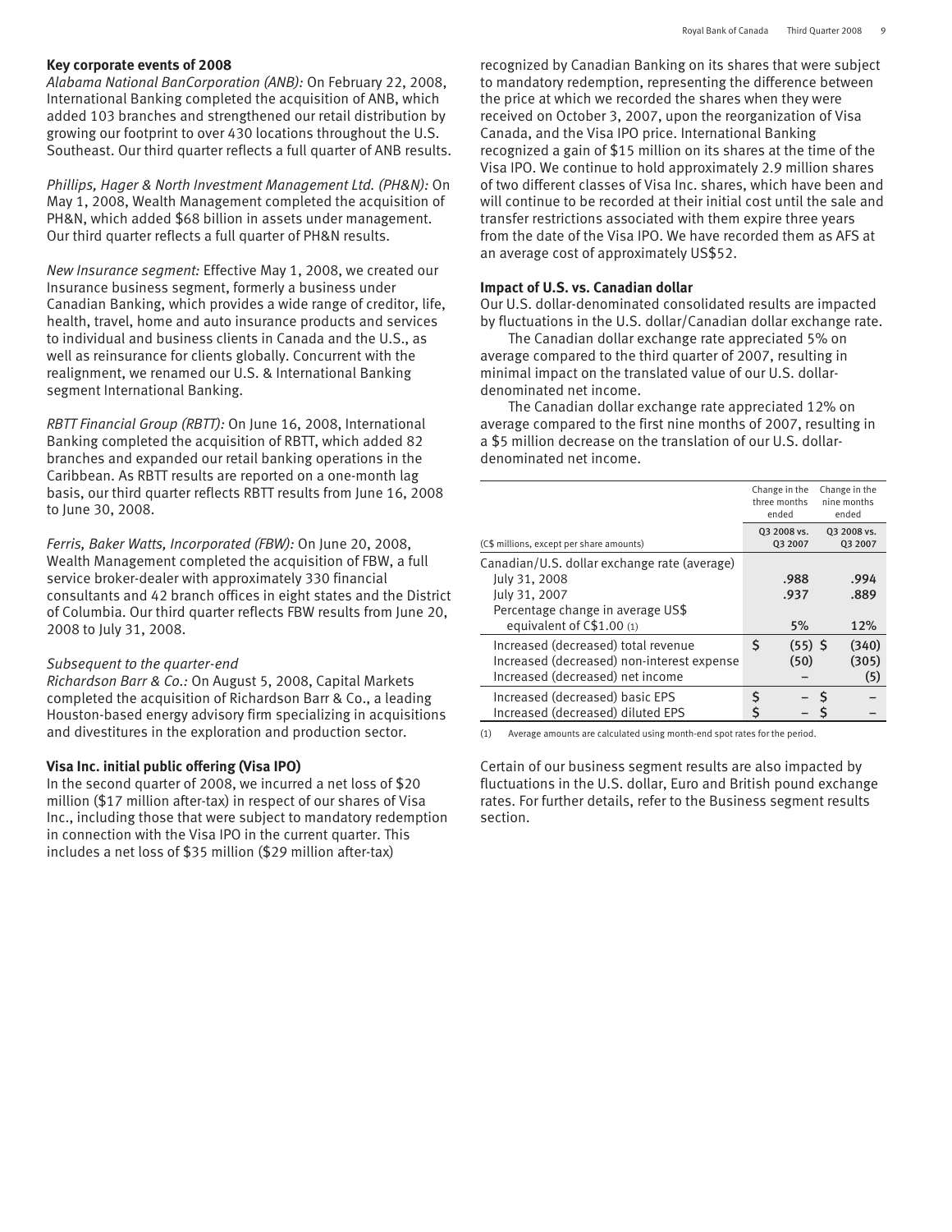### Key corporate events of 2008

*Alabama National BanCorporation (ANB):* On February 22, 2008, International Banking completed the acquisition of ANB, which added 103 branches and strengthened our retail distribution by growing our footprint to over 430 locations throughout the U.S. Southeast. Our third quarter reflects a full quarter of ANB results.

*Phillips, Hager & North Investment Management Ltd. (PH&N):* On May 1, 2008, Wealth Management completed the acquisition of PH&N, which added $68 billion in assets under management. Our third quarter reflects a full quarter of PH&N results.

*New Insurance segment:* Effective May 1, 2008, we created our Insurance business segment, formerly a business under Canadian Banking, which provides a wide range of creditor, life, health, travel, home and auto insurance products and services to individual and business clients in Canada and the U.S., as well as reinsurance for clients globally. Concurrent with the realignment, we renamed our U.S. & International Banking segment International Banking.

*RBTT Financial Group (RBTT):* On June 16, 2008, International Banking completed the acquisition of RBTT, which added 82 branches and expanded our retail banking operations in the Caribbean. As RBTT results are reported on a one-month lag basis, our third quarter reflects RBTT results from June 16, 2008 to June 30, 2008.

*Ferris, Baker Watts, Incorporated (FBW):* On June 20, 2008, Wealth Management completed the acquisition of FBW, a full service broker-dealer with approximately 330 financial consultants and 42 branch offices in eight states and the District of Columbia. Our third quarter reflects FBW results from June 20, 2008 to July 31, 2008.

*Subsequent to the quarter-end*

*Richardson Barr & Co.:* On August 5, 2008, Capital Markets completed the acquisition of Richardson Barr & Co., a leading Houston-based energy advisory firm specializing in acquisitions and divestitures in the exploration and production sector.

### Visa Inc. initial public offering (Visa IPO)

In the second quarter of 2008, we incurred a net loss of $20 million ($17 million after-tax) in respect of our shares of Visa Inc., including those that were subject to mandatory redemption in connection with the Visa IPO in the current quarter. This includes a net loss of $35 million ($29 million after-tax) recognized by Canadian Banking on its shares that were subject to mandatory redemption, representing the difference between the price at which we recorded the shares when they were received on October 3, 2007, upon the reorganization of Visa Canada, and the Visa IPO price. International Banking recognized a gain of $15 million on its shares at the time of the Visa IPO. We continue to hold approximately 2.9 million shares of two different classes of Visa Inc. shares, which have been and will continue to be recorded at their initial cost until the sale and transfer restrictions associated with them expire three years from the date of the Visa IPO. We have recorded them as AFS at an average cost of approximately US$52.

### Impact of U.S. vs. Canadian dollar

Our U.S. dollar-denominated consolidated results are impacted by fluctuations in the U.S. dollar/Canadian dollar exchange rate.

The Canadian dollar exchange rate appreciated 5% on average compared to the third quarter of 2007, resulting in minimal impact on the translated value of our U.S. dollar-denominated net income.

The Canadian dollar exchange rate appreciated 12% on average compared to the first nine months of 2007, resulting in a $5 million decrease on the translation of our U.S. dollar-denominated net income.

| (C$ millions, except per share amounts) | Change in the three months ended Q3 2008 vs. Q3 2007 | Change in the nine months ended Q3 2008 vs. Q3 2007 |
|---|---|---|
| Canadian/U.S. dollar exchange rate (average) | | |
| July 31, 2008 | .988 | .994 |
| July 31, 2007 | .937 | .889 |
| Percentage change in average US$ equivalent of C$1.00 (1) | 5% | 12% |
| Increased (decreased) total revenue | $ (55) | $ (340) |
| Increased (decreased) non-interest expense | (50) | (305) |
| Increased (decreased) net income | – | (5) |
| Increased (decreased) basic EPS | $ – | $ – |
| Increased (decreased) diluted EPS | $ – | $ – |

(1) Average amounts are calculated using month-end spot rates for the period.

Certain of our business segment results are also impacted by fluctuations in the U.S. dollar, Euro and British pound exchange rates. For further details, refer to the Business segment results section.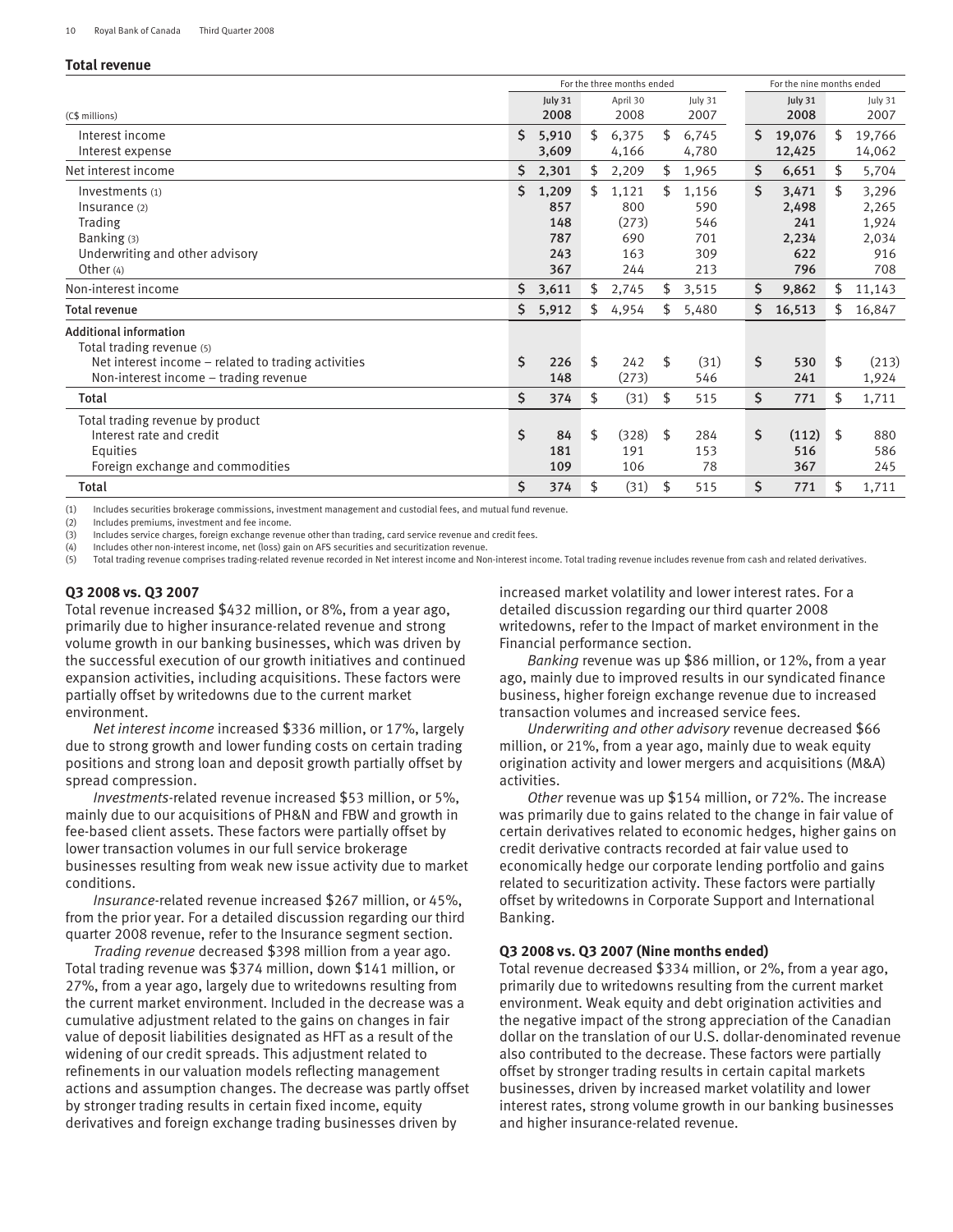### Total revenue

| (C$ millions) | For the three months ended | | | For the nine months ended | |
|---|---|---|---|---|---|
| | July 31 2008 | April 30 2008 | July 31 2007 | July 31 2008 | July 31 2007 |
| Interest income | $ 5,910 | $ 6,375 | $ 6,745 | $ 19,076 | $ 19,766 |
| Interest expense | 3,609 | 4,166 | 4,780 | 12,425 | 14,062 |
| Net interest income | $ 2,301 | $ 2,209 | $ 1,965 | $ 6,651 | $ 5,704 |
| Investments (1) | $ 1,209 | $ 1,121 | $ 1,156 | $ 3,471 | $ 3,296 |
| Insurance (2) | 857 | 800 | 590 | 2,498 | 2,265 |
| Trading | 148 | (273) | 546 | 241 | 1,924 |
| Banking (3) | 787 | 690 | 701 | 2,234 | 2,034 |
| Underwriting and other advisory | 243 | 163 | 309 | 622 | 916 |
| Other (4) | 367 | 244 | 213 | 796 | 708 |
| Non-interest income | $ 3,611 | $ 2,745 | $ 3,515 | $ 9,862 | $ 11,143 |
| Total revenue | $ 5,912 | $ 4,954 | $ 5,480 | $ 16,513 | $ 16,847 |
| **Additional information** | | | | | |
| Total trading revenue (5) | | | | | |
| Net interest income – related to trading activities | $ 226 | $ 242 | $ (31) | $ 530 | $ (213) |
| Non-interest income – trading revenue | 148 | (273) | 546 | 241 | 1,924 |
| Total | $ 374 | $ (31) | $ 515 | $ 771 | $ 1,711 |
| Total trading revenue by product | | | | | |
| Interest rate and credit | $ 84 | $ (328) | $ 284 | $ (112) | $ 880 |
| Equities | 181 | 191 | 153 | 516 | 586 |
| Foreign exchange and commodities | 109 | 106 | 78 | 367 | 245 |
| Total | $ 374 | $ (31) | $ 515 | $ 771 | $ 1,711 |

(1) Includes securities brokerage commissions, investment management and custodial fees, and mutual fund revenue.
(2) Includes premiums, investment and fee income.
(3) Includes service charges, foreign exchange revenue other than trading, card service revenue and credit fees.
(4) Includes other non-interest income, net (loss) gain on AFS securities and securitization revenue.
(5) Total trading revenue comprises trading-related revenue recorded in Net interest income and Non-interest income. Total trading revenue includes revenue from cash and related derivatives.

**Q3 2008 vs. Q3 2007**

Total revenue increased $432 million, or 8%, from a year ago, primarily due to higher insurance-related revenue and strong volume growth in our banking businesses, which was driven by the successful execution of our growth initiatives and continued expansion activities, including acquisitions. These factors were partially offset by writedowns due to the current market environment.

*Net interest income* increased $336 million, or 17%, largely due to strong growth and lower funding costs on certain trading positions and strong loan and deposit growth partially offset by spread compression.

*Investments*-related revenue increased $53 million, or 5%, mainly due to our acquisitions of PH&N and FBW and growth in fee-based client assets. These factors were partially offset by lower transaction volumes in our full service brokerage businesses resulting from weak new issue activity due to market conditions.

*Insurance*-related revenue increased $267 million, or 45%, from the prior year. For a detailed discussion regarding our third quarter 2008 revenue, refer to the Insurance segment section.

*Trading revenue* decreased $398 million from a year ago. Total trading revenue was $374 million, down $141 million, or 27%, from a year ago, largely due to writedowns resulting from the current market environment. Included in the decrease was a cumulative adjustment related to the gains on changes in fair value of deposit liabilities designated as HFT as a result of the widening of our credit spreads. This adjustment related to refinements in our valuation models reflecting management actions and assumption changes. The decrease was partly offset by stronger trading results in certain fixed income, equity derivatives and foreign exchange trading businesses driven by increased market volatility and lower interest rates. For a detailed discussion regarding our third quarter 2008 writedowns, refer to the Impact of market environment in the Financial performance section.

*Banking* revenue was up $86 million, or 12%, from a year ago, mainly due to improved results in our syndicated finance business, higher foreign exchange revenue due to increased transaction volumes and increased service fees.

*Underwriting and other advisory* revenue decreased $66 million, or 21%, from a year ago, mainly due to weak equity origination activity and lower mergers and acquisitions (M&A) activities.

*Other* revenue was up $154 million, or 72%. The increase was primarily due to gains related to the change in fair value of certain derivatives related to economic hedges, higher gains on credit derivative contracts recorded at fair value used to economically hedge our corporate lending portfolio and gains related to securitization activity. These factors were partially offset by writedowns in Corporate Support and International Banking.

**Q3 2008 vs. Q3 2007 (Nine months ended)**

Total revenue decreased $334 million, or 2%, from a year ago, primarily due to writedowns resulting from the current market environment. Weak equity and debt origination activities and the negative impact of the strong appreciation of the Canadian dollar on the translation of our U.S. dollar-denominated revenue also contributed to the decrease. These factors were partially offset by stronger trading results in certain capital markets businesses, driven by increased market volatility and lower interest rates, strong volume growth in our banking businesses and higher insurance-related revenue.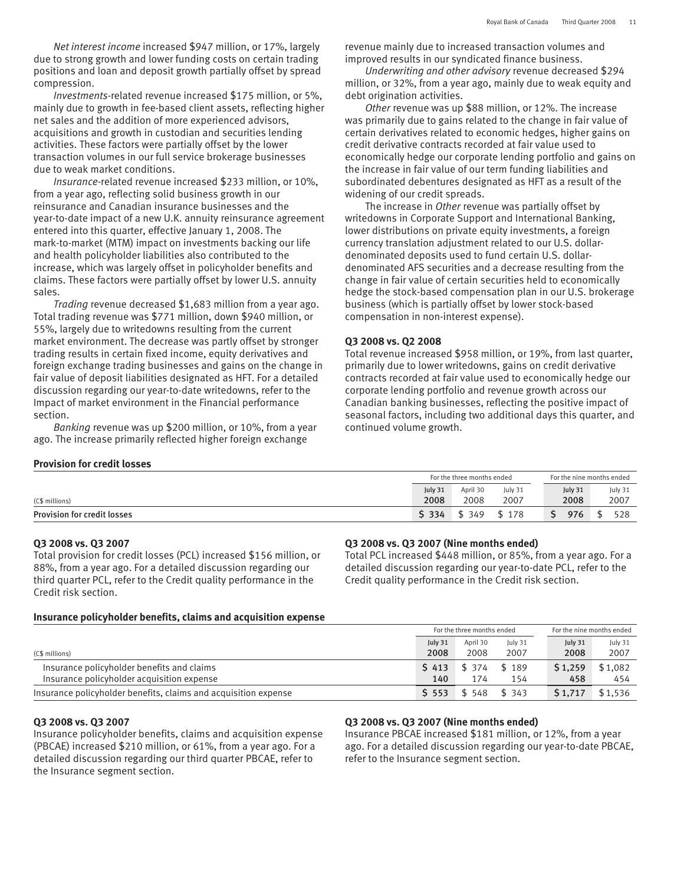*Net interest income* increased $947 million, or 17%, largely due to strong growth and lower funding costs on certain trading positions and loan and deposit growth partially offset by spread compression.

*Investments*-related revenue increased $175 million, or 5%, mainly due to growth in fee-based client assets, reflecting higher net sales and the addition of more experienced advisors, acquisitions and growth in custodian and securities lending activities. These factors were partially offset by the lower transaction volumes in our full service brokerage businesses due to weak market conditions.

*Insurance*-related revenue increased $233 million, or 10%, from a year ago, reflecting solid business growth in our reinsurance and Canadian insurance businesses and the year-to-date impact of a new U.K. annuity reinsurance agreement entered into this quarter, effective January 1, 2008. The mark-to-market (MTM) impact on investments backing our life and health policyholder liabilities also contributed to the increase, which was largely offset in policyholder benefits and claims. These factors were partially offset by lower U.S. annuity sales.

*Trading* revenue decreased $1,683 million from a year ago. Total trading revenue was $771 million, down $940 million, or 55%, largely due to writedowns resulting from the current market environment. The decrease was partly offset by stronger trading results in certain fixed income, equity derivatives and foreign exchange trading businesses and gains on the change in fair value of deposit liabilities designated as HFT. For a detailed discussion regarding our year-to-date writedowns, refer to the Impact of market environment in the Financial performance section.

*Banking* revenue was up $200 million, or 10%, from a year ago. The increase primarily reflected higher foreign exchange revenue mainly due to increased transaction volumes and improved results in our syndicated finance business.

*Underwriting and other advisory* revenue decreased $294 million, or 32%, from a year ago, mainly due to weak equity and debt origination activities.

*Other* revenue was up $88 million, or 12%. The increase was primarily due to gains related to the change in fair value of certain derivatives related to economic hedges, higher gains on credit derivative contracts recorded at fair value used to economically hedge our corporate lending portfolio and gains on the increase in fair value of our term funding liabilities and subordinated debentures designated as HFT as a result of the widening of our credit spreads.

The increase in *Other* revenue was partially offset by writedowns in Corporate Support and International Banking, lower distributions on private equity investments, a foreign currency translation adjustment related to our U.S. dollar-denominated deposits used to fund certain U.S. dollar-denominated AFS securities and a decrease resulting from the change in fair value of certain securities held to economically hedge the stock-based compensation plan in our U.S. brokerage business (which is partially offset by lower stock-based compensation in non-interest expense).

**Q3 2008 vs. Q2 2008**

Total revenue increased $958 million, or 19%, from last quarter, primarily due to lower writedowns, gains on credit derivative contracts recorded at fair value used to economically hedge our corporate lending portfolio and revenue growth across our Canadian banking businesses, reflecting the positive impact of seasonal factors, including two additional days this quarter, and continued volume growth.

**Provision for credit losses**

| | For the three months ended | | | For the nine months ended | |
|---|---|---|---|---|---|
| (C$ millions) | **July 31 2008** | April 30 2008 | July 31 2007 | **July 31 2008** | July 31 2007 |
| **Provision for credit losses** | **$ 334** | $ 349 | $ 178 | **$ 976** | $ 528 |

**Q3 2008 vs. Q3 2007**

Total provision for credit losses (PCL) increased $156 million, or 88%, from a year ago. For a detailed discussion regarding our third quarter PCL, refer to the Credit quality performance in the Credit risk section.

**Q3 2008 vs. Q3 2007 (Nine months ended)**

Total PCL increased $448 million, or 85%, from a year ago. For a detailed discussion regarding our year-to-date PCL, refer to the Credit quality performance in the Credit risk section.

**Insurance policyholder benefits, claims and acquisition expense**

| | For the three months ended | | | For the nine months ended | |
|---|---|---|---|---|---|
| (C$ millions) | **July 31 2008** | April 30 2008 | July 31 2007 | **July 31 2008** | July 31 2007 |
| Insurance policyholder benefits and claims | **$ 413** | $ 374 | $ 189 | **$ 1,259** | $ 1,082 |
| Insurance policyholder acquisition expense | **140** | 174 | 154 | **458** | 454 |
| Insurance policyholder benefits, claims and acquisition expense | **$ 553** | $ 548 | $ 343 | **$ 1,717** | $ 1,536 |

**Q3 2008 vs. Q3 2007**

Insurance policyholder benefits, claims and acquisition expense (PBCAE) increased $210 million, or 61%, from a year ago. For a detailed discussion regarding our third quarter PBCAE, refer to the Insurance segment section.

**Q3 2008 vs. Q3 2007 (Nine months ended)**

Insurance PBCAE increased $181 million, or 12%, from a year ago. For a detailed discussion regarding our year-to-date PBCAE, refer to the Insurance segment section.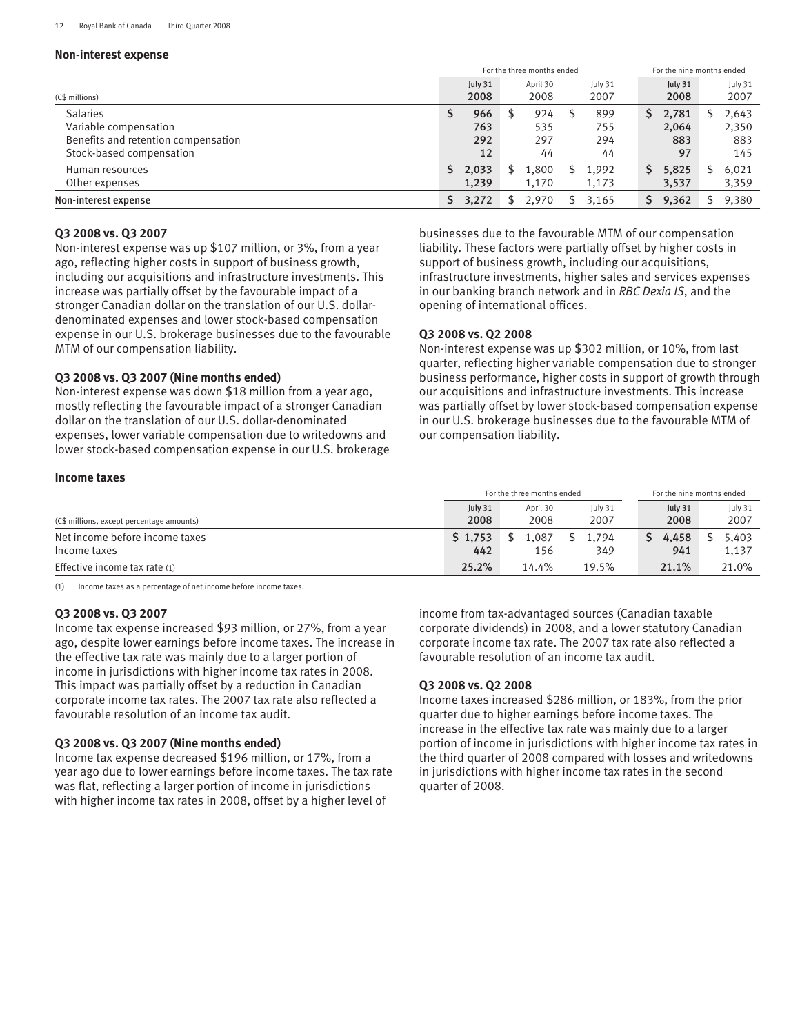## Non-interest expense

| (C$ millions) | For the three months ended | | | For the nine months ended | |
|---|---|---|---|---|---|
| | July 31 2008 | April 30 2008 | July 31 2007 | July 31 2008 | July 31 2007 |
| Salaries | $ 966 | $ 924 | $ 899 | $ 2,781 | $ 2,643 |
| Variable compensation | 763 | 535 | 755 | 2,064 | 2,350 |
| Benefits and retention compensation | 292 | 297 | 294 | 883 | 883 |
| Stock-based compensation | 12 | 44 | 44 | 97 | 145 |
| Human resources | $ 2,033 | $ 1,800 | $ 1,992 | $ 5,825 | $ 6,021 |
| Other expenses | 1,239 | 1,170 | 1,173 | 3,537 | 3,359 |
| Non-interest expense | $ 3,272 | $ 2,970 | $ 3,165 | $ 9,362 | $ 9,380 |

**Q3 2008 vs. Q3 2007**

Non-interest expense was up $107 million, or 3%, from a year ago, reflecting higher costs in support of business growth, including our acquisitions and infrastructure investments. This increase was partially offset by the favourable impact of a stronger Canadian dollar on the translation of our U.S. dollar-denominated expenses and lower stock-based compensation expense in our U.S. brokerage businesses due to the favourable MTM of our compensation liability.

**Q3 2008 vs. Q3 2007 (Nine months ended)**

Non-interest expense was down $18 million from a year ago, mostly reflecting the favourable impact of a stronger Canadian dollar on the translation of our U.S. dollar-denominated expenses, lower variable compensation due to writedowns and lower stock-based compensation expense in our U.S. brokerage businesses due to the favourable MTM of our compensation liability. These factors were partially offset by higher costs in support of business growth, including our acquisitions, infrastructure investments, higher sales and services expenses in our banking branch network and in *RBC Dexia IS*, and the opening of international offices.

**Q3 2008 vs. Q2 2008**

Non-interest expense was up $302 million, or 10%, from last quarter, reflecting higher variable compensation due to stronger business performance, higher costs in support of growth through our acquisitions and infrastructure investments. This increase was partially offset by lower stock-based compensation expense in our U.S. brokerage businesses due to the favourable MTM of our compensation liability.

## Income taxes

| (C$ millions, except percentage amounts) | For the three months ended | | | For the nine months ended | |
|---|---|---|---|---|---|
| | July 31 2008 | April 30 2008 | July 31 2007 | July 31 2008 | July 31 2007 |
| Net income before income taxes | $ 1,753 | $ 1,087 | $ 1,794 | $ 4,458 | $ 5,403 |
| Income taxes | 442 | 156 | 349 | 941 | 1,137 |
| Effective income tax rate (1) | 25.2% | 14.4% | 19.5% | 21.1% | 21.0% |

(1) Income taxes as a percentage of net income before income taxes.

**Q3 2008 vs. Q3 2007**

Income tax expense increased $93 million, or 27%, from a year ago, despite lower earnings before income taxes. The increase in the effective tax rate was mainly due to a larger portion of income in jurisdictions with higher income tax rates in 2008. This impact was partially offset by a reduction in Canadian corporate income tax rates. The 2007 tax rate also reflected a favourable resolution of an income tax audit.

**Q3 2008 vs. Q3 2007 (Nine months ended)**

Income tax expense decreased $196 million, or 17%, from a year ago due to lower earnings before income taxes. The tax rate was flat, reflecting a larger portion of income in jurisdictions with higher income tax rates in 2008, offset by a higher level of income from tax-advantaged sources (Canadian taxable corporate dividends) in 2008, and a lower statutory Canadian corporate income tax rate. The 2007 tax rate also reflected a favourable resolution of an income tax audit.

**Q3 2008 vs. Q2 2008**

Income taxes increased $286 million, or 183%, from the prior quarter due to higher earnings before income taxes. The increase in the effective tax rate was mainly due to a larger portion of income in jurisdictions with higher income tax rates in the third quarter of 2008 compared with losses and writedowns in jurisdictions with higher income tax rates in the second quarter of 2008.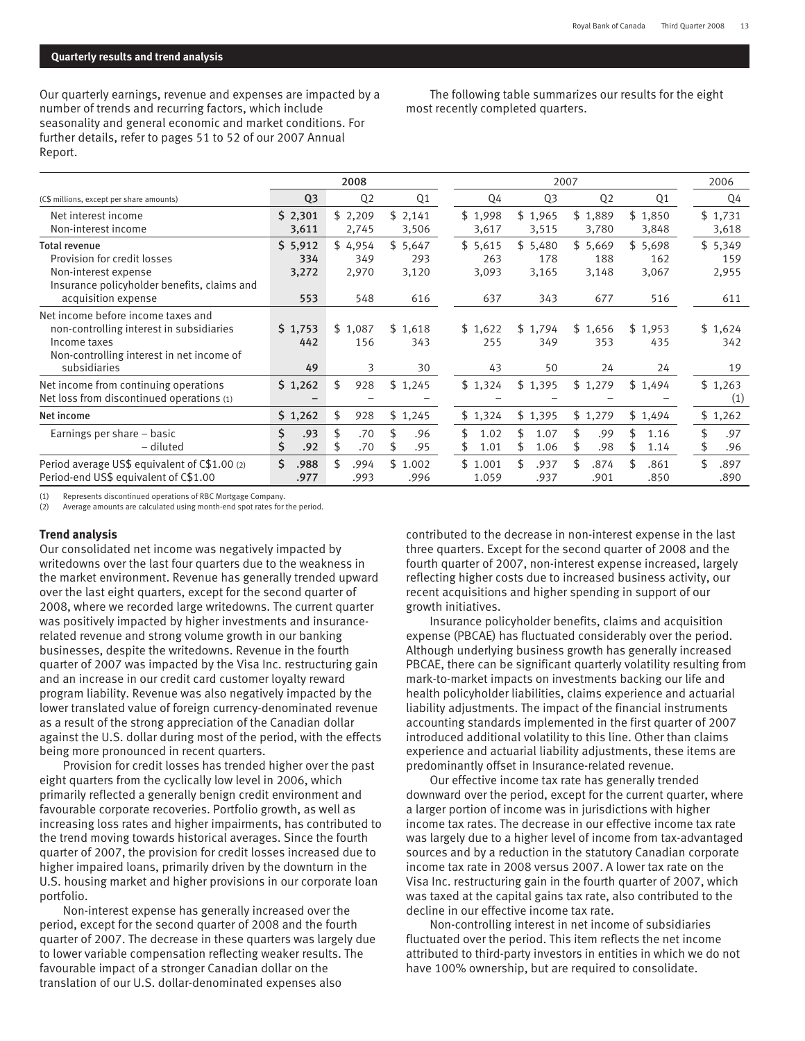## Quarterly results and trend analysis

Our quarterly earnings, revenue and expenses are impacted by a number of trends and recurring factors, which include seasonality and general economic and market conditions. For further details, refer to pages 51 to 52 of our 2007 Annual Report.

The following table summarizes our results for the eight most recently completed quarters.

| | 2008 | | | 2007 | | | | 2006 |
|---|---|---|---|---|---|---|---|---|
| (C$ millions, except per share amounts) | Q3 | Q2 | Q1 | Q4 | Q3 | Q2 | Q1 | Q4 |
| Net interest income | $ 2,301 | $ 2,209 | $ 2,141 | $ 1,998 | $ 1,965 | $ 1,889 | $ 1,850 | $ 1,731 |
| Non-interest income | 3,611 | 2,745 | 3,506 | 3,617 | 3,515 | 3,780 | 3,848 | 3,618 |
| **Total revenue** | $ 5,912 | $ 4,954 | $ 5,647 | $ 5,615 | $ 5,480 | $ 5,669 | $ 5,698 | $ 5,349 |
| Provision for credit losses | 334 | 349 | 293 | 263 | 178 | 188 | 162 | 159 |
| Non-interest expense | 3,272 | 2,970 | 3,120 | 3,093 | 3,165 | 3,148 | 3,067 | 2,955 |
| Insurance policyholder benefits, claims and acquisition expense | 553 | 548 | 616 | 637 | 343 | 677 | 516 | 611 |
| Net income before income taxes and non-controlling interest in subsidiaries | $ 1,753 | $ 1,087 | $ 1,618 | $ 1,622 | $ 1,794 | $ 1,656 | $ 1,953 | $ 1,624 |
| Income taxes | 442 | 156 | 343 | 255 | 349 | 353 | 435 | 342 |
| Non-controlling interest in net income of subsidiaries | 49 | 3 | 30 | 43 | 50 | 24 | 24 | 19 |
| Net income from continuing operations | $ 1,262 | $ 928 | $ 1,245 | $ 1,324 | $ 1,395 | $ 1,279 | $ 1,494 | $ 1,263 |
| Net loss from discontinued operations (1) | – | – | – | – | – | – | – | (1) |
| **Net income** | $ 1,262 | $ 928 | $ 1,245 | $ 1,324 | $ 1,395 | $ 1,279 | $ 1,494 | $ 1,262 |
| Earnings per share – basic | $ .93 | $ .70 | $ .96 | $ 1.02 | $ 1.07 | $ .99 | $ 1.16 | $ .97 |
| – diluted | $ .92 | $ .70 | $ .95 | $ 1.01 | $ 1.06 | $ .98 | $ 1.14 | $ .96 |
| Period average US$ equivalent of C$1.00 (2) | $ .988 | $ .994 | $ 1.002 | $ 1.001 | $ .937 | $ .874 | $ .861 | $ .897 |
| Period-end US$ equivalent of C$1.00 | .977 | .993 | .996 | 1.059 | .937 | .901 | .850 | .890 |

(1) Represents discontinued operations of RBC Mortgage Company.
(2) Average amounts are calculated using month-end spot rates for the period.

### Trend analysis

Our consolidated net income was negatively impacted by writedowns over the last four quarters due to the weakness in the market environment. Revenue has generally trended upward over the last eight quarters, except for the second quarter of 2008, where we recorded large writedowns. The current quarter was positively impacted by higher investments and insurance-related revenue and strong volume growth in our banking businesses, despite the writedowns. Revenue in the fourth quarter of 2007 was impacted by the Visa Inc. restructuring gain and an increase in our credit card customer loyalty reward program liability. Revenue was also negatively impacted by the lower translated value of foreign currency-denominated revenue as a result of the strong appreciation of the Canadian dollar against the U.S. dollar during most of the period, with the effects being more pronounced in recent quarters.

Provision for credit losses has trended higher over the past eight quarters from the cyclically low level in 2006, which primarily reflected a generally benign credit environment and favourable corporate recoveries. Portfolio growth, as well as increasing loss rates and higher impairments, has contributed to the trend moving towards historical averages. Since the fourth quarter of 2007, the provision for credit losses increased due to higher impaired loans, primarily driven by the downturn in the U.S. housing market and higher provisions in our corporate loan portfolio.

Non-interest expense has generally increased over the period, except for the second quarter of 2008 and the fourth quarter of 2007. The decrease in these quarters was largely due to lower variable compensation reflecting weaker results. The favourable impact of a stronger Canadian dollar on the translation of our U.S. dollar-denominated expenses also contributed to the decrease in non-interest expense in the last three quarters. Except for the second quarter of 2008 and the fourth quarter of 2007, non-interest expense increased, largely reflecting higher costs due to increased business activity, our recent acquisitions and higher spending in support of our growth initiatives.

Insurance policyholder benefits, claims and acquisition expense (PBCAE) has fluctuated considerably over the period. Although underlying business growth has generally increased PBCAE, there can be significant quarterly volatility resulting from mark-to-market impacts on investments backing our life and health policyholder liabilities, claims experience and actuarial liability adjustments. The impact of the financial instruments accounting standards implemented in the first quarter of 2007 introduced additional volatility to this line. Other than claims experience and actuarial liability adjustments, these items are predominantly offset in Insurance-related revenue.

Our effective income tax rate has generally trended downward over the period, except for the current quarter, where a larger portion of income was in jurisdictions with higher income tax rates. The decrease in our effective income tax rate was largely due to a higher level of income from tax-advantaged sources and by a reduction in the statutory Canadian corporate income tax rate in 2008 versus 2007. A lower tax rate on the Visa Inc. restructuring gain in the fourth quarter of 2007, which was taxed at the capital gains tax rate, also contributed to the decline in our effective income tax rate.

Non-controlling interest in net income of subsidiaries fluctuated over the period. This item reflects the net income attributed to third-party investors in entities in which we do not have 100% ownership, but are required to consolidate.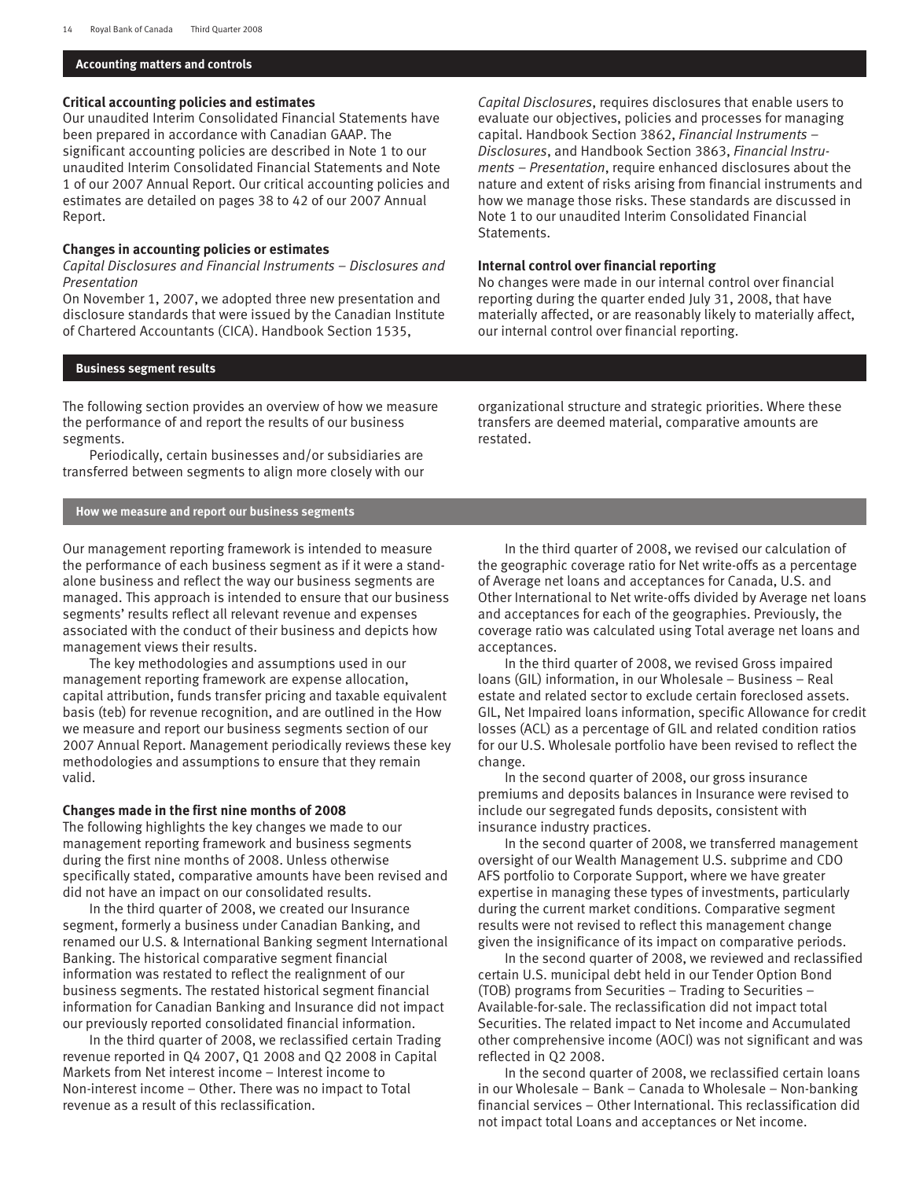## Accounting matters and controls

### Critical accounting policies and estimates

Our unaudited Interim Consolidated Financial Statements have been prepared in accordance with Canadian GAAP. The significant accounting policies are described in Note 1 to our unaudited Interim Consolidated Financial Statements and Note 1 of our 2007 Annual Report. Our critical accounting policies and estimates are detailed on pages 38 to 42 of our 2007 Annual Report.

### Changes in accounting policies or estimates

*Capital Disclosures and Financial Instruments – Disclosures and Presentation*

On November 1, 2007, we adopted three new presentation and disclosure standards that were issued by the Canadian Institute of Chartered Accountants (CICA). Handbook Section 1535, *Capital Disclosures*, requires disclosures that enable users to evaluate our objectives, policies and processes for managing capital. Handbook Section 3862, *Financial Instruments – Disclosures*, and Handbook Section 3863, *Financial Instruments – Presentation*, require enhanced disclosures about the nature and extent of risks arising from financial instruments and how we manage those risks. These standards are discussed in Note 1 to our unaudited Interim Consolidated Financial Statements.

### Internal control over financial reporting

No changes were made in our internal control over financial reporting during the quarter ended July 31, 2008, that have materially affected, or are reasonably likely to materially affect, our internal control over financial reporting.

## Business segment results

The following section provides an overview of how we measure the performance of and report the results of our business segments.

Periodically, certain businesses and/or subsidiaries are transferred between segments to align more closely with our organizational structure and strategic priorities. Where these transfers are deemed material, comparative amounts are restated.

### How we measure and report our business segments

Our management reporting framework is intended to measure the performance of each business segment as if it were a stand-alone business and reflect the way our business segments are managed. This approach is intended to ensure that our business segments' results reflect all relevant revenue and expenses associated with the conduct of their business and depicts how management views their results.

The key methodologies and assumptions used in our management reporting framework are expense allocation, capital attribution, funds transfer pricing and taxable equivalent basis (teb) for revenue recognition, and are outlined in the How we measure and report our business segments section of our 2007 Annual Report. Management periodically reviews these key methodologies and assumptions to ensure that they remain valid.

#### Changes made in the first nine months of 2008

The following highlights the key changes we made to our management reporting framework and business segments during the first nine months of 2008. Unless otherwise specifically stated, comparative amounts have been revised and did not have an impact on our consolidated results.

In the third quarter of 2008, we created our Insurance segment, formerly a business under Canadian Banking, and renamed our U.S. & International Banking segment International Banking. The historical comparative segment financial information was restated to reflect the realignment of our business segments. The restated historical segment financial information for Canadian Banking and Insurance did not impact our previously reported consolidated financial information.

In the third quarter of 2008, we reclassified certain Trading revenue reported in Q4 2007, Q1 2008 and Q2 2008 in Capital Markets from Net interest income – Interest income to Non-interest income – Other. There was no impact to Total revenue as a result of this reclassification.

In the third quarter of 2008, we revised our calculation of the geographic coverage ratio for Net write-offs as a percentage of Average net loans and acceptances for Canada, U.S. and Other International to Net write-offs divided by Average net loans and acceptances for each of the geographies. Previously, the coverage ratio was calculated using Total average net loans and acceptances.

In the third quarter of 2008, we revised Gross impaired loans (GIL) information, in our Wholesale – Business – Real estate and related sector to exclude certain foreclosed assets. GIL, Net Impaired loans information, specific Allowance for credit losses (ACL) as a percentage of GIL and related condition ratios for our U.S. Wholesale portfolio have been revised to reflect the change.

In the second quarter of 2008, our gross insurance premiums and deposits balances in Insurance were revised to include our segregated funds deposits, consistent with insurance industry practices.

In the second quarter of 2008, we transferred management oversight of our Wealth Management U.S. subprime and CDO AFS portfolio to Corporate Support, where we have greater expertise in managing these types of investments, particularly during the current market conditions. Comparative segment results were not revised to reflect this management change given the insignificance of its impact on comparative periods.

In the second quarter of 2008, we reviewed and reclassified certain U.S. municipal debt held in our Tender Option Bond (TOB) programs from Securities – Trading to Securities – Available-for-sale. The reclassification did not impact total Securities. The related impact to Net income and Accumulated other comprehensive income (AOCI) was not significant and was reflected in Q2 2008.

In the second quarter of 2008, we reclassified certain loans in our Wholesale – Bank – Canada to Wholesale – Non-banking financial services – Other International. This reclassification did not impact total Loans and acceptances or Net income.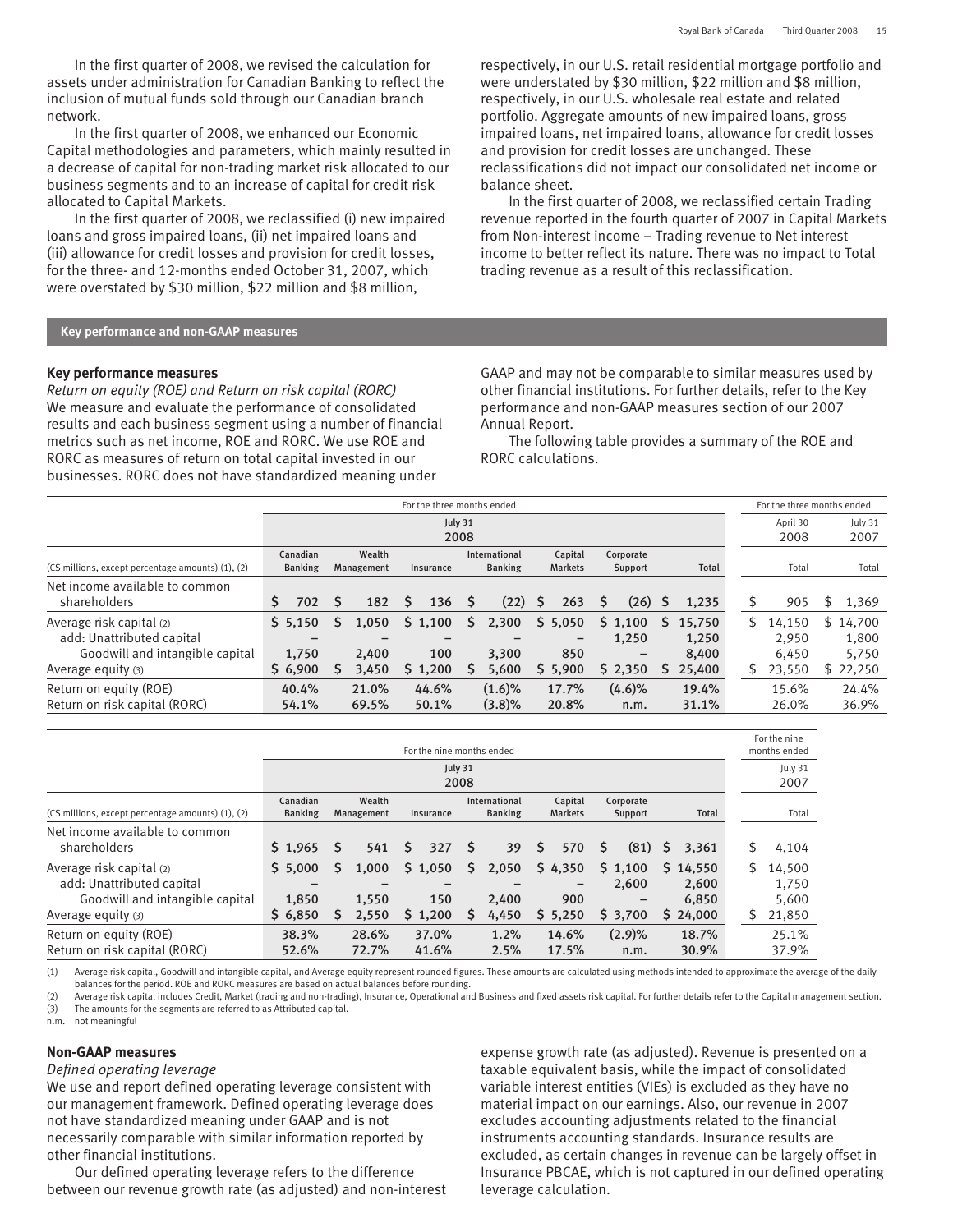In the first quarter of 2008, we revised the calculation for assets under administration for Canadian Banking to reflect the inclusion of mutual funds sold through our Canadian branch network.

In the first quarter of 2008, we enhanced our Economic Capital methodologies and parameters, which mainly resulted in a decrease of capital for non-trading market risk allocated to our business segments and to an increase of capital for credit risk allocated to Capital Markets.

In the first quarter of 2008, we reclassified (i) new impaired loans and gross impaired loans, (ii) net impaired loans and (iii) allowance for credit losses and provision for credit losses, for the three- and 12-months ended October 31, 2007, which were overstated by $30 million, $22 million and $8 million, respectively, in our U.S. retail residential mortgage portfolio and were understated by $30 million, $22 million and $8 million, respectively, in our U.S. wholesale real estate and related portfolio. Aggregate amounts of new impaired loans, gross impaired loans, net impaired loans, allowance for credit losses and provision for credit losses are unchanged. These reclassifications did not impact our consolidated net income or balance sheet.

In the first quarter of 2008, we reclassified certain Trading revenue reported in the fourth quarter of 2007 in Capital Markets from Non-interest income – Trading revenue to Net interest income to better reflect its nature. There was no impact to Total trading revenue as a result of this reclassification.

## Key performance and non-GAAP measures

### Key performance measures

*Return on equity (ROE) and Return on risk capital (RORC)*

We measure and evaluate the performance of consolidated results and each business segment using a number of financial metrics such as net income, ROE and RORC. We use ROE and RORC as measures of return on total capital invested in our businesses. RORC does not have standardized meaning under GAAP and may not be comparable to similar measures used by other financial institutions. For further details, refer to the Key performance and non-GAAP measures section of our 2007 Annual Report.

The following table provides a summary of the ROE and RORC calculations.

| | For the three months ended | | | | | | | | |
|---|---|---|---|---|---|---|---|---|---|
| | July 31 2008 | | | | | | | April 30 2008 | July 31 2007 |
| (C$ millions, except percentage amounts) (1), (2) | Canadian Banking | Wealth Management | Insurance | International Banking | Capital Markets | Corporate Support | Total | Total | Total |
| Net income available to common shareholders | $ 702 | $ 182 | $ 136 | $ (22) | $ 263 | $ (26) | $ 1,235 | $ 905 | $ 1,369 |
| Average risk capital (2) | $ 5,150 | $ 1,050 | $ 1,100 | $ 2,300 | $ 5,050 | $ 1,100 | $ 15,750 | $ 14,150 | $ 14,700 |
| add: Unattributed capital | – | – | – | – | – | 1,250 | 1,250 | 2,950 | 1,800 |
| Goodwill and intangible capital | 1,750 | 2,400 | 100 | 3,300 | 850 | – | 8,400 | 6,450 | 5,750 |
| Average equity (3) | $ 6,900 | $ 3,450 | $ 1,200 | $ 5,600 | $ 5,900 | $ 2,350 | $ 25,400 | $ 23,550 | $ 22,250 |
| Return on equity (ROE) | 40.4% | 21.0% | 44.6% | (1.6)% | 17.7% | (4.6)% | 19.4% | 15.6% | 24.4% |
| Return on risk capital (RORC) | 54.1% | 69.5% | 50.1% | (3.8)% | 20.8% | n.m. | 31.1% | 26.0% | 36.9% |

| | For the nine months ended | | | | | | | For the nine months ended |
|---|---|---|---|---|---|---|---|---|
| | July 31 2008 | | | | | | | July 31 2007 |
| (C$ millions, except percentage amounts) (1), (2) | Canadian Banking | Wealth Management | Insurance | International Banking | Capital Markets | Corporate Support | Total | Total |
| Net income available to common shareholders | $ 1,965 | $ 541 | $ 327 | $ 39 | $ 570 | $ (81) | $ 3,361 | $ 4,104 |
| Average risk capital (2) | $ 5,000 | $ 1,000 | $ 1,050 | $ 2,050 | $ 4,350 | $ 1,100 | $ 14,550 | $ 14,500 |
| add: Unattributed capital | – | – | – | – | – | 2,600 | 2,600 | 1,750 |
| Goodwill and intangible capital | 1,850 | 1,550 | 150 | 2,400 | 900 | – | 6,850 | 5,600 |
| Average equity (3) | $ 6,850 | $ 2,550 | $ 1,200 | $ 4,450 | $ 5,250 | $ 3,700 | $ 24,000 | $ 21,850 |
| Return on equity (ROE) | 38.3% | 28.6% | 37.0% | 1.2% | 14.6% | (2.9)% | 18.7% | 25.1% |
| Return on risk capital (RORC) | 52.6% | 72.7% | 41.6% | 2.5% | 17.5% | n.m. | 30.9% | 37.9% |

(1) Average risk capital, Goodwill and intangible capital, and Average equity represent rounded figures. These amounts are calculated using methods intended to approximate the average of the daily balances for the period. ROE and RORC measures are based on actual balances before rounding.
(2) Average risk capital includes Credit, Market (trading and non-trading), Insurance, Operational and Business and fixed assets risk capital. For further details refer to the Capital management section.
(3) The amounts for the segments are referred to as Attributed capital.
n.m. not meaningful

### Non-GAAP measures

*Defined operating leverage*

We use and report defined operating leverage consistent with our management framework. Defined operating leverage does not have standardized meaning under GAAP and is not necessarily comparable with similar information reported by other financial institutions.

Our defined operating leverage refers to the difference between our revenue growth rate (as adjusted) and non-interest expense growth rate (as adjusted). Revenue is presented on a taxable equivalent basis, while the impact of consolidated variable interest entities (VIEs) is excluded as they have no material impact on our earnings. Also, our revenue in 2007 excludes accounting adjustments related to the financial instruments accounting standards. Insurance results are excluded, as certain changes in revenue can be largely offset in Insurance PBCAE, which is not captured in our defined operating leverage calculation.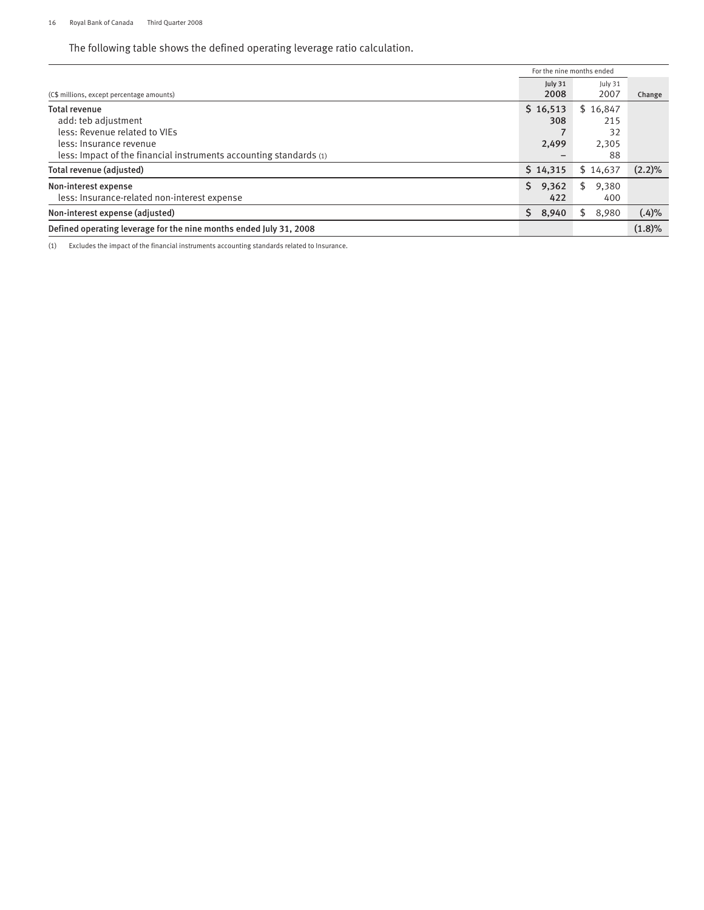The following table shows the defined operating leverage ratio calculation.

| (C$ millions, except percentage amounts) | For the nine months ended July 31 2008 | July 31 2007 | Change |
|---|---|---|---|
| **Total revenue** | $ 16,513 | $ 16,847 | |
| add: teb adjustment | 308 | 215 | |
| less: Revenue related to VIEs | 7 | 32 | |
| less: Insurance revenue | 2,499 | 2,305 | |
| less: Impact of the financial instruments accounting standards (1) | – | 88 | |
| **Total revenue (adjusted)** | $ 14,315 | $ 14,637 | (2.2)% |
| **Non-interest expense** | $ 9,362 | $ 9,380 | |
| less: Insurance-related non-interest expense | 422 | 400 | |
| **Non-interest expense (adjusted)** | $ 8,940 | $ 8,980 | (.4)% |
| **Defined operating leverage for the nine months ended July 31, 2008** | | | (1.8)% |

(1) Excludes the impact of the financial instruments accounting standards related to Insurance.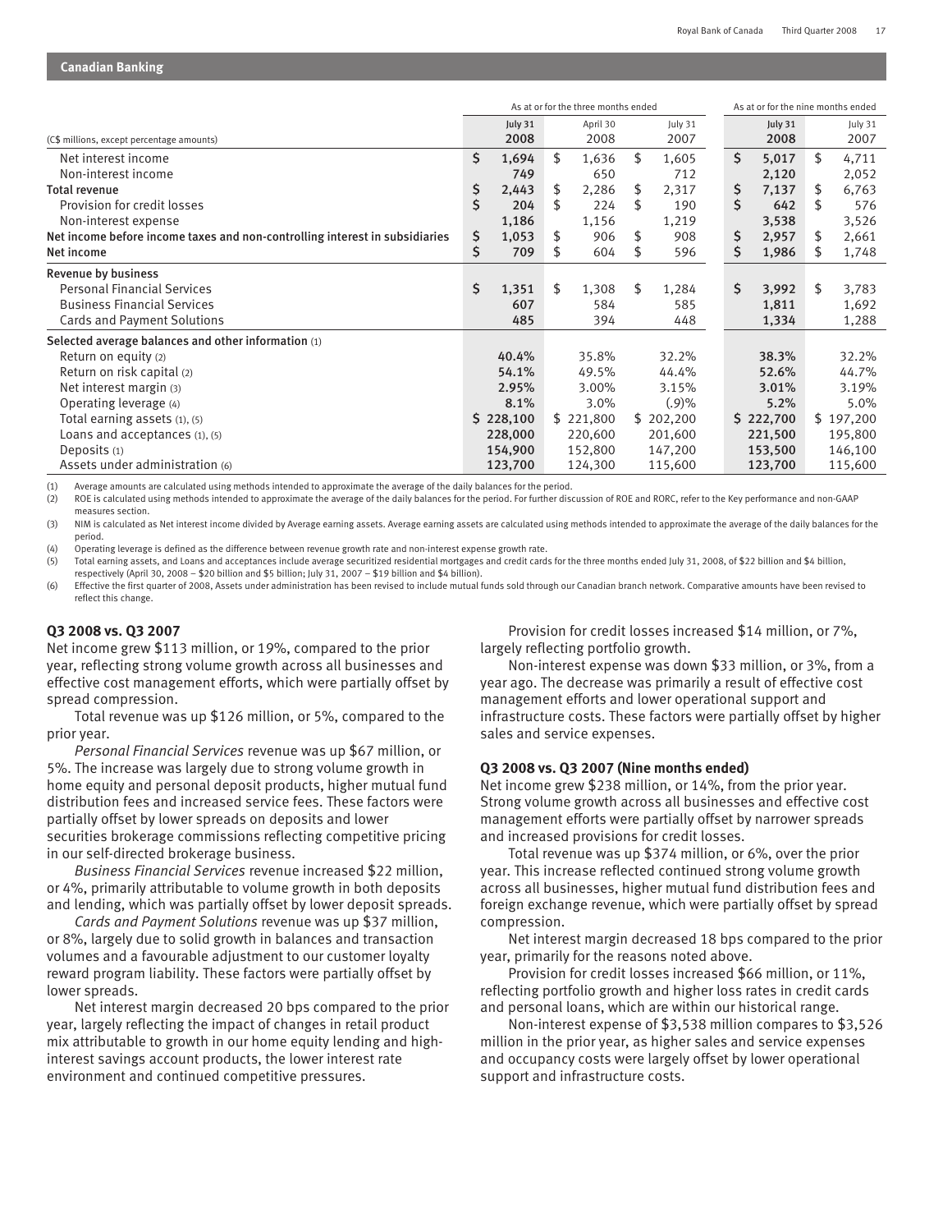## Canadian Banking

| (C$ millions, except percentage amounts) | As at or for the three months ended | | | As at or for the nine months ended | |
|---|---|---|---|---|---|
| | July 31 2008 | April 30 2008 | July 31 2007 | July 31 2008 | July 31 2007 |
| Net interest income | $ 1,694 | $ 1,636 | $ 1,605 | $ 5,017 | $ 4,711 |
| Non-interest income | 749 | 650 | 712 | 2,120 | 2,052 |
| **Total revenue** | $ 2,443 | $ 2,286 | $ 2,317 | $ 7,137 | $ 6,763 |
| Provision for credit losses | $ 204 | $ 224 | $ 190 | $ 642 | $ 576 |
| Non-interest expense | 1,186 | 1,156 | 1,219 | 3,538 | 3,526 |
| **Net income before income taxes and non-controlling interest in subsidiaries** | $ 1,053 | $ 906 | $ 908 | $ 2,957 | $ 2,661 |
| **Net income** | $ 709 | $ 604 | $ 596 | $ 1,986 | $ 1,748 |
| **Revenue by business** | | | | | |
| Personal Financial Services | $ 1,351 | $ 1,308 | $ 1,284 | $ 3,992 | $ 3,783 |
| Business Financial Services | 607 | 584 | 585 | 1,811 | 1,692 |
| Cards and Payment Solutions | 485 | 394 | 448 | 1,334 | 1,288 |
| **Selected average balances and other information** (1) | | | | | |
| Return on equity (2) | 40.4% | 35.8% | 32.2% | 38.3% | 32.2% |
| Return on risk capital (2) | 54.1% | 49.5% | 44.4% | 52.6% | 44.7% |
| Net interest margin (3) | 2.95% | 3.00% | 3.15% | 3.01% | 3.19% |
| Operating leverage (4) | 8.1% | 3.0% | (.9)% | 5.2% | 5.0% |
| Total earning assets (1), (5) | $ 228,100 | $ 221,800 | $ 202,200 | $ 222,700 | $ 197,200 |
| Loans and acceptances (1), (5) | 228,000 | 220,600 | 201,600 | 221,500 | 195,800 |
| Deposits (1) | 154,900 | 152,800 | 147,200 | 153,500 | 146,100 |
| Assets under administration (6) | 123,700 | 124,300 | 115,600 | 123,700 | 115,600 |

(1) Average amounts are calculated using methods intended to approximate the average of the daily balances for the period.
(2) ROE is calculated using methods intended to approximate the average of the daily balances for the period. For further discussion of ROE and RORC, refer to the Key performance and non-GAAP measures section.
(3) NIM is calculated as Net interest income divided by Average earning assets. Average earning assets are calculated using methods intended to approximate the average of the daily balances for the period.
(4) Operating leverage is defined as the difference between revenue growth rate and non-interest expense growth rate.
(5) Total earning assets, and Loans and acceptances include average securitized residential mortgages and credit cards for the three months ended July 31, 2008, of $22 billion and $4 billion, respectively (April 30, 2008 – $20 billion and $5 billion; July 31, 2007 – $19 billion and $4 billion).
(6) Effective the first quarter of 2008, Assets under administration has been revised to include mutual funds sold through our Canadian branch network. Comparative amounts have been revised to reflect this change.

### Q3 2008 vs. Q3 2007

Net income grew $113 million, or 19%, compared to the prior year, reflecting strong volume growth across all businesses and effective cost management efforts, which were partially offset by spread compression.

Total revenue was up $126 million, or 5%, compared to the prior year.

*Personal Financial Services* revenue was up $67 million, or 5%. The increase was largely due to strong volume growth in home equity and personal deposit products, higher mutual fund distribution fees and increased service fees. These factors were partially offset by lower spreads on deposits and lower securities brokerage commissions reflecting competitive pricing in our self-directed brokerage business.

*Business Financial Services* revenue increased $22 million, or 4%, primarily attributable to volume growth in both deposits and lending, which was partially offset by lower deposit spreads.

*Cards and Payment Solutions* revenue was up $37 million, or 8%, largely due to solid growth in balances and transaction volumes and a favourable adjustment to our customer loyalty reward program liability. These factors were partially offset by lower spreads.

Net interest margin decreased 20 bps compared to the prior year, largely reflecting the impact of changes in retail product mix attributable to growth in our home equity lending and high-interest savings account products, the lower interest rate environment and continued competitive pressures.

Provision for credit losses increased $14 million, or 7%, largely reflecting portfolio growth.

Non-interest expense was down $33 million, or 3%, from a year ago. The decrease was primarily a result of effective cost management efforts and lower operational support and infrastructure costs. These factors were partially offset by higher sales and service expenses.

### Q3 2008 vs. Q3 2007 (Nine months ended)

Net income grew $238 million, or 14%, from the prior year. Strong volume growth across all businesses and effective cost management efforts were partially offset by narrower spreads and increased provisions for credit losses.

Total revenue was up $374 million, or 6%, over the prior year. This increase reflected continued strong volume growth across all businesses, higher mutual fund distribution fees and foreign exchange revenue, which were partially offset by spread compression.

Net interest margin decreased 18 bps compared to the prior year, primarily for the reasons noted above.

Provision for credit losses increased $66 million, or 11%, reflecting portfolio growth and higher loss rates in credit cards and personal loans, which are within our historical range.

Non-interest expense of $3,538 million compares to $3,526 million in the prior year, as higher sales and service expenses and occupancy costs were largely offset by lower operational support and infrastructure costs.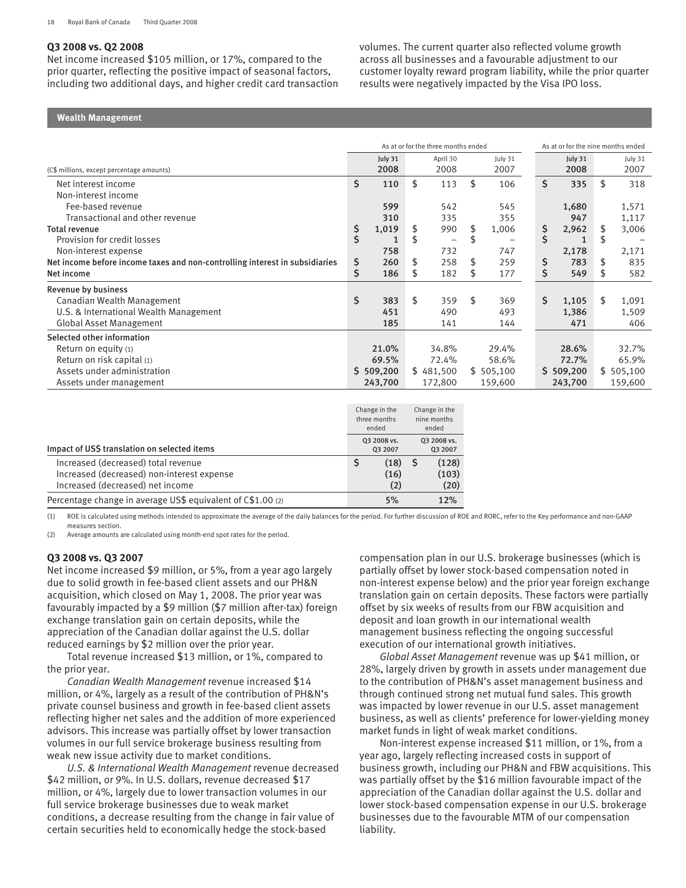**Q3 2008 vs. Q2 2008**

Net income increased $105 million, or 17%, compared to the prior quarter, reflecting the positive impact of seasonal factors, including two additional days, and higher credit card transaction volumes. The current quarter also reflected volume growth across all businesses and a favourable adjustment to our customer loyalty reward program liability, while the prior quarter results were negatively impacted by the Visa IPO loss.

## Wealth Management

| (C$ millions, except percentage amounts) | As at or for the three months ended July 31 2008 | April 30 2008 | July 31 2007 | As at or for the nine months ended July 31 2008 | July 31 2007 |
|---|---|---|---|---|---|
| Net interest income | $ 110 | $ 113 | $ 106 | $ 335 | $ 318 |
| Non-interest income | | | | | |
| Fee-based revenue | 599 | 542 | 545 | 1,680 | 1,571 |
| Transactional and other revenue | 310 | 335 | 355 | 947 | 1,117 |
| **Total revenue** | $ 1,019 | $ 990 | $ 1,006 | $ 2,962 | $ 3,006 |
| Provision for credit losses | $ 1 | $ – | $ – | $ 1 | $ – |
| Non-interest expense | 758 | 732 | 747 | 2,178 | 2,171 |
| **Net income before income taxes and non-controlling interest in subsidiaries** | $ 260 | $ 258 | $ 259 | $ 783 | $ 835 |
| **Net income** | $ 186 | $ 182 | $ 177 | $ 549 | $ 582 |
| **Revenue by business** | | | | | |
| Canadian Wealth Management | $ 383 | $ 359 | $ 369 | $ 1,105 | $ 1,091 |
| U.S. & International Wealth Management | 451 | 490 | 493 | 1,386 | 1,509 |
| Global Asset Management | 185 | 141 | 144 | 471 | 406 |
| **Selected other information** | | | | | |
| Return on equity (1) | 21.0% | 34.8% | 29.4% | 28.6% | 32.7% |
| Return on risk capital (1) | 69.5% | 72.4% | 58.6% | 72.7% | 65.9% |
| Assets under administration | $ 509,200 | $ 481,500 | $ 505,100 | $ 509,200 | $ 505,100 |
| Assets under management | 243,700 | 172,800 | 159,600 | 243,700 | 159,600 |

| Impact of US$ translation on selected items | Change in the three months ended Q3 2008 vs. Q3 2007 | Change in the nine months ended Q3 2008 vs. Q3 2007 |
|---|---|---|
| Increased (decreased) total revenue | $ (18) | $ (128) |
| Increased (decreased) non-interest expense | (16) | (103) |
| Increased (decreased) net income | (2) | (20) |
| Percentage change in average US$ equivalent of C$1.00 (2) | 5% | 12% |

(1) ROE is calculated using methods intended to approximate the average of the daily balances for the period. For further discussion of ROE and RORC, refer to the Key performance and non-GAAP measures section.

(2) Average amounts are calculated using month-end spot rates for the period.

**Q3 2008 vs. Q3 2007**

Net income increased $9 million, or 5%, from a year ago largely due to solid growth in fee-based client assets and our PH&N acquisition, which closed on May 1, 2008. The prior year was favourably impacted by a $9 million ($7 million after-tax) foreign exchange translation gain on certain deposits, while the appreciation of the Canadian dollar against the U.S. dollar reduced earnings by $2 million over the prior year.

Total revenue increased $13 million, or 1%, compared to the prior year.

*Canadian Wealth Management* revenue increased $14 million, or 4%, largely as a result of the contribution of PH&N's private counsel business and growth in fee-based client assets reflecting higher net sales and the addition of more experienced advisors. This increase was partially offset by lower transaction volumes in our full service brokerage business resulting from weak new issue activity due to market conditions.

*U.S. & International Wealth Management* revenue decreased $42 million, or 9%. In U.S. dollars, revenue decreased $17 million, or 4%, largely due to lower transaction volumes in our full service brokerage businesses due to weak market conditions, a decrease resulting from the change in fair value of certain securities held to economically hedge the stock-based compensation plan in our U.S. brokerage businesses (which is partially offset by lower stock-based compensation noted in non-interest expense below) and the prior year foreign exchange translation gain on certain deposits. These factors were partially offset by six weeks of results from our FBW acquisition and deposit and loan growth in our international wealth management business reflecting the ongoing successful execution of our international growth initiatives.

*Global Asset Management* revenue was up $41 million, or 28%, largely driven by growth in assets under management due to the contribution of PH&N's asset management business and through continued strong net mutual fund sales. This growth was impacted by lower revenue in our U.S. asset management business, as well as clients' preference for lower-yielding money market funds in light of weak market conditions.

Non-interest expense increased $11 million, or 1%, from a year ago, largely reflecting increased costs in support of business growth, including our PH&N and FBW acquisitions. This was partially offset by the $16 million favourable impact of the appreciation of the Canadian dollar against the U.S. dollar and lower stock-based compensation expense in our U.S. brokerage businesses due to the favourable MTM of our compensation liability.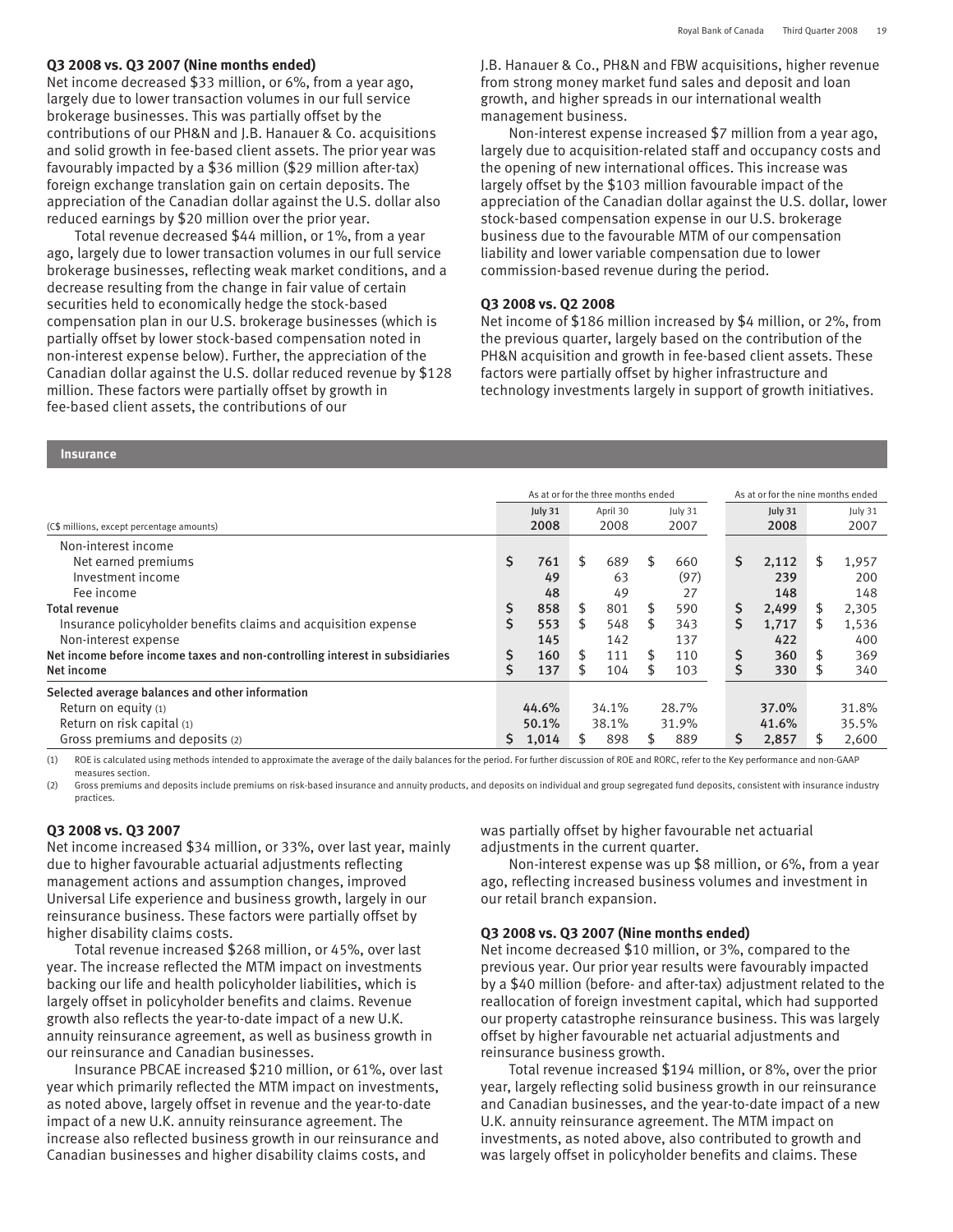### Q3 2008 vs. Q3 2007 (Nine months ended)

Net income decreased $33 million, or 6%, from a year ago, largely due to lower transaction volumes in our full service brokerage businesses. This was partially offset by the contributions of our PH&N and J.B. Hanauer & Co. acquisitions and solid growth in fee-based client assets. The prior year was favourably impacted by a $36 million ($29 million after-tax) foreign exchange translation gain on certain deposits. The appreciation of the Canadian dollar against the U.S. dollar also reduced earnings by $20 million over the prior year.

Total revenue decreased $44 million, or 1%, from a year ago, largely due to lower transaction volumes in our full service brokerage businesses, reflecting weak market conditions, and a decrease resulting from the change in fair value of certain securities held to economically hedge the stock-based compensation plan in our U.S. brokerage businesses (which is partially offset by lower stock-based compensation noted in non-interest expense below). Further, the appreciation of the Canadian dollar against the U.S. dollar reduced revenue by $128 million. These factors were partially offset by growth in fee-based client assets, the contributions of our J.B. Hanauer & Co., PH&N and FBW acquisitions, higher revenue from strong money market fund sales and deposit and loan growth, and higher spreads in our international wealth management business.

Non-interest expense increased $7 million from a year ago, largely due to acquisition-related staff and occupancy costs and the opening of new international offices. This increase was largely offset by the $103 million favourable impact of the appreciation of the Canadian dollar against the U.S. dollar, lower stock-based compensation expense in our U.S. brokerage business due to the favourable MTM of our compensation liability and lower variable compensation due to lower commission-based revenue during the period.

### Q3 2008 vs. Q2 2008

Net income of $186 million increased by $4 million, or 2%, from the previous quarter, largely based on the contribution of the PH&N acquisition and growth in fee-based client assets. These factors were partially offset by higher infrastructure and technology investments largely in support of growth initiatives.

## Insurance

| | As at or for the three months ended | | | As at or for the nine months ended | |
|---|---|---|---|---|---|
| (C$ millions, except percentage amounts) | July 31 2008 | April 30 2008 | July 31 2007 | July 31 2008 | July 31 2007 |
| Non-interest income | | | | | |
| Net earned premiums | $ 761 | $ 689 | $ 660 | $ 2,112 | $ 1,957 |
| Investment income | 49 | 63 | (97) | 239 | 200 |
| Fee income | 48 | 49 | 27 | 148 | 148 |
| **Total revenue** | $ 858 | $ 801 | $ 590 | $ 2,499 | $ 2,305 |
| Insurance policyholder benefits claims and acquisition expense | $ 553 | $ 548 | $ 343 | $ 1,717 | $ 1,536 |
| Non-interest expense | 145 | 142 | 137 | 422 | 400 |
| **Net income before income taxes and non-controlling interest in subsidiaries** | $ 160 | $ 111 | $ 110 | $ 360 | $ 369 |
| **Net income** | $ 137 | $ 104 | $ 103 | $ 330 | $ 340 |
| **Selected average balances and other information** | | | | | |
| Return on equity (1) | 44.6% | 34.1% | 28.7% | 37.0% | 31.8% |
| Return on risk capital (1) | 50.1% | 38.1% | 31.9% | 41.6% | 35.5% |
| Gross premiums and deposits (2) | $ 1,014 | $ 898 | $ 889 | $ 2,857 | $ 2,600 |

(1) ROE is calculated using methods intended to approximate the average of the daily balances for the period. For further discussion of ROE and RORC, refer to the Key performance and non-GAAP measures section.

(2) Gross premiums and deposits include premiums on risk-based insurance and annuity products, and deposits on individual and group segregated fund deposits, consistent with insurance industry practices.

### Q3 2008 vs. Q3 2007

Net income increased $34 million, or 33%, over last year, mainly due to higher favourable actuarial adjustments reflecting management actions and assumption changes, improved Universal Life experience and business growth, largely in our reinsurance business. These factors were partially offset by higher disability claims costs.

Total revenue increased $268 million, or 45%, over last year. The increase reflected the MTM impact on investments backing our life and health policyholder liabilities, which is largely offset in policyholder benefits and claims. Revenue growth also reflects the year-to-date impact of a new U.K. annuity reinsurance agreement, as well as business growth in our reinsurance and Canadian businesses.

Insurance PBCAE increased $210 million, or 61%, over last year which primarily reflected the MTM impact on investments, as noted above, largely offset in revenue and the year-to-date impact of a new U.K. annuity reinsurance agreement. The increase also reflected business growth in our reinsurance and Canadian businesses and higher disability claims costs, and was partially offset by higher favourable net actuarial adjustments in the current quarter.

Non-interest expense was up $8 million, or 6%, from a year ago, reflecting increased business volumes and investment in our retail branch expansion.

### Q3 2008 vs. Q3 2007 (Nine months ended)

Net income decreased $10 million, or 3%, compared to the previous year. Our prior year results were favourably impacted by a $40 million (before- and after-tax) adjustment related to the reallocation of foreign investment capital, which had supported our property catastrophe reinsurance business. This was largely offset by higher favourable net actuarial adjustments and reinsurance business growth.

Total revenue increased $194 million, or 8%, over the prior year, largely reflecting solid business growth in our reinsurance and Canadian businesses, and the year-to-date impact of a new U.K. annuity reinsurance agreement. The MTM impact on investments, as noted above, also contributed to growth and was largely offset in policyholder benefits and claims. These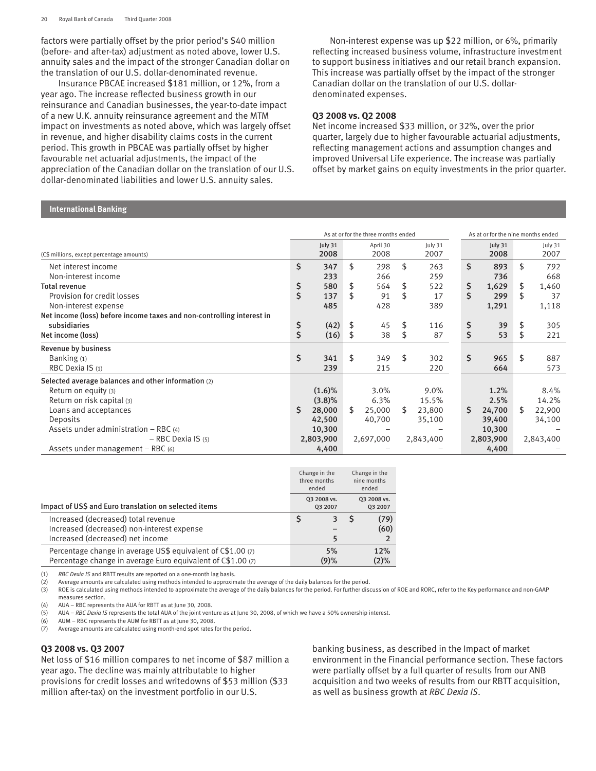factors were partially offset by the prior period's $40 million (before- and after-tax) adjustment as noted above, lower U.S. annuity sales and the impact of the stronger Canadian dollar on the translation of our U.S. dollar-denominated revenue.

Insurance PBCAE increased $181 million, or 12%, from a year ago. The increase reflected business growth in our reinsurance and Canadian businesses, the year-to-date impact of a new U.K. annuity reinsurance agreement and the MTM impact on investments as noted above, which was largely offset in revenue, and higher disability claims costs in the current period. This growth in PBCAE was partially offset by higher favourable net actuarial adjustments, the impact of the appreciation of the Canadian dollar on the translation of our U.S. dollar-denominated liabilities and lower U.S. annuity sales.

Non-interest expense was up $22 million, or 6%, primarily reflecting increased business volume, infrastructure investment to support business initiatives and our retail branch expansion. This increase was partially offset by the impact of the stronger Canadian dollar on the translation of our U.S. dollar-denominated expenses.

### Q3 2008 vs. Q2 2008

Net income increased $33 million, or 32%, over the prior quarter, largely due to higher favourable actuarial adjustments, reflecting management actions and assumption changes and improved Universal Life experience. The increase was partially offset by market gains on equity investments in the prior quarter.

## International Banking

| (C$ millions, except percentage amounts) | As at or for the three months ended July 31 2008 | April 30 2008 | July 31 2007 | As at or for the nine months ended July 31 2008 | July 31 2007 |
|---|---|---|---|---|---|
| Net interest income | $ 347 | $ 298 | $ 263 | $ 893 | $ 792 |
| Non-interest income | 233 | 266 | 259 | 736 | 668 |
| **Total revenue** | $ 580 | $ 564 | $ 522 | $ 1,629 | $ 1,460 |
| Provision for credit losses | $ 137 | $ 91 | $ 17 | $ 299 | $ 37 |
| Non-interest expense | 485 | 428 | 389 | 1,291 | 1,118 |
| **Net income (loss) before income taxes and non-controlling interest in subsidiaries** | $ (42) | $ 45 | $ 116 | $ 39 | $ 305 |
| **Net income (loss)** | $ (16) | $ 38 | $ 87 | $ 53 | $ 221 |
| **Revenue by business** | | | | | |
| Banking (1) | $ 341 | $ 349 | $ 302 | $ 965 | $ 887 |
| RBC Dexia IS (1) | 239 | 215 | 220 | 664 | 573 |
| **Selected average balances and other information** (2) | | | | | |
| Return on equity (3) | (1.6)% | 3.0% | 9.0% | 1.2% | 8.4% |
| Return on risk capital (3) | (3.8)% | 6.3% | 15.5% | 2.5% | 14.2% |
| Loans and acceptances | $ 28,000 | $ 25,000 | $ 23,800 | $ 24,700 | $ 22,900 |
| Deposits | 42,500 | 40,700 | 35,100 | 39,400 | 34,100 |
| Assets under administration – RBC (4) | 10,300 | – | – | 10,300 | – |
| – RBC Dexia IS (5) | 2,803,900 | 2,697,000 | 2,843,400 | 2,803,900 | 2,843,400 |
| Assets under management – RBC (6) | 4,400 | – | – | 4,400 | – |

| Impact of US$ and Euro translation on selected items | Change in the three months ended Q3 2008 vs. Q3 2007 | Change in the nine months ended Q3 2008 vs. Q3 2007 |
|---|---|---|
| Increased (decreased) total revenue | $ 3 | $ (79) |
| Increased (decreased) non-interest expense | – | (60) |
| Increased (decreased) net income | 5 | 2 |
| Percentage change in average US$ equivalent of C$1.00 (7) | 5% | 12% |
| Percentage change in average Euro equivalent of C$1.00 (7) | (9)% | (2)% |

(1) *RBC Dexia IS* and RBTT results are reported on a one-month lag basis.
(2) Average amounts are calculated using methods intended to approximate the average of the daily balances for the period.
(3) ROE is calculated using methods intended to approximate the average of the daily balances for the period. For further discussion of ROE and RORC, refer to the Key performance and non-GAAP measures section.
(4) AUA – RBC represents the AUA for RBTT as at June 30, 2008.
(5) AUA – *RBC Dexia IS* represents the total AUA of the joint venture as at June 30, 2008, of which we have a 50% ownership interest.
(6) AUM – RBC represents the AUM for RBTT as at June 30, 2008.
(7) Average amounts are calculated using month-end spot rates for the period.

### Q3 2008 vs. Q3 2007

Net loss of $16 million compares to net income of $87 million a year ago. The decline was mainly attributable to higher provisions for credit losses and writedowns of $53 million ($33 million after-tax) on the investment portfolio in our U.S. banking business, as described in the Impact of market environment in the Financial performance section. These factors were partially offset by a full quarter of results from our ANB acquisition and two weeks of results from our RBTT acquisition, as well as business growth at *RBC Dexia IS*.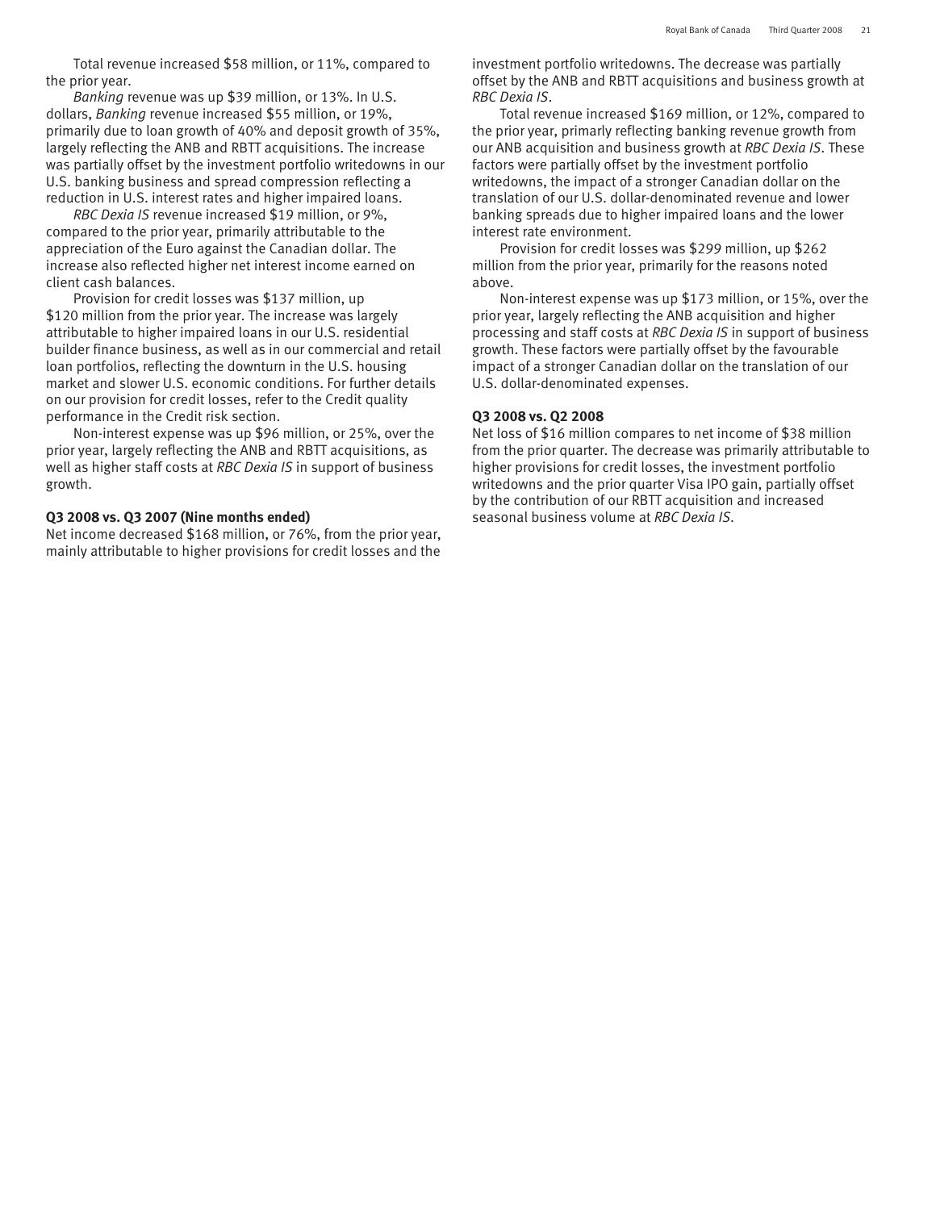Total revenue increased $58 million, or 11%, compared to the prior year.

*Banking* revenue was up $39 million, or 13%. In U.S. dollars, *Banking* revenue increased $55 million, or 19%, primarily due to loan growth of 40% and deposit growth of 35%, largely reflecting the ANB and RBTT acquisitions. The increase was partially offset by the investment portfolio writedowns in our U.S. banking business and spread compression reflecting a reduction in U.S. interest rates and higher impaired loans.

*RBC Dexia IS* revenue increased $19 million, or 9%, compared to the prior year, primarily attributable to the appreciation of the Euro against the Canadian dollar. The increase also reflected higher net interest income earned on client cash balances.

Provision for credit losses was $137 million, up $120 million from the prior year. The increase was largely attributable to higher impaired loans in our U.S. residential builder finance business, as well as in our commercial and retail loan portfolios, reflecting the downturn in the U.S. housing market and slower U.S. economic conditions. For further details on our provision for credit losses, refer to the Credit quality performance in the Credit risk section.

Non-interest expense was up $96 million, or 25%, over the prior year, largely reflecting the ANB and RBTT acquisitions, as well as higher staff costs at *RBC Dexia IS* in support of business growth.

**Q3 2008 vs. Q3 2007 (Nine months ended)**

Net income decreased $168 million, or 76%, from the prior year, mainly attributable to higher provisions for credit losses and the investment portfolio writedowns. The decrease was partially offset by the ANB and RBTT acquisitions and business growth at *RBC Dexia IS*.

Total revenue increased $169 million, or 12%, compared to the prior year, primarly reflecting banking revenue growth from our ANB acquisition and business growth at *RBC Dexia IS*. These factors were partially offset by the investment portfolio writedowns, the impact of a stronger Canadian dollar on the translation of our U.S. dollar-denominated revenue and lower banking spreads due to higher impaired loans and the lower interest rate environment.

Provision for credit losses was $299 million, up $262 million from the prior year, primarily for the reasons noted above.

Non-interest expense was up $173 million, or 15%, over the prior year, largely reflecting the ANB acquisition and higher processing and staff costs at *RBC Dexia IS* in support of business growth. These factors were partially offset by the favourable impact of a stronger Canadian dollar on the translation of our U.S. dollar-denominated expenses.

**Q3 2008 vs. Q2 2008**

Net loss of $16 million compares to net income of $38 million from the prior quarter. The decrease was primarily attributable to higher provisions for credit losses, the investment portfolio writedowns and the prior quarter Visa IPO gain, partially offset by the contribution of our RBTT acquisition and increased seasonal business volume at *RBC Dexia IS*.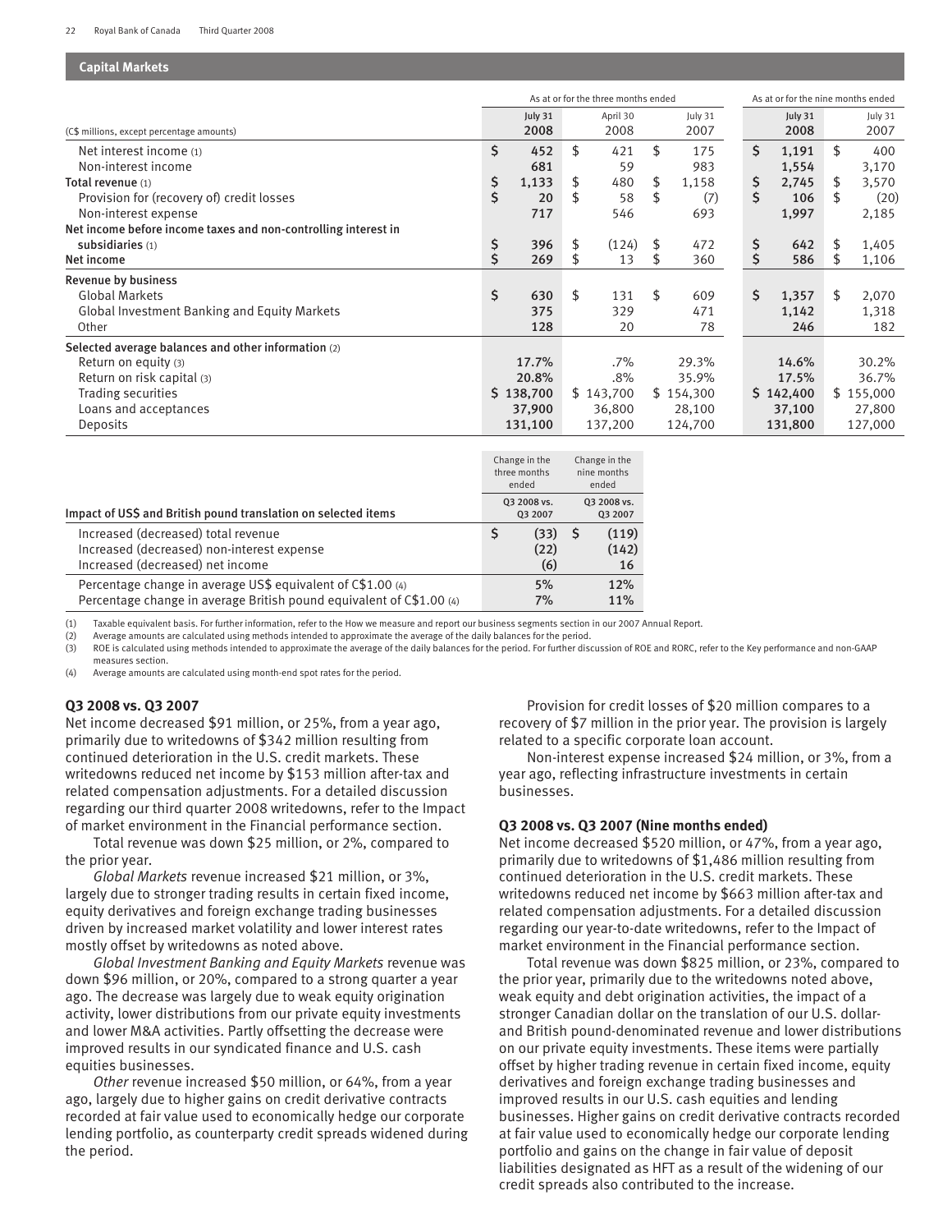## Capital Markets

| (C$ millions, except percentage amounts) | As at or for the three months ended | | | As at or for the nine months ended | |
|---|---|---|---|---|---|
| | **July 31 2008** | April 30 2008 | July 31 2007 | **July 31 2008** | July 31 2007 |
| Net interest income (1) | **$ 452** | $ 421 | $ 175 | **$ 1,191** | $ 400 |
| Non-interest income | **681** | 59 | 983 | **1,554** | 3,170 |
| **Total revenue** (1) | **$ 1,133** | $ 480 | $ 1,158 | **$ 2,745** | $ 3,570 |
| Provision for (recovery of) credit losses | **$ 20** | $ 58 | $ (7) | **$ 106** | $ (20) |
| Non-interest expense | **717** | 546 | 693 | **1,997** | 2,185 |
| **Net income before income taxes and non-controlling interest in subsidiaries** (1) | **$ 396** | $ (124) | $ 472 | **$ 642** | $ 1,405 |
| **Net income** | **$ 269** | $ 13 | $ 360 | **$ 586** | $ 1,106 |
| **Revenue by business** | | | | | |
| Global Markets | **$ 630** | $ 131 | $ 609 | **$ 1,357** | $ 2,070 |
| Global Investment Banking and Equity Markets | **375** | 329 | 471 | **1,142** | 1,318 |
| Other | **128** | 20 | 78 | **246** | 182 |
| **Selected average balances and other information** (2) | | | | | |
| Return on equity (3) | **17.7%** | .7% | 29.3% | **14.6%** | 30.2% |
| Return on risk capital (3) | **20.8%** | .8% | 35.9% | **17.5%** | 36.7% |
| Trading securities | **$ 138,700** | $ 143,700 | $ 154,300 | **$ 142,400** | $ 155,000 |
| Loans and acceptances | **37,900** | 36,800 | 28,100 | **37,100** | 27,800 |
| Deposits | **131,100** | 137,200 | 124,700 | **131,800** | 127,000 |

| **Impact of US$ and British pound translation on selected items** | Change in the three months ended Q3 2008 vs. Q3 2007 | Change in the nine months ended Q3 2008 vs. Q3 2007 |
|---|---|---|
| Increased (decreased) total revenue | $ (33) | $ (119) |
| Increased (decreased) non-interest expense | (22) | (142) |
| Increased (decreased) net income | (6) | 16 |
| Percentage change in average US$ equivalent of C$1.00 (4) | 5% | 12% |
| Percentage change in average British pound equivalent of C$1.00 (4) | 7% | 11% |

(1) Taxable equivalent basis. For further information, refer to the How we measure and report our business segments section in our 2007 Annual Report.
(2) Average amounts are calculated using methods intended to approximate the average of the daily balances for the period.
(3) ROE is calculated using methods intended to approximate the average of the daily balances for the period. For further discussion of ROE and RORC, refer to the Key performance and non-GAAP measures section.
(4) Average amounts are calculated using month-end spot rates for the period.

### Q3 2008 vs. Q3 2007

Net income decreased $91 million, or 25%, from a year ago, primarily due to writedowns of $342 million resulting from continued deterioration in the U.S. credit markets. These writedowns reduced net income by $153 million after-tax and related compensation adjustments. For a detailed discussion regarding our third quarter 2008 writedowns, refer to the Impact of market environment in the Financial performance section.

Total revenue was down $25 million, or 2%, compared to the prior year.

*Global Markets* revenue increased $21 million, or 3%, largely due to stronger trading results in certain fixed income, equity derivatives and foreign exchange trading businesses driven by increased market volatility and lower interest rates mostly offset by writedowns as noted above.

*Global Investment Banking and Equity Markets* revenue was down $96 million, or 20%, compared to a strong quarter a year ago. The decrease was largely due to weak equity origination activity, lower distributions from our private equity investments and lower M&A activities. Partly offsetting the decrease were improved results in our syndicated finance and U.S. cash equities businesses.

*Other* revenue increased $50 million, or 64%, from a year ago, largely due to higher gains on credit derivative contracts recorded at fair value used to economically hedge our corporate lending portfolio, as counterparty credit spreads widened during the period.

Provision for credit losses of $20 million compares to a recovery of $7 million in the prior year. The provision is largely related to a specific corporate loan account.

Non-interest expense increased $24 million, or 3%, from a year ago, reflecting infrastructure investments in certain businesses.

### Q3 2008 vs. Q3 2007 (Nine months ended)

Net income decreased $520 million, or 47%, from a year ago, primarily due to writedowns of $1,486 million resulting from continued deterioration in the U.S. credit markets. These writedowns reduced net income by $663 million after-tax and related compensation adjustments. For a detailed discussion regarding our year-to-date writedowns, refer to the Impact of market environment in the Financial performance section.

Total revenue was down $825 million, or 23%, compared to the prior year, primarily due to the writedowns noted above, weak equity and debt origination activities, the impact of a stronger Canadian dollar on the translation of our U.S. dollar- and British pound-denominated revenue and lower distributions on our private equity investments. These items were partially offset by higher trading revenue in certain fixed income, equity derivatives and foreign exchange trading businesses and improved results in our U.S. cash equities and lending businesses. Higher gains on credit derivative contracts recorded at fair value used to economically hedge our corporate lending portfolio and gains on the change in fair value of deposit liabilities designated as HFT as a result of the widening of our credit spreads also contributed to the increase.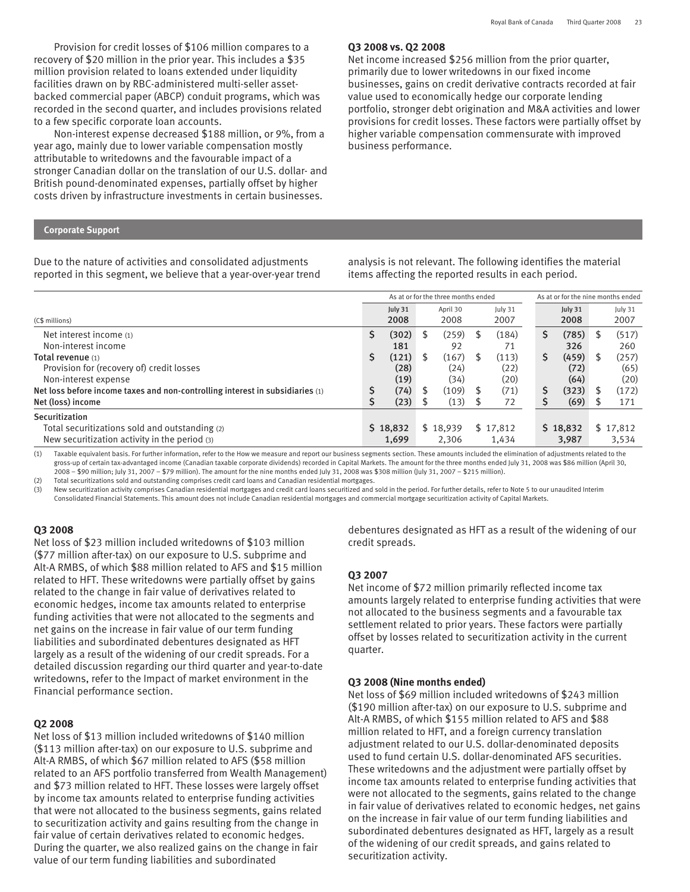Provision for credit losses of $106 million compares to a recovery of $20 million in the prior year. This includes a $35 million provision related to loans extended under liquidity facilities drawn on by RBC-administered multi-seller asset-backed commercial paper (ABCP) conduit programs, which was recorded in the second quarter, and includes provisions related to a few specific corporate loan accounts.

Non-interest expense decreased $188 million, or 9%, from a year ago, mainly due to lower variable compensation mostly attributable to writedowns and the favourable impact of a stronger Canadian dollar on the translation of our U.S. dollar- and British pound-denominated expenses, partially offset by higher costs driven by infrastructure investments in certain businesses.

**Q3 2008 vs. Q2 2008**

Net income increased $256 million from the prior quarter, primarily due to lower writedowns in our fixed income businesses, gains on credit derivative contracts recorded at fair value used to economically hedge our corporate lending portfolio, stronger debt origination and M&A activities and lower provisions for credit losses. These factors were partially offset by higher variable compensation commensurate with improved business performance.

## Corporate Support

Due to the nature of activities and consolidated adjustments reported in this segment, we believe that a year-over-year trend analysis is not relevant. The following identifies the material items affecting the reported results in each period.

| | As at or for the three months ended | | | As at or for the nine months ended | |
|---|---|---|---|---|---|
| (C$ millions) | July 31 2008 | April 30 2008 | July 31 2007 | July 31 2008 | July 31 2007 |
| Net interest income (1) | $ (302) | $ (259) | $ (184) | $ (785) | $ (517) |
| Non-interest income | 181 | 92 | 71 | 326 | 260 |
| **Total revenue** (1) | $ (121) | $ (167) | $ (113) | $ (459) | $ (257) |
| Provision for (recovery of) credit losses | (28) | (24) | (22) | (72) | (65) |
| Non-interest expense | (19) | (34) | (20) | (64) | (20) |
| **Net loss before income taxes and non-controlling interest in subsidiaries** (1) | $ (74) | $ (109) | $ (71) | $ (323) | $ (172) |
| **Net (loss) income** | $ (23) | $ (13) | $ 72 | $ (69) | $ 171 |
| **Securitization** | | | | | |
| Total securitizations sold and outstanding (2) | $ 18,832 | $ 18,939 | $ 17,812 | $ 18,832 | $ 17,812 |
| New securitization activity in the period (3) | 1,699 | 2,306 | 1,434 | 3,987 | 3,534 |

(1) Taxable equivalent basis. For further information, refer to the How we measure and report our business segments section. These amounts included the elimination of adjustments related to the gross-up of certain tax-advantaged income (Canadian taxable corporate dividends) recorded in Capital Markets. The amount for the three months ended July 31, 2008 was $86 million (April 30, 2008 – $90 million; July 31, 2007 – $79 million). The amount for the nine months ended July 31, 2008 was $308 million (July 31, 2007 – $215 million).

(2) Total securitizations sold and outstanding comprises credit card loans and Canadian residential mortgages.

(3) New securitization activity comprises Canadian residential mortgages and credit card loans securitized and sold in the period. For further details, refer to Note 5 to our unaudited Interim Consolidated Financial Statements. This amount does not include Canadian residential mortgages and commercial mortgage securitization activity of Capital Markets.

**Q3 2008**

Net loss of $23 million included writedowns of $103 million ($77 million after-tax) on our exposure to U.S. subprime and Alt-A RMBS, of which $88 million related to AFS and $15 million related to HFT. These writedowns were partially offset by gains related to the change in fair value of derivatives related to economic hedges, income tax amounts related to enterprise funding activities that were not allocated to the segments and net gains on the increase in fair value of our term funding liabilities and subordinated debentures designated as HFT largely as a result of the widening of our credit spreads. For a detailed discussion regarding our third quarter and year-to-date writedowns, refer to the Impact of market environment in the Financial performance section.

**Q2 2008**

Net loss of $13 million included writedowns of $140 million ($113 million after-tax) on our exposure to U.S. subprime and Alt-A RMBS, of which $67 million related to AFS ($58 million related to an AFS portfolio transferred from Wealth Management) and $73 million related to HFT. These losses were largely offset by income tax amounts related to enterprise funding activities that were not allocated to the business segments, gains related to securitization activity and gains resulting from the change in fair value of certain derivatives related to economic hedges. During the quarter, we also realized gains on the change in fair value of our term funding liabilities and subordinated debentures designated as HFT as a result of the widening of our credit spreads.

**Q3 2007**

Net income of $72 million primarily reflected income tax amounts largely related to enterprise funding activities that were not allocated to the business segments and a favourable tax settlement related to prior years. These factors were partially offset by losses related to securitization activity in the current quarter.

**Q3 2008 (Nine months ended)**

Net loss of $69 million included writedowns of $243 million ($190 million after-tax) on our exposure to U.S. subprime and Alt-A RMBS, of which $155 million related to AFS and $88 million related to HFT, and a foreign currency translation adjustment related to our U.S. dollar-denominated deposits used to fund certain U.S. dollar-denominated AFS securities. These writedowns and the adjustment were partially offset by income tax amounts related to enterprise funding activities that were not allocated to the segments, gains related to the change in fair value of derivatives related to economic hedges, net gains on the increase in fair value of our term funding liabilities and subordinated debentures designated as HFT, largely as a result of the widening of our credit spreads, and gains related to securitization activity.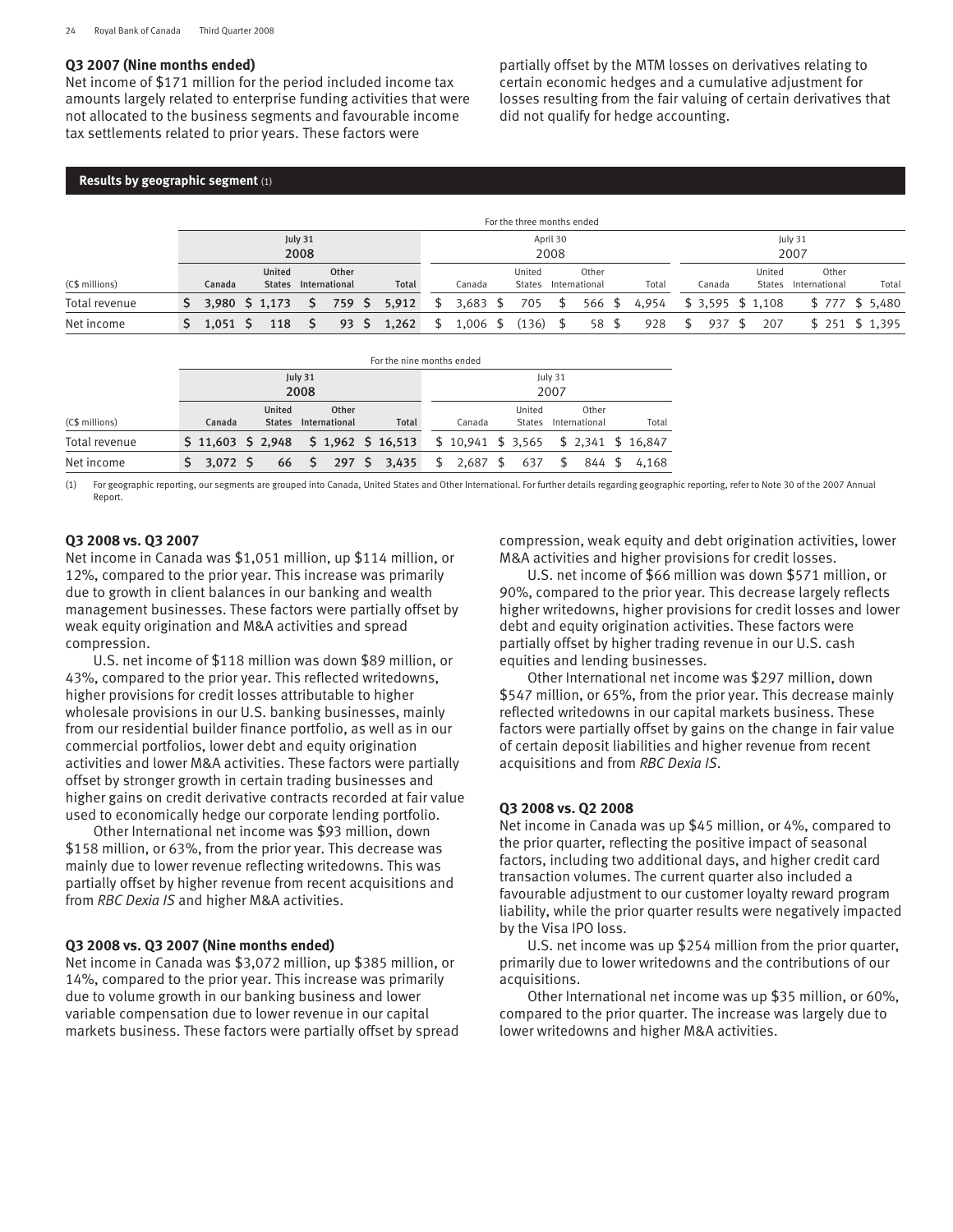### Q3 2007 (Nine months ended)

Net income of $171 million for the period included income tax amounts largely related to enterprise funding activities that were not allocated to the business segments and favourable income tax settlements related to prior years. These factors were partially offset by the MTM losses on derivatives relating to certain economic hedges and a cumulative adjustment for losses resulting from the fair valuing of certain derivatives that did not qualify for hedge accounting.

## Results by geographic segment (1)

| | For the three months ended | | | | | | | | | | | |
|---|---|---|---|---|---|---|---|---|---|---|---|---|
| | July 31 2008 | | | | April 30 2008 | | | | July 31 2007 | | | |
| (C$ millions) | Canada | United States | Other International | Total | Canada | United States | Other International | Total | Canada | United States | Other International | Total |
| Total revenue | $ 3,980 | $ 1,173 | $ 759 | $ 5,912 | $ 3,683 | $ 705 | $ 566 | $ 4,954 | $ 3,595 | $ 1,108 | $ 777 | $ 5,480 |
| Net income | $ 1,051 | $ 118 | $ 93 | $ 1,262 | $ 1,006 | $ (136) | $ 58 | $ 928 | $ 937 | $ 207 | $ 251 | $ 1,395 |

| | For the nine months ended | | | | | | | |
|---|---|---|---|---|---|---|---|---|
| | July 31 2008 | | | | July 31 2007 | | | |
| (C$ millions) | Canada | United States | Other International | Total | Canada | United States | Other International | Total |
| Total revenue | $ 11,603 | $ 2,948 | $ 1,962 | $ 16,513 | $ 10,941 | $ 3,565 | $ 2,341 | $ 16,847 |
| Net income | $ 3,072 | $ 66 | $ 297 | $ 3,435 | $ 2,687 | $ 637 | $ 844 | $ 4,168 |

(1) For geographic reporting, our segments are grouped into Canada, United States and Other International. For further details regarding geographic reporting, refer to Note 30 of the 2007 Annual Report.

### Q3 2008 vs. Q3 2007

Net income in Canada was $1,051 million, up $114 million, or 12%, compared to the prior year. This increase was primarily due to growth in client balances in our banking and wealth management businesses. These factors were partially offset by weak equity origination and M&A activities and spread compression.

U.S. net income of $118 million was down $89 million, or 43%, compared to the prior year. This reflected writedowns, higher provisions for credit losses attributable to higher wholesale provisions in our U.S. banking businesses, mainly from our residential builder finance portfolio, as well as in our commercial portfolios, lower debt and equity origination activities and lower M&A activities. These factors were partially offset by stronger growth in certain trading businesses and higher gains on credit derivative contracts recorded at fair value used to economically hedge our corporate lending portfolio.

Other International net income was $93 million, down $158 million, or 63%, from the prior year. This decrease was mainly due to lower revenue reflecting writedowns. This was partially offset by higher revenue from recent acquisitions and from *RBC Dexia IS* and higher M&A activities.

### Q3 2008 vs. Q3 2007 (Nine months ended)

Net income in Canada was $3,072 million, up $385 million, or 14%, compared to the prior year. This increase was primarily due to volume growth in our banking business and lower variable compensation due to lower revenue in our capital markets business. These factors were partially offset by spread compression, weak equity and debt origination activities, lower M&A activities and higher provisions for credit losses.

U.S. net income of $66 million was down $571 million, or 90%, compared to the prior year. This decrease largely reflects higher writedowns, higher provisions for credit losses and lower debt and equity origination activities. These factors were partially offset by higher trading revenue in our U.S. cash equities and lending businesses.

Other International net income was $297 million, down $547 million, or 65%, from the prior year. This decrease mainly reflected writedowns in our capital markets business. These factors were partially offset by gains on the change in fair value of certain deposit liabilities and higher revenue from recent acquisitions and from *RBC Dexia IS*.

### Q3 2008 vs. Q2 2008

Net income in Canada was up $45 million, or 4%, compared to the prior quarter, reflecting the positive impact of seasonal factors, including two additional days, and higher credit card transaction volumes. The current quarter also included a favourable adjustment to our customer loyalty reward program liability, while the prior quarter results were negatively impacted by the Visa IPO loss.

U.S. net income was up $254 million from the prior quarter, primarily due to lower writedowns and the contributions of our acquisitions.

Other International net income was up $35 million, or 60%, compared to the prior quarter. The increase was largely due to lower writedowns and higher M&A activities.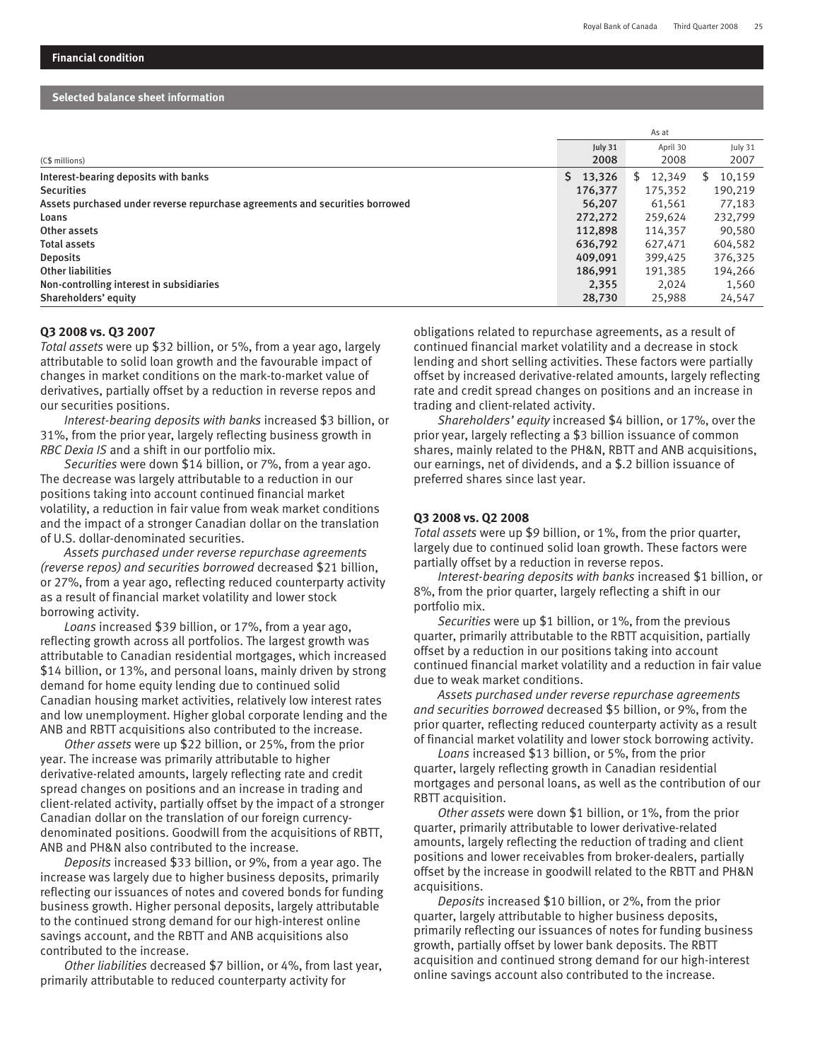## Financial condition

### Selected balance sheet information

| (C$ millions) | As at July 31 2008 | April 30 2008 | July 31 2007 |
|---|---|---|---|
| Interest-bearing deposits with banks | $ 13,326 | $ 12,349 | $ 10,159 |
| Securities | 176,377 | 175,352 | 190,219 |
| Assets purchased under reverse repurchase agreements and securities borrowed | 56,207 | 61,561 | 77,183 |
| Loans | 272,272 | 259,624 | 232,799 |
| Other assets | 112,898 | 114,357 | 90,580 |
| Total assets | 636,792 | 627,471 | 604,582 |
| Deposits | 409,091 | 399,425 | 376,325 |
| Other liabilities | 186,991 | 191,385 | 194,266 |
| Non-controlling interest in subsidiaries | 2,355 | 2,024 | 1,560 |
| Shareholders' equity | 28,730 | 25,988 | 24,547 |

**Q3 2008 vs. Q3 2007**

*Total assets* were up $32 billion, or 5%, from a year ago, largely attributable to solid loan growth and the favourable impact of changes in market conditions on the mark-to-market value of derivatives, partially offset by a reduction in reverse repos and our securities positions.

*Interest-bearing deposits with banks* increased $3 billion, or 31%, from the prior year, largely reflecting business growth in *RBC Dexia IS* and a shift in our portfolio mix.

*Securities* were down $14 billion, or 7%, from a year ago. The decrease was largely attributable to a reduction in our positions taking into account continued financial market volatility, a reduction in fair value from weak market conditions and the impact of a stronger Canadian dollar on the translation of U.S. dollar-denominated securities.

*Assets purchased under reverse repurchase agreements (reverse repos) and securities borrowed* decreased $21 billion, or 27%, from a year ago, reflecting reduced counterparty activity as a result of financial market volatility and lower stock borrowing activity.

*Loans* increased $39 billion, or 17%, from a year ago, reflecting growth across all portfolios. The largest growth was attributable to Canadian residential mortgages, which increased $14 billion, or 13%, and personal loans, mainly driven by strong demand for home equity lending due to continued solid Canadian housing market activities, relatively low interest rates and low unemployment. Higher global corporate lending and the ANB and RBTT acquisitions also contributed to the increase.

*Other assets* were up $22 billion, or 25%, from the prior year. The increase was primarily attributable to higher derivative-related amounts, largely reflecting rate and credit spread changes on positions and an increase in trading and client-related activity, partially offset by the impact of a stronger Canadian dollar on the translation of our foreign currency-denominated positions. Goodwill from the acquisitions of RBTT, ANB and PH&N also contributed to the increase.

*Deposits* increased $33 billion, or 9%, from a year ago. The increase was largely due to higher business deposits, primarily reflecting our issuances of notes and covered bonds for funding business growth. Higher personal deposits, largely attributable to the continued strong demand for our high-interest online savings account, and the RBTT and ANB acquisitions also contributed to the increase.

*Other liabilities* decreased $7 billion, or 4%, from last year, primarily attributable to reduced counterparty activity for obligations related to repurchase agreements, as a result of continued financial market volatility and a decrease in stock lending and short selling activities. These factors were partially offset by increased derivative-related amounts, largely reflecting rate and credit spread changes on positions and an increase in trading and client-related activity.

*Shareholders' equity* increased $4 billion, or 17%, over the prior year, largely reflecting a $3 billion issuance of common shares, mainly related to the PH&N, RBTT and ANB acquisitions, our earnings, net of dividends, and a $.2 billion issuance of preferred shares since last year.

**Q3 2008 vs. Q2 2008**

*Total assets* were up $9 billion, or 1%, from the prior quarter, largely due to continued solid loan growth. These factors were partially offset by a reduction in reverse repos.

*Interest-bearing deposits with banks* increased $1 billion, or 8%, from the prior quarter, largely reflecting a shift in our portfolio mix.

*Securities* were up $1 billion, or 1%, from the previous quarter, primarily attributable to the RBTT acquisition, partially offset by a reduction in our positions taking into account continued financial market volatility and a reduction in fair value due to weak market conditions.

*Assets purchased under reverse repurchase agreements and securities borrowed* decreased $5 billion, or 9%, from the prior quarter, reflecting reduced counterparty activity as a result of financial market volatility and lower stock borrowing activity.

*Loans* increased $13 billion, or 5%, from the prior quarter, largely reflecting growth in Canadian residential mortgages and personal loans, as well as the contribution of our RBTT acquisition.

*Other assets* were down $1 billion, or 1%, from the prior quarter, primarily attributable to lower derivative-related amounts, largely reflecting the reduction of trading and client positions and lower receivables from broker-dealers, partially offset by the increase in goodwill related to the RBTT and PH&N acquisitions.

*Deposits* increased $10 billion, or 2%, from the prior quarter, largely attributable to higher business deposits, primarily reflecting our issuances of notes for funding business growth, partially offset by lower bank deposits. The RBTT acquisition and continued strong demand for our high-interest online savings account also contributed to the increase.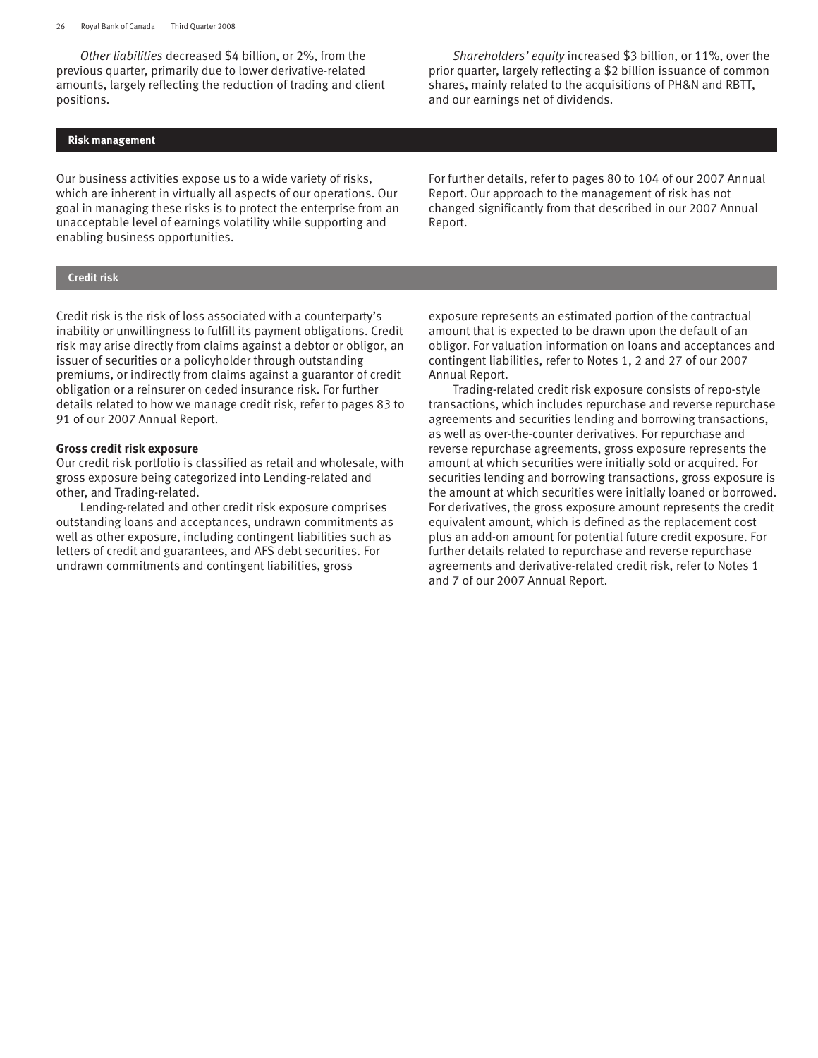*Other liabilities* decreased $4 billion, or 2%, from the previous quarter, primarily due to lower derivative-related amounts, largely reflecting the reduction of trading and client positions.

*Shareholders' equity* increased $3 billion, or 11%, over the prior quarter, largely reflecting a $2 billion issuance of common shares, mainly related to the acquisitions of PH&N and RBTT, and our earnings net of dividends.

## Risk management

Our business activities expose us to a wide variety of risks, which are inherent in virtually all aspects of our operations. Our goal in managing these risks is to protect the enterprise from an unacceptable level of earnings volatility while supporting and enabling business opportunities.

For further details, refer to pages 80 to 104 of our 2007 Annual Report. Our approach to the management of risk has not changed significantly from that described in our 2007 Annual Report.

## Credit risk

Credit risk is the risk of loss associated with a counterparty's inability or unwillingness to fulfill its payment obligations. Credit risk may arise directly from claims against a debtor or obligor, an issuer of securities or a policyholder through outstanding premiums, or indirectly from claims against a guarantor of credit obligation or a reinsurer on ceded insurance risk. For further details related to how we manage credit risk, refer to pages 83 to 91 of our 2007 Annual Report.

**Gross credit risk exposure**
Our credit risk portfolio is classified as retail and wholesale, with gross exposure being categorized into Lending-related and other, and Trading-related.

Lending-related and other credit risk exposure comprises outstanding loans and acceptances, undrawn commitments as well as other exposure, including contingent liabilities such as letters of credit and guarantees, and AFS debt securities. For undrawn commitments and contingent liabilities, gross exposure represents an estimated portion of the contractual amount that is expected to be drawn upon the default of an obligor. For valuation information on loans and acceptances and contingent liabilities, refer to Notes 1, 2 and 27 of our 2007 Annual Report.

Trading-related credit risk exposure consists of repo-style transactions, which includes repurchase and reverse repurchase agreements and securities lending and borrowing transactions, as well as over-the-counter derivatives. For repurchase and reverse repurchase agreements, gross exposure represents the amount at which securities were initially sold or acquired. For securities lending and borrowing transactions, gross exposure is the amount at which securities were initially loaned or borrowed. For derivatives, the gross exposure amount represents the credit equivalent amount, which is defined as the replacement cost plus an add-on amount for potential future credit exposure. For further details related to repurchase and reverse repurchase agreements and derivative-related credit risk, refer to Notes 1 and 7 of our 2007 Annual Report.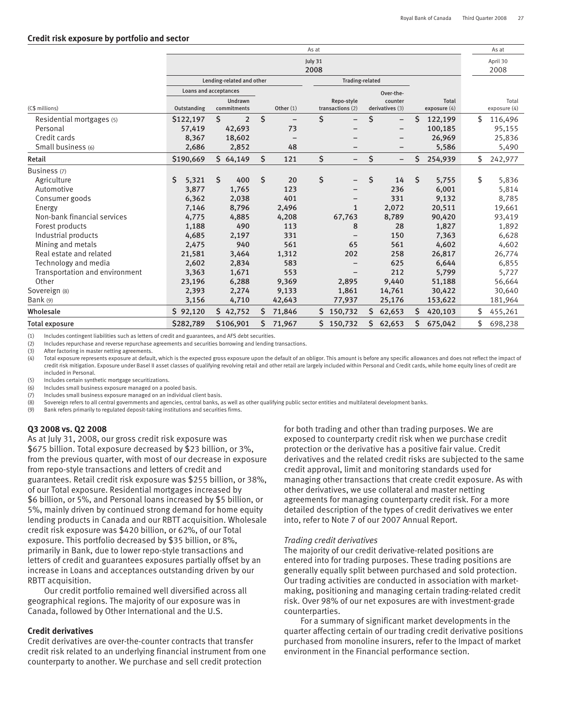## Credit risk exposure by portfolio and sector

| | As at | | | | | | As at |
|---|---|---|---|---|---|---|---|
| | July 31 2008 | | | | | | April 30 2008 |
| | Lending-related and other | | | Trading-related | | | |
| | Loans and acceptances | | | | | | |
| (C$ millions) | Outstanding | Undrawn commitments | Other (1) | Repo-style transactions (2) | Over-the-counter derivatives (3) | Total exposure (4) | Total exposure (4) |
| Residential mortgages (5) | $122,197 | $ 2 | $ – | $ – | $ – | $ 122,199 | $ 116,496 |
| Personal | 57,419 | 42,693 | 73 | – | – | 100,185 | 95,155 |
| Credit cards | 8,367 | 18,602 | – | – | – | 26,969 | 25,836 |
| Small business (6) | 2,686 | 2,852 | 48 | – | – | 5,586 | 5,490 |
| **Retail** | $190,669 | $ 64,149 | $ 121 | $ – | $ – | $ 254,939 | $ 242,977 |
| Business (7) | | | | | | | |
| Agriculture | $ 5,321 | $ 400 | $ 20 | $ – | $ 14 | $ 5,755 | $ 5,836 |
| Automotive | 3,877 | 1,765 | 123 | – | 236 | 6,001 | 5,814 |
| Consumer goods | 6,362 | 2,038 | 401 | – | 331 | 9,132 | 8,785 |
| Energy | 7,146 | 8,796 | 2,496 | 1 | 2,072 | 20,511 | 19,661 |
| Non-bank financial services | 4,775 | 4,885 | 4,208 | 67,763 | 8,789 | 90,420 | 93,419 |
| Forest products | 1,188 | 490 | 113 | 8 | 28 | 1,827 | 1,892 |
| Industrial products | 4,685 | 2,197 | 331 | – | 150 | 7,363 | 6,628 |
| Mining and metals | 2,475 | 940 | 561 | 65 | 561 | 4,602 | 4,602 |
| Real estate and related | 21,581 | 3,464 | 1,312 | 202 | 258 | 26,817 | 26,774 |
| Technology and media | 2,602 | 2,834 | 583 | – | 625 | 6,644 | 6,855 |
| Transportation and environment | 3,363 | 1,671 | 553 | – | 212 | 5,799 | 5,727 |
| Other | 23,196 | 6,288 | 9,369 | 2,895 | 9,440 | 51,188 | 56,664 |
| Sovereign (8) | 2,393 | 2,274 | 9,133 | 1,861 | 14,761 | 30,422 | 30,640 |
| Bank (9) | 3,156 | 4,710 | 42,643 | 77,937 | 25,176 | 153,622 | 181,964 |
| **Wholesale** | $ 92,120 | $ 42,752 | $ 71,846 | $ 150,732 | $ 62,653 | $ 420,103 | $ 455,261 |
| **Total exposure** | $282,789 | $106,901 | $ 71,967 | $ 150,732 | $ 62,653 | $ 675,042 | $ 698,238 |

(1) Includes contingent liabilities such as letters of credit and guarantees, and AFS debt securities.
(2) Includes repurchase and reverse repurchase agreements and securities borrowing and lending transactions.
(3) After factoring in master netting agreements.
(4) Total exposure represents exposure at default, which is the expected gross exposure upon the default of an obligor. This amount is before any specific allowances and does not reflect the impact of credit risk mitigation. Exposure under Basel II asset classes of qualifying revolving retail and other retail are largely included within Personal and Credit cards, while home equity lines of credit are included in Personal.
(5) Includes certain synthetic mortgage securitizations.
(6) Includes small business exposure managed on a pooled basis.
(7) Includes small business exposure managed on an individual client basis.
(8) Sovereign refers to all central governments and agencies, central banks, as well as other qualifying public sector entities and multilateral development banks.
(9) Bank refers primarily to regulated deposit-taking institutions and securities firms.

### Q3 2008 vs. Q2 2008

As at July 31, 2008, our gross credit risk exposure was $675 billion. Total exposure decreased by $23 billion, or 3%, from the previous quarter, with most of our decrease in exposure from repo-style transactions and letters of credit and guarantees. Retail credit risk exposure was $255 billion, or 38%, of our Total exposure. Residential mortgages increased by $6 billion, or 5%, and Personal loans increased by $5 billion, or 5%, mainly driven by continued strong demand for home equity lending products in Canada and our RBTT acquisition. Wholesale credit risk exposure was $420 billion, or 62%, of our Total exposure. This portfolio decreased by $35 billion, or 8%, primarily in Bank, due to lower repo-style transactions and letters of credit and guarantees exposures partially offset by an increase in Loans and acceptances outstanding driven by our RBTT acquisition.

Our credit portfolio remained well diversified across all geographical regions. The majority of our exposure was in Canada, followed by Other International and the U.S.

### Credit derivatives

Credit derivatives are over-the-counter contracts that transfer credit risk related to an underlying financial instrument from one counterparty to another. We purchase and sell credit protection for both trading and other than trading purposes. We are exposed to counterparty credit risk when we purchase credit protection or the derivative has a positive fair value. Credit derivatives and the related credit risks are subjected to the same credit approval, limit and monitoring standards used for managing other transactions that create credit exposure. As with other derivatives, we use collateral and master netting agreements for managing counterparty credit risk. For a more detailed description of the types of credit derivatives we enter into, refer to Note 7 of our 2007 Annual Report.

*Trading credit derivatives*

The majority of our credit derivative-related positions are entered into for trading purposes. These trading positions are generally equally split between purchased and sold protection. Our trading activities are conducted in association with market-making, positioning and managing certain trading-related credit risk. Over 98% of our net exposures are with investment-grade counterparties.

For a summary of significant market developments in the quarter affecting certain of our trading credit derivative positions purchased from monoline insurers, refer to the Impact of market environment in the Financial performance section.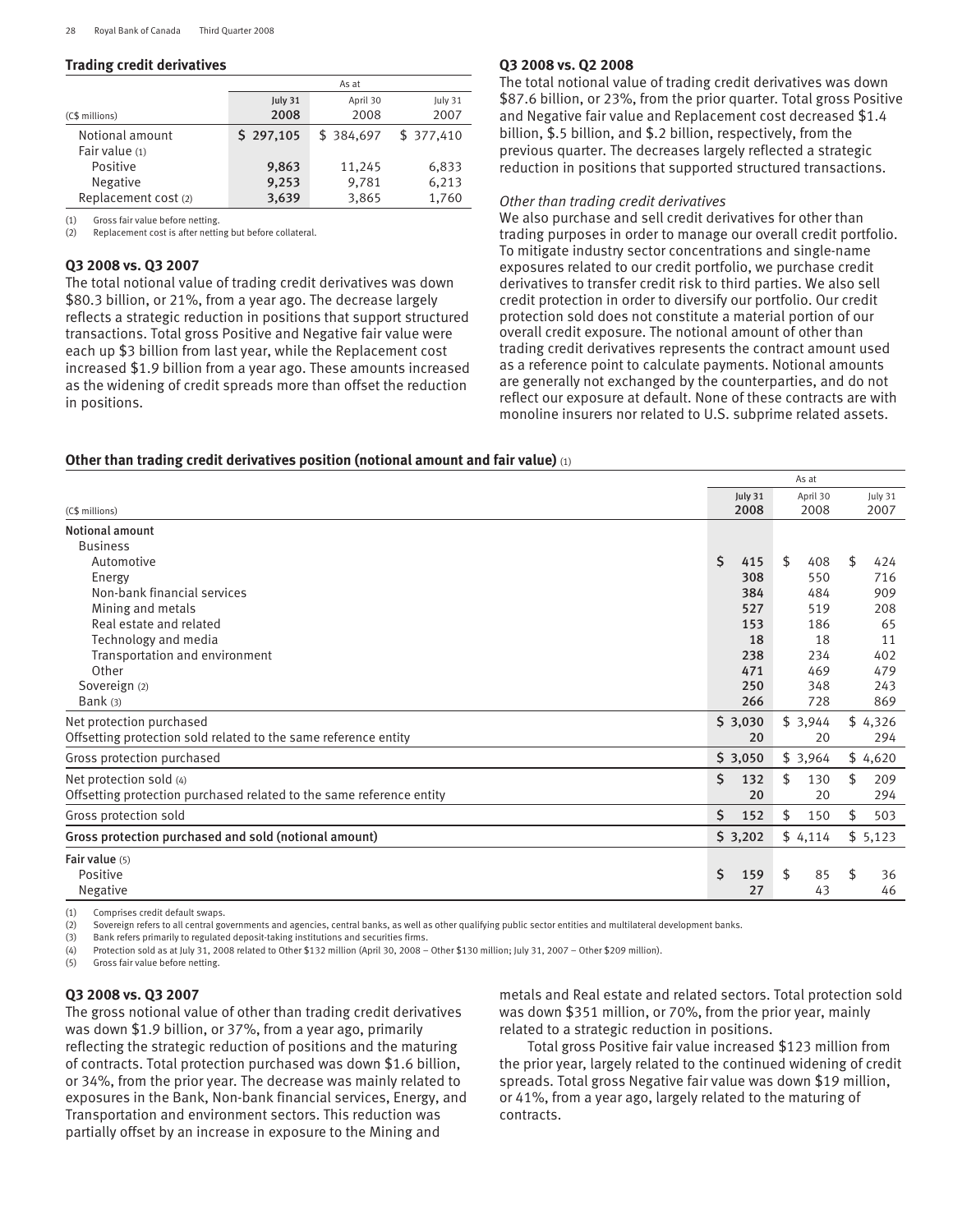### Trading credit derivatives

| (C$ millions) | As at July 31 2008 | April 30 2008 | July 31 2007 |
|---|---|---|---|
| Notional amount | $ 297,105 | $ 384,697 | $ 377,410 |
| Fair value (1) | | | |
| Positive | 9,863 | 11,245 | 6,833 |
| Negative | 9,253 | 9,781 | 6,213 |
| Replacement cost (2) | 3,639 | 3,865 | 1,760 |

(1) Gross fair value before netting.
(2) Replacement cost is after netting but before collateral.

### Q3 2008 vs. Q3 2007

The total notional value of trading credit derivatives was down $80.3 billion, or 21%, from a year ago. The decrease largely reflects a strategic reduction in positions that support structured transactions. Total gross Positive and Negative fair value were each up $3 billion from last year, while the Replacement cost increased $1.9 billion from a year ago. These amounts increased as the widening of credit spreads more than offset the reduction in positions.

### Q3 2008 vs. Q2 2008

The total notional value of trading credit derivatives was down $87.6 billion, or 23%, from the prior quarter. Total gross Positive and Negative fair value and Replacement cost decreased $1.4 billion, $.5 billion, and $.2 billion, respectively, from the previous quarter. The decreases largely reflected a strategic reduction in positions that supported structured transactions.

*Other than trading credit derivatives*

We also purchase and sell credit derivatives for other than trading purposes in order to manage our overall credit portfolio. To mitigate industry sector concentrations and single-name exposures related to our credit portfolio, we purchase credit derivatives to transfer credit risk to third parties. We also sell credit protection in order to diversify our portfolio. Our credit protection sold does not constitute a material portion of our overall credit exposure. The notional amount of other than trading credit derivatives represents the contract amount used as a reference point to calculate payments. Notional amounts are generally not exchanged by the counterparties, and do not reflect our exposure at default. None of these contracts are with monoline insurers nor related to U.S. subprime related assets.

### Other than trading credit derivatives position (notional amount and fair value) (1)

| (C$ millions) | As at July 31 2008 | April 30 2008 | July 31 2007 |
|---|---|---|---|
| **Notional amount** | | | |
| Business | | | |
| Automotive | $ 415 | $ 408 | $ 424 |
| Energy | 308 | 550 | 716 |
| Non-bank financial services | 384 | 484 | 909 |
| Mining and metals | 527 | 519 | 208 |
| Real estate and related | 153 | 186 | 65 |
| Technology and media | 18 | 18 | 11 |
| Transportation and environment | 238 | 234 | 402 |
| Other | 471 | 469 | 479 |
| Sovereign (2) | 250 | 348 | 243 |
| Bank (3) | 266 | 728 | 869 |
| Net protection purchased | $ 3,030 | $ 3,944 | $ 4,326 |
| Offsetting protection sold related to the same reference entity | 20 | 20 | 294 |
| Gross protection purchased | $ 3,050 | $ 3,964 | $ 4,620 |
| Net protection sold (4) | $ 132 | $ 130 | $ 209 |
| Offsetting protection purchased related to the same reference entity | 20 | 20 | 294 |
| Gross protection sold | $ 152 | $ 150 | $ 503 |
| **Gross protection purchased and sold (notional amount)** | $ 3,202 | $ 4,114 | $ 5,123 |
| **Fair value** (5) | | | |
| Positive | $ 159 | $ 85 | $ 36 |
| Negative | 27 | 43 | 46 |

(1) Comprises credit default swaps.
(2) Sovereign refers to all central governments and agencies, central banks, as well as other qualifying public sector entities and multilateral development banks.
(3) Bank refers primarily to regulated deposit-taking institutions and securities firms.
(4) Protection sold as at July 31, 2008 related to Other $132 million (April 30, 2008 – Other $130 million; July 31, 2007 – Other $209 million).
(5) Gross fair value before netting.

### Q3 2008 vs. Q3 2007

The gross notional value of other than trading credit derivatives was down $1.9 billion, or 37%, from a year ago, primarily reflecting the strategic reduction of positions and the maturing of contracts. Total protection purchased was down $1.6 billion, or 34%, from the prior year. The decrease was mainly related to exposures in the Bank, Non-bank financial services, Energy, and Transportation and environment sectors. This reduction was partially offset by an increase in exposure to the Mining and metals and Real estate and related sectors. Total protection sold was down $351 million, or 70%, from the prior year, mainly related to a strategic reduction in positions.

Total gross Positive fair value increased $123 million from the prior year, largely related to the continued widening of credit spreads. Total gross Negative fair value was down $19 million, or 41%, from a year ago, largely related to the maturing of contracts.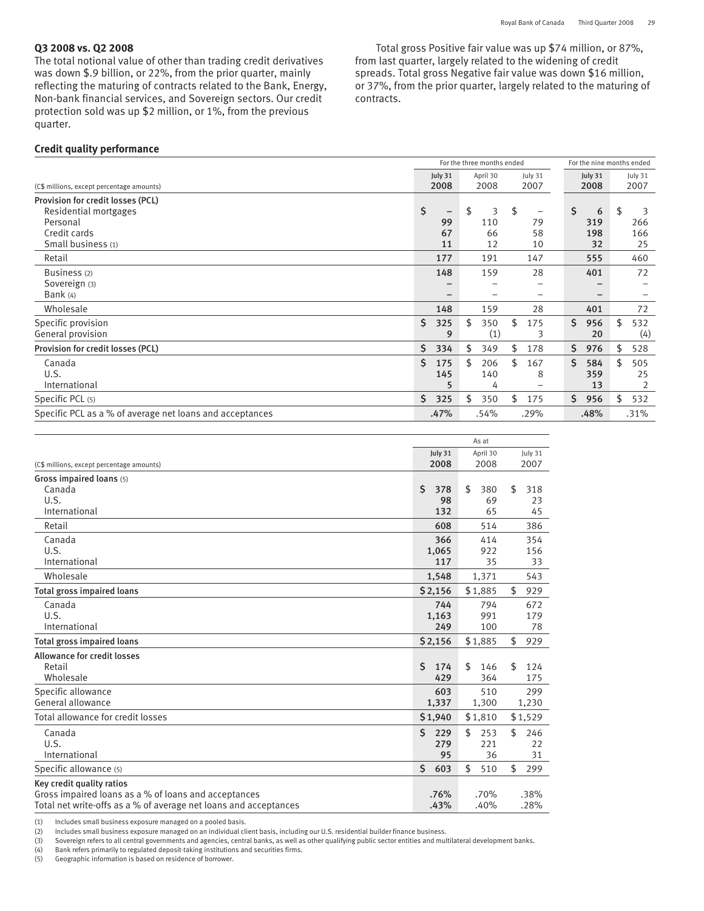### Q3 2008 vs. Q2 2008

The total notional value of other than trading credit derivatives was down $.9 billion, or 22%, from the prior quarter, mainly reflecting the maturing of contracts related to the Bank, Energy, Non-bank financial services, and Sovereign sectors. Our credit protection sold was up $2 million, or 1%, from the previous quarter.

Total gross Positive fair value was up $74 million, or 87%, from last quarter, largely related to the widening of credit spreads. Total gross Negative fair value was down $16 million, or 37%, from the prior quarter, largely related to the maturing of contracts.

### Credit quality performance

| (C$ millions, except percentage amounts) | For the three months ended | | | For the nine months ended | |
|---|---|---|---|---|---|
| | **July 31 2008** | April 30 2008 | July 31 2007 | **July 31 2008** | July 31 2007 |
| **Provision for credit losses (PCL)** | | | | | |
| Residential mortgages | **$ –** | $ 3 | $ – | **$ 6** | $ 3 |
| Personal | **99** | 110 | 79 | **319** | 266 |
| Credit cards | **67** | 66 | 58 | **198** | 166 |
| Small business (1) | **11** | 12 | 10 | **32** | 25 |
| Retail | **177** | 191 | 147 | **555** | 460 |
| Business (2) | **148** | 159 | 28 | **401** | 72 |
| Sovereign (3) | **–** | – | – | **–** | – |
| Bank (4) | **–** | – | – | **–** | – |
| Wholesale | **148** | 159 | 28 | **401** | 72 |
| Specific provision | **$ 325** | $ 350 | $ 175 | **$ 956** | $ 532 |
| General provision | **9** | (1) | 3 | **20** | (4) |
| **Provision for credit losses (PCL)** | **$ 334** | $ 349 | $ 178 | **$ 976** | $ 528 |
| Canada | **$ 175** | $ 206 | $ 167 | **$ 584** | $ 505 |
| U.S. | **145** | 140 | 8 | **359** | 25 |
| International | **5** | 4 | – | **13** | 2 |
| Specific PCL (5) | **$ 325** | $ 350 | $ 175 | **$ 956** | $ 532 |
| Specific PCL as a % of average net loans and acceptances | **.47%** | .54% | .29% | **.48%** | .31% |

| (C$ millions, except percentage amounts) | As at | | |
|---|---|---|---|
| | **July 31 2008** | April 30 2008 | July 31 2007 |
| **Gross impaired loans (5)** | | | |
| Canada | **$ 378** | $ 380 | $ 318 |
| U.S. | **98** | 69 | 23 |
| International | **132** | 65 | 45 |
| Retail | **608** | 514 | 386 |
| Canada | **366** | 414 | 354 |
| U.S. | **1,065** | 922 | 156 |
| International | **117** | 35 | 33 |
| Wholesale | **1,548** | 1,371 | 543 |
| **Total gross impaired loans** | **$ 2,156** | $ 1,885 | $ 929 |
| Canada | **744** | 794 | 672 |
| U.S. | **1,163** | 991 | 179 |
| International | **249** | 100 | 78 |
| **Total gross impaired loans** | **$ 2,156** | $ 1,885 | $ 929 |
| **Allowance for credit losses** | | | |
| Retail | **$ 174** | $ 146 | $ 124 |
| Wholesale | **429** | 364 | 175 |
| Specific allowance | **603** | 510 | 299 |
| General allowance | **1,337** | 1,300 | 1,230 |
| Total allowance for credit losses | **$ 1,940** | $ 1,810 | $ 1,529 |
| Canada | **$ 229** | $ 253 | $ 246 |
| U.S. | **279** | 221 | 22 |
| International | **95** | 36 | 31 |
| Specific allowance (5) | **$ 603** | $ 510 | $ 299 |
| **Key credit quality ratios** | | | |
| Gross impaired loans as a % of loans and acceptances | **.76%** | .70% | .38% |
| Total net write-offs as a % of average net loans and acceptances | **.43%** | .40% | .28% |

(1) Includes small business exposure managed on a pooled basis.
(2) Includes small business exposure managed on an individual client basis, including our U.S. residential builder finance business.
(3) Sovereign refers to all central governments and agencies, central banks, as well as other qualifying public sector entities and multilateral development banks.
(4) Bank refers primarily to regulated deposit-taking institutions and securities firms.
(5) Geographic information is based on residence of borrower.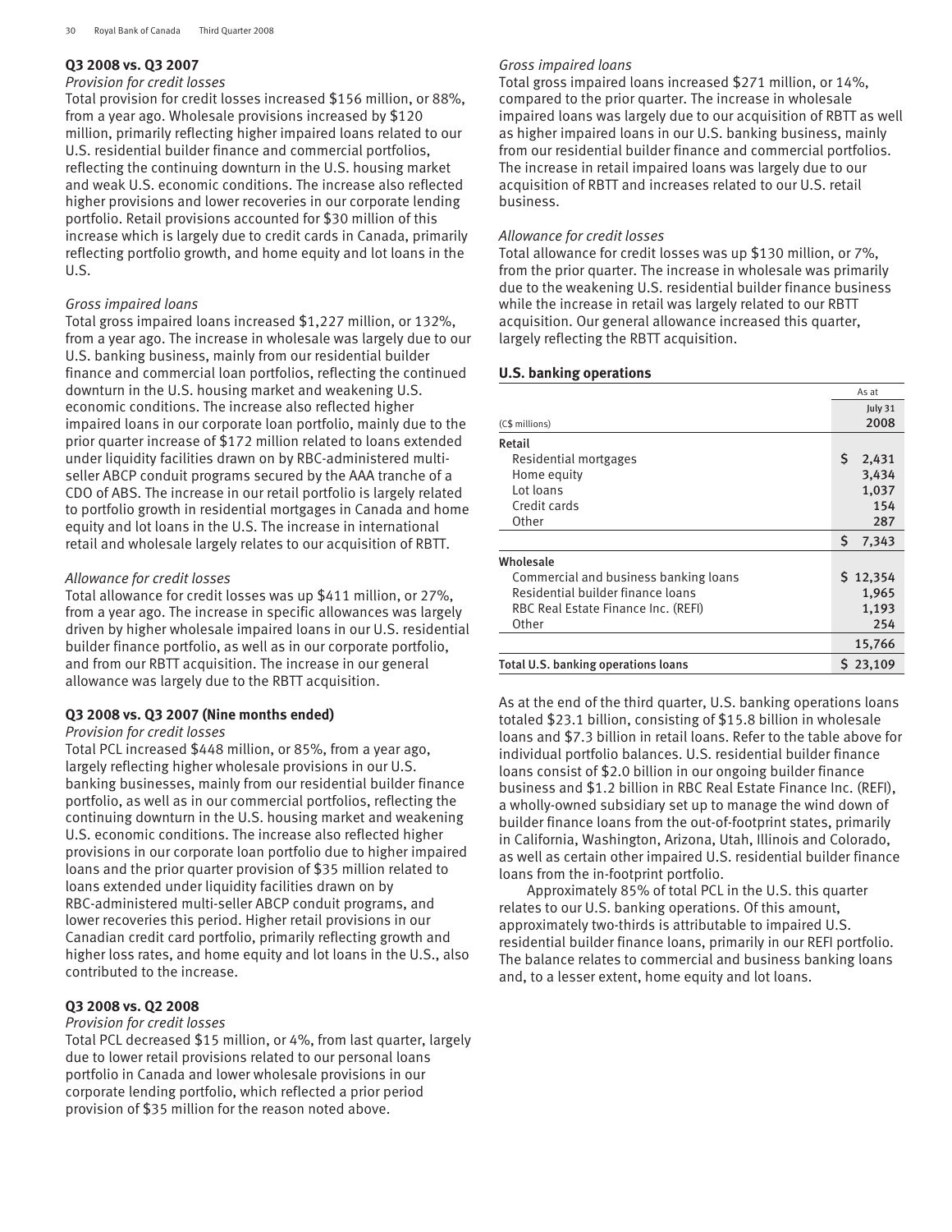### Q3 2008 vs. Q3 2007

*Provision for credit losses*

Total provision for credit losses increased $156 million, or 88%, from a year ago. Wholesale provisions increased by $120 million, primarily reflecting higher impaired loans related to our U.S. residential builder finance and commercial portfolios, reflecting the continuing downturn in the U.S. housing market and weak U.S. economic conditions. The increase also reflected higher provisions and lower recoveries in our corporate lending portfolio. Retail provisions accounted for $30 million of this increase which is largely due to credit cards in Canada, primarily reflecting portfolio growth, and home equity and lot loans in the U.S.

*Gross impaired loans*

Total gross impaired loans increased $1,227 million, or 132%, from a year ago. The increase in wholesale was largely due to our U.S. banking business, mainly from our residential builder finance and commercial loan portfolios, reflecting the continued downturn in the U.S. housing market and weakening U.S. economic conditions. The increase also reflected higher impaired loans in our corporate loan portfolio, mainly due to the prior quarter increase of $172 million related to loans extended under liquidity facilities drawn on by RBC-administered multi-seller ABCP conduit programs secured by the AAA tranche of a CDO of ABS. The increase in our retail portfolio is largely related to portfolio growth in residential mortgages in Canada and home equity and lot loans in the U.S. The increase in international retail and wholesale largely relates to our acquisition of RBTT.

*Allowance for credit losses*

Total allowance for credit losses was up $411 million, or 27%, from a year ago. The increase in specific allowances was largely driven by higher wholesale impaired loans in our U.S. residential builder finance portfolio, as well as in our corporate portfolio, and from our RBTT acquisition. The increase in our general allowance was largely due to the RBTT acquisition.

### Q3 2008 vs. Q3 2007 (Nine months ended)

*Provision for credit losses*

Total PCL increased $448 million, or 85%, from a year ago, largely reflecting higher wholesale provisions in our U.S. banking businesses, mainly from our residential builder finance portfolio, as well as in our commercial portfolios, reflecting the continuing downturn in the U.S. housing market and weakening U.S. economic conditions. The increase also reflected higher provisions in our corporate loan portfolio due to higher impaired loans and the prior quarter provision of $35 million related to loans extended under liquidity facilities drawn on by RBC-administered multi-seller ABCP conduit programs, and lower recoveries this period. Higher retail provisions in our Canadian credit card portfolio, primarily reflecting growth and higher loss rates, and home equity and lot loans in the U.S., also contributed to the increase.

### Q3 2008 vs. Q2 2008

*Provision for credit losses*

Total PCL decreased $15 million, or 4%, from last quarter, largely due to lower retail provisions related to our personal loans portfolio in Canada and lower wholesale provisions in our corporate lending portfolio, which reflected a prior period provision of $35 million for the reason noted above.

*Gross impaired loans*

Total gross impaired loans increased $271 million, or 14%, compared to the prior quarter. The increase in wholesale impaired loans was largely due to our acquisition of RBTT as well as higher impaired loans in our U.S. banking business, mainly from our residential builder finance and commercial portfolios. The increase in retail impaired loans was largely due to our acquisition of RBTT and increases related to our U.S. retail business.

*Allowance for credit losses*

Total allowance for credit losses was up $130 million, or 7%, from the prior quarter. The increase in wholesale was primarily due to the weakening U.S. residential builder finance business while the increase in retail was largely related to our RBTT acquisition. Our general allowance increased this quarter, largely reflecting the RBTT acquisition.

### U.S. banking operations

| (C$ millions) | As at July 31 2008 |
|---|---|
| **Retail** | |
| Residential mortgages | $ 2,431 |
| Home equity | 3,434 |
| Lot loans | 1,037 |
| Credit cards | 154 |
| Other | 287 |
| | $ 7,343 |
| **Wholesale** | |
| Commercial and business banking loans | $ 12,354 |
| Residential builder finance loans | 1,965 |
| RBC Real Estate Finance Inc. (REFI) | 1,193 |
| Other | 254 |
| | 15,766 |
| **Total U.S. banking operations loans** | $ 23,109 |

As at the end of the third quarter, U.S. banking operations loans totaled $23.1 billion, consisting of $15.8 billion in wholesale loans and $7.3 billion in retail loans. Refer to the table above for individual portfolio balances. U.S. residential builder finance loans consist of $2.0 billion in our ongoing builder finance business and $1.2 billion in RBC Real Estate Finance Inc. (REFI), a wholly-owned subsidiary set up to manage the wind down of builder finance loans from the out-of-footprint states, primarily in California, Washington, Arizona, Utah, Illinois and Colorado, as well as certain other impaired U.S. residential builder finance loans from the in-footprint portfolio.

Approximately 85% of total PCL in the U.S. this quarter relates to our U.S. banking operations. Of this amount, approximately two-thirds is attributable to impaired U.S. residential builder finance loans, primarily in our REFI portfolio. The balance relates to commercial and business banking loans and, to a lesser extent, home equity and lot loans.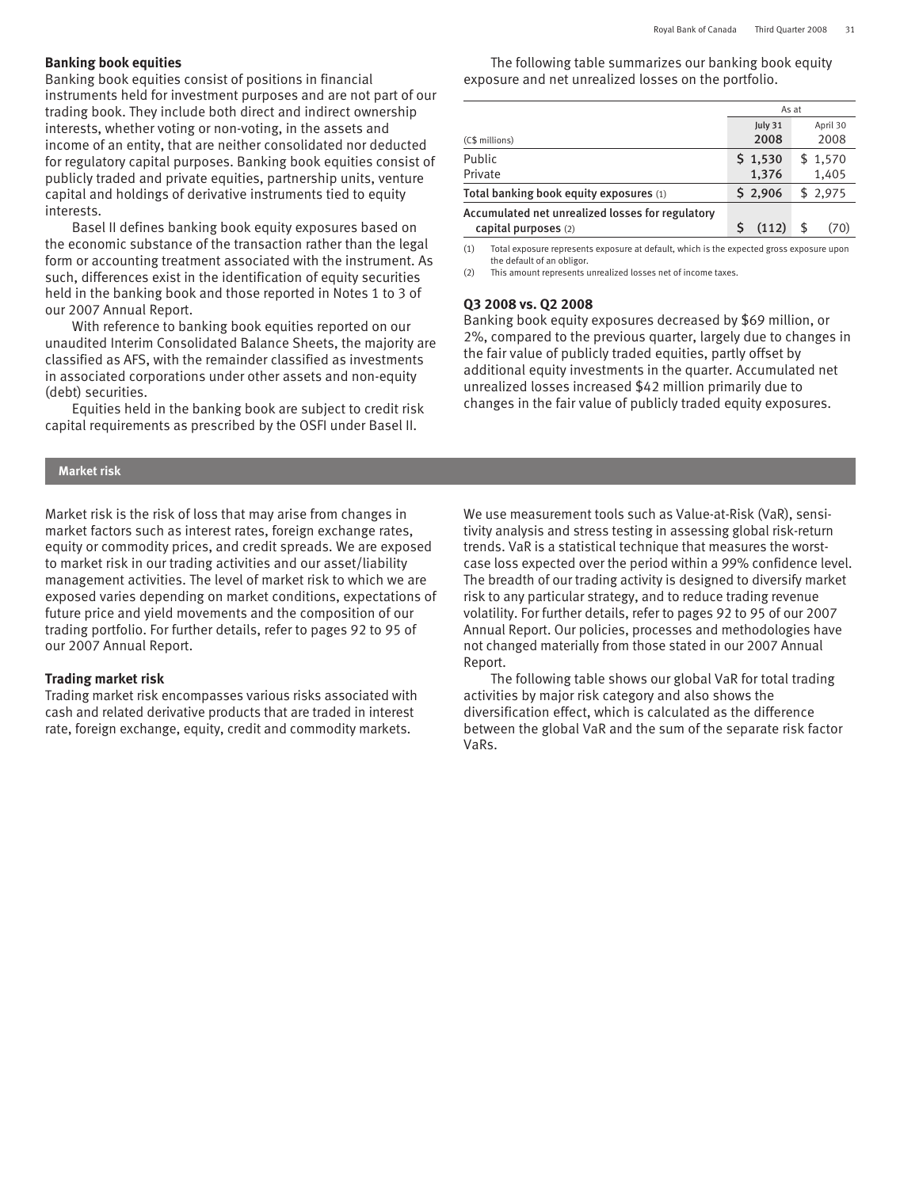### Banking book equities

Banking book equities consist of positions in financial instruments held for investment purposes and are not part of our trading book. They include both direct and indirect ownership interests, whether voting or non-voting, in the assets and income of an entity, that are neither consolidated nor deducted for regulatory capital purposes. Banking book equities consist of publicly traded and private equities, partnership units, venture capital and holdings of derivative instruments tied to equity interests.

Basel II defines banking book equity exposures based on the economic substance of the transaction rather than the legal form or accounting treatment associated with the instrument. As such, differences exist in the identification of equity securities held in the banking book and those reported in Notes 1 to 3 of our 2007 Annual Report.

With reference to banking book equities reported on our unaudited Interim Consolidated Balance Sheets, the majority are classified as AFS, with the remainder classified as investments in associated corporations under other assets and non-equity (debt) securities.

Equities held in the banking book are subject to credit risk capital requirements as prescribed by the OSFI under Basel II.

The following table summarizes our banking book equity exposure and net unrealized losses on the portfolio.

| | As at | |
|---|---|---|
| (C$ millions) | July 31 2008 | April 30 2008 |
| Public | $ 1,530 | $ 1,570 |
| Private | 1,376 | 1,405 |
| Total banking book equity exposures (1) | $ 2,906 | $ 2,975 |
| Accumulated net unrealized losses for regulatory capital purposes (2) | $ (112) | $ (70) |

(1) Total exposure represents exposure at default, which is the expected gross exposure upon the default of an obligor.
(2) This amount represents unrealized losses net of income taxes.

#### Q3 2008 vs. Q2 2008

Banking book equity exposures decreased by $69 million, or 2%, compared to the previous quarter, largely due to changes in the fair value of publicly traded equities, partly offset by additional equity investments in the quarter. Accumulated net unrealized losses increased $42 million primarily due to changes in the fair value of publicly traded equity exposures.

## Market risk

Market risk is the risk of loss that may arise from changes in market factors such as interest rates, foreign exchange rates, equity or commodity prices, and credit spreads. We are exposed to market risk in our trading activities and our asset/liability management activities. The level of market risk to which we are exposed varies depending on market conditions, expectations of future price and yield movements and the composition of our trading portfolio. For further details, refer to pages 92 to 95 of our 2007 Annual Report.

### Trading market risk

Trading market risk encompasses various risks associated with cash and related derivative products that are traded in interest rate, foreign exchange, equity, credit and commodity markets.

We use measurement tools such as Value-at-Risk (VaR), sensitivity analysis and stress testing in assessing global risk-return trends. VaR is a statistical technique that measures the worst-case loss expected over the period within a 99% confidence level. The breadth of our trading activity is designed to diversify market risk to any particular strategy, and to reduce trading revenue volatility. For further details, refer to pages 92 to 95 of our 2007 Annual Report. Our policies, processes and methodologies have not changed materially from those stated in our 2007 Annual Report.

The following table shows our global VaR for total trading activities by major risk category and also shows the diversification effect, which is calculated as the difference between the global VaR and the sum of the separate risk factor VaRs.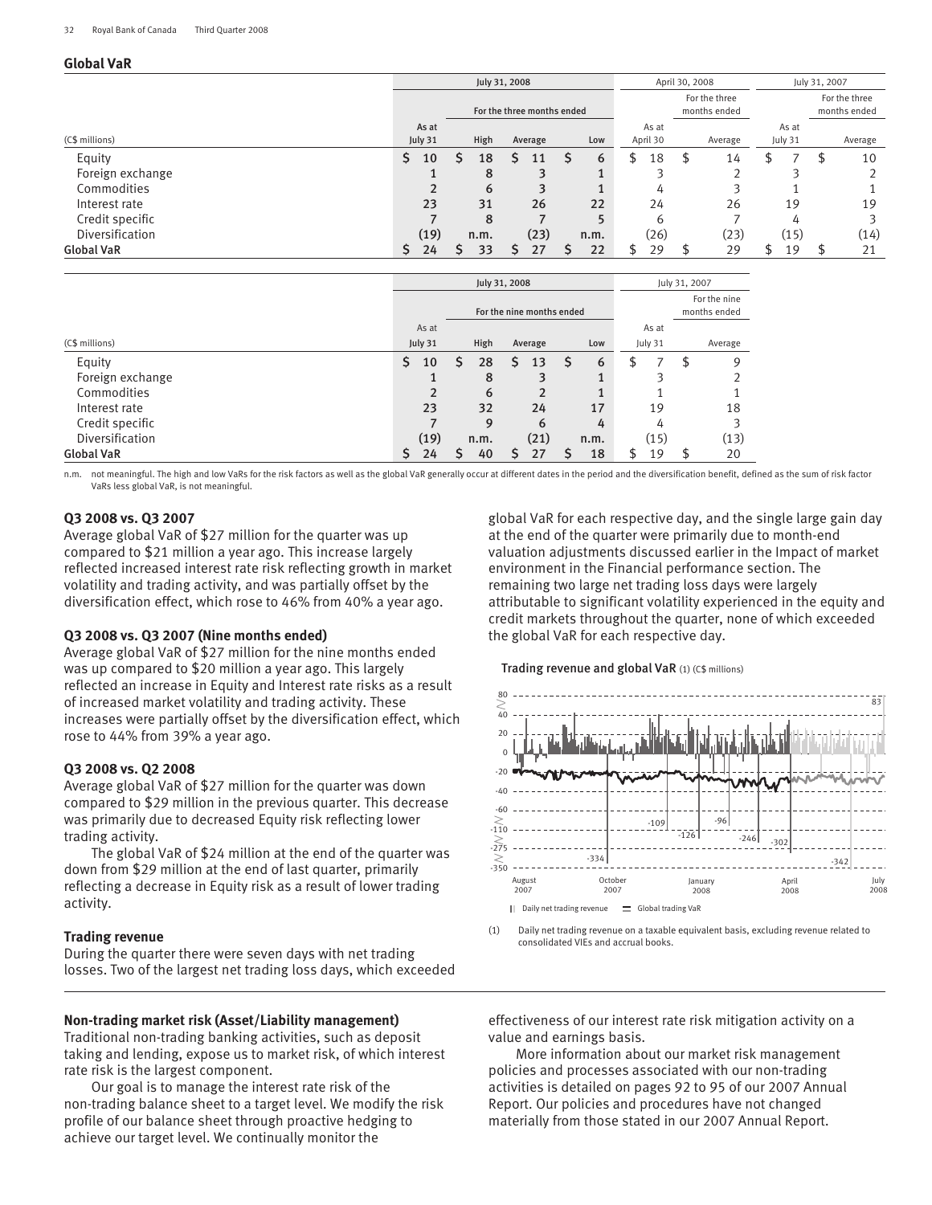## Global VaR

| (C$ millions) | July 31, 2008 | | | | April 30, 2008 | | July 31, 2007 | |
|---|---|---|---|---|---|---|---|---|
| | | For the three months ended | | | | For the three months ended | | For the three months ended |
| | As at July 31 | High | Average | Low | As at April 30 | Average | As at July 31 | Average |
| Equity | $ 10 | $ 18 | $ 11 | $ 6 | $ 18 | $ 14 | $ 7 | $ 10 |
| Foreign exchange | 1 | 8 | 3 | 1 | 3 | 2 | 3 | 2 |
| Commodities | 2 | 6 | 3 | 1 | 4 | 3 | 1 | 1 |
| Interest rate | 23 | 31 | 26 | 22 | 24 | 26 | 19 | 19 |
| Credit specific | 7 | 8 | 7 | 5 | 6 | 7 | 4 | 3 |
| Diversification | (19) | n.m. | (23) | n.m. | (26) | (23) | (15) | (14) |
| **Global VaR** | $ 24 | $ 33 | $ 27 | $ 22 | $ 29 | $ 29 | $ 19 | $ 21 |

| (C$ millions) | July 31, 2008 | | | | July 31, 2007 | |
|---|---|---|---|---|---|---|
| | | For the nine months ended | | | | For the nine months ended |
| | As at July 31 | High | Average | Low | As at July 31 | Average |
| Equity | $ 10 | $ 28 | $ 13 | $ 6 | $ 7 | $ 9 |
| Foreign exchange | 1 | 8 | 3 | 1 | 3 | 2 |
| Commodities | 2 | 6 | 2 | 1 | 1 | 1 |
| Interest rate | 23 | 32 | 24 | 17 | 19 | 18 |
| Credit specific | 7 | 9 | 6 | 4 | 4 | 3 |
| Diversification | (19) | n.m. | (21) | n.m. | (15) | (13) |
| **Global VaR** | $ 24 | $ 40 | $ 27 | $ 18 | $ 19 | $ 20 |

n.m. not meaningful. The high and low VaRs for the risk factors as well as the global VaR generally occur at different dates in the period and the diversification benefit, defined as the sum of risk factor VaRs less global VaR, is not meaningful.

### Q3 2008 vs. Q3 2007

Average global VaR of $27 million for the quarter was up compared to $21 million a year ago. This increase largely reflected increased interest rate risk reflecting growth in market volatility and trading activity, and was partially offset by the diversification effect, which rose to 46% from 40% a year ago.

### Q3 2008 vs. Q3 2007 (Nine months ended)

Average global VaR of $27 million for the nine months ended was up compared to $20 million a year ago. This largely reflected an increase in Equity and Interest rate risks as a result of increased market volatility and trading activity. These increases were partially offset by the diversification effect, which rose to 44% from 39% a year ago.

### Q3 2008 vs. Q2 2008

Average global VaR of $27 million for the quarter was down compared to $29 million in the previous quarter. This decrease was primarily due to decreased Equity risk reflecting lower trading activity.

The global VaR of $24 million at the end of the quarter was down from $29 million at the end of last quarter, primarily reflecting a decrease in Equity risk as a result of lower trading activity.

### Trading revenue

During the quarter there were seven days with net trading losses. Two of the largest net trading loss days, which exceeded global VaR for each respective day, and the single large gain day at the end of the quarter were primarily due to month-end valuation adjustments discussed earlier in the Impact of market environment in the Financial performance section. The remaining two large net trading loss days were largely attributable to significant volatility experienced in the equity and credit markets throughout the quarter, none of which exceeded the global VaR for each respective day.

**Trading revenue and global VaR** (1) (C$ millions)

(1) Daily net trading revenue on a taxable equivalent basis, excluding revenue related to consolidated VIEs and accrual books.

### Non-trading market risk (Asset/Liability management)

Traditional non-trading banking activities, such as deposit taking and lending, expose us to market risk, of which interest rate risk is the largest component.

Our goal is to manage the interest rate risk of the non-trading balance sheet to a target level. We modify the risk profile of our balance sheet through proactive hedging to achieve our target level. We continually monitor the effectiveness of our interest rate risk mitigation activity on a value and earnings basis.

More information about our market risk management policies and processes associated with our non-trading activities is detailed on pages 92 to 95 of our 2007 Annual Report. Our policies and procedures have not changed materially from those stated in our 2007 Annual Report.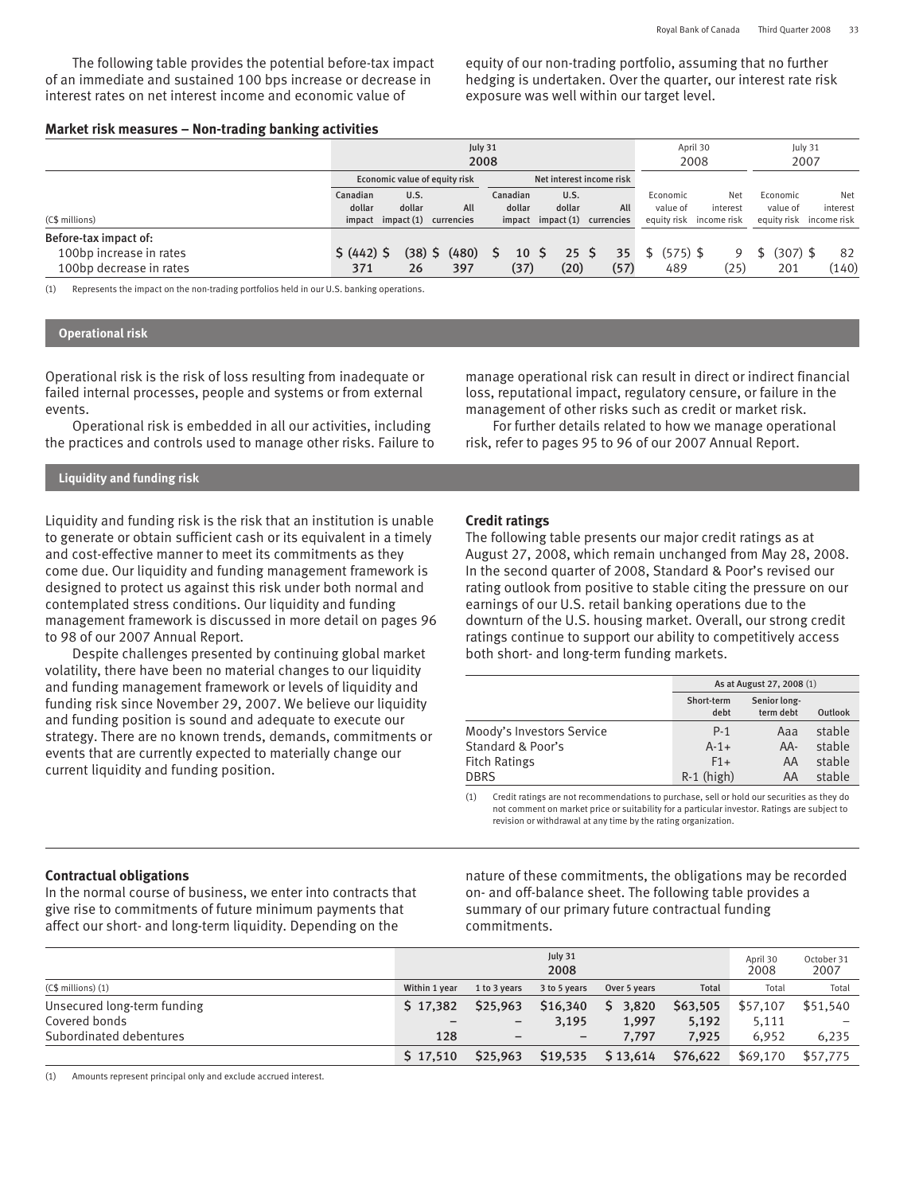The following table provides the potential before-tax impact of an immediate and sustained 100 bps increase or decrease in interest rates on net interest income and economic value of equity of our non-trading portfolio, assuming that no further hedging is undertaken. Over the quarter, our interest rate risk exposure was well within our target level.

**Market risk measures – Non-trading banking activities**

| | July 31 2008 | | | | | | April 30 2008 | | July 31 2007 | |
|---|---|---|---|---|---|---|---|---|---|---|
| | Economic value of equity risk | | | Net interest income risk | | | | | | |
| (C$ millions) | Canadian dollar impact | U.S. dollar impact (1) | All currencies | Canadian dollar impact | U.S. dollar impact (1) | All currencies | Economic value of equity risk | Net interest income risk | Economic value of equity risk | Net interest income risk |
| Before-tax impact of: | | | | | | | | | | |
| 100bp increase in rates | $ (442) | $ (38) | $ (480) | $ 10 | $ 25 | $ 35 | $ (575) | $ 9 | $ (307) | $ 82 |
| 100bp decrease in rates | 371 | 26 | 397 | (37) | (20) | (57) | 489 | (25) | 201 | (140) |

(1) Represents the impact on the non-trading portfolios held in our U.S. banking operations.

## Operational risk

Operational risk is the risk of loss resulting from inadequate or failed internal processes, people and systems or from external events.

Operational risk is embedded in all our activities, including the practices and controls used to manage other risks. Failure to manage operational risk can result in direct or indirect financial loss, reputational impact, regulatory censure, or failure in the management of other risks such as credit or market risk.

For further details related to how we manage operational risk, refer to pages 95 to 96 of our 2007 Annual Report.

## Liquidity and funding risk

Liquidity and funding risk is the risk that an institution is unable to generate or obtain sufficient cash or its equivalent in a timely and cost-effective manner to meet its commitments as they come due. Our liquidity and funding management framework is designed to protect us against this risk under both normal and contemplated stress conditions. Our liquidity and funding management framework is discussed in more detail on pages 96 to 98 of our 2007 Annual Report.

Despite challenges presented by continuing global market volatility, there have been no material changes to our liquidity and funding management framework or levels of liquidity and funding risk since November 29, 2007. We believe our liquidity and funding position is sound and adequate to execute our strategy. There are no known trends, demands, commitments or events that are currently expected to materially change our current liquidity and funding position.

**Credit ratings**

The following table presents our major credit ratings as at August 27, 2008, which remain unchanged from May 28, 2008. In the second quarter of 2008, Standard & Poor's revised our rating outlook from positive to stable citing the pressure on our earnings of our U.S. retail banking operations due to the downturn of the U.S. housing market. Overall, our strong credit ratings continue to support our ability to competitively access both short- and long-term funding markets.

| | As at August 27, 2008 (1) | | |
|---|---|---|---|
| | Short-term debt | Senior long-term debt | Outlook |
| Moody's Investors Service | P-1 | Aaa | stable |
| Standard & Poor's | A-1+ | AA- | stable |
| Fitch Ratings | F1+ | AA | stable |
| DBRS | R-1 (high) | AA | stable |

(1) Credit ratings are not recommendations to purchase, sell or hold our securities as they do not comment on market price or suitability for a particular investor. Ratings are subject to revision or withdrawal at any time by the rating organization.

**Contractual obligations**

In the normal course of business, we enter into contracts that give rise to commitments of future minimum payments that affect our short- and long-term liquidity. Depending on the nature of these commitments, the obligations may be recorded on- and off-balance sheet. The following table provides a summary of our primary future contractual funding commitments.

| | July 31 2008 | | | | | April 30 2008 | October 31 2007 |
|---|---|---|---|---|---|---|---|
| (C$ millions) (1) | Within 1 year | 1 to 3 years | 3 to 5 years | Over 5 years | Total | Total | Total |
| Unsecured long-term funding | $ 17,382 | $25,963 | $16,340 | $ 3,820 | $63,505 | $57,107 | $51,540 |
| Covered bonds | – | – | 3,195 | 1,997 | 5,192 | 5,111 | – |
| Subordinated debentures | 128 | – | – | 7,797 | 7,925 | 6,952 | 6,235 |
| | $ 17,510 | $25,963 | $19,535 | $ 13,614 | $76,622 | $69,170 | $57,775 |

(1) Amounts represent principal only and exclude accrued interest.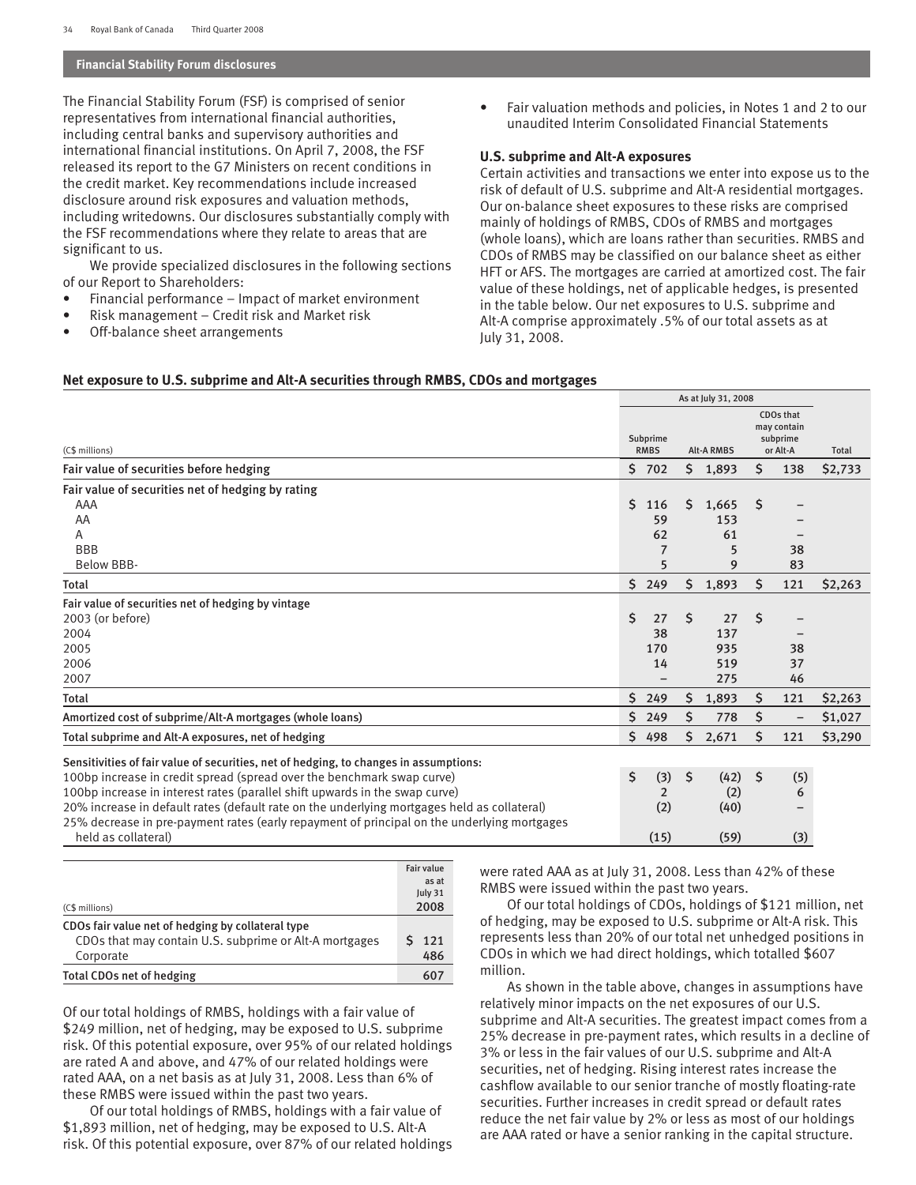## Financial Stability Forum disclosures

The Financial Stability Forum (FSF) is comprised of senior representatives from international financial authorities, including central banks and supervisory authorities and international financial institutions. On April 7, 2008, the FSF released its report to the G7 Ministers on recent conditions in the credit market. Key recommendations include increased disclosure around risk exposures and valuation methods, including writedowns. Our disclosures substantially comply with the FSF recommendations where they relate to areas that are significant to us.

We provide specialized disclosures in the following sections of our Report to Shareholders:

- Financial performance – Impact of market environment
- Risk management – Credit risk and Market risk
- Off-balance sheet arrangements
- Fair valuation methods and policies, in Notes 1 and 2 to our unaudited Interim Consolidated Financial Statements

### U.S. subprime and Alt-A exposures

Certain activities and transactions we enter into expose us to the risk of default of U.S. subprime and Alt-A residential mortgages. Our on-balance sheet exposures to these risks are comprised mainly of holdings of RMBS, CDOs of RMBS and mortgages (whole loans), which are loans rather than securities. RMBS and CDOs of RMBS may be classified on our balance sheet as either HFT or AFS. The mortgages are carried at amortized cost. The fair value of these holdings, net of applicable hedges, is presented in the table below. Our net exposures to U.S. subprime and Alt-A comprise approximately .5% of our total assets as at July 31, 2008.

**Net exposure to U.S. subprime and Alt-A securities through RMBS, CDOs and mortgages**

| | As at July 31, 2008 | | | |
|---|---|---|---|---|
| (C$ millions) | Subprime RMBS | Alt-A RMBS | CDOs that may contain subprime or Alt-A | Total |
| **Fair value of securities before hedging** | $ 702 | $ 1,893 | $ 138 | $2,733 |
| **Fair value of securities net of hedging by rating** | | | | |
| AAA | $ 116 | $ 1,665 | $ – | |
| AA | 59 | 153 | – | |
| A | 62 | 61 | – | |
| BBB | 7 | 5 | 38 | |
| Below BBB- | 5 | 9 | 83 | |
| **Total** | $ 249 | $ 1,893 | $ 121 | $2,263 |
| **Fair value of securities net of hedging by vintage** | | | | |
| 2003 (or before) | $ 27 | $ 27 | $ – | |
| 2004 | 38 | 137 | – | |
| 2005 | 170 | 935 | 38 | |
| 2006 | 14 | 519 | 37 | |
| 2007 | – | 275 | 46 | |
| **Total** | $ 249 | $ 1,893 | $ 121 | $2,263 |
| **Amortized cost of subprime/Alt-A mortgages (whole loans)** | $ 249 | $ 778 | $ – | $1,027 |
| **Total subprime and Alt-A exposures, net of hedging** | $ 498 | $ 2,671 | $ 121 | $3,290 |
| **Sensitivities of fair value of securities, net of hedging, to changes in assumptions:** | | | | |
| 100bp increase in credit spread (spread over the benchmark swap curve) | $ (3) | $ (42) | $ (5) | |
| 100bp increase in interest rates (parallel shift upwards in the swap curve) | 2 | (2) | 6 | |
| 20% increase in default rates (default rate on the underlying mortgages held as collateral) | (2) | (40) | – | |
| 25% decrease in pre-payment rates (early repayment of principal on the underlying mortgages held as collateral) | (15) | (59) | (3) | |

| (C$ millions) | Fair value as at July 31 2008 |
|---|---|
| **CDOs fair value net of hedging by collateral type** | |
| CDOs that may contain U.S. subprime or Alt-A mortgages | $ 121 |
| Corporate | 486 |
| **Total CDOs net of hedging** | 607 |

Of our total holdings of RMBS, holdings with a fair value of $249 million, net of hedging, may be exposed to U.S. subprime risk. Of this potential exposure, over 95% of our related holdings are rated A and above, and 47% of our related holdings were rated AAA, on a net basis as at July 31, 2008. Less than 6% of these RMBS were issued within the past two years.

Of our total holdings of RMBS, holdings with a fair value of $1,893 million, net of hedging, may be exposed to U.S. Alt-A risk. Of this potential exposure, over 87% of our related holdings were rated AAA as at July 31, 2008. Less than 42% of these RMBS were issued within the past two years.

Of our total holdings of CDOs, holdings of $121 million, net of hedging, may be exposed to U.S. subprime or Alt-A risk. This represents less than 20% of our total net unhedged positions in CDOs in which we had direct holdings, which totalled $607 million.

As shown in the table above, changes in assumptions have relatively minor impacts on the net exposures of our U.S. subprime and Alt-A securities. The greatest impact comes from a 25% decrease in pre-payment rates, which results in a decline of 3% or less in the fair values of our U.S. subprime and Alt-A securities, net of hedging. Rising interest rates increase the cashflow available to our senior tranche of mostly floating-rate securities. Further increases in credit spread or default rates reduce the net fair value by 2% or less as most of our holdings are AAA rated or have a senior ranking in the capital structure.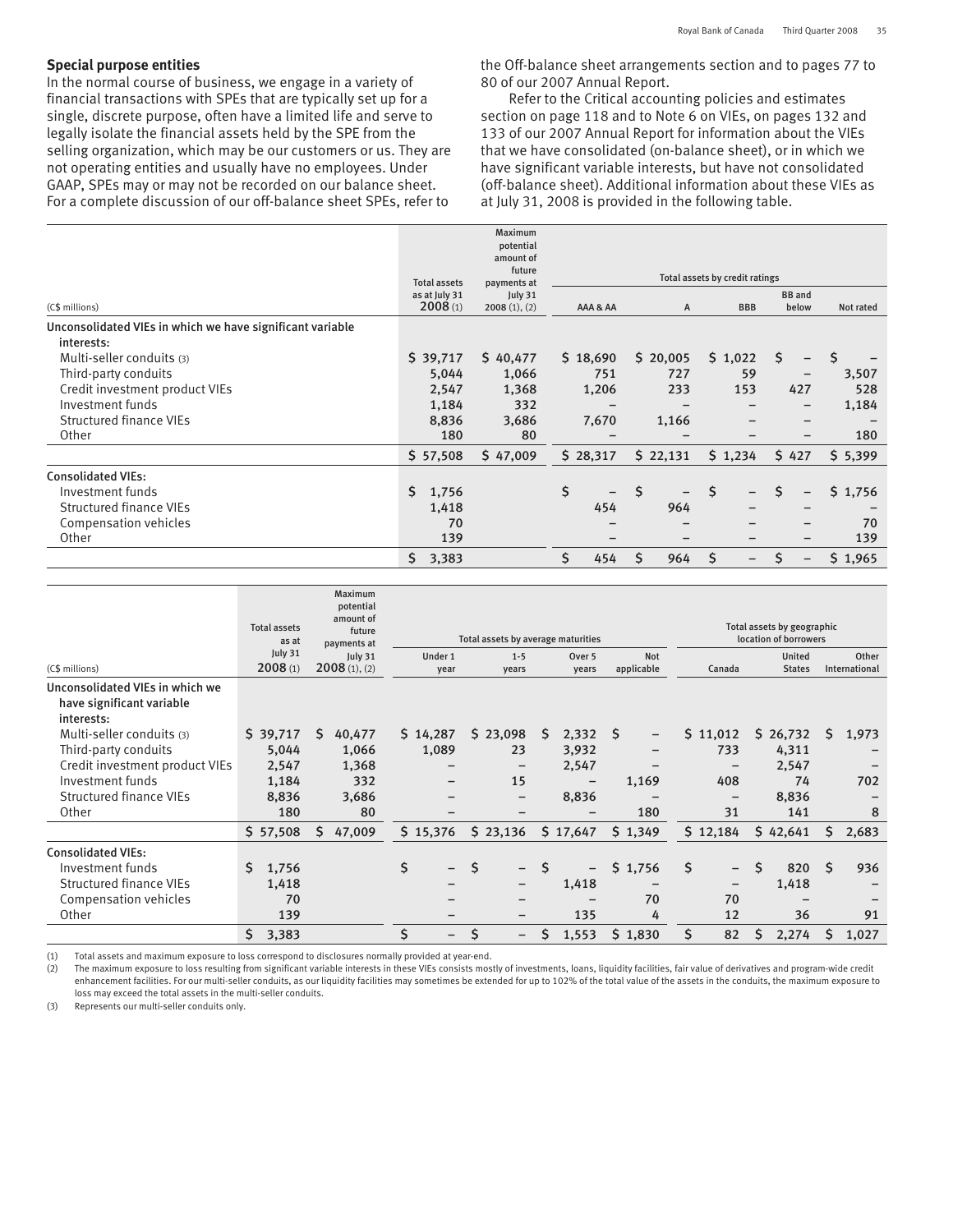## Special purpose entities

In the normal course of business, we engage in a variety of financial transactions with SPEs that are typically set up for a single, discrete purpose, often have a limited life and serve to legally isolate the financial assets held by the SPE from the selling organization, which may be our customers or us. They are not operating entities and usually have no employees. Under GAAP, SPEs may or may not be recorded on our balance sheet. For a complete discussion of our off-balance sheet SPEs, refer to the Off-balance sheet arrangements section and to pages 77 to 80 of our 2007 Annual Report.

Refer to the Critical accounting policies and estimates section on page 118 and to Note 6 on VIEs, on pages 132 and 133 of our 2007 Annual Report for information about the VIEs that we have consolidated (on-balance sheet), or in which we have significant variable interests, but have not consolidated (off-balance sheet). Additional information about these VIEs as at July 31, 2008 is provided in the following table.

| (C$ millions) | Total assets as at July 31 2008 (1) | Maximum potential amount of future payments at July 31 2008 (1), (2) | Total assets by credit ratings | | | | |
|---|---|---|---|---|---|---|---|
| | | | AAA & AA | A | BBB | BB and below | Not rated |
| **Unconsolidated VIEs in which we have significant variable interests:** | | | | | | | |
| Multi-seller conduits (3) | $ 39,717 | $ 40,477 | $ 18,690 | $ 20,005 | $ 1,022 | $ – | $ – |
| Third-party conduits | 5,044 | 1,066 | 751 | 727 | 59 | – | 3,507 |
| Credit investment product VIEs | 2,547 | 1,368 | 1,206 | 233 | 153 | 427 | 528 |
| Investment funds | 1,184 | 332 | – | – | – | – | 1,184 |
| Structured finance VIEs | 8,836 | 3,686 | 7,670 | 1,166 | – | – | – |
| Other | 180 | 80 | – | – | – | – | 180 |
| | $ 57,508 | $ 47,009 | $ 28,317 | $ 22,131 | $ 1,234 | $ 427 | $ 5,399 |
| **Consolidated VIEs:** | | | | | | | |
| Investment funds | $ 1,756 | | $ – | $ – | $ – | $ – | $ 1,756 |
| Structured finance VIEs | 1,418 | | 454 | 964 | – | – | – |
| Compensation vehicles | 70 | | – | – | – | – | 70 |
| Other | 139 | | – | – | – | – | 139 |
| | $ 3,383 | | $ 454 | $ 964 | $ – | $ – | $ 1,965 |

| (C$ millions) | Total assets as at July 31 2008 (1) | Maximum potential amount of future payments at July 31 2008 (1), (2) | Total assets by average maturities | | | | Total assets by geographic location of borrowers | | |
|---|---|---|---|---|---|---|---|---|---|
| | | | Under 1 year | 1-5 years | Over 5 years | Not applicable | Canada | United States | Other International |
| **Unconsolidated VIEs in which we have significant variable interests:** | | | | | | | | | |
| Multi-seller conduits (3) | $ 39,717 | $ 40,477 | $ 14,287 | $ 23,098 | $ 2,332 | $ – | $ 11,012 | $ 26,732 | $ 1,973 |
| Third-party conduits | 5,044 | 1,066 | 1,089 | 23 | 3,932 | – | 733 | 4,311 | – |
| Credit investment product VIEs | 2,547 | 1,368 | – | – | 2,547 | – | – | 2,547 | – |
| Investment funds | 1,184 | 332 | – | 15 | – | 1,169 | 408 | 74 | 702 |
| Structured finance VIEs | 8,836 | 3,686 | – | – | 8,836 | – | – | 8,836 | – |
| Other | 180 | 80 | – | – | – | 180 | 31 | 141 | 8 |
| | $ 57,508 | $ 47,009 | $ 15,376 | $ 23,136 | $ 17,647 | $ 1,349 | $ 12,184 | $ 42,641 | $ 2,683 |
| **Consolidated VIEs:** | | | | | | | | | |
| Investment funds | $ 1,756 | | $ – | $ – | $ – | $ 1,756 | $ – | $ 820 | $ 936 |
| Structured finance VIEs | 1,418 | | – | – | 1,418 | – | – | 1,418 | – |
| Compensation vehicles | 70 | | – | – | – | 70 | 70 | – | – |
| Other | 139 | | – | – | 135 | 4 | 12 | 36 | 91 |
| | $ 3,383 | | $ – | $ – | $ 1,553 | $ 1,830 | $ 82 | $ 2,274 | $ 1,027 |

(1) Total assets and maximum exposure to loss correspond to disclosures normally provided at year-end.

(2) The maximum exposure to loss resulting from significant variable interests in these VIEs consists mostly of investments, loans, liquidity facilities, fair value of derivatives and program-wide credit enhancement facilities. For our multi-seller conduits, as our liquidity facilities may sometimes be extended for up to 102% of the total value of the assets in the conduits, the maximum exposure to loss may exceed the total assets in the multi-seller conduits.

(3) Represents our multi-seller conduits only.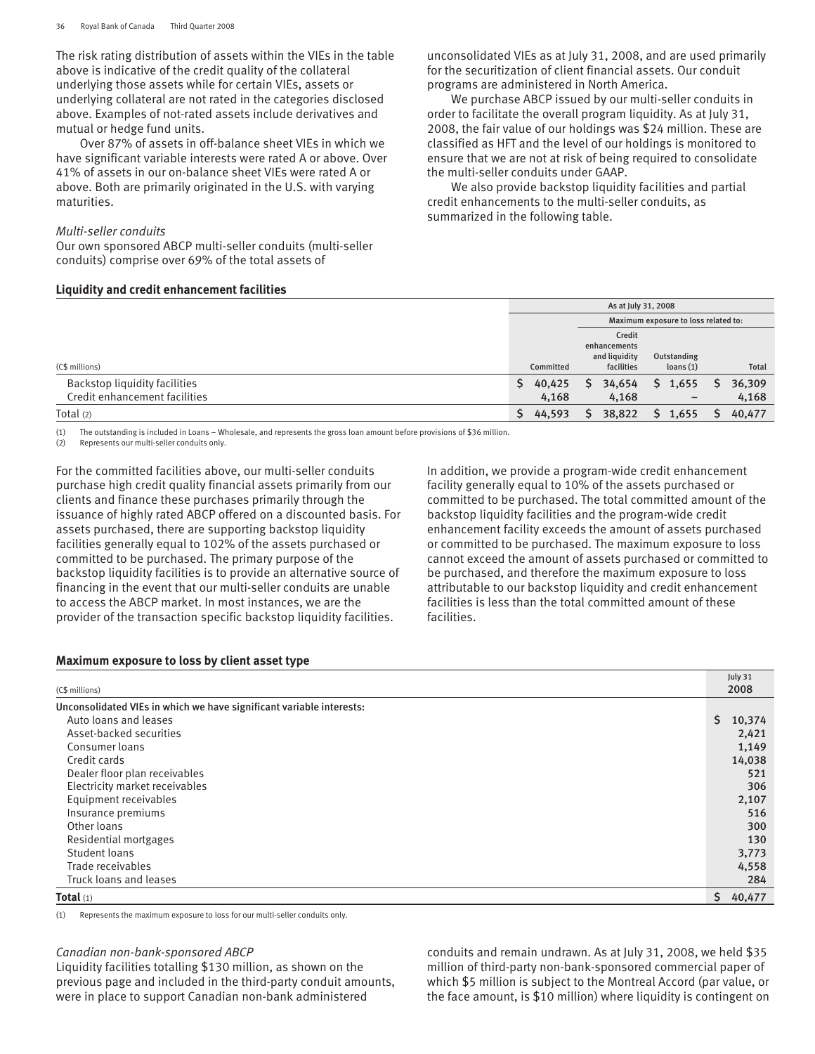The risk rating distribution of assets within the VIEs in the table above is indicative of the credit quality of the collateral underlying those assets while for certain VIEs, assets or underlying collateral are not rated in the categories disclosed above. Examples of not-rated assets include derivatives and mutual or hedge fund units.

Over 87% of assets in off-balance sheet VIEs in which we have significant variable interests were rated A or above. Over 41% of assets in our on-balance sheet VIEs were rated A or above. Both are primarily originated in the U.S. with varying maturities.

*Multi-seller conduits*

Our own sponsored ABCP multi-seller conduits (multi-seller conduits) comprise over 69% of the total assets of unconsolidated VIEs as at July 31, 2008, and are used primarily for the securitization of client financial assets. Our conduit programs are administered in North America.

We purchase ABCP issued by our multi-seller conduits in order to facilitate the overall program liquidity. As at July 31, 2008, the fair value of our holdings was $24 million. These are classified as HFT and the level of our holdings is monitored to ensure that we are not at risk of being required to consolidate the multi-seller conduits under GAAP.

We also provide backstop liquidity facilities and partial credit enhancements to the multi-seller conduits, as summarized in the following table.

**Liquidity and credit enhancement facilities**

| | As at July 31, 2008 | | | |
|---|---|---|---|---|
| | | Maximum exposure to loss related to: | | |
| (C$ millions) | Committed | Credit enhancements and liquidity facilities | Outstanding loans (1) | Total |
| Backstop liquidity facilities | $ 40,425 | $ 34,654 | $ 1,655 | $ 36,309 |
| Credit enhancement facilities | 4,168 | 4,168 | – | 4,168 |
| Total (2) | $ 44,593 | $ 38,822 | $ 1,655 | $ 40,477 |

(1) The outstanding is included in Loans – Wholesale, and represents the gross loan amount before provisions of $36 million.
(2) Represents our multi-seller conduits only.

For the committed facilities above, our multi-seller conduits purchase high credit quality financial assets primarily from our clients and finance these purchases primarily through the issuance of highly rated ABCP offered on a discounted basis. For assets purchased, there are supporting backstop liquidity facilities generally equal to 102% of the assets purchased or committed to be purchased. The primary purpose of the backstop liquidity facilities is to provide an alternative source of financing in the event that our multi-seller conduits are unable to access the ABCP market. In most instances, we are the provider of the transaction specific backstop liquidity facilities.

In addition, we provide a program-wide credit enhancement facility generally equal to 10% of the assets purchased or committed to be purchased. The total committed amount of the backstop liquidity facilities and the program-wide credit enhancement facility exceeds the amount of assets purchased or committed to be purchased. The maximum exposure to loss cannot exceed the amount of assets purchased or committed to be purchased, and therefore the maximum exposure to loss attributable to our backstop liquidity and credit enhancement facilities is less than the total committed amount of these facilities.

**Maximum exposure to loss by client asset type**

| (C$ millions) | July 31 2008 |
|---|---|
| **Unconsolidated VIEs in which we have significant variable interests:** | |
| Auto loans and leases | $ 10,374 |
| Asset-backed securities | 2,421 |
| Consumer loans | 1,149 |
| Credit cards | 14,038 |
| Dealer floor plan receivables | 521 |
| Electricity market receivables | 306 |
| Equipment receivables | 2,107 |
| Insurance premiums | 516 |
| Other loans | 300 |
| Residential mortgages | 130 |
| Student loans | 3,773 |
| Trade receivables | 4,558 |
| Truck loans and leases | 284 |
| **Total** (1) | $ 40,477 |

(1) Represents the maximum exposure to loss for our multi-seller conduits only.

*Canadian non-bank-sponsored ABCP*

Liquidity facilities totalling $130 million, as shown on the previous page and included in the third-party conduit amounts, were in place to support Canadian non-bank administered conduits and remain undrawn. As at July 31, 2008, we held $35 million of third-party non-bank-sponsored commercial paper of which $5 million is subject to the Montreal Accord (par value, or the face amount, is $10 million) where liquidity is contingent on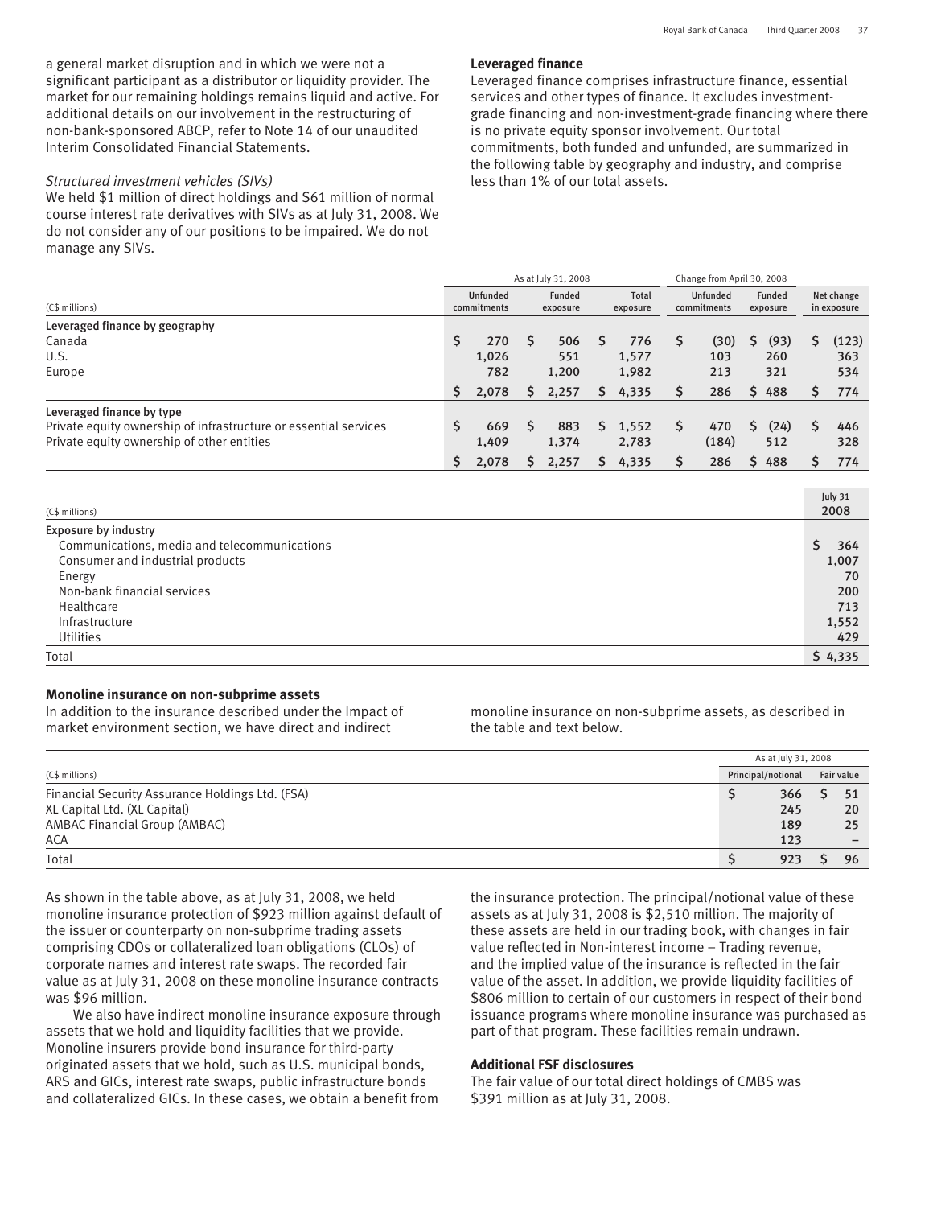a general market disruption and in which we were not a significant participant as a distributor or liquidity provider. The market for our remaining holdings remains liquid and active. For additional details on our involvement in the restructuring of non-bank-sponsored ABCP, refer to Note 14 of our unaudited Interim Consolidated Financial Statements.

*Structured investment vehicles (SIVs)*

We held $1 million of direct holdings and $61 million of normal course interest rate derivatives with SIVs as at July 31, 2008. We do not consider any of our positions to be impaired. We do not manage any SIVs.

**Leveraged finance**

Leveraged finance comprises infrastructure finance, essential services and other types of finance. It excludes investment-grade financing and non-investment-grade financing where there is no private equity sponsor involvement. Our total commitments, both funded and unfunded, are summarized in the following table by geography and industry, and comprise less than 1% of our total assets.

| | As at July 31, 2008 | | | Change from April 30, 2008 | | |
|---|---|---|---|---|---|---|
| (C$ millions) | Unfunded commitments | Funded exposure | Total exposure | Unfunded commitments | Funded exposure | Net change in exposure |
| **Leveraged finance by geography** | | | | | | |
| Canada | $ 270 | $ 506 | $ 776 | $ (30) | $ (93) | $ (123) |
| U.S. | 1,026 | 551 | 1,577 | 103 | 260 | 363 |
| Europe | 782 | 1,200 | 1,982 | 213 | 321 | 534 |
| | $ 2,078 | $ 2,257 | $ 4,335 | $ 286 | $ 488 | $ 774 |
| **Leveraged finance by type** | | | | | | |
| Private equity ownership of infrastructure or essential services | $ 669 | $ 883 | $ 1,552 | $ 470 | $ (24) | $ 446 |
| Private equity ownership of other entities | 1,409 | 1,374 | 2,783 | (184) | 512 | 328 |
| | $ 2,078 | $ 2,257 | $ 4,335 | $ 286 | $ 488 | $ 774 |

| (C$ millions) | July 31 2008 |
|---|---|
| **Exposure by industry** | |
| Communications, media and telecommunications | $ 364 |
| Consumer and industrial products | 1,007 |
| Energy | 70 |
| Non-bank financial services | 200 |
| Healthcare | 713 |
| Infrastructure | 1,552 |
| Utilities | 429 |
| Total | $ 4,335 |

**Monoline insurance on non-subprime assets**

In addition to the insurance described under the Impact of market environment section, we have direct and indirect monoline insurance on non-subprime assets, as described in the table and text below.

| | As at July 31, 2008 | |
|---|---|---|
| (C$ millions) | Principal/notional | Fair value |
| Financial Security Assurance Holdings Ltd. (FSA) | $ 366 | $ 51 |
| XL Capital Ltd. (XL Capital) | 245 | 20 |
| AMBAC Financial Group (AMBAC) | 189 | 25 |
| ACA | 123 | – |
| Total | $ 923 | $ 96 |

As shown in the table above, as at July 31, 2008, we held monoline insurance protection of $923 million against default of the issuer or counterparty on non-subprime trading assets comprising CDOs or collateralized loan obligations (CLOs) of corporate names and interest rate swaps. The recorded fair value as at July 31, 2008 on these monoline insurance contracts was $96 million.

We also have indirect monoline insurance exposure through assets that we hold and liquidity facilities that we provide. Monoline insurers provide bond insurance for third-party originated assets that we hold, such as U.S. municipal bonds, ARS and GICs, interest rate swaps, public infrastructure bonds and collateralized GICs. In these cases, we obtain a benefit from the insurance protection. The principal/notional value of these assets as at July 31, 2008 is $2,510 million. The majority of these assets are held in our trading book, with changes in fair value reflected in Non-interest income – Trading revenue, and the implied value of the insurance is reflected in the fair value of the asset. In addition, we provide liquidity facilities of $806 million to certain of our customers in respect of their bond issuance programs where monoline insurance was purchased as part of that program. These facilities remain undrawn.

**Additional FSF disclosures**

The fair value of our total direct holdings of CMBS was $391 million as at July 31, 2008.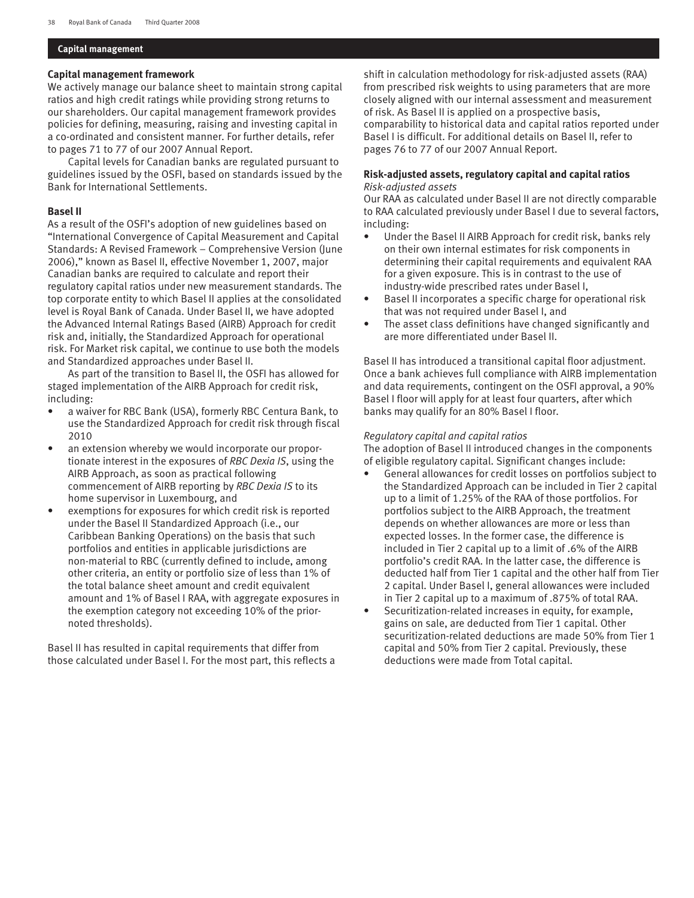## Capital management

### Capital management framework

We actively manage our balance sheet to maintain strong capital ratios and high credit ratings while providing strong returns to our shareholders. Our capital management framework provides policies for defining, measuring, raising and investing capital in a co-ordinated and consistent manner. For further details, refer to pages 71 to 77 of our 2007 Annual Report.

Capital levels for Canadian banks are regulated pursuant to guidelines issued by the OSFI, based on standards issued by the Bank for International Settlements.

### Basel II

As a result of the OSFI's adoption of new guidelines based on "International Convergence of Capital Measurement and Capital Standards: A Revised Framework – Comprehensive Version (June 2006)," known as Basel II, effective November 1, 2007, major Canadian banks are required to calculate and report their regulatory capital ratios under new measurement standards. The top corporate entity to which Basel II applies at the consolidated level is Royal Bank of Canada. Under Basel II, we have adopted the Advanced Internal Ratings Based (AIRB) Approach for credit risk and, initially, the Standardized Approach for operational risk. For Market risk capital, we continue to use both the models and Standardized approaches under Basel II.

As part of the transition to Basel II, the OSFI has allowed for staged implementation of the AIRB Approach for credit risk, including:

- a waiver for RBC Bank (USA), formerly RBC Centura Bank, to use the Standardized Approach for credit risk through fiscal 2010
- an extension whereby we would incorporate our proportionate interest in the exposures of *RBC Dexia IS*, using the AIRB Approach, as soon as practical following commencement of AIRB reporting by *RBC Dexia IS* to its home supervisor in Luxembourg, and
- exemptions for exposures for which credit risk is reported under the Basel II Standardized Approach (i.e., our Caribbean Banking Operations) on the basis that such portfolios and entities in applicable jurisdictions are non-material to RBC (currently defined to include, among other criteria, an entity or portfolio size of less than 1% of the total balance sheet amount and credit equivalent amount and 1% of Basel I RAA, with aggregate exposures in the exemption category not exceeding 10% of the prior-noted thresholds).

Basel II has resulted in capital requirements that differ from those calculated under Basel I. For the most part, this reflects a shift in calculation methodology for risk-adjusted assets (RAA) from prescribed risk weights to using parameters that are more closely aligned with our internal assessment and measurement of risk. As Basel II is applied on a prospective basis, comparability to historical data and capital ratios reported under Basel I is difficult. For additional details on Basel II, refer to pages 76 to 77 of our 2007 Annual Report.

### Risk-adjusted assets, regulatory capital and capital ratios

*Risk-adjusted assets*

Our RAA as calculated under Basel II are not directly comparable to RAA calculated previously under Basel I due to several factors, including:

- Under the Basel II AIRB Approach for credit risk, banks rely on their own internal estimates for risk components in determining their capital requirements and equivalent RAA for a given exposure. This is in contrast to the use of industry-wide prescribed rates under Basel I,
- Basel II incorporates a specific charge for operational risk that was not required under Basel I, and
- The asset class definitions have changed significantly and are more differentiated under Basel II.

Basel II has introduced a transitional capital floor adjustment. Once a bank achieves full compliance with AIRB implementation and data requirements, contingent on the OSFI approval, a 90% Basel I floor will apply for at least four quarters, after which banks may qualify for an 80% Basel I floor.

*Regulatory capital and capital ratios*

The adoption of Basel II introduced changes in the components of eligible regulatory capital. Significant changes include:

- General allowances for credit losses on portfolios subject to the Standardized Approach can be included in Tier 2 capital up to a limit of 1.25% of the RAA of those portfolios. For portfolios subject to the AIRB Approach, the treatment depends on whether allowances are more or less than expected losses. In the former case, the difference is included in Tier 2 capital up to a limit of .6% of the AIRB portfolio's credit RAA. In the latter case, the difference is deducted half from Tier 1 capital and the other half from Tier 2 capital. Under Basel I, general allowances were included in Tier 2 capital up to a maximum of .875% of total RAA.
- Securitization-related increases in equity, for example, gains on sale, are deducted from Tier 1 capital. Other securitization-related deductions are made 50% from Tier 1 capital and 50% from Tier 2 capital. Previously, these deductions were made from Total capital.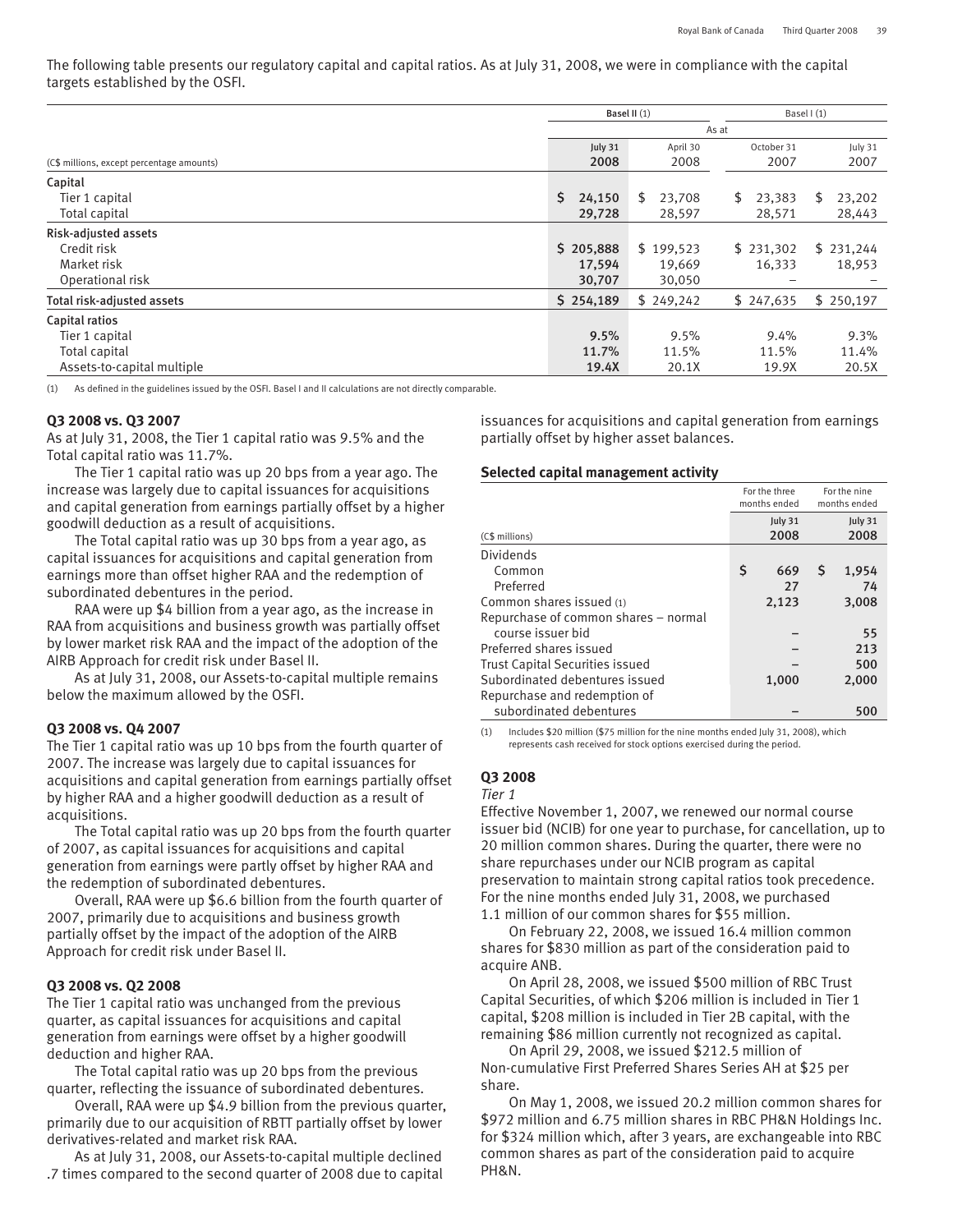The following table presents our regulatory capital and capital ratios. As at July 31, 2008, we were in compliance with the capital targets established by the OSFI.

| | Basel II (1) | | Basel I (1) | |
|---|---|---|---|---|
| | As at | | | |
| (C$ millions, except percentage amounts) | July 31 2008 | April 30 2008 | October 31 2007 | July 31 2007 |
| **Capital** | | | | |
| Tier 1 capital | $ 24,150 | $ 23,708 | $ 23,383 | $ 23,202 |
| Total capital | 29,728 | 28,597 | 28,571 | 28,443 |
| **Risk-adjusted assets** | | | | |
| Credit risk | $ 205,888 | $ 199,523 | $ 231,302 | $ 231,244 |
| Market risk | 17,594 | 19,669 | 16,333 | 18,953 |
| Operational risk | 30,707 | 30,050 | – | – |
| **Total risk-adjusted assets** | $ 254,189 | $ 249,242 | $ 247,635 | $ 250,197 |
| **Capital ratios** | | | | |
| Tier 1 capital | 9.5% | 9.5% | 9.4% | 9.3% |
| Total capital | 11.7% | 11.5% | 11.5% | 11.4% |
| Assets-to-capital multiple | 19.4X | 20.1X | 19.9X | 20.5X |

(1) As defined in the guidelines issued by the OSFI. Basel I and II calculations are not directly comparable.

**Q3 2008 vs. Q3 2007**

As at July 31, 2008, the Tier 1 capital ratio was 9.5% and the Total capital ratio was 11.7%.

The Tier 1 capital ratio was up 20 bps from a year ago. The increase was largely due to capital issuances for acquisitions and capital generation from earnings partially offset by a higher goodwill deduction as a result of acquisitions.

The Total capital ratio was up 30 bps from a year ago, as capital issuances for acquisitions and capital generation from earnings more than offset higher RAA and the redemption of subordinated debentures in the period.

RAA were up $4 billion from a year ago, as the increase in RAA from acquisitions and business growth was partially offset by lower market risk RAA and the impact of the adoption of the AIRB Approach for credit risk under Basel II.

As at July 31, 2008, our Assets-to-capital multiple remains below the maximum allowed by the OSFI.

**Q3 2008 vs. Q4 2007**

The Tier 1 capital ratio was up 10 bps from the fourth quarter of 2007. The increase was largely due to capital issuances for acquisitions and capital generation from earnings partially offset by higher RAA and a higher goodwill deduction as a result of acquisitions.

The Total capital ratio was up 20 bps from the fourth quarter of 2007, as capital issuances for acquisitions and capital generation from earnings were partly offset by higher RAA and the redemption of subordinated debentures.

Overall, RAA were up $6.6 billion from the fourth quarter of 2007, primarily due to acquisitions and business growth partially offset by the impact of the adoption of the AIRB Approach for credit risk under Basel II.

**Q3 2008 vs. Q2 2008**

The Tier 1 capital ratio was unchanged from the previous quarter, as capital issuances for acquisitions and capital generation from earnings were offset by a higher goodwill deduction and higher RAA.

The Total capital ratio was up 20 bps from the previous quarter, reflecting the issuance of subordinated debentures.

Overall, RAA were up $4.9 billion from the previous quarter, primarily due to our acquisition of RBTT partially offset by lower derivatives-related and market risk RAA.

As at July 31, 2008, our Assets-to-capital multiple declined .7 times compared to the second quarter of 2008 due to capital issuances for acquisitions and capital generation from earnings partially offset by higher asset balances.

**Selected capital management activity**

| (C$ millions) | For the three months ended July 31 2008 | For the nine months ended July 31 2008 |
|---|---|---|
| Dividends | | |
| Common | $ 669 | $ 1,954 |
| Preferred | 27 | 74 |
| Common shares issued (1) | 2,123 | 3,008 |
| Repurchase of common shares – normal course issuer bid | – | 55 |
| Preferred shares issued | – | 213 |
| Trust Capital Securities issued | – | 500 |
| Subordinated debentures issued | 1,000 | 2,000 |
| Repurchase and redemption of subordinated debentures | – | 500 |

(1) Includes $20 million ($75 million for the nine months ended July 31, 2008), which represents cash received for stock options exercised during the period.

**Q3 2008**

*Tier 1*

Effective November 1, 2007, we renewed our normal course issuer bid (NCIB) for one year to purchase, for cancellation, up to 20 million common shares. During the quarter, there were no share repurchases under our NCIB program as capital preservation to maintain strong capital ratios took precedence. For the nine months ended July 31, 2008, we purchased 1.1 million of our common shares for $55 million.

On February 22, 2008, we issued 16.4 million common shares for $830 million as part of the consideration paid to acquire ANB.

On April 28, 2008, we issued $500 million of RBC Trust Capital Securities, of which $206 million is included in Tier 1 capital, $208 million is included in Tier 2B capital, with the remaining $86 million currently not recognized as capital.

On April 29, 2008, we issued $212.5 million of Non-cumulative First Preferred Shares Series AH at $25 per share.

On May 1, 2008, we issued 20.2 million common shares for $972 million and 6.75 million shares in RBC PH&N Holdings Inc. for $324 million which, after 3 years, are exchangeable into RBC common shares as part of the consideration paid to acquire PH&N.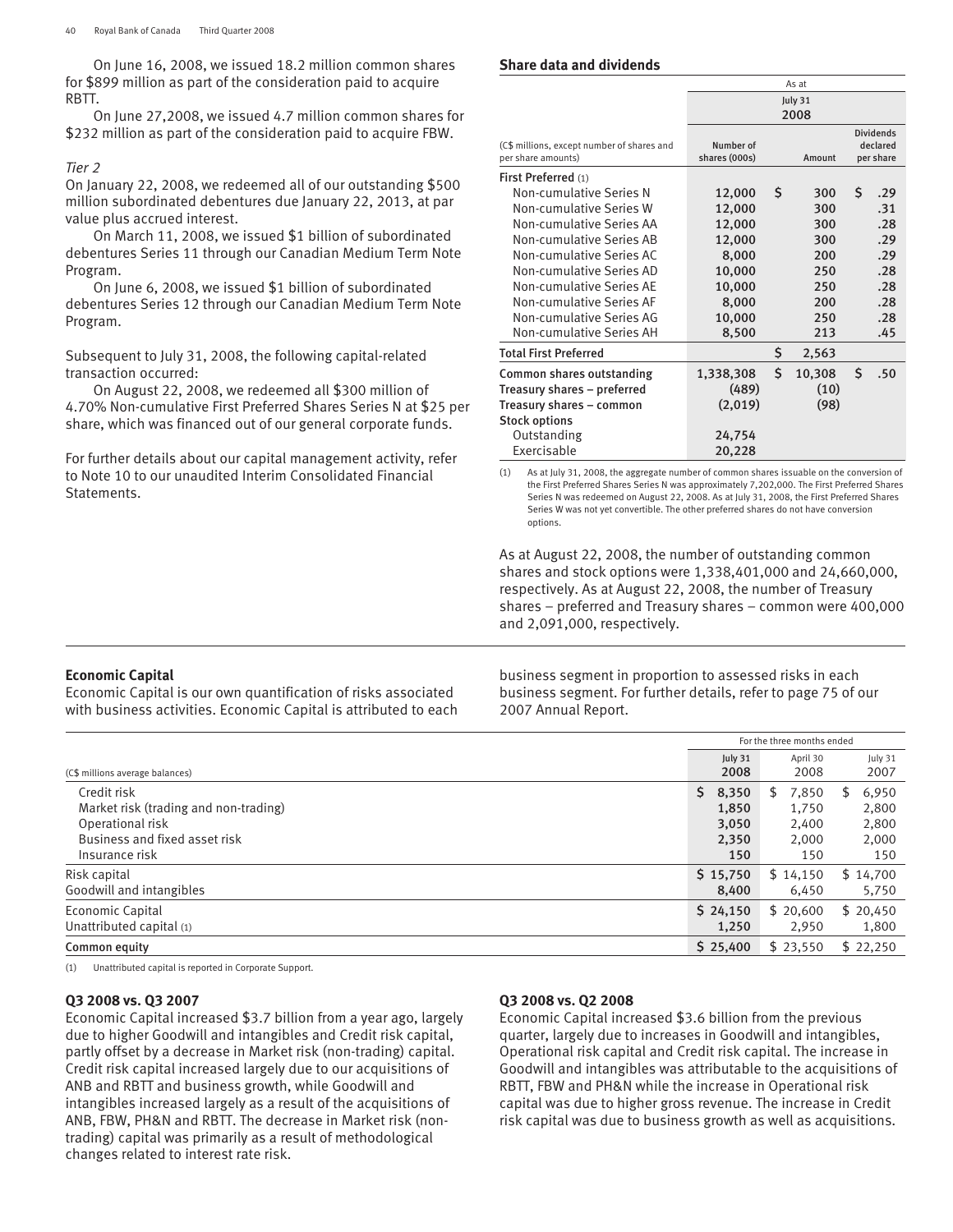On June 16, 2008, we issued 18.2 million common shares for $899 million as part of the consideration paid to acquire RBTT.

On June 27,2008, we issued 4.7 million common shares for $232 million as part of the consideration paid to acquire FBW.

*Tier 2*

On January 22, 2008, we redeemed all of our outstanding $500 million subordinated debentures due January 22, 2013, at par value plus accrued interest.

On March 11, 2008, we issued $1 billion of subordinated debentures Series 11 through our Canadian Medium Term Note Program.

On June 6, 2008, we issued $1 billion of subordinated debentures Series 12 through our Canadian Medium Term Note Program.

Subsequent to July 31, 2008, the following capital-related transaction occurred:

On August 22, 2008, we redeemed all $300 million of 4.70% Non-cumulative First Preferred Shares Series N at $25 per share, which was financed out of our general corporate funds.

For further details about our capital management activity, refer to Note 10 to our unaudited Interim Consolidated Financial Statements.

**Share data and dividends**

| (C$ millions, except number of shares and per share amounts) | As at July 31 2008 Number of shares (000s) | Amount | Dividends declared per share |
|---|---|---|---|
| **First Preferred** (1) | | | |
| Non-cumulative Series N | 12,000 | $ 300 | $ .29 |
| Non-cumulative Series W | 12,000 | 300 | .31 |
| Non-cumulative Series AA | 12,000 | 300 | .28 |
| Non-cumulative Series AB | 12,000 | 300 | .29 |
| Non-cumulative Series AC | 8,000 | 200 | .29 |
| Non-cumulative Series AD | 10,000 | 250 | .28 |
| Non-cumulative Series AE | 10,000 | 250 | .28 |
| Non-cumulative Series AF | 8,000 | 200 | .28 |
| Non-cumulative Series AG | 10,000 | 250 | .28 |
| Non-cumulative Series AH | 8,500 | 213 | .45 |
| **Total First Preferred** | | $ 2,563 | |
| **Common shares outstanding** | 1,338,308 | $ 10,308 | $ .50 |
| **Treasury shares – preferred** | (489) | (10) | |
| **Treasury shares – common** | (2,019) | (98) | |
| **Stock options** | | | |
| Outstanding | 24,754 | | |
| Exercisable | 20,228 | | |

(1) As at July 31, 2008, the aggregate number of common shares issuable on the conversion of the First Preferred Shares Series N was approximately 7,202,000. The First Preferred Shares Series N was redeemed on August 22, 2008. As at July 31, 2008, the First Preferred Shares Series W was not yet convertible. The other preferred shares do not have conversion options.

As at August 22, 2008, the number of outstanding common shares and stock options were 1,338,401,000 and 24,660,000, respectively. As at August 22, 2008, the number of Treasury shares – preferred and Treasury shares – common were 400,000 and 2,091,000, respectively.

**Economic Capital**

Economic Capital is our own quantification of risks associated with business activities. Economic Capital is attributed to each business segment in proportion to assessed risks in each business segment. For further details, refer to page 75 of our 2007 Annual Report.

| | For the three months ended | | |
|---|---|---|---|
| (C$ millions average balances) | **July 31 2008** | April 30 2008 | July 31 2007 |
| Credit risk | **$ 8,350** | $ 7,850 | $ 6,950 |
| Market risk (trading and non-trading) | **1,850** | 1,750 | 2,800 |
| Operational risk | **3,050** | 2,400 | 2,800 |
| Business and fixed asset risk | **2,350** | 2,000 | 2,000 |
| Insurance risk | **150** | 150 | 150 |
| Risk capital | **$ 15,750** | $ 14,150 | $ 14,700 |
| Goodwill and intangibles | **8,400** | 6,450 | 5,750 |
| Economic Capital | **$ 24,150** | $ 20,600 | $ 20,450 |
| Unattributed capital (1) | **1,250** | 2,950 | 1,800 |
| **Common equity** | **$ 25,400** | $ 23,550 | $ 22,250 |

(1) Unattributed capital is reported in Corporate Support.

**Q3 2008 vs. Q3 2007**

Economic Capital increased $3.7 billion from a year ago, largely due to higher Goodwill and intangibles and Credit risk capital, partly offset by a decrease in Market risk (non-trading) capital. Credit risk capital increased largely due to our acquisitions of ANB and RBTT and business growth, while Goodwill and intangibles increased largely as a result of the acquisitions of ANB, FBW, PH&N and RBTT. The decrease in Market risk (non-trading) capital was primarily as a result of methodological changes related to interest rate risk.

**Q3 2008 vs. Q2 2008**

Economic Capital increased $3.6 billion from the previous quarter, largely due to increases in Goodwill and intangibles, Operational risk capital and Credit risk capital. The increase in Goodwill and intangibles was attributable to the acquisitions of RBTT, FBW and PH&N while the increase in Operational risk capital was due to higher gross revenue. The increase in Credit risk capital was due to business growth as well as acquisitions.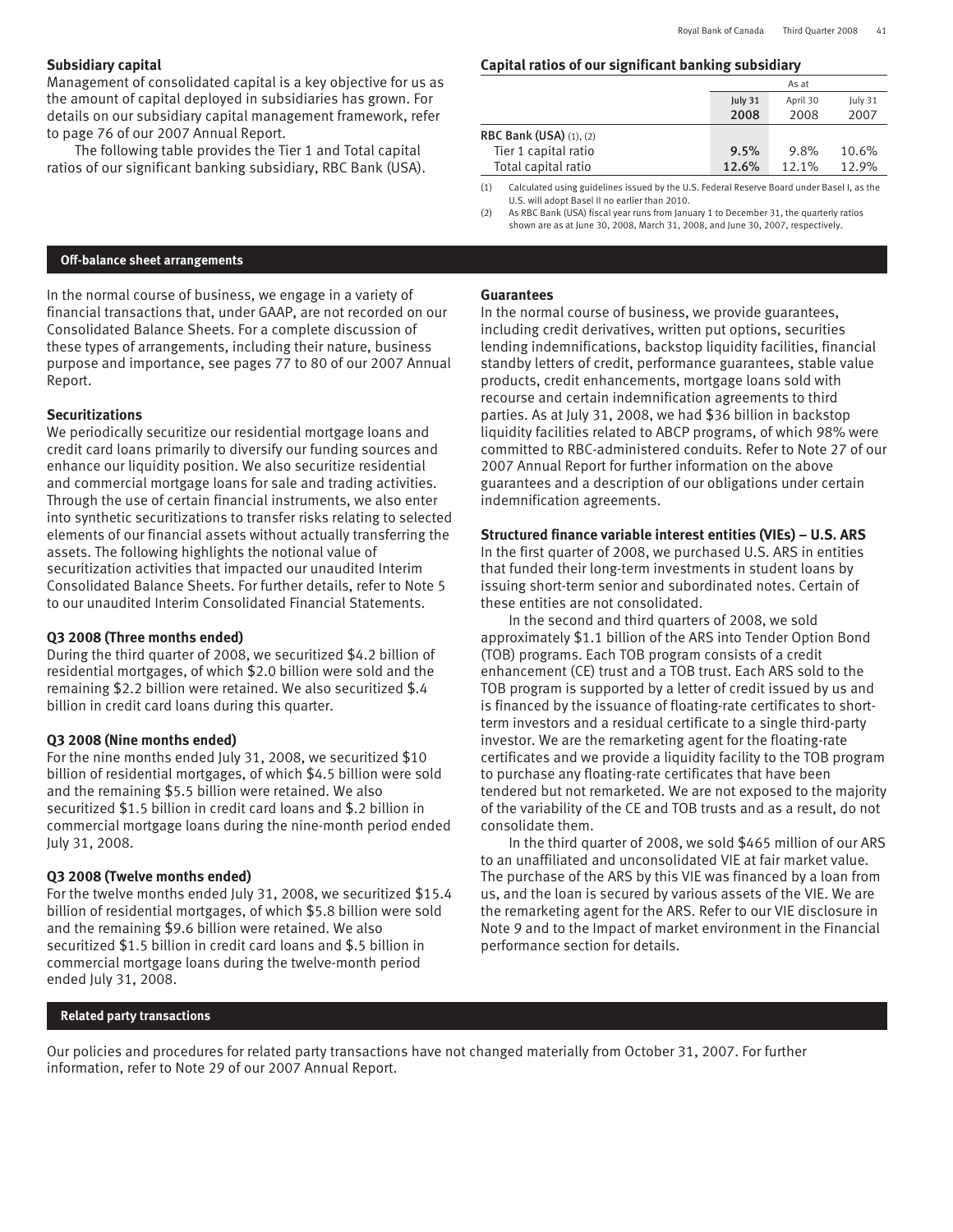## Subsidiary capital

Management of consolidated capital is a key objective for us as the amount of capital deployed in subsidiaries has grown. For details on our subsidiary capital management framework, refer to page 76 of our 2007 Annual Report.

The following table provides the Tier 1 and Total capital ratios of our significant banking subsidiary, RBC Bank (USA).

### Capital ratios of our significant banking subsidiary

| | As at | | |
|---|---|---|---|
| | July 31 2008 | April 30 2008 | July 31 2007 |
| **RBC Bank (USA)** (1), (2) | | | |
| Tier 1 capital ratio | **9.5%** | 9.8% | 10.6% |
| Total capital ratio | **12.6%** | 12.1% | 12.9% |

(1) Calculated using guidelines issued by the U.S. Federal Reserve Board under Basel I, as the U.S. will adopt Basel II no earlier than 2010.

(2) As RBC Bank (USA) fiscal year runs from January 1 to December 31, the quarterly ratios shown are as at June 30, 2008, March 31, 2008, and June 30, 2007, respectively.

## Off-balance sheet arrangements

In the normal course of business, we engage in a variety of financial transactions that, under GAAP, are not recorded on our Consolidated Balance Sheets. For a complete discussion of these types of arrangements, including their nature, business purpose and importance, see pages 77 to 80 of our 2007 Annual Report.

### Securitizations

We periodically securitize our residential mortgage loans and credit card loans primarily to diversify our funding sources and enhance our liquidity position. We also securitize residential and commercial mortgage loans for sale and trading activities. Through the use of certain financial instruments, we also enter into synthetic securitizations to transfer risks relating to selected elements of our financial assets without actually transferring the assets. The following highlights the notional value of securitization activities that impacted our unaudited Interim Consolidated Balance Sheets. For further details, refer to Note 5 to our unaudited Interim Consolidated Financial Statements.

### Q3 2008 (Three months ended)

During the third quarter of 2008, we securitized $4.2 billion of residential mortgages, of which $2.0 billion were sold and the remaining $2.2 billion were retained. We also securitized $.4 billion in credit card loans during this quarter.

### Q3 2008 (Nine months ended)

For the nine months ended July 31, 2008, we securitized $10 billion of residential mortgages, of which $4.5 billion were sold and the remaining $5.5 billion were retained. We also securitized $1.5 billion in credit card loans and $.2 billion in commercial mortgage loans during the nine-month period ended July 31, 2008.

### Q3 2008 (Twelve months ended)

For the twelve months ended July 31, 2008, we securitized $15.4 billion of residential mortgages, of which $5.8 billion were sold and the remaining $9.6 billion were retained. We also securitized $1.5 billion in credit card loans and $.5 billion in commercial mortgage loans during the twelve-month period ended July 31, 2008.

### Guarantees

In the normal course of business, we provide guarantees, including credit derivatives, written put options, securities lending indemnifications, backstop liquidity facilities, financial standby letters of credit, performance guarantees, stable value products, credit enhancements, mortgage loans sold with recourse and certain indemnification agreements to third parties. As at July 31, 2008, we had $36 billion in backstop liquidity facilities related to ABCP programs, of which 98% were committed to RBC-administered conduits. Refer to Note 27 of our 2007 Annual Report for further information on the above guarantees and a description of our obligations under certain indemnification agreements.

### Structured finance variable interest entities (VIEs) – U.S. ARS

In the first quarter of 2008, we purchased U.S. ARS in entities that funded their long-term investments in student loans by issuing short-term senior and subordinated notes. Certain of these entities are not consolidated.

In the second and third quarters of 2008, we sold approximately $1.1 billion of the ARS into Tender Option Bond (TOB) programs. Each TOB program consists of a credit enhancement (CE) trust and a TOB trust. Each ARS sold to the TOB program is supported by a letter of credit issued by us and is financed by the issuance of floating-rate certificates to short-term investors and a residual certificate to a single third-party investor. We are the remarketing agent for the floating-rate certificates and we provide a liquidity facility to the TOB program to purchase any floating-rate certificates that have been tendered but not remarketed. We are not exposed to the majority of the variability of the CE and TOB trusts and as a result, do not consolidate them.

In the third quarter of 2008, we sold $465 million of our ARS to an unaffiliated and unconsolidated VIE at fair market value. The purchase of the ARS by this VIE was financed by a loan from us, and the loan is secured by various assets of the VIE. We are the remarketing agent for the ARS. Refer to our VIE disclosure in Note 9 and to the Impact of market environment in the Financial performance section for details.

## Related party transactions

Our policies and procedures for related party transactions have not changed materially from October 31, 2007. For further information, refer to Note 29 of our 2007 Annual Report.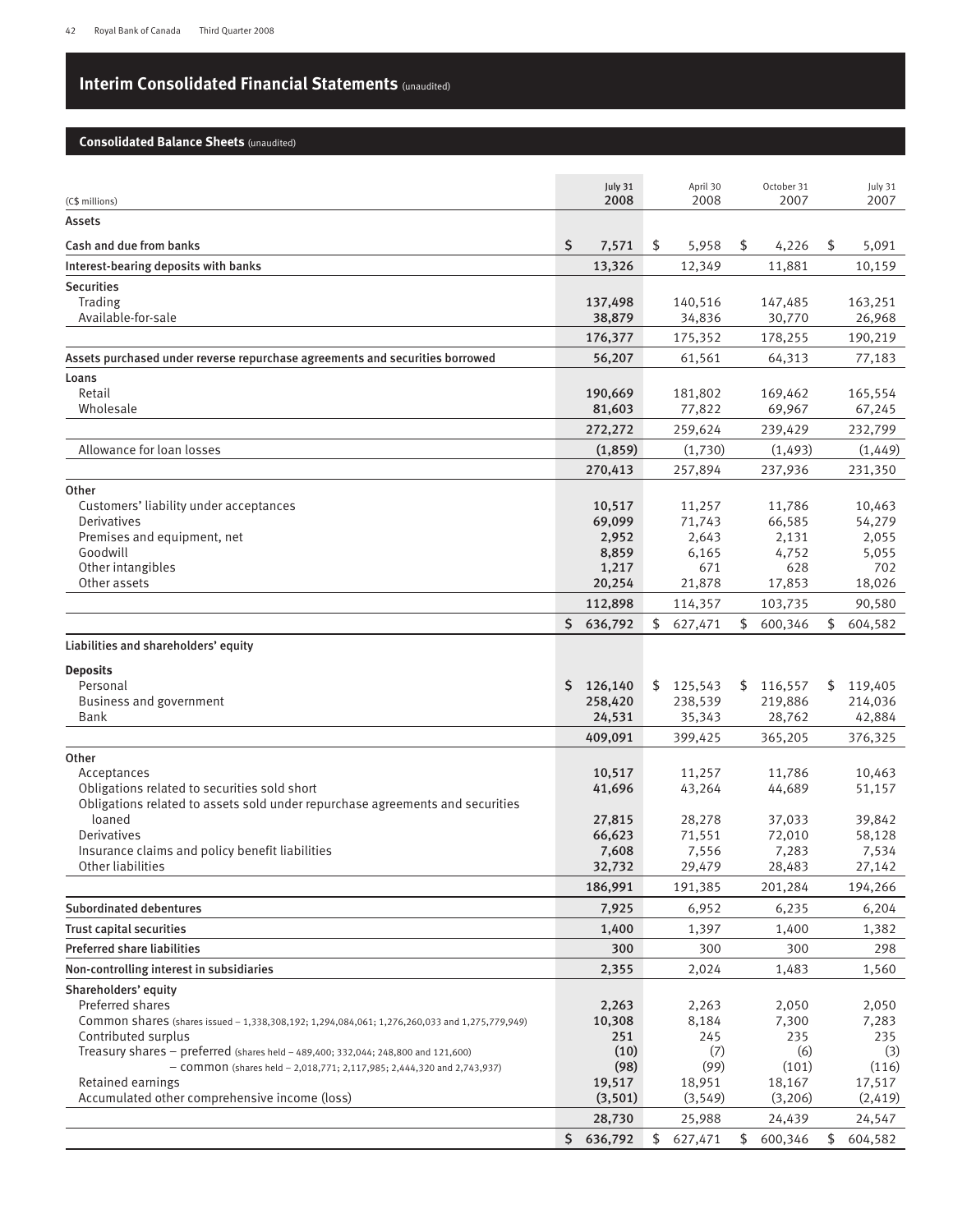# Interim Consolidated Financial Statements (unaudited)

## Consolidated Balance Sheets (unaudited)

| (C$ millions) | July 31 2008 | April 30 2008 | October 31 2007 | July 31 2007 |
|---|---|---|---|---|
| **Assets** | | | | |
| **Cash and due from banks** | $ 7,571 | $ 5,958 | $ 4,226 | $ 5,091 |
| **Interest-bearing deposits with banks** | 13,326 | 12,349 | 11,881 | 10,159 |
| **Securities** | | | | |
| Trading | 137,498 | 140,516 | 147,485 | 163,251 |
| Available-for-sale | 38,879 | 34,836 | 30,770 | 26,968 |
| | 176,377 | 175,352 | 178,255 | 190,219 |
| **Assets purchased under reverse repurchase agreements and securities borrowed** | 56,207 | 61,561 | 64,313 | 77,183 |
| **Loans** | | | | |
| Retail | 190,669 | 181,802 | 169,462 | 165,554 |
| Wholesale | 81,603 | 77,822 | 69,967 | 67,245 |
| | 272,272 | 259,624 | 239,429 | 232,799 |
| Allowance for loan losses | (1,859) | (1,730) | (1,493) | (1,449) |
| | 270,413 | 257,894 | 237,936 | 231,350 |
| **Other** | | | | |
| Customers' liability under acceptances | 10,517 | 11,257 | 11,786 | 10,463 |
| Derivatives | 69,099 | 71,743 | 66,585 | 54,279 |
| Premises and equipment, net | 2,952 | 2,643 | 2,131 | 2,055 |
| Goodwill | 8,859 | 6,165 | 4,752 | 5,055 |
| Other intangibles | 1,217 | 671 | 628 | 702 |
| Other assets | 20,254 | 21,878 | 17,853 | 18,026 |
| | 112,898 | 114,357 | 103,735 | 90,580 |
| | $ 636,792 | $ 627,471 | $ 600,346 | $ 604,582 |
| **Liabilities and shareholders' equity** | | | | |
| **Deposits** | | | | |
| Personal | $ 126,140 | $ 125,543 | $ 116,557 | $ 119,405 |
| Business and government | 258,420 | 238,539 | 219,886 | 214,036 |
| Bank | 24,531 | 35,343 | 28,762 | 42,884 |
| | 409,091 | 399,425 | 365,205 | 376,325 |
| **Other** | | | | |
| Acceptances | 10,517 | 11,257 | 11,786 | 10,463 |
| Obligations related to securities sold short | 41,696 | 43,264 | 44,689 | 51,157 |
| Obligations related to assets sold under repurchase agreements and securities loaned | 27,815 | 28,278 | 37,033 | 39,842 |
| Derivatives | 66,623 | 71,551 | 72,010 | 58,128 |
| Insurance claims and policy benefit liabilities | 7,608 | 7,556 | 7,283 | 7,534 |
| Other liabilities | 32,732 | 29,479 | 28,483 | 27,142 |
| | 186,991 | 191,385 | 201,284 | 194,266 |
| **Subordinated debentures** | 7,925 | 6,952 | 6,235 | 6,204 |
| **Trust capital securities** | 1,400 | 1,397 | 1,400 | 1,382 |
| **Preferred share liabilities** | 300 | 300 | 300 | 298 |
| **Non-controlling interest in subsidiaries** | 2,355 | 2,024 | 1,483 | 1,560 |
| **Shareholders' equity** | | | | |
| Preferred shares | 2,263 | 2,263 | 2,050 | 2,050 |
| Common shares (shares issued – 1,338,308,192; 1,294,084,061; 1,276,260,033 and 1,275,779,949) | 10,308 | 8,184 | 7,300 | 7,283 |
| Contributed surplus | 251 | 245 | 235 | 235 |
| Treasury shares – preferred (shares held – 489,400; 332,044; 248,800 and 121,600) | (10) | (7) | (6) | (3) |
| – common (shares held – 2,018,771; 2,117,985; 2,444,320 and 2,743,937) | (98) | (99) | (101) | (116) |
| Retained earnings | 19,517 | 18,951 | 18,167 | 17,517 |
| Accumulated other comprehensive income (loss) | (3,501) | (3,549) | (3,206) | (2,419) |
| | 28,730 | 25,988 | 24,439 | 24,547 |
| | $ 636,792 | $ 627,471 | $ 600,346 | $ 604,582 |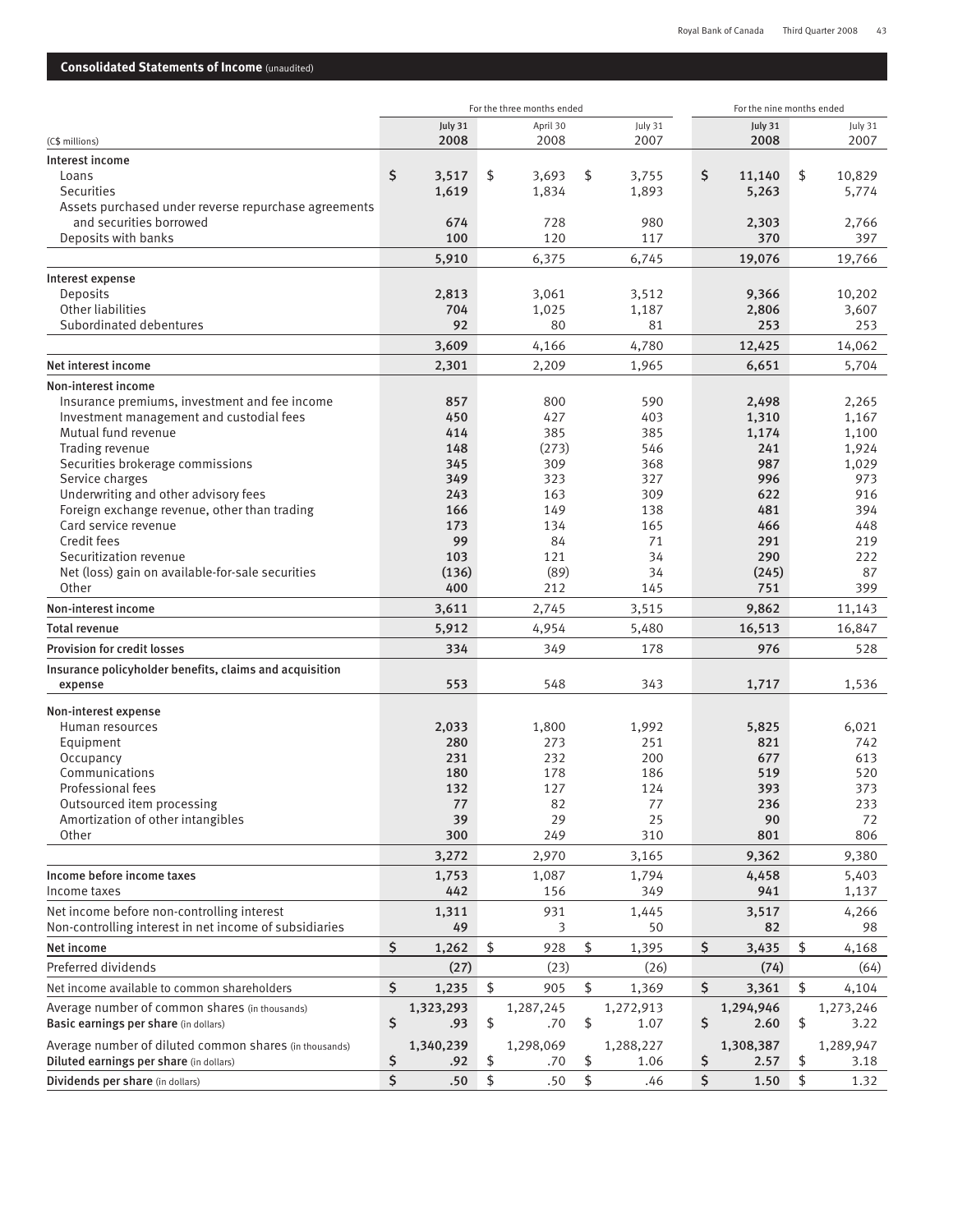## Consolidated Statements of Income (unaudited)

| (C$ millions) | For the three months ended July 31 2008 | April 30 2008 | July 31 2007 | For the nine months ended July 31 2008 | July 31 2007 |
|---|---|---|---|---|---|
| **Interest income** | | | | | |
| Loans | $ 3,517 | $ 3,693 | $ 3,755 | $ 11,140 | $ 10,829 |
| Securities | 1,619 | 1,834 | 1,893 | 5,263 | 5,774 |
| Assets purchased under reverse repurchase agreements and securities borrowed | 674 | 728 | 980 | 2,303 | 2,766 |
| Deposits with banks | 100 | 120 | 117 | 370 | 397 |
| | 5,910 | 6,375 | 6,745 | 19,076 | 19,766 |
| **Interest expense** | | | | | |
| Deposits | 2,813 | 3,061 | 3,512 | 9,366 | 10,202 |
| Other liabilities | 704 | 1,025 | 1,187 | 2,806 | 3,607 |
| Subordinated debentures | 92 | 80 | 81 | 253 | 253 |
| | 3,609 | 4,166 | 4,780 | 12,425 | 14,062 |
| **Net interest income** | 2,301 | 2,209 | 1,965 | 6,651 | 5,704 |
| **Non-interest income** | | | | | |
| Insurance premiums, investment and fee income | 857 | 800 | 590 | 2,498 | 2,265 |
| Investment management and custodial fees | 450 | 427 | 403 | 1,310 | 1,167 |
| Mutual fund revenue | 414 | 385 | 385 | 1,174 | 1,100 |
| Trading revenue | 148 | (273) | 546 | 241 | 1,924 |
| Securities brokerage commissions | 345 | 309 | 368 | 987 | 1,029 |
| Service charges | 349 | 323 | 327 | 996 | 973 |
| Underwriting and other advisory fees | 243 | 163 | 309 | 622 | 916 |
| Foreign exchange revenue, other than trading | 166 | 149 | 138 | 481 | 394 |
| Card service revenue | 173 | 134 | 165 | 466 | 448 |
| Credit fees | 99 | 84 | 71 | 291 | 219 |
| Securitization revenue | 103 | 121 | 34 | 290 | 222 |
| Net (loss) gain on available-for-sale securities | (136) | (89) | 34 | (245) | 87 |
| Other | 400 | 212 | 145 | 751 | 399 |
| **Non-interest income** | 3,611 | 2,745 | 3,515 | 9,862 | 11,143 |
| **Total revenue** | 5,912 | 4,954 | 5,480 | 16,513 | 16,847 |
| **Provision for credit losses** | 334 | 349 | 178 | 976 | 528 |
| **Insurance policyholder benefits, claims and acquisition expense** | 553 | 548 | 343 | 1,717 | 1,536 |
| **Non-interest expense** | | | | | |
| Human resources | 2,033 | 1,800 | 1,992 | 5,825 | 6,021 |
| Equipment | 280 | 273 | 251 | 821 | 742 |
| Occupancy | 231 | 232 | 200 | 677 | 613 |
| Communications | 180 | 178 | 186 | 519 | 520 |
| Professional fees | 132 | 127 | 124 | 393 | 373 |
| Outsourced item processing | 77 | 82 | 77 | 236 | 233 |
| Amortization of other intangibles | 39 | 29 | 25 | 90 | 72 |
| Other | 300 | 249 | 310 | 801 | 806 |
| | 3,272 | 2,970 | 3,165 | 9,362 | 9,380 |
| **Income before income taxes** | 1,753 | 1,087 | 1,794 | 4,458 | 5,403 |
| Income taxes | 442 | 156 | 349 | 941 | 1,137 |
| Net income before non-controlling interest | 1,311 | 931 | 1,445 | 3,517 | 4,266 |
| Non-controlling interest in net income of subsidiaries | 49 | 3 | 50 | 82 | 98 |
| **Net income** | $ 1,262 | $ 928 | $ 1,395 | $ 3,435 | $ 4,168 |
| Preferred dividends | (27) | (23) | (26) | (74) | (64) |
| Net income available to common shareholders | $ 1,235 | $ 905 | $ 1,369 | $ 3,361 | $ 4,104 |
| Average number of common shares (in thousands) | 1,323,293 | 1,287,245 | 1,272,913 | 1,294,946 | 1,273,246 |
| **Basic earnings per share** (in dollars) | $ .93 | $ .70 | $ 1.07 | $ 2.60 | $ 3.22 |
| Average number of diluted common shares (in thousands) | 1,340,239 | 1,298,069 | 1,288,227 | 1,308,387 | 1,289,947 |
| **Diluted earnings per share** (in dollars) | $ .92 | $ .70 | $ 1.06 | $ 2.57 | $ 3.18 |
| **Dividends per share** (in dollars) | $ .50 | $ .50 | $ .46 | $ 1.50 | $ 1.32 |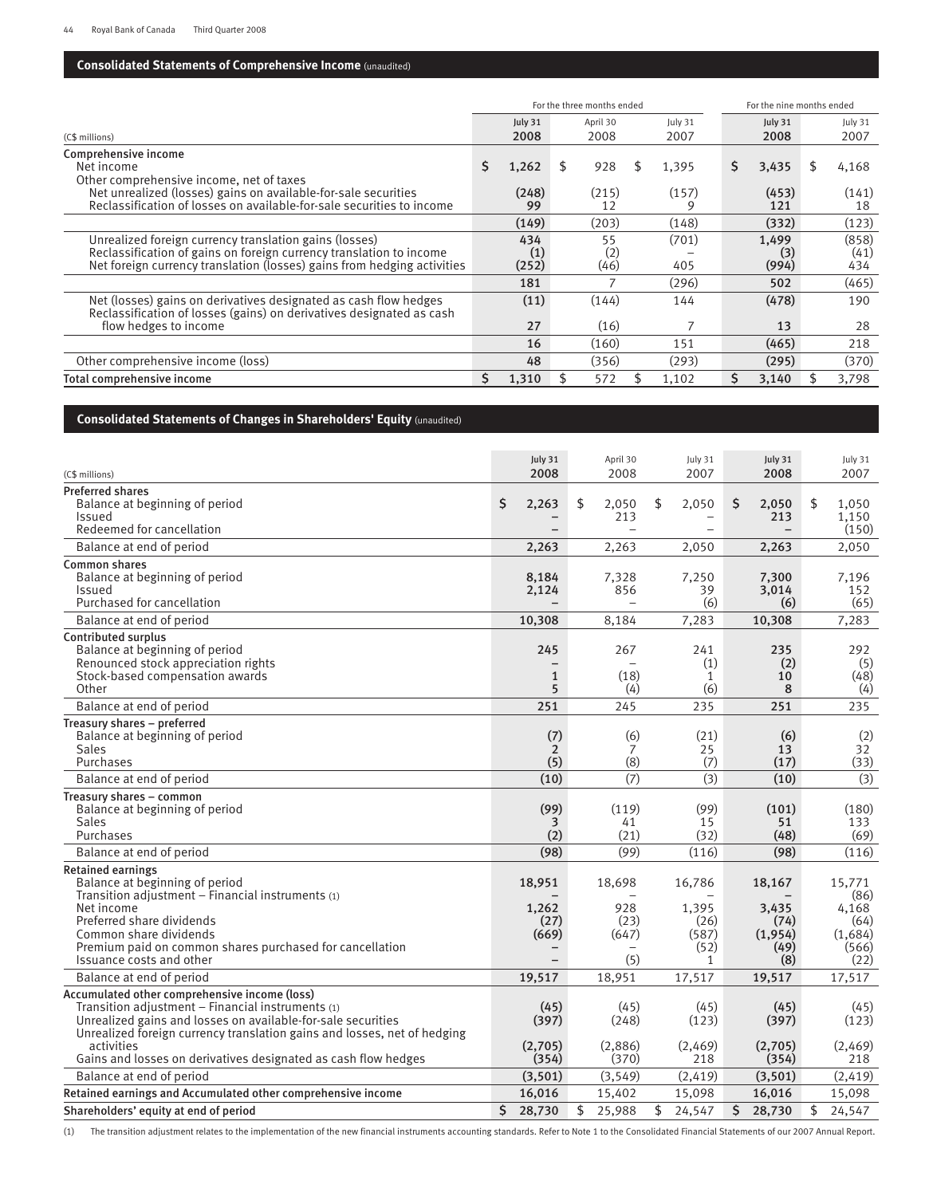## Consolidated Statements of Comprehensive Income (unaudited)

| | For the three months ended | | | For the nine months ended | |
|---|---|---|---|---|---|
| (C$ millions) | July 31 2008 | April 30 2008 | July 31 2007 | July 31 2008 | July 31 2007 |
| **Comprehensive income** | | | | | |
| Net income | $ 1,262 | $ 928 | $ 1,395 | $ 3,435 | $ 4,168 |
| Other comprehensive income, net of taxes | | | | | |
| Net unrealized (losses) gains on available-for-sale securities | (248) | (215) | (157) | (453) | (141) |
| Reclassification of losses on available-for-sale securities to income | 99 | 12 | 9 | 121 | 18 |
| | (149) | (203) | (148) | (332) | (123) |
| Unrealized foreign currency translation gains (losses) | 434 | 55 | (701) | 1,499 | (858) |
| Reclassification of gains on foreign currency translation to income | (1) | (2) | – | (3) | (41) |
| Net foreign currency translation (losses) gains from hedging activities | (252) | (46) | 405 | (994) | 434 |
| | 181 | 7 | (296) | 502 | (465) |
| Net (losses) gains on derivatives designated as cash flow hedges | (11) | (144) | 144 | (478) | 190 |
| Reclassification of losses (gains) on derivatives designated as cash flow hedges to income | 27 | (16) | 7 | 13 | 28 |
| | 16 | (160) | 151 | (465) | 218 |
| Other comprehensive income (loss) | 48 | (356) | (293) | (295) | (370) |
| **Total comprehensive income** | $ 1,310 | $ 572 | $ 1,102 | $ 3,140 | $ 3,798 |

## Consolidated Statements of Changes in Shareholders' Equity (unaudited)

| (C$ millions) | July 31 2008 | April 30 2008 | July 31 2007 | July 31 2008 | July 31 2007 |
|---|---|---|---|---|---|
| **Preferred shares** | | | | | |
| Balance at beginning of period | $ 2,263 | $ 2,050 | $ 2,050 | $ 2,050 | $ 1,050 |
| Issued | – | 213 | – | 213 | 1,150 |
| Redeemed for cancellation | – | – | – | – | (150) |
| Balance at end of period | 2,263 | 2,263 | 2,050 | 2,263 | 2,050 |
| **Common shares** | | | | | |
| Balance at beginning of period | 8,184 | 7,328 | 7,250 | 7,300 | 7,196 |
| Issued | 2,124 | 856 | 39 | 3,014 | 152 |
| Purchased for cancellation | – | – | (6) | (6) | (65) |
| Balance at end of period | 10,308 | 8,184 | 7,283 | 10,308 | 7,283 |
| **Contributed surplus** | | | | | |
| Balance at beginning of period | 245 | 267 | 241 | 235 | 292 |
| Renounced stock appreciation rights | – | – | (1) | (2) | (5) |
| Stock-based compensation awards | 1 | (18) | 1 | 10 | (48) |
| Other | 5 | (4) | (6) | 8 | (4) |
| Balance at end of period | 251 | 245 | 235 | 251 | 235 |
| **Treasury shares – preferred** | | | | | |
| Balance at beginning of period | (7) | (6) | (21) | (6) | (2) |
| Sales | 2 | 7 | 25 | 13 | 32 |
| Purchases | (5) | (8) | (7) | (17) | (33) |
| Balance at end of period | (10) | (7) | (3) | (10) | (3) |
| **Treasury shares – common** | | | | | |
| Balance at beginning of period | (99) | (119) | (99) | (101) | (180) |
| Sales | 3 | 41 | 15 | 51 | 133 |
| Purchases | (2) | (21) | (32) | (48) | (69) |
| Balance at end of period | (98) | (99) | (116) | (98) | (116) |
| **Retained earnings** | | | | | |
| Balance at beginning of period | 18,951 | 18,698 | 16,786 | 18,167 | 15,771 |
| Transition adjustment – Financial instruments (1) | – | – | – | – | (86) |
| Net income | 1,262 | 928 | 1,395 | 3,435 | 4,168 |
| Preferred share dividends | (27) | (23) | (26) | (74) | (64) |
| Common share dividends | (669) | (647) | (587) | (1,954) | (1,684) |
| Premium paid on common shares purchased for cancellation | – | – | (52) | (49) | (566) |
| Issuance costs and other | – | (5) | 1 | (8) | (22) |
| Balance at end of period | 19,517 | 18,951 | 17,517 | 19,517 | 17,517 |
| **Accumulated other comprehensive income (loss)** | | | | | |
| Transition adjustment – Financial instruments (1) | (45) | (45) | (45) | (45) | (45) |
| Unrealized gains and losses on available-for-sale securities | (397) | (248) | (123) | (397) | (123) |
| Unrealized foreign currency translation gains and losses, net of hedging activities | (2,705) | (2,886) | (2,469) | (2,705) | (2,469) |
| Gains and losses on derivatives designated as cash flow hedges | (354) | (370) | 218 | (354) | 218 |
| Balance at end of period | (3,501) | (3,549) | (2,419) | (3,501) | (2,419) |
| **Retained earnings and Accumulated other comprehensive income** | 16,016 | 15,402 | 15,098 | 16,016 | 15,098 |
| **Shareholders' equity at end of period** | $ 28,730 | $ 25,988 | $ 24,547 | $ 28,730 | $ 24,547 |

(1) The transition adjustment relates to the implementation of the new financial instruments accounting standards. Refer to Note 1 to the Consolidated Financial Statements of our 2007 Annual Report.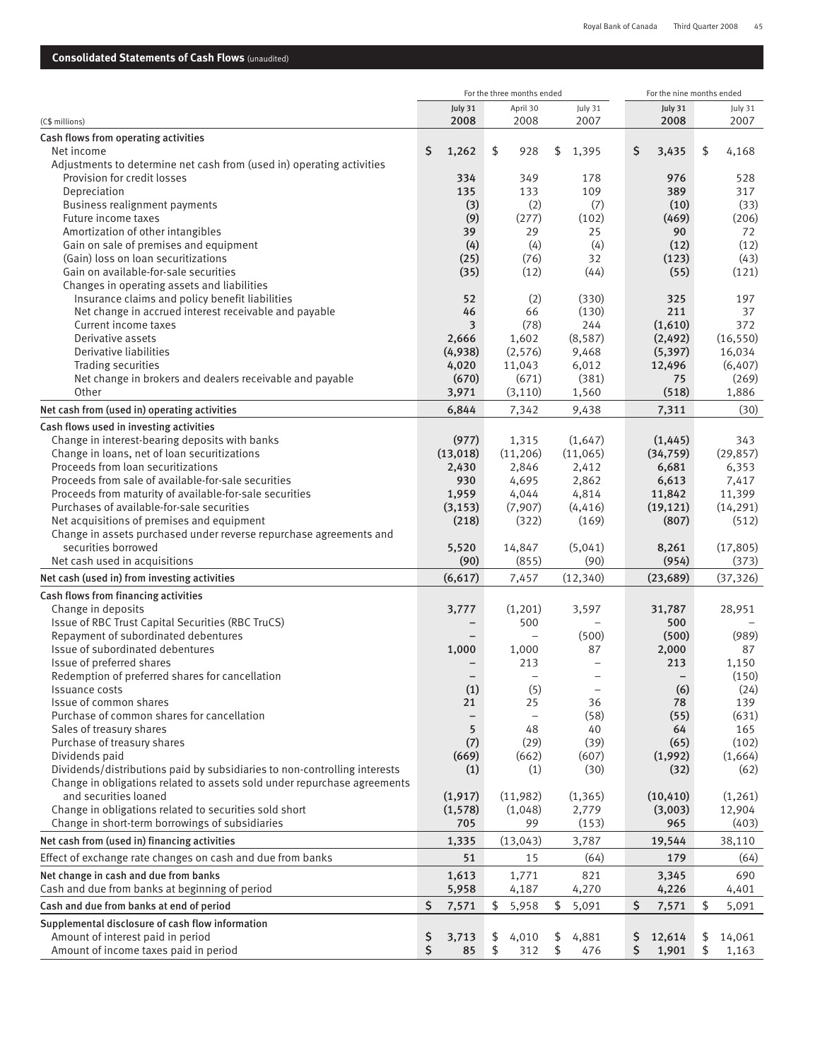## Consolidated Statements of Cash Flows (unaudited)

| (C$ millions) | For the three months ended | | | For the nine months ended | |
|---|---|---|---|---|---|
| | July 31 2008 | April 30 2008 | July 31 2007 | July 31 2008 | July 31 2007 |
| **Cash flows from operating activities** | | | | | |
| Net income | $ 1,262 | $ 928 | $ 1,395 | $ 3,435 | $ 4,168 |
| Adjustments to determine net cash from (used in) operating activities | | | | | |
| Provision for credit losses | 334 | 349 | 178 | 976 | 528 |
| Depreciation | 135 | 133 | 109 | 389 | 317 |
| Business realignment payments | (3) | (2) | (7) | (10) | (33) |
| Future income taxes | (9) | (277) | (102) | (469) | (206) |
| Amortization of other intangibles | 39 | 29 | 25 | 90 | 72 |
| Gain on sale of premises and equipment | (4) | (4) | (4) | (12) | (12) |
| (Gain) loss on loan securitizations | (25) | (76) | 32 | (123) | (43) |
| Gain on available-for-sale securities | (35) | (12) | (44) | (55) | (121) |
| Changes in operating assets and liabilities | | | | | |
| Insurance claims and policy benefit liabilities | 52 | (2) | (330) | 325 | 197 |
| Net change in accrued interest receivable and payable | 46 | 66 | (130) | 211 | 37 |
| Current income taxes | 3 | (78) | 244 | (1,610) | 372 |
| Derivative assets | 2,666 | 1,602 | (8,587) | (2,492) | (16,550) |
| Derivative liabilities | (4,938) | (2,576) | 9,468 | (5,397) | 16,034 |
| Trading securities | 4,020 | 11,043 | 6,012 | 12,496 | (6,407) |
| Net change in brokers and dealers receivable and payable | (670) | (671) | (381) | 75 | (269) |
| Other | 3,971 | (3,110) | 1,560 | (518) | 1,886 |
| **Net cash from (used in) operating activities** | 6,844 | 7,342 | 9,438 | 7,311 | (30) |
| **Cash flows used in investing activities** | | | | | |
| Change in interest-bearing deposits with banks | (977) | 1,315 | (1,647) | (1,445) | 343 |
| Change in loans, net of loan securitizations | (13,018) | (11,206) | (11,065) | (34,759) | (29,857) |
| Proceeds from loan securitizations | 2,430 | 2,846 | 2,412 | 6,681 | 6,353 |
| Proceeds from sale of available-for-sale securities | 930 | 4,695 | 2,862 | 6,613 | 7,417 |
| Proceeds from maturity of available-for-sale securities | 1,959 | 4,044 | 4,814 | 11,842 | 11,399 |
| Purchases of available-for-sale securities | (3,153) | (7,907) | (4,416) | (19,121) | (14,291) |
| Net acquisitions of premises and equipment | (218) | (322) | (169) | (807) | (512) |
| Change in assets purchased under reverse repurchase agreements and securities borrowed | 5,520 | 14,847 | (5,041) | 8,261 | (17,805) |
| Net cash used in acquisitions | (90) | (855) | (90) | (954) | (373) |
| **Net cash (used in) from investing activities** | (6,617) | 7,457 | (12,340) | (23,689) | (37,326) |
| **Cash flows from financing activities** | | | | | |
| Change in deposits | 3,777 | (1,201) | 3,597 | 31,787 | 28,951 |
| Issue of RBC Trust Capital Securities (RBC TruCS) | – | 500 | – | 500 | – |
| Repayment of subordinated debentures | – | – | (500) | (500) | (989) |
| Issue of subordinated debentures | 1,000 | 1,000 | 87 | 2,000 | 87 |
| Issue of preferred shares | – | 213 | – | 213 | 1,150 |
| Redemption of preferred shares for cancellation | – | – | – | – | (150) |
| Issuance costs | (1) | (5) | – | (6) | (24) |
| Issue of common shares | 21 | 25 | 36 | 78 | 139 |
| Purchase of common shares for cancellation | – | – | (58) | (55) | (631) |
| Sales of treasury shares | 5 | 48 | 40 | 64 | 165 |
| Purchase of treasury shares | (7) | (29) | (39) | (65) | (102) |
| Dividends paid | (669) | (662) | (607) | (1,992) | (1,664) |
| Dividends/distributions paid by subsidiaries to non-controlling interests | (1) | (1) | (30) | (32) | (62) |
| Change in obligations related to assets sold under repurchase agreements and securities loaned | (1,917) | (11,982) | (1,365) | (10,410) | (1,261) |
| Change in obligations related to securities sold short | (1,578) | (1,048) | 2,779 | (3,003) | 12,904 |
| Change in short-term borrowings of subsidiaries | 705 | 99 | (153) | 965 | (403) |
| **Net cash from (used in) financing activities** | 1,335 | (13,043) | 3,787 | 19,544 | 38,110 |
| Effect of exchange rate changes on cash and due from banks | 51 | 15 | (64) | 179 | (64) |
| Net change in cash and due from banks | 1,613 | 1,771 | 821 | 3,345 | 690 |
| Cash and due from banks at beginning of period | 5,958 | 4,187 | 4,270 | 4,226 | 4,401 |
| **Cash and due from banks at end of period** | $ 7,571 | $ 5,958 | $ 5,091 | $ 7,571 | $ 5,091 |
| **Supplemental disclosure of cash flow information** | | | | | |
| Amount of interest paid in period | $ 3,713 | $ 4,010 | $ 4,881 | $ 12,614 | $ 14,061 |
| Amount of income taxes paid in period | $ 85 | $ 312 | $ 476 | $ 1,901 | $ 1,163 |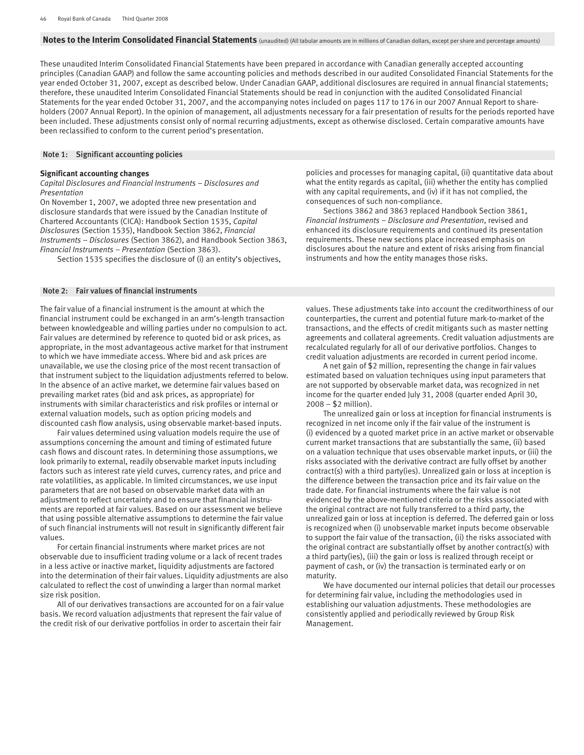## Notes to the Interim Consolidated Financial Statements (unaudited) (All tabular amounts are in millions of Canadian dollars, except per share and percentage amounts)

These unaudited Interim Consolidated Financial Statements have been prepared in accordance with Canadian generally accepted accounting principles (Canadian GAAP) and follow the same accounting policies and methods described in our audited Consolidated Financial Statements for the year ended October 31, 2007, except as described below. Under Canadian GAAP, additional disclosures are required in annual financial statements; therefore, these unaudited Interim Consolidated Financial Statements should be read in conjunction with the audited Consolidated Financial Statements for the year ended October 31, 2007, and the accompanying notes included on pages 117 to 176 in our 2007 Annual Report to shareholders (2007 Annual Report). In the opinion of management, all adjustments necessary for a fair presentation of results for the periods reported have been included. These adjustments consist only of normal recurring adjustments, except as otherwise disclosed. Certain comparative amounts have been reclassified to conform to the current period's presentation.

### Note 1: Significant accounting policies

**Significant accounting changes**

*Capital Disclosures and Financial Instruments – Disclosures and Presentation*

On November 1, 2007, we adopted three new presentation and disclosure standards that were issued by the Canadian Institute of Chartered Accountants (CICA): Handbook Section 1535, *Capital Disclosures* (Section 1535), Handbook Section 3862, *Financial Instruments – Disclosures* (Section 3862), and Handbook Section 3863, *Financial Instruments – Presentation* (Section 3863).

Section 1535 specifies the disclosure of (i) an entity's objectives, policies and processes for managing capital, (ii) quantitative data about what the entity regards as capital, (iii) whether the entity has complied with any capital requirements, and (iv) if it has not complied, the consequences of such non-compliance.

Sections 3862 and 3863 replaced Handbook Section 3861, *Financial Instruments – Disclosure and Presentation*, revised and enhanced its disclosure requirements and continued its presentation requirements. These new sections place increased emphasis on disclosures about the nature and extent of risks arising from financial instruments and how the entity manages those risks.

### Note 2: Fair values of financial instruments

The fair value of a financial instrument is the amount at which the financial instrument could be exchanged in an arm's-length transaction between knowledgeable and willing parties under no compulsion to act. Fair values are determined by reference to quoted bid or ask prices, as appropriate, in the most advantageous active market for that instrument to which we have immediate access. Where bid and ask prices are unavailable, we use the closing price of the most recent transaction of that instrument subject to the liquidation adjustments referred to below. In the absence of an active market, we determine fair values based on prevailing market rates (bid and ask prices, as appropriate) for instruments with similar characteristics and risk profiles or internal or external valuation models, such as option pricing models and discounted cash flow analysis, using observable market-based inputs.

Fair values determined using valuation models require the use of assumptions concerning the amount and timing of estimated future cash flows and discount rates. In determining those assumptions, we look primarily to external, readily observable market inputs including factors such as interest rate yield curves, currency rates, and price and rate volatilities, as applicable. In limited circumstances, we use input parameters that are not based on observable market data with an adjustment to reflect uncertainty and to ensure that financial instruments are reported at fair values. Based on our assessment we believe that using possible alternative assumptions to determine the fair value of such financial instruments will not result in significantly different fair values.

For certain financial instruments where market prices are not observable due to insufficient trading volume or a lack of recent trades in a less active or inactive market, liquidity adjustments are factored into the determination of their fair values. Liquidity adjustments are also calculated to reflect the cost of unwinding a larger than normal market size risk position.

All of our derivatives transactions are accounted for on a fair value basis. We record valuation adjustments that represent the fair value of the credit risk of our derivative portfolios in order to ascertain their fair values. These adjustments take into account the creditworthiness of our counterparties, the current and potential future mark-to-market of the transactions, and the effects of credit mitigants such as master netting agreements and collateral agreements. Credit valuation adjustments are recalculated regularly for all of our derivative portfolios. Changes to credit valuation adjustments are recorded in current period income.

A net gain of $2 million, representing the change in fair values estimated based on valuation techniques using input parameters that are not supported by observable market data, was recognized in net income for the quarter ended July 31, 2008 (quarter ended April 30, 2008 – $2 million).

The unrealized gain or loss at inception for financial instruments is recognized in net income only if the fair value of the instrument is (i) evidenced by a quoted market price in an active market or observable current market transactions that are substantially the same, (ii) based on a valuation technique that uses observable market inputs, or (iii) the risks associated with the derivative contract are fully offset by another contract(s) with a third party(ies). Unrealized gain or loss at inception is the difference between the transaction price and its fair value on the trade date. For financial instruments where the fair value is not evidenced by the above-mentioned criteria or the risks associated with the original contract are not fully transferred to a third party, the unrealized gain or loss at inception is deferred. The deferred gain or loss is recognized when (i) unobservable market inputs become observable to support the fair value of the transaction, (ii) the risks associated with the original contract are substantially offset by another contract(s) with a third party(ies), (iii) the gain or loss is realized through receipt or payment of cash, or (iv) the transaction is terminated early or on maturity.

We have documented our internal policies that detail our processes for determining fair value, including the methodologies used in establishing our valuation adjustments. These methodologies are consistently applied and periodically reviewed by Group Risk Management.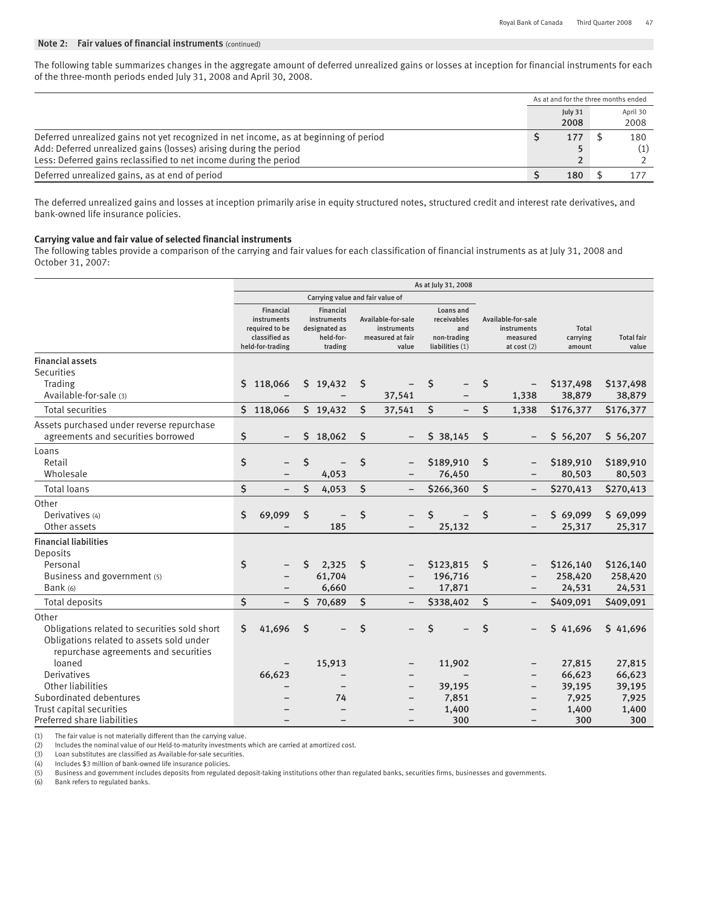## Note 2: Fair values of financial instruments (continued)

The following table summarizes changes in the aggregate amount of deferred unrealized gains or losses at inception for financial instruments for each of the three-month periods ended July 31, 2008 and April 30, 2008.

| | As at and for the three months ended | |
|---|---|---|
| | July 31 2008 | April 30 2008 |
| Deferred unrealized gains not yet recognized in net income, as at beginning of period | $ 177 | $ 180 |
| Add: Deferred unrealized gains (losses) arising during the period | 5 | (1) |
| Less: Deferred gains reclassified to net income during the period | 2 | 2 |
| Deferred unrealized gains, as at end of period | $ 180 | $ 177 |

The deferred unrealized gains and losses at inception primarily arise in equity structured notes, structured credit and interest rate derivatives, and bank-owned life insurance policies.

**Carrying value and fair value of selected financial instruments**

The following tables provide a comparison of the carrying and fair values for each classification of financial instruments as at July 31, 2008 and October 31, 2007:

| | As at July 31, 2008 | | | | | | |
|---|---|---|---|---|---|---|---|
| | Carrying value and fair value of | | | | | | |
| | Financial instruments required to be classified as held-for-trading | Financial instruments designated as held-for-trading | Available-for-sale instruments measured at fair value | Loans and receivables and non-trading liabilities (1) | Available-for-sale instruments measured at cost (2) | Total carrying amount | Total fair value |
| **Financial assets** | | | | | | | |
| Securities | | | | | | | |
| Trading | $ 118,066 | $ 19,432 | $ – | $ – | $ – | $137,498 | $137,498 |
| Available-for-sale (3) | – | – | 37,541 | – | 1,338 | 38,879 | 38,879 |
| Total securities | $ 118,066 | $ 19,432 | $ 37,541 | $ – | $ 1,338 | $176,377 | $176,377 |
| Assets purchased under reverse repurchase agreements and securities borrowed | $ – | $ 18,062 | $ – | $ 38,145 | $ – | $ 56,207 | $ 56,207 |
| Loans | | | | | | | |
| Retail | $ – | $ – | $ – | $189,910 | $ – | $189,910 | $189,910 |
| Wholesale | – | 4,053 | – | 76,450 | – | 80,503 | 80,503 |
| Total loans | $ – | $ 4,053 | $ – | $266,360 | $ – | $270,413 | $270,413 |
| Other | | | | | | | |
| Derivatives (4) | $ 69,099 | $ – | $ – | $ – | $ – | $ 69,099 | $ 69,099 |
| Other assets | – | 185 | – | 25,132 | – | 25,317 | 25,317 |
| **Financial liabilities** | | | | | | | |
| Deposits | | | | | | | |
| Personal | $ – | $ 2,325 | $ – | $123,815 | $ – | $126,140 | $126,140 |
| Business and government (5) | – | 61,704 | – | 196,716 | – | 258,420 | 258,420 |
| Bank (6) | – | 6,660 | – | 17,871 | – | 24,531 | 24,531 |
| Total deposits | $ – | $ 70,689 | $ – | $338,402 | $ – | $409,091 | $409,091 |
| Other | | | | | | | |
| Obligations related to securities sold short | $ 41,696 | $ – | $ – | $ – | $ – | $ 41,696 | $ 41,696 |
| Obligations related to assets sold under repurchase agreements and securities loaned | – | 15,913 | – | 11,902 | – | 27,815 | 27,815 |
| Derivatives | 66,623 | – | – | – | – | 66,623 | 66,623 |
| Other liabilities | – | – | – | 39,195 | – | 39,195 | 39,195 |
| Subordinated debentures | – | 74 | – | 7,851 | – | 7,925 | 7,925 |
| Trust capital securities | – | – | – | 1,400 | – | 1,400 | 1,400 |
| Preferred share liabilities | – | – | – | 300 | – | 300 | 300 |

(1) The fair value is not materially different than the carrying value.
(2) Includes the nominal value of our Held-to-maturity investments which are carried at amortized cost.
(3) Loan substitutes are classified as Available-for-sale securities.
(4) Includes $3 million of bank-owned life insurance policies.
(5) Business and government includes deposits from regulated deposit-taking institutions other than regulated banks, securities firms, businesses and governments.
(6) Bank refers to regulated banks.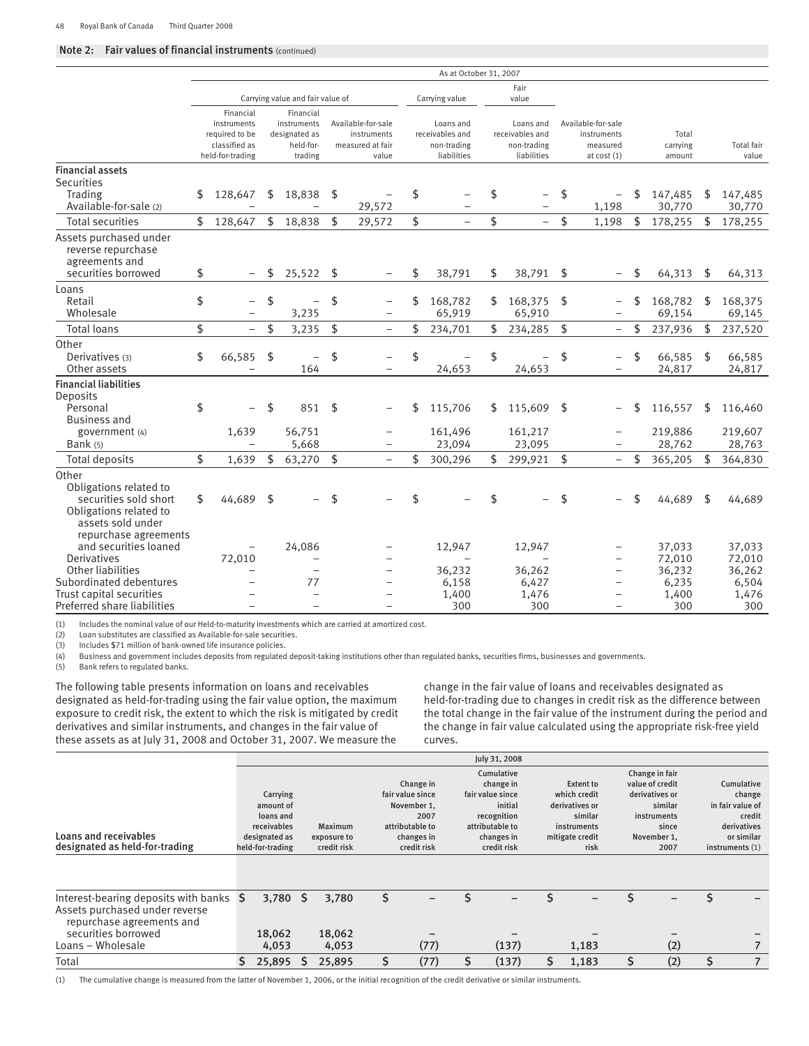## Note 2: Fair values of financial instruments (continued)

| | As at October 31, 2007 | | | | | | | |
|---|---|---|---|---|---|---|---|---|
| | Carrying value and fair value of | | | Carrying value | Fair value | | | |
| | Financial instruments required to be classified as held-for-trading | Financial instruments designated as held-for-trading | Available-for-sale instruments measured at fair value | Loans and receivables and non-trading liabilities | Loans and receivables and non-trading liabilities | Available-for-sale instruments measured at cost (1) | Total carrying amount | Total fair value |
| **Financial assets** | | | | | | | | |
| Securities | | | | | | | | |
| Trading | $ 128,647 | $ 18,838 | $ – | $ – | $ – | $ – | $ 147,485 | $ 147,485 |
| Available-for-sale (2) | – | – | 29,572 | – | – | 1,198 | 30,770 | 30,770 |
| Total securities | $ 128,647 | $ 18,838 | $ 29,572 | $ – | $ – | $ 1,198 | $ 178,255 | $ 178,255 |
| Assets purchased under reverse repurchase agreements and securities borrowed | $ – | $ 25,522 | $ – | $ 38,791 | $ 38,791 | $ – | $ 64,313 | $ 64,313 |
| Loans | | | | | | | | |
| Retail | $ – | $ – | $ – | $ 168,782 | $ 168,375 | $ – | $ 168,782 | $ 168,375 |
| Wholesale | – | 3,235 | – | 65,919 | 65,910 | – | 69,154 | 69,145 |
| Total loans | $ – | $ 3,235 | $ – | $ 234,701 | $ 234,285 | $ – | $ 237,936 | $ 237,520 |
| Other | | | | | | | | |
| Derivatives (3) | $ 66,585 | $ – | $ – | $ – | $ – | $ – | $ 66,585 | $ 66,585 |
| Other assets | – | 164 | – | 24,653 | 24,653 | – | 24,817 | 24,817 |
| **Financial liabilities** | | | | | | | | |
| Deposits | | | | | | | | |
| Personal | $ – | $ 851 | $ – | $ 115,706 | $ 115,609 | $ – | $ 116,557 | $ 116,460 |
| Business and government (4) | 1,639 | 56,751 | – | 161,496 | 161,217 | – | 219,886 | 219,607 |
| Bank (5) | – | 5,668 | – | 23,094 | 23,095 | – | 28,762 | 28,763 |
| Total deposits | $ 1,639 | $ 63,270 | $ – | $ 300,296 | $ 299,921 | $ – | $ 365,205 | $ 364,830 |
| Other | | | | | | | | |
| Obligations related to securities sold short | $ 44,689 | $ – | $ – | $ – | $ – | $ – | $ 44,689 | $ 44,689 |
| Obligations related to assets sold under repurchase agreements and securities loaned | – | 24,086 | – | 12,947 | 12,947 | – | 37,033 | 37,033 |
| Derivatives | 72,010 | – | – | – | – | – | 72,010 | 72,010 |
| Other liabilities | – | – | – | 36,232 | 36,262 | – | 36,232 | 36,262 |
| Subordinated debentures | – | 77 | – | 6,158 | 6,427 | – | 6,235 | 6,504 |
| Trust capital securities | – | – | – | 1,400 | 1,476 | – | 1,400 | 1,476 |
| Preferred share liabilities | – | – | – | 300 | 300 | – | 300 | 300 |

(1) Includes the nominal value of our Held-to-maturity investments which are carried at amortized cost.
(2) Loan substitutes are classified as Available-for-sale securities.
(3) Includes $71 million of bank-owned life insurance policies.
(4) Business and government includes deposits from regulated deposit-taking institutions other than regulated banks, securities firms, businesses and governments.
(5) Bank refers to regulated banks.

The following table presents information on loans and receivables designated as held-for-trading using the fair value option, the maximum exposure to credit risk, the extent to which the risk is mitigated by credit derivatives and similar instruments, and changes in the fair value of these assets as at July 31, 2008 and October 31, 2007. We measure the change in the fair value of loans and receivables designated as held-for-trading due to changes in credit risk as the difference between the total change in the fair value of the instrument during the period and the change in fair value calculated using the appropriate risk-free yield curves.

| | July 31, 2008 | | | | | | |
|---|---|---|---|---|---|---|---|
| **Loans and receivables designated as held-for-trading** | Carrying amount of loans and receivables designated as held-for-trading | Maximum exposure to credit risk | Change in fair value since November 1, 2007 attributable to changes in credit risk | Cumulative change in fair value since initial recognition attributable to changes in credit risk | Extent to which credit derivatives or similar instruments mitigate credit risk | Change in fair value of credit derivatives or similar instruments since November 1, 2007 | Cumulative change in fair value of credit derivatives or similar instruments (1) |
| Interest-bearing deposits with banks | $ 3,780 | $ 3,780 | $ – | $ – | $ – | $ – | $ – |
| Assets purchased under reverse repurchase agreements and securities borrowed | 18,062 | 18,062 | – | – | – | – | – |
| Loans – Wholesale | 4,053 | 4,053 | (77) | (137) | 1,183 | (2) | 7 |
| Total | $ 25,895 | $ 25,895 | $ (77) | $ (137) | $ 1,183 | $ (2) | $ 7 |

(1) The cumulative change is measured from the latter of November 1, 2006, or the initial recognition of the credit derivative or similar instruments.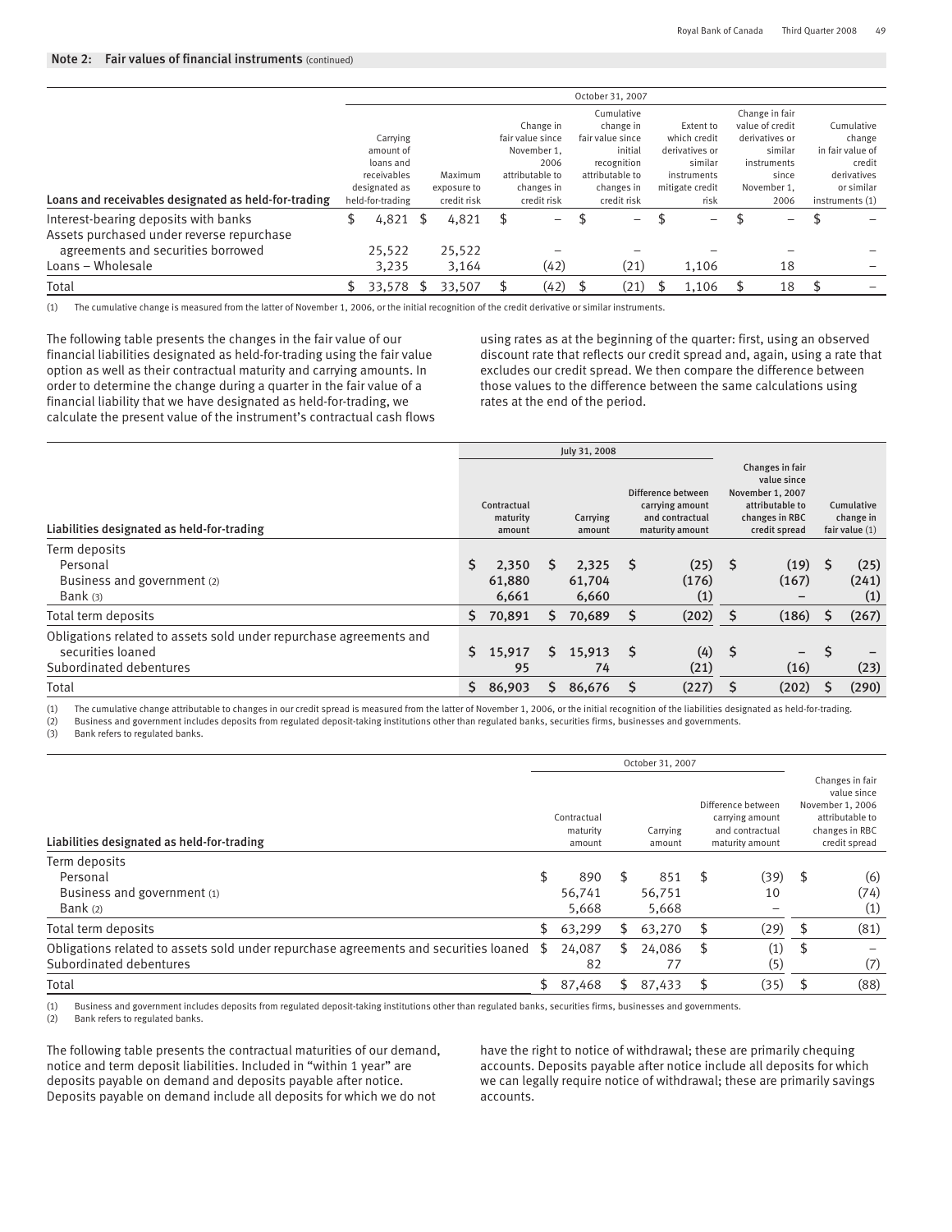## Note 2: Fair values of financial instruments (continued)

| Loans and receivables designated as held-for-trading | October 31, 2007 | | | | | | |
|---|---|---|---|---|---|---|---|
| | Carrying amount of loans and receivables designated as held-for-trading | Maximum exposure to credit risk | Change in fair value since November 1, 2006 attributable to changes in credit risk | Cumulative change in fair value since initial recognition attributable to changes in credit risk | Extent to which credit derivatives or similar instruments mitigate credit risk | Change in fair value of credit derivatives or similar instruments since November 1, 2006 | Cumulative change in fair value of credit derivatives or similar instruments (1) |
| Interest-bearing deposits with banks | $ 4,821 | $ 4,821 | $ – | $ – | $ – | $ – | $ – |
| Assets purchased under reverse repurchase agreements and securities borrowed | 25,522 | 25,522 | – | – | – | – | – |
| Loans – Wholesale | 3,235 | 3,164 | (42) | (21) | 1,106 | 18 | – |
| Total | $ 33,578 | $ 33,507 | $ (42) | $ (21) | $ 1,106 | $ 18 | $ – |

(1) The cumulative change is measured from the latter of November 1, 2006, or the initial recognition of the credit derivative or similar instruments.

The following table presents the changes in the fair value of our financial liabilities designated as held-for-trading using the fair value option as well as their contractual maturity and carrying amounts. In order to determine the change during a quarter in the fair value of a financial liability that we have designated as held-for-trading, we calculate the present value of the instrument's contractual cash flows using rates as at the beginning of the quarter: first, using an observed discount rate that reflects our credit spread and, again, using a rate that excludes our credit spread. We then compare the difference between those values to the difference between the same calculations using rates at the end of the period.

| Liabilities designated as held-for-trading | July 31, 2008 | | | | |
|---|---|---|---|---|---|
| | Contractual maturity amount | Carrying amount | Difference between carrying amount and contractual maturity amount | Changes in fair value since November 1, 2007 attributable to changes in RBC credit spread | Cumulative change in fair value (1) |
| Term deposits | | | | | |
| Personal | $ 2,350 | $ 2,325 | $ (25) | $ (19) | $ (25) |
| Business and government (2) | 61,880 | 61,704 | (176) | (167) | (241) |
| Bank (3) | 6,661 | 6,660 | (1) | – | (1) |
| Total term deposits | $ 70,891 | $ 70,689 | $ (202) | $ (186) | $ (267) |
| Obligations related to assets sold under repurchase agreements and securities loaned | $ 15,917 | $ 15,913 | $ (4) | $ – | $ – |
| Subordinated debentures | 95 | 74 | (21) | (16) | (23) |
| Total | $ 86,903 | $ 86,676 | $ (227) | $ (202) | $ (290) |

(1) The cumulative change attributable to changes in our credit spread is measured from the latter of November 1, 2006, or the initial recognition of the liabilities designated as held-for-trading.
(2) Business and government includes deposits from regulated deposit-taking institutions other than regulated banks, securities firms, businesses and governments.
(3) Bank refers to regulated banks.

| Liabilities designated as held-for-trading | October 31, 2007 | | | |
|---|---|---|---|---|
| | Contractual maturity amount | Carrying amount | Difference between carrying amount and contractual maturity amount | Changes in fair value since November 1, 2006 attributable to changes in RBC credit spread |
| Term deposits | | | | |
| Personal | $ 890 | $ 851 | $ (39) | $ (6) |
| Business and government (1) | 56,741 | 56,751 | 10 | (74) |
| Bank (2) | 5,668 | 5,668 | – | (1) |
| Total term deposits | $ 63,299 | $ 63,270 | $ (29) | $ (81) |
| Obligations related to assets sold under repurchase agreements and securities loaned | $ 24,087 | $ 24,086 | $ (1) | $ – |
| Subordinated debentures | 82 | 77 | (5) | (7) |
| Total | $ 87,468 | $ 87,433 | $ (35) | $ (88) |

(1) Business and government includes deposits from regulated deposit-taking institutions other than regulated banks, securities firms, businesses and governments.
(2) Bank refers to regulated banks.

The following table presents the contractual maturities of our demand, notice and term deposit liabilities. Included in "within 1 year" are deposits payable on demand and deposits payable after notice. Deposits payable on demand include all deposits for which we do not have the right to notice of withdrawal; these are primarily chequing accounts. Deposits payable after notice include all deposits for which we can legally require notice of withdrawal; these are primarily savings accounts.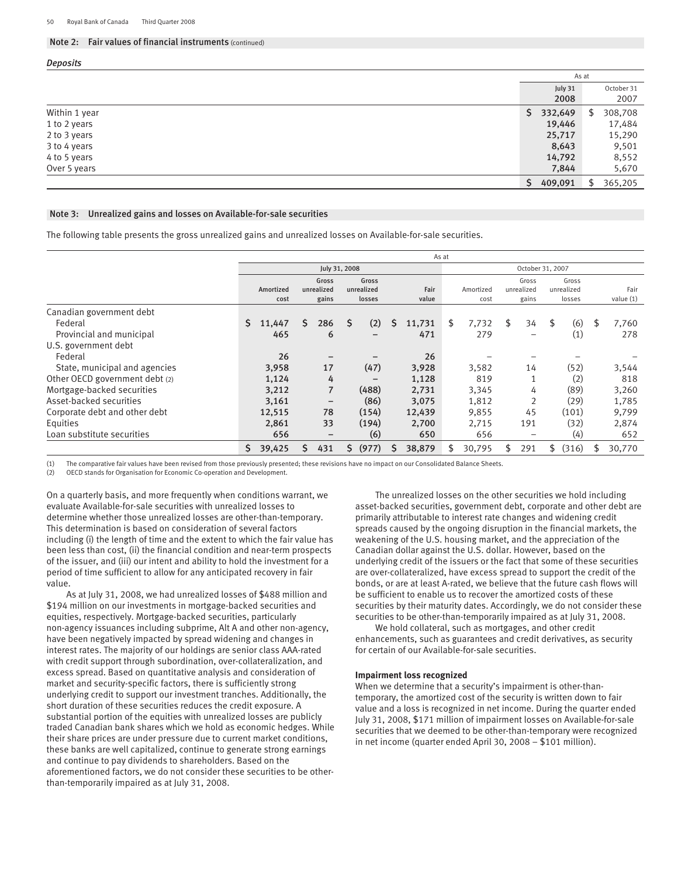## Note 2: Fair values of financial instruments (continued)

### *Deposits*

| | As at | |
|---|---|---|
| | July 31 2008 | October 31 2007 |
| Within 1 year | $ 332,649 | $ 308,708 |
| 1 to 2 years | 19,446 | 17,484 |
| 2 to 3 years | 25,717 | 15,290 |
| 3 to 4 years | 8,643 | 9,501 |
| 4 to 5 years | 14,792 | 8,552 |
| Over 5 years | 7,844 | 5,670 |
| | $ 409,091 | $ 365,205 |

## Note 3: Unrealized gains and losses on Available-for-sale securities

The following table presents the gross unrealized gains and unrealized losses on Available-for-sale securities.

| | As at | | | | | | | |
|---|---|---|---|---|---|---|---|---|
| | July 31, 2008 | | | | October 31, 2007 | | | |
| | Amortized cost | Gross unrealized gains | Gross unrealized losses | Fair value | Amortized cost | Gross unrealized gains | Gross unrealized losses | Fair value (1) |
| Canadian government debt | | | | | | | | |
| Federal | $ 11,447 | $ 286 | $ (2) | $ 11,731 | $ 7,732 | $ 34 | $ (6) | $ 7,760 |
| Provincial and municipal | 465 | 6 | – | 471 | 279 | – | (1) | 278 |
| U.S. government debt | | | | | | | | |
| Federal | 26 | – | – | 26 | – | – | – | – |
| State, municipal and agencies | 3,958 | 17 | (47) | 3,928 | 3,582 | 14 | (52) | 3,544 |
| Other OECD government debt (2) | 1,124 | 4 | – | 1,128 | 819 | 1 | (2) | 818 |
| Mortgage-backed securities | 3,212 | 7 | (488) | 2,731 | 3,345 | 4 | (89) | 3,260 |
| Asset-backed securities | 3,161 | – | (86) | 3,075 | 1,812 | 2 | (29) | 1,785 |
| Corporate debt and other debt | 12,515 | 78 | (154) | 12,439 | 9,855 | 45 | (101) | 9,799 |
| Equities | 2,861 | 33 | (194) | 2,700 | 2,715 | 191 | (32) | 2,874 |
| Loan substitute securities | 656 | – | (6) | 650 | 656 | – | (4) | 652 |
| | $ 39,425 | $ 431 | $ (977) | $ 38,879 | $ 30,795 | $ 291 | $ (316) | $ 30,770 |

(1) The comparative fair values have been revised from those previously presented; these revisions have no impact on our Consolidated Balance Sheets.
(2) OECD stands for Organisation for Economic Co-operation and Development.

On a quarterly basis, and more frequently when conditions warrant, we evaluate Available-for-sale securities with unrealized losses to determine whether those unrealized losses are other-than-temporary. This determination is based on consideration of several factors including (i) the length of time and the extent to which the fair value has been less than cost, (ii) the financial condition and near-term prospects of the issuer, and (iii) our intent and ability to hold the investment for a period of time sufficient to allow for any anticipated recovery in fair value.

As at July 31, 2008, we had unrealized losses of $488 million and $194 million on our investments in mortgage-backed securities and equities, respectively. Mortgage-backed securities, particularly non-agency issuances including subprime, Alt A and other non-agency, have been negatively impacted by spread widening and changes in interest rates. The majority of our holdings are senior class AAA-rated with credit support through subordination, over-collateralization, and excess spread. Based on quantitative analysis and consideration of market and security-specific factors, there is sufficiently strong underlying credit to support our investment tranches. Additionally, the short duration of these securities reduces the credit exposure. A substantial portion of the equities with unrealized losses are publicly traded Canadian bank shares which we hold as economic hedges. While their share prices are under pressure due to current market conditions, these banks are well capitalized, continue to generate strong earnings and continue to pay dividends to shareholders. Based on the aforementioned factors, we do not consider these securities to be other-than-temporarily impaired as at July 31, 2008.

The unrealized losses on the other securities we hold including asset-backed securities, government debt, corporate and other debt are primarily attributable to interest rate changes and widening credit spreads caused by the ongoing disruption in the financial markets, the weakening of the U.S. housing market, and the appreciation of the Canadian dollar against the U.S. dollar. However, based on the underlying credit of the issuers or the fact that some of these securities are over-collateralized, have excess spread to support the credit of the bonds, or are at least A-rated, we believe that the future cash flows will be sufficient to enable us to recover the amortized costs of these securities by their maturity dates. Accordingly, we do not consider these securities to be other-than-temporarily impaired as at July 31, 2008.

We hold collateral, such as mortgages, and other credit enhancements, such as guarantees and credit derivatives, as security for certain of our Available-for-sale securities.

**Impairment loss recognized**

When we determine that a security's impairment is other-than-temporary, the amortized cost of the security is written down to fair value and a loss is recognized in net income. During the quarter ended July 31, 2008, $171 million of impairment losses on Available-for-sale securities that we deemed to be other-than-temporary were recognized in net income (quarter ended April 30, 2008 – $101 million).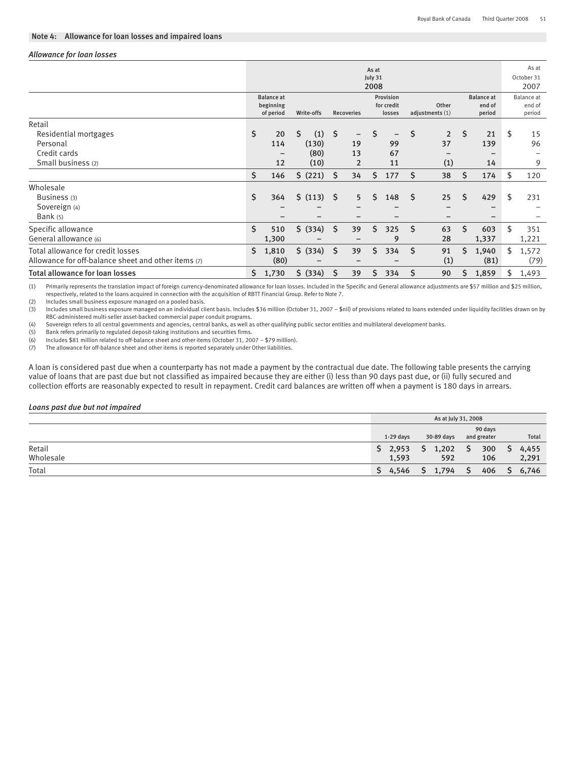## Note 4: Allowance for loan losses and impaired loans

*Allowance for loan losses*

| | As at July 31 2008 | | | | | | As at October 31 2007 |
|---|---|---|---|---|---|---|---|
| | Balance at beginning of period | Write-offs | Recoveries | Provision for credit losses | Other adjustments (1) | Balance at end of period | Balance at end of period |
| **Retail** | | | | | | | |
| Residential mortgages | $ 20 | $ (1) | $ – | $ – | $ 2 | $ 21 | $ 15 |
| Personal | 114 | (130) | 19 | 99 | 37 | 139 | 96 |
| Credit cards | – | (80) | 13 | 67 | – | – | – |
| Small business (2) | 12 | (10) | 2 | 11 | (1) | 14 | 9 |
| | $ 146 | $ (221) | $ 34 | $ 177 | $ 38 | $ 174 | $ 120 |
| **Wholesale** | | | | | | | |
| Business (3) | $ 364 | $ (113) | $ 5 | $ 148 | $ 25 | $ 429 | $ 231 |
| Sovereign (4) | – | – | – | – | – | – | – |
| Bank (5) | – | – | – | – | – | – | – |
| Specific allowance | $ 510 | $ (334) | $ 39 | $ 325 | $ 63 | $ 603 | $ 351 |
| General allowance (6) | 1,300 | – | – | 9 | 28 | 1,337 | 1,221 |
| Total allowance for credit losses | $ 1,810 | $ (334) | $ 39 | $ 334 | $ 91 | $ 1,940 | $ 1,572 |
| Allowance for off-balance sheet and other items (7) | (80) | – | – | – | (1) | (81) | (79) |
| **Total allowance for loan losses** | $ 1,730 | $ (334) | $ 39 | $ 334 | $ 90 | $ 1,859 | $ 1,493 |

(1) Primarily represents the translation impact of foreign currency-denominated allowance for loan losses. Included in the Specific and General allowance adjustments are $57 million and $25 million, respectively, related to the loans acquired in connection with the acquisition of RBTT Financial Group. Refer to Note 7.
(2) Includes small business exposure managed on a pooled basis.
(3) Includes small business exposure managed on an individual client basis. Includes $36 million (October 31, 2007 – $nil) of provisions related to loans extended under liquidity facilities drawn on by RBC-administered multi-seller asset-backed commercial paper conduit programs.
(4) Sovereign refers to all central governments and agencies, central banks, as well as other qualifying public sector entities and multilateral development banks.
(5) Bank refers primarily to regulated deposit-taking institutions and securities firms.
(6) Includes $81 million related to off-balance sheet and other items (October 31, 2007 – $79 million).
(7) The allowance for off-balance sheet and other items is reported separately under Other liabilities.

A loan is considered past due when a counterparty has not made a payment by the contractual due date. The following table presents the carrying value of loans that are past due but not classified as impaired because they are either (i) less than 90 days past due, or (ii) fully secured and collection efforts are reasonably expected to result in repayment. Credit card balances are written off when a payment is 180 days in arrears.

*Loans past due but not impaired*

| | As at July 31, 2008 | | | |
|---|---|---|---|---|
| | 1-29 days | 30-89 days | 90 days and greater | Total |
| Retail | $ 2,953 | $ 1,202 | $ 300 | $ 4,455 |
| Wholesale | 1,593 | 592 | 106 | 2,291 |
| Total | $ 4,546 | $ 1,794 | $ 406 | $ 6,746 |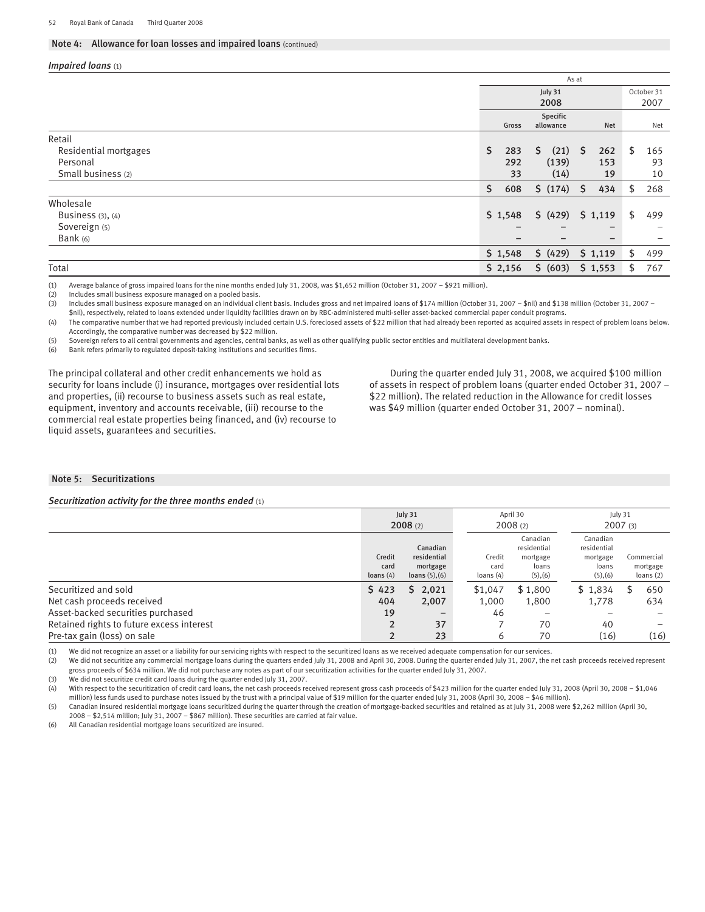## Note 4: Allowance for loan losses and impaired loans (continued)

### *Impaired loans* (1)

| | As at | | | |
|---|---|---|---|---|
| | July 31 2008 | | | October 31 2007 |
| | Gross | Specific allowance | Net | Net |
| **Retail** | | | | |
| Residential mortgages | $ 283 | $ (21) | $ 262 | $ 165 |
| Personal | 292 | (139) | 153 | 93 |
| Small business (2) | 33 | (14) | 19 | 10 |
| | $ 608 | $ (174) | $ 434 | $ 268 |
| **Wholesale** | | | | |
| Business (3), (4) | $ 1,548 | $ (429) | $ 1,119 | $ 499 |
| Sovereign (5) | – | – | – | – |
| Bank (6) | – | – | – | – |
| | $ 1,548 | $ (429) | $ 1,119 | $ 499 |
| Total | $ 2,156 | $ (603) | $ 1,553 | $ 767 |

(1) Average balance of gross impaired loans for the nine months ended July 31, 2008, was $1,652 million (October 31, 2007 – $921 million).
(2) Includes small business exposure managed on a pooled basis.
(3) Includes small business exposure managed on an individual client basis. Includes gross and net impaired loans of $174 million (October 31, 2007 – $nil) and $138 million (October 31, 2007 – $nil), respectively, related to loans extended under liquidity facilities drawn on by RBC-administered multi-seller asset-backed commercial paper conduit programs.
(4) The comparative number that we had reported previously included certain U.S. foreclosed assets of $22 million that had already been reported as acquired assets in respect of problem loans below. Accordingly, the comparative number was decreased by $22 million.
(5) Sovereign refers to all central governments and agencies, central banks, as well as other qualifying public sector entities and multilateral development banks.
(6) Bank refers primarily to regulated deposit-taking institutions and securities firms.

The principal collateral and other credit enhancements we hold as security for loans include (i) insurance, mortgages over residential lots and properties, (ii) recourse to business assets such as real estate, equipment, inventory and accounts receivable, (iii) recourse to the commercial real estate properties being financed, and (iv) recourse to liquid assets, guarantees and securities.

During the quarter ended July 31, 2008, we acquired $100 million of assets in respect of problem loans (quarter ended October 31, 2007 – $22 million). The related reduction in the Allowance for credit losses was $49 million (quarter ended October 31, 2007 – nominal).

## Note 5: Securitizations

### *Securitization activity for the three months ended* (1)

| | July 31 2008 (2) | | April 30 2008 (2) | | July 31 2007 (3) | |
|---|---|---|---|---|---|---|
| | Credit card loans (4) | Canadian residential mortgage loans (5),(6) | Credit card loans (4) | Canadian residential mortgage loans (5),(6) | Canadian residential mortgage loans (5),(6) | Commercial mortgage loans (2) |
| Securitized and sold | $ 423 | $ 2,021 | $1,047 | $ 1,800 | $ 1,834 | $ 650 |
| Net cash proceeds received | 404 | 2,007 | 1,000 | 1,800 | 1,778 | 634 |
| Asset-backed securities purchased | 19 | – | 46 | – | – | – |
| Retained rights to future excess interest | 2 | 37 | 7 | 70 | 40 | – |
| Pre-tax gain (loss) on sale | 2 | 23 | 6 | 70 | (16) | (16) |

(1) We did not recognize an asset or a liability for our servicing rights with respect to the securitized loans as we received adequate compensation for our services.
(2) We did not securitize any commercial mortgage loans during the quarters ended July 31, 2008 and April 30, 2008. During the quarter ended July 31, 2007, the net cash proceeds received represent gross proceeds of $634 million. We did not purchase any notes as part of our securitization activities for the quarter ended July 31, 2007.
(3) We did not securitize credit card loans during the quarter ended July 31, 2007.
(4) With respect to the securitization of credit card loans, the net cash proceeds received represent gross cash proceeds of $423 million for the quarter ended July 31, 2008 (April 30, 2008 – $1,046 million) less funds used to purchase notes issued by the trust with a principal value of $19 million for the quarter ended July 31, 2008 (April 30, 2008 – $46 million).
(5) Canadian insured residential mortgage loans securitized during the quarter through the creation of mortgage-backed securities and retained as at July 31, 2008 were $2,262 million (April 30, 2008 – $2,514 million; July 31, 2007 – $867 million). These securities are carried at fair value.
(6) All Canadian residential mortgage loans securitized are insured.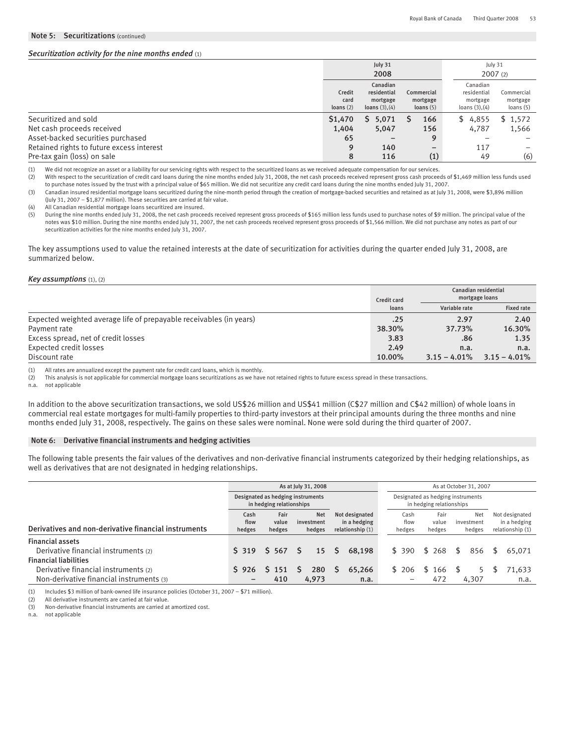## Note 5: Securitizations (continued)

### *Securitization activity for the nine months ended* (1)

| | July 31 2008 | | | July 31 2007 (2) | |
|---|---|---|---|---|---|
| | Credit card loans (2) | Canadian residential mortgage loans (3),(4) | Commercial mortgage loans (5) | Canadian residential mortgage loans (3),(4) | Commercial mortgage loans (5) |
| Securitized and sold | **$1,470** | **$ 5,071** | **$ 166** | $ 4,855 | $ 1,572 |
| Net cash proceeds received | **1,404** | **5,047** | **156** | 4,787 | 1,566 |
| Asset-backed securities purchased | **65** | **–** | **9** | – | – |
| Retained rights to future excess interest | **9** | **140** | **–** | 117 | – |
| Pre-tax gain (loss) on sale | **8** | **116** | **(1)** | 49 | (6) |

(1) We did not recognize an asset or a liability for our servicing rights with respect to the securitized loans as we received adequate compensation for our services.
(2) With respect to the securitization of credit card loans during the nine months ended July 31, 2008, the net cash proceeds received represent gross cash proceeds of $1,469 million less funds used to purchase notes issued by the trust with a principal value of $65 million. We did not securitize any credit card loans during the nine months ended July 31, 2007.
(3) Canadian insured residential mortgage loans securitized during the nine-month period through the creation of mortgage-backed securities and retained as at July 31, 2008, were $3,896 million (July 31, 2007 – $1,877 million). These securities are carried at fair value.
(4) All Canadian residential mortgage loans securitized are insured.
(5) During the nine months ended July 31, 2008, the net cash proceeds received represent gross proceeds of $165 million less funds used to purchase notes of $9 million. The principal value of the notes was $10 million. During the nine months ended July 31, 2007, the net cash proceeds received represent gross proceeds of $1,566 million. We did not purchase any notes as part of our securitization activities for the nine months ended July 31, 2007.

The key assumptions used to value the retained interests at the date of securitization for activities during the quarter ended July 31, 2008, are summarized below.

### *Key assumptions* (1), (2)

| | Credit card loans | Canadian residential mortgage loans | |
|---|---|---|---|
| | | Variable rate | Fixed rate |
| Expected weighted average life of prepayable receivables (in years) | **.25** | **2.97** | **2.40** |
| Payment rate | **38.30%** | **37.73%** | **16.30%** |
| Excess spread, net of credit losses | **3.83** | **.86** | **1.35** |
| Expected credit losses | **2.49** | **n.a.** | **n.a.** |
| Discount rate | **10.00%** | **3.15 – 4.01%** | **3.15 – 4.01%** |

(1) All rates are annualized except the payment rate for credit card loans, which is monthly.
(2) This analysis is not applicable for commercial mortgage loans securitizations as we have not retained rights to future excess spread in these transactions.
n.a. not applicable

In addition to the above securitization transactions, we sold US$26 million and US$41 million (C$27 million and C$42 million) of whole loans in commercial real estate mortgages for multi-family properties to third-party investors at their principal amounts during the three months and nine months ended July 31, 2008, respectively. The gains on these sales were nominal. None were sold during the third quarter of 2007.

## Note 6: Derivative financial instruments and hedging activities

The following table presents the fair values of the derivatives and non-derivative financial instruments categorized by their hedging relationships, as well as derivatives that are not designated in hedging relationships.

| | As at July 31, 2008 | | | | As at October 31, 2007 | | | |
|---|---|---|---|---|---|---|---|---|
| | Designated as hedging instruments in hedging relationships | | | | Designated as hedging instruments in hedging relationships | | | |
| Derivatives and non-derivative financial instruments | Cash flow hedges | Fair value hedges | Net investment hedges | Not designated in a hedging relationship (1) | Cash flow hedges | Fair value hedges | Net investment hedges | Not designated in a hedging relationship (1) |
| **Financial assets** | | | | | | | | |
| Derivative financial instruments (2) | **$ 319** | **$ 567** | **$ 15** | **$ 68,198** | $ 390 | $ 268 | $ 856 | $ 65,071 |
| **Financial liabilities** | | | | | | | | |
| Derivative financial instruments (2) | **$ 926** | **$ 151** | **$ 280** | **$ 65,266** | $ 206 | $ 166 | $ 5 | $ 71,633 |
| Non-derivative financial instruments (3) | **–** | **410** | **4,973** | **n.a.** | – | 472 | 4,307 | n.a. |

(1) Includes $3 million of bank-owned life insurance policies (October 31, 2007 – $71 million).
(2) All derivative instruments are carried at fair value.
(3) Non-derivative financial instruments are carried at amortized cost.
n.a. not applicable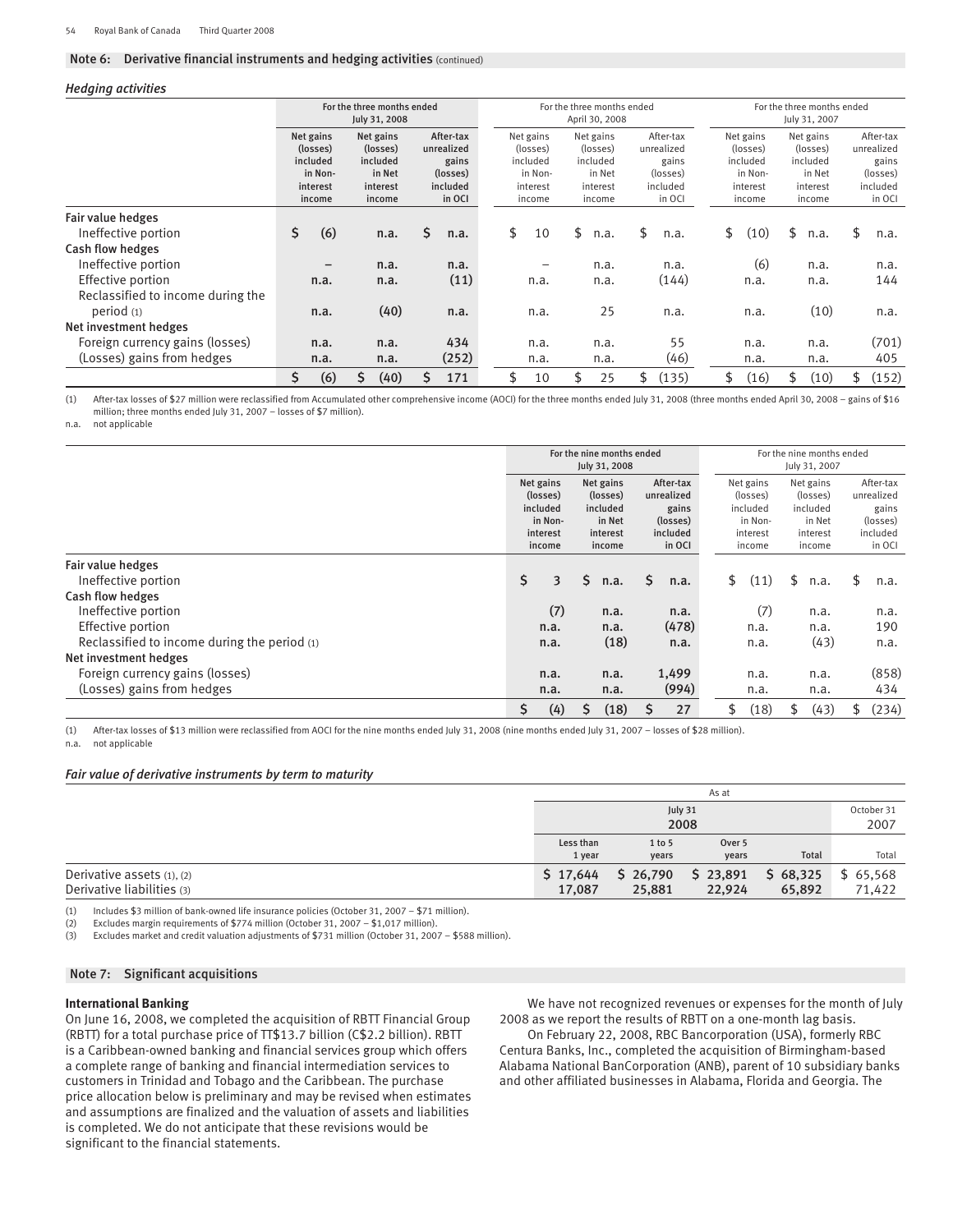## Note 6: Derivative financial instruments and hedging activities (continued)

### *Hedging activities*

| | For the three months ended July 31, 2008 | | | For the three months ended April 30, 2008 | | | For the three months ended July 31, 2007 | | |
|---|---|---|---|---|---|---|---|---|---|
| | Net gains (losses) included in Non-interest income | Net gains (losses) included in Net interest income | After-tax unrealized gains (losses) included in OCI | Net gains (losses) included in Non-interest income | Net gains (losses) included in Net interest income | After-tax unrealized gains (losses) included in OCI | Net gains (losses) included in Non-interest income | Net gains (losses) included in Net interest income | After-tax unrealized gains (losses) included in OCI |
| **Fair value hedges** | | | | | | | | | |
| Ineffective portion | $ (6) | n.a. | $ n.a. | $ 10 | $ n.a. | $ n.a. | $ (10) | $ n.a. | $ n.a. |
| **Cash flow hedges** | | | | | | | | | |
| Ineffective portion | – | n.a. | n.a. | – | n.a. | n.a. | (6) | n.a. | n.a. |
| Effective portion | n.a. | n.a. | (11) | n.a. | n.a. | (144) | n.a. | n.a. | 144 |
| Reclassified to income during the period (1) | n.a. | (40) | n.a. | n.a. | 25 | n.a. | n.a. | (10) | n.a. |
| **Net investment hedges** | | | | | | | | | |
| Foreign currency gains (losses) | n.a. | n.a. | 434 | n.a. | n.a. | 55 | n.a. | n.a. | (701) |
| (Losses) gains from hedges | n.a. | n.a. | (252) | n.a. | n.a. | (46) | n.a. | n.a. | 405 |
| | $ (6) | $ (40) | $ 171 | $ 10 | $ 25 | $ (135) | $ (16) | $ (10) | $ (152) |

(1) After-tax losses of $27 million were reclassified from Accumulated other comprehensive income (AOCI) for the three months ended July 31, 2008 (three months ended April 30, 2008 – gains of $16 million; three months ended July 31, 2007 – losses of $7 million).
n.a. not applicable

| | For the nine months ended July 31, 2008 | | | For the nine months ended July 31, 2007 | | |
|---|---|---|---|---|---|---|
| | Net gains (losses) included in Non-interest income | Net gains (losses) included in Net interest income | After-tax unrealized gains (losses) included in OCI | Net gains (losses) included in Non-interest income | Net gains (losses) included in Net interest income | After-tax unrealized gains (losses) included in OCI |
| **Fair value hedges** | | | | | | |
| Ineffective portion | $ 3 | $ n.a. | $ n.a. | $ (11) | $ n.a. | $ n.a. |
| **Cash flow hedges** | | | | | | |
| Ineffective portion | (7) | n.a. | n.a. | (7) | n.a. | n.a. |
| Effective portion | n.a. | n.a. | (478) | n.a. | n.a. | 190 |
| Reclassified to income during the period (1) | n.a. | (18) | n.a. | n.a. | (43) | n.a. |
| **Net investment hedges** | | | | | | |
| Foreign currency gains (losses) | n.a. | n.a. | 1,499 | n.a. | n.a. | (858) |
| (Losses) gains from hedges | n.a. | n.a. | (994) | n.a. | n.a. | 434 |
| | $ (4) | $ (18) | $ 27 | $ (18) | $ (43) | $ (234) |

(1) After-tax losses of $13 million were reclassified from AOCI for the nine months ended July 31, 2008 (nine months ended July 31, 2007 – losses of $28 million).
n.a. not applicable

### *Fair value of derivative instruments by term to maturity*

| | As at July 31 2008 | | | | October 31 2007 |
|---|---|---|---|---|---|
| | Less than 1 year | 1 to 5 years | Over 5 years | Total | Total |
| Derivative assets (1), (2) | $ 17,644 | $ 26,790 | $ 23,891 | $ 68,325 | $ 65,568 |
| Derivative liabilities (3) | 17,087 | 25,881 | 22,924 | 65,892 | 71,422 |

(1) Includes $3 million of bank-owned life insurance policies (October 31, 2007 – $71 million).
(2) Excludes margin requirements of $774 million (October 31, 2007 – $1,017 million).
(3) Excludes market and credit valuation adjustments of $731 million (October 31, 2007 – $588 million).

## Note 7: Significant acquisitions

**International Banking**

On June 16, 2008, we completed the acquisition of RBTT Financial Group (RBTT) for a total purchase price of TT$13.7 billion (C$2.2 billion). RBTT is a Caribbean-owned banking and financial services group which offers a complete range of banking and financial intermediation services to customers in Trinidad and Tobago and the Caribbean. The purchase price allocation below is preliminary and may be revised when estimates and assumptions are finalized and the valuation of assets and liabilities is completed. We do not anticipate that these revisions would be significant to the financial statements.

We have not recognized revenues or expenses for the month of July 2008 as we report the results of RBTT on a one-month lag basis.

On February 22, 2008, RBC Bancorporation (USA), formerly RBC Centura Banks, Inc., completed the acquisition of Birmingham-based Alabama National BanCorporation (ANB), parent of 10 subsidiary banks and other affiliated businesses in Alabama, Florida and Georgia. The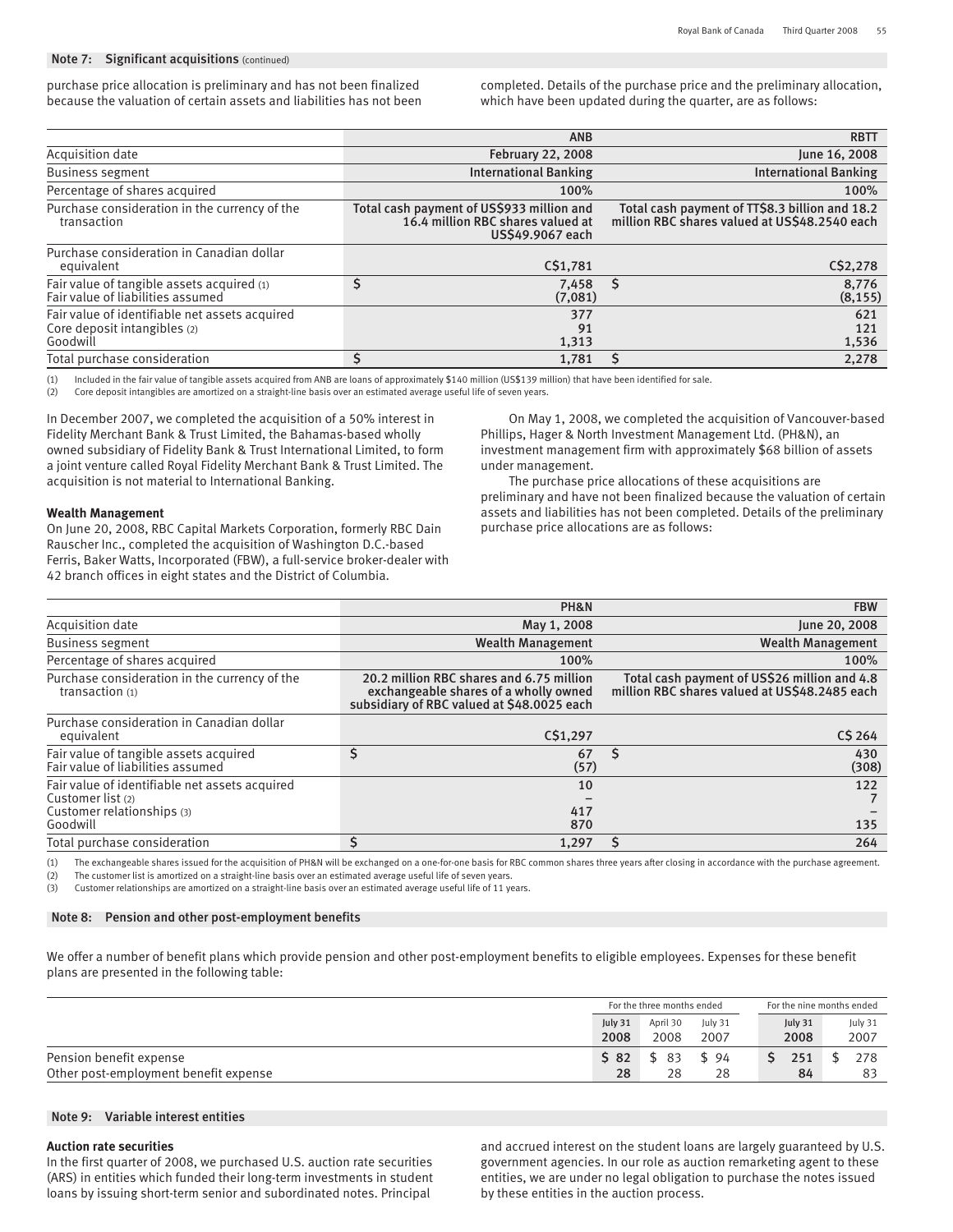### Note 7: Significant acquisitions (continued)

purchase price allocation is preliminary and has not been finalized because the valuation of certain assets and liabilities has not been completed. Details of the purchase price and the preliminary allocation, which have been updated during the quarter, are as follows:

| | ANB | RBTT |
|---|---|---|
| Acquisition date | February 22, 2008 | June 16, 2008 |
| Business segment | International Banking | International Banking |
| Percentage of shares acquired | 100% | 100% |
| Purchase consideration in the currency of the transaction | Total cash payment of US$933 million and 16.4 million RBC shares valued at US$49.9067 each | Total cash payment of TT$8.3 billion and 18.2 million RBC shares valued at US$48.2540 each |
| Purchase consideration in Canadian dollar equivalent | C$1,781 | C$2,278 |
| Fair value of tangible assets acquired (1) | $ 7,458 | $ 8,776 |
| Fair value of liabilities assumed | (7,081) | (8,155) |
| Fair value of identifiable net assets acquired | 377 | 621 |
| Core deposit intangibles (2) | 91 | 121 |
| Goodwill | 1,313 | 1,536 |
| Total purchase consideration | $ 1,781 | $ 2,278 |

(1) Included in the fair value of tangible assets acquired from ANB are loans of approximately $140 million (US$139 million) that have been identified for sale.
(2) Core deposit intangibles are amortized on a straight-line basis over an estimated average useful life of seven years.

In December 2007, we completed the acquisition of a 50% interest in Fidelity Merchant Bank & Trust Limited, the Bahamas-based wholly owned subsidiary of Fidelity Bank & Trust International Limited, to form a joint venture called Royal Fidelity Merchant Bank & Trust Limited. The acquisition is not material to International Banking.

**Wealth Management**

On June 20, 2008, RBC Capital Markets Corporation, formerly RBC Dain Rauscher Inc., completed the acquisition of Washington D.C.-based Ferris, Baker Watts, Incorporated (FBW), a full-service broker-dealer with 42 branch offices in eight states and the District of Columbia.

On May 1, 2008, we completed the acquisition of Vancouver-based Phillips, Hager & North Investment Management Ltd. (PH&N), an investment management firm with approximately $68 billion of assets under management.

The purchase price allocations of these acquisitions are preliminary and have not been finalized because the valuation of certain assets and liabilities has not been completed. Details of the preliminary purchase price allocations are as follows:

| | PH&N | FBW |
|---|---|---|
| Acquisition date | May 1, 2008 | June 20, 2008 |
| Business segment | Wealth Management | Wealth Management |
| Percentage of shares acquired | 100% | 100% |
| Purchase consideration in the currency of the transaction (1) | 20.2 million RBC shares and 6.75 million exchangeable shares of a wholly owned subsidiary of RBC valued at $48.0025 each | Total cash payment of US$26 million and 4.8 million RBC shares valued at US$48.2485 each |
| Purchase consideration in Canadian dollar equivalent | C$1,297 | C$ 264 |
| Fair value of tangible assets acquired | $ 67 | $ 430 |
| Fair value of liabilities assumed | (57) | (308) |
| Fair value of identifiable net assets acquired | 10 | 122 |
| Customer list (2) | – | 7 |
| Customer relationships (3) | 417 | – |
| Goodwill | 870 | 135 |
| Total purchase consideration | $ 1,297 | $ 264 |

(1) The exchangeable shares issued for the acquisition of PH&N will be exchanged on a one-for-one basis for RBC common shares three years after closing in accordance with the purchase agreement.
(2) The customer list is amortized on a straight-line basis over an estimated average useful life of seven years.
(3) Customer relationships are amortized on a straight-line basis over an estimated average useful life of 11 years.

### Note 8: Pension and other post-employment benefits

We offer a number of benefit plans which provide pension and other post-employment benefits to eligible employees. Expenses for these benefit plans are presented in the following table:

| | For the three months ended | | | For the nine months ended | |
|---|---|---|---|---|---|
| | July 31 2008 | April 30 2008 | July 31 2007 | July 31 2008 | July 31 2007 |
| Pension benefit expense | $ 82 | $ 83 | $ 94 | $ 251 | $ 278 |
| Other post-employment benefit expense | 28 | 28 | 28 | 84 | 83 |

### Note 9: Variable interest entities

**Auction rate securities**

In the first quarter of 2008, we purchased U.S. auction rate securities (ARS) in entities which funded their long-term investments in student loans by issuing short-term senior and subordinated notes. Principal and accrued interest on the student loans are largely guaranteed by U.S. government agencies. In our role as auction remarketing agent to these entities, we are under no legal obligation to purchase the notes issued by these entities in the auction process.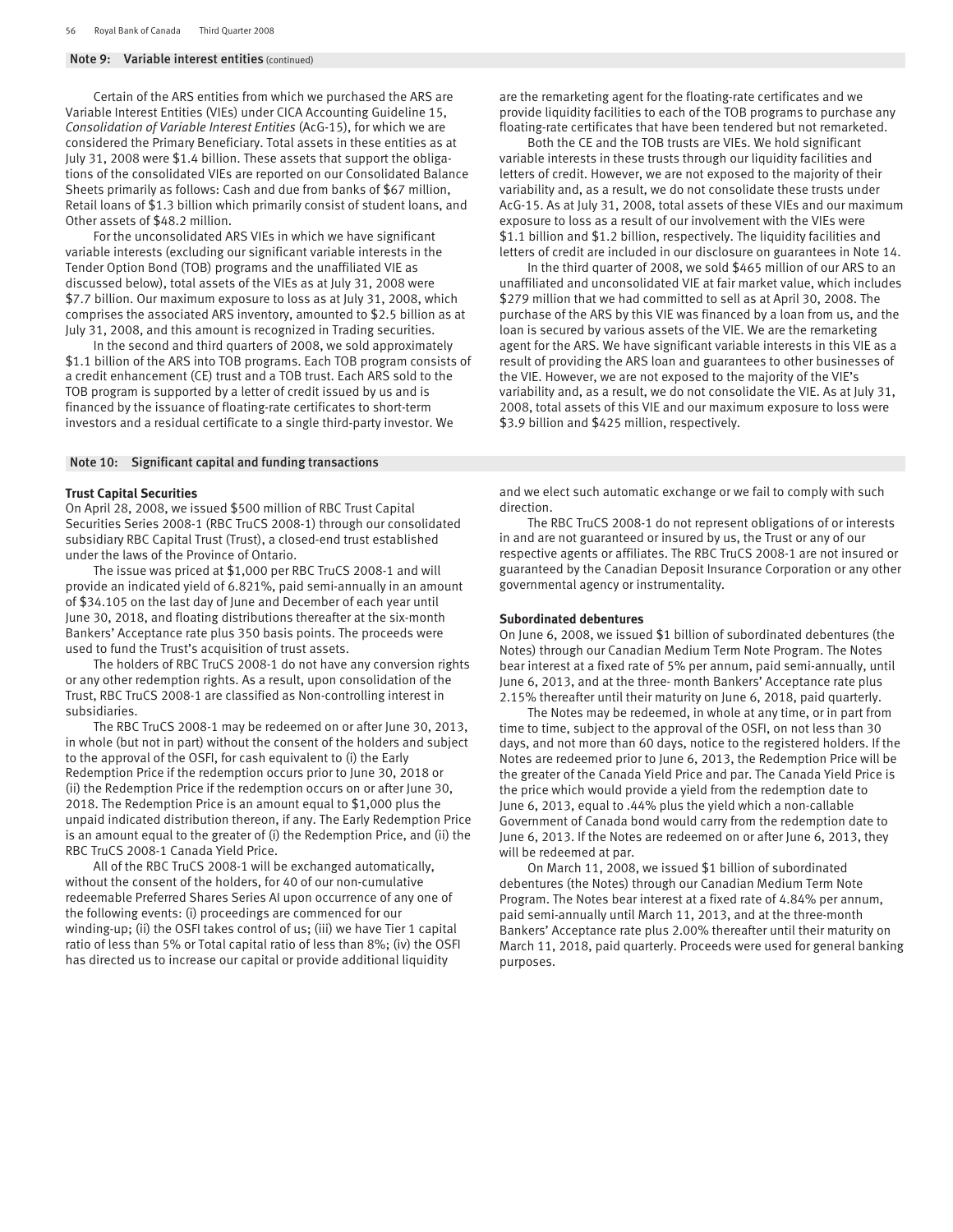## Note 9: Variable interest entities (continued)

Certain of the ARS entities from which we purchased the ARS are Variable Interest Entities (VIEs) under CICA Accounting Guideline 15, *Consolidation of Variable Interest Entities* (AcG-15), for which we are considered the Primary Beneficiary. Total assets in these entities as at July 31, 2008 were $1.4 billion. These assets that support the obligations of the consolidated VIEs are reported on our Consolidated Balance Sheets primarily as follows: Cash and due from banks of $67 million, Retail loans of $1.3 billion which primarily consist of student loans, and Other assets of $48.2 million.

For the unconsolidated ARS VIEs in which we have significant variable interests (excluding our significant variable interests in the Tender Option Bond (TOB) programs and the unaffiliated VIE as discussed below), total assets of the VIEs as at July 31, 2008 were $7.7 billion. Our maximum exposure to loss as at July 31, 2008, which comprises the associated ARS inventory, amounted to $2.5 billion as at July 31, 2008, and this amount is recognized in Trading securities.

In the second and third quarters of 2008, we sold approximately $1.1 billion of the ARS into TOB programs. Each TOB program consists of a credit enhancement (CE) trust and a TOB trust. Each ARS sold to the TOB program is supported by a letter of credit issued by us and is financed by the issuance of floating-rate certificates to short-term investors and a residual certificate to a single third-party investor. We are the remarketing agent for the floating-rate certificates and we provide liquidity facilities to each of the TOB programs to purchase any floating-rate certificates that have been tendered but not remarketed.

Both the CE and the TOB trusts are VIEs. We hold significant variable interests in these trusts through our liquidity facilities and letters of credit. However, we are not exposed to the majority of their variability and, as a result, we do not consolidate these trusts under AcG-15. As at July 31, 2008, total assets of these VIEs and our maximum exposure to loss as a result of our involvement with the VIEs were $1.1 billion and $1.2 billion, respectively. The liquidity facilities and letters of credit are included in our disclosure on guarantees in Note 14.

In the third quarter of 2008, we sold $465 million of our ARS to an unaffiliated and unconsolidated VIE at fair market value, which includes $279 million that we had committed to sell as at April 30, 2008. The purchase of the ARS by this VIE was financed by a loan from us, and the loan is secured by various assets of the VIE. We are the remarketing agent for the ARS. We have significant variable interests in this VIE as a result of providing the ARS loan and guarantees to other businesses of the VIE. However, we are not exposed to the majority of the VIE's variability and, as a result, we do not consolidate the VIE. As at July 31, 2008, total assets of this VIE and our maximum exposure to loss were $3.9 billion and $425 million, respectively.

## Note 10: Significant capital and funding transactions

**Trust Capital Securities**

On April 28, 2008, we issued $500 million of RBC Trust Capital Securities Series 2008-1 (RBC TruCS 2008-1) through our consolidated subsidiary RBC Capital Trust (Trust), a closed-end trust established under the laws of the Province of Ontario.

The issue was priced at $1,000 per RBC TruCS 2008-1 and will provide an indicated yield of 6.821%, paid semi-annually in an amount of $34.105 on the last day of June and December of each year until June 30, 2018, and floating distributions thereafter at the six-month Bankers' Acceptance rate plus 350 basis points. The proceeds were used to fund the Trust's acquisition of trust assets.

The holders of RBC TruCS 2008-1 do not have any conversion rights or any other redemption rights. As a result, upon consolidation of the Trust, RBC TruCS 2008-1 are classified as Non-controlling interest in subsidiaries.

The RBC TruCS 2008-1 may be redeemed on or after June 30, 2013, in whole (but not in part) without the consent of the holders and subject to the approval of the OSFI, for cash equivalent to (i) the Early Redemption Price if the redemption occurs prior to June 30, 2018 or (ii) the Redemption Price if the redemption occurs on or after June 30, 2018. The Redemption Price is an amount equal to $1,000 plus the unpaid indicated distribution thereon, if any. The Early Redemption Price is an amount equal to the greater of (i) the Redemption Price, and (ii) the RBC TruCS 2008-1 Canada Yield Price.

All of the RBC TruCS 2008-1 will be exchanged automatically, without the consent of the holders, for 40 of our non-cumulative redeemable Preferred Shares Series AI upon occurrence of any one of the following events: (i) proceedings are commenced for our winding-up; (ii) the OSFI takes control of us; (iii) we have Tier 1 capital ratio of less than 5% or Total capital ratio of less than 8%; (iv) the OSFI has directed us to increase our capital or provide additional liquidity and we elect such automatic exchange or we fail to comply with such direction.

The RBC TruCS 2008-1 do not represent obligations of or interests in and are not guaranteed or insured by us, the Trust or any of our respective agents or affiliates. The RBC TruCS 2008-1 are not insured or guaranteed by the Canadian Deposit Insurance Corporation or any other governmental agency or instrumentality.

**Subordinated debentures**

On June 6, 2008, we issued $1 billion of subordinated debentures (the Notes) through our Canadian Medium Term Note Program. The Notes bear interest at a fixed rate of 5% per annum, paid semi-annually, until June 6, 2013, and at the three- month Bankers' Acceptance rate plus 2.15% thereafter until their maturity on June 6, 2018, paid quarterly.

The Notes may be redeemed, in whole at any time, or in part from time to time, subject to the approval of the OSFI, on not less than 30 days, and not more than 60 days, notice to the registered holders. If the Notes are redeemed prior to June 6, 2013, the Redemption Price will be the greater of the Canada Yield Price and par. The Canada Yield Price is the price which would provide a yield from the redemption date to June 6, 2013, equal to .44% plus the yield which a non-callable Government of Canada bond would carry from the redemption date to June 6, 2013. If the Notes are redeemed on or after June 6, 2013, they will be redeemed at par.

On March 11, 2008, we issued $1 billion of subordinated debentures (the Notes) through our Canadian Medium Term Note Program. The Notes bear interest at a fixed rate of 4.84% per annum, paid semi-annually until March 11, 2013, and at the three-month Bankers' Acceptance rate plus 2.00% thereafter until their maturity on March 11, 2018, paid quarterly. Proceeds were used for general banking purposes.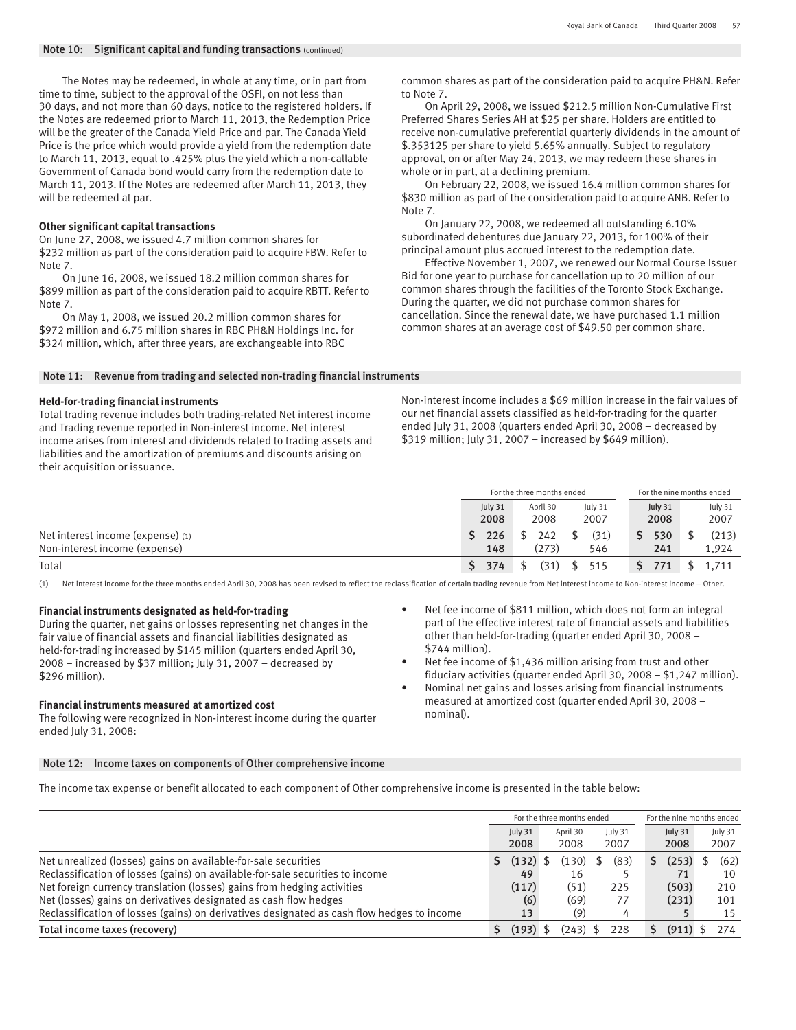## Note 10: Significant capital and funding transactions (continued)

The Notes may be redeemed, in whole at any time, or in part from time to time, subject to the approval of the OSFI, on not less than 30 days, and not more than 60 days, notice to the registered holders. If the Notes are redeemed prior to March 11, 2013, the Redemption Price will be the greater of the Canada Yield Price and par. The Canada Yield Price is the price which would provide a yield from the redemption date to March 11, 2013, equal to .425% plus the yield which a non-callable Government of Canada bond would carry from the redemption date to March 11, 2013. If the Notes are redeemed after March 11, 2013, they will be redeemed at par.

**Other significant capital transactions**

On June 27, 2008, we issued 4.7 million common shares for $232 million as part of the consideration paid to acquire FBW. Refer to Note 7.

On June 16, 2008, we issued 18.2 million common shares for $899 million as part of the consideration paid to acquire RBTT. Refer to Note 7.

On May 1, 2008, we issued 20.2 million common shares for $972 million and 6.75 million shares in RBC PH&N Holdings Inc. for $324 million, which, after three years, are exchangeable into RBC common shares as part of the consideration paid to acquire PH&N. Refer to Note 7.

On April 29, 2008, we issued $212.5 million Non-Cumulative First Preferred Shares Series AH at $25 per share. Holders are entitled to receive non-cumulative preferential quarterly dividends in the amount of $.353125 per share to yield 5.65% annually. Subject to regulatory approval, on or after May 24, 2013, we may redeem these shares in whole or in part, at a declining premium.

On February 22, 2008, we issued 16.4 million common shares for $830 million as part of the consideration paid to acquire ANB. Refer to Note 7.

On January 22, 2008, we redeemed all outstanding 6.10% subordinated debentures due January 22, 2013, for 100% of their principal amount plus accrued interest to the redemption date.

Effective November 1, 2007, we renewed our Normal Course Issuer Bid for one year to purchase for cancellation up to 20 million of our common shares through the facilities of the Toronto Stock Exchange. During the quarter, we did not purchase common shares for cancellation. Since the renewal date, we have purchased 1.1 million common shares at an average cost of $49.50 per common share.

## Note 11: Revenue from trading and selected non-trading financial instruments

**Held-for-trading financial instruments**

Total trading revenue includes both trading-related Net interest income and Trading revenue reported in Non-interest income. Net interest income arises from interest and dividends related to trading assets and liabilities and the amortization of premiums and discounts arising on their acquisition or issuance.

Non-interest income includes a $69 million increase in the fair values of our net financial assets classified as held-for-trading for the quarter ended July 31, 2008 (quarters ended April 30, 2008 – decreased by $319 million; July 31, 2007 – increased by $649 million).

| | For the three months ended | | | For the nine months ended | |
|---|---|---|---|---|---|
| | **July 31 2008** | April 30 2008 | July 31 2007 | **July 31 2008** | July 31 2007 |
| Net interest income (expense) (1) | **$ 226** | $ 242 | $ (31) | **$ 530** | $ (213) |
| Non-interest income (expense) | **148** | (273) | 546 | **241** | 1,924 |
| Total | **$ 374** | $ (31) | $ 515 | **$ 771** | $ 1,711 |

(1) Net interest income for the three months ended April 30, 2008 has been revised to reflect the reclassification of certain trading revenue from Net interest income to Non-interest income – Other.

**Financial instruments designated as held-for-trading**

During the quarter, net gains or losses representing net changes in the fair value of financial assets and financial liabilities designated as held-for-trading increased by $145 million (quarters ended April 30, 2008 – increased by $37 million; July 31, 2007 – decreased by $296 million).

**Financial instruments measured at amortized cost**

The following were recognized in Non-interest income during the quarter ended July 31, 2008:

- Net fee income of $811 million, which does not form an integral part of the effective interest rate of financial assets and liabilities other than held-for-trading (quarter ended April 30, 2008 – $744 million).
- Net fee income of $1,436 million arising from trust and other fiduciary activities (quarter ended April 30, 2008 – $1,247 million).
- Nominal net gains and losses arising from financial instruments measured at amortized cost (quarter ended April 30, 2008 – nominal).

## Note 12: Income taxes on components of Other comprehensive income

The income tax expense or benefit allocated to each component of Other comprehensive income is presented in the table below:

| | For the three months ended | | | For the nine months ended | |
|---|---|---|---|---|---|
| | **July 31 2008** | April 30 2008 | July 31 2007 | **July 31 2008** | July 31 2007 |
| Net unrealized (losses) gains on available-for-sale securities | **$ (132)** | $ (130) | $ (83) | **$ (253)** | $ (62) |
| Reclassification of losses (gains) on available-for-sale securities to income | **49** | 16 | 5 | **71** | 10 |
| Net foreign currency translation (losses) gains from hedging activities | **(117)** | (51) | 225 | **(503)** | 210 |
| Net (losses) gains on derivatives designated as cash flow hedges | **(6)** | (69) | 77 | **(231)** | 101 |
| Reclassification of losses (gains) on derivatives designated as cash flow hedges to income | **13** | (9) | 4 | **5** | 15 |
| **Total income taxes (recovery)** | **$ (193)** | $ (243) | $ 228 | **$ (911)** | $ 274 |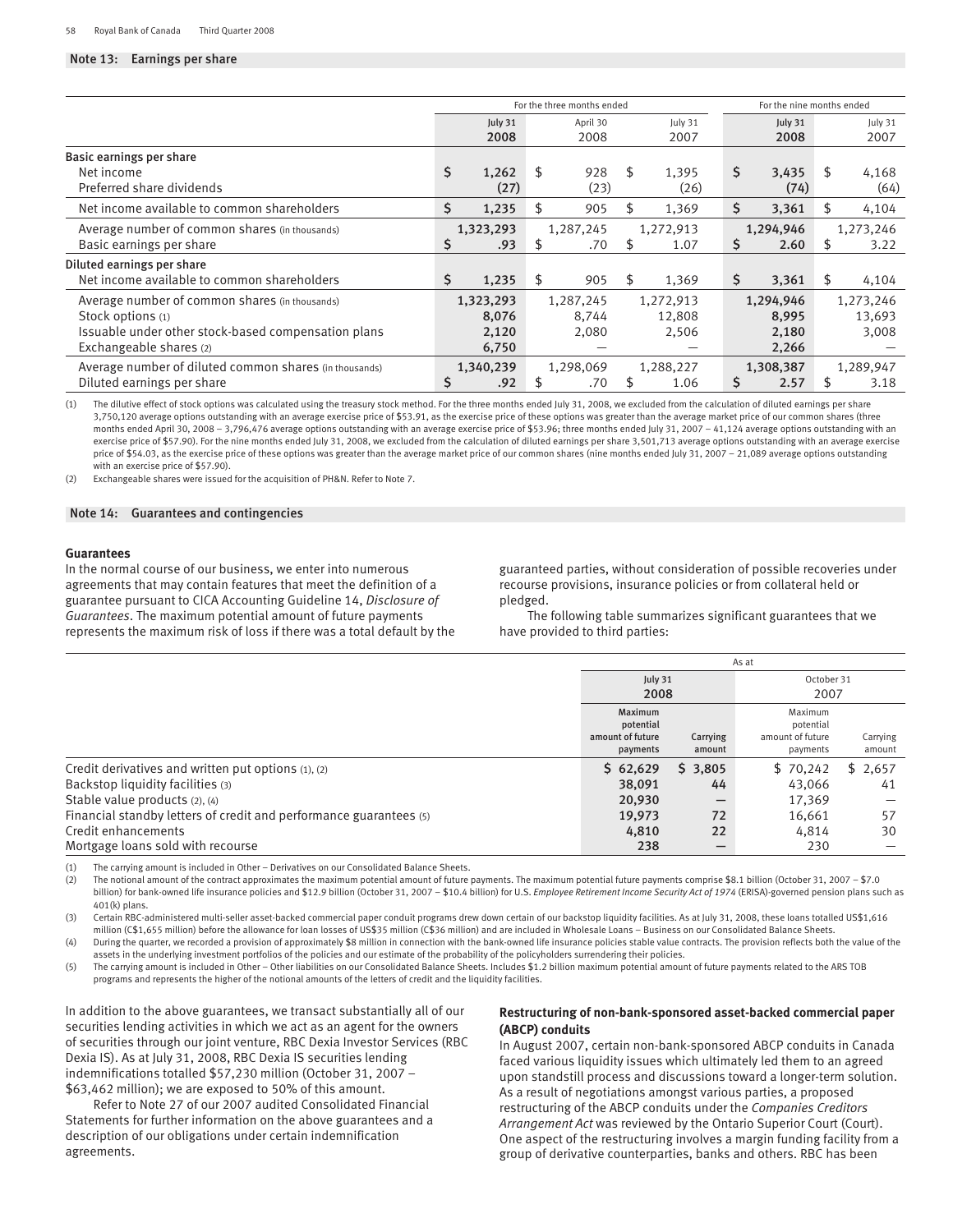## Note 13: Earnings per share

| | For the three months ended | | | For the nine months ended | |
|---|---|---|---|---|---|
| | July 31 2008 | April 30 2008 | July 31 2007 | July 31 2008 | July 31 2007 |
| **Basic earnings per share** | | | | | |
| Net income | $ 1,262 | $ 928 | $ 1,395 | $ 3,435 | $ 4,168 |
| Preferred share dividends | (27) | (23) | (26) | (74) | (64) |
| Net income available to common shareholders | $ 1,235 | $ 905 | $ 1,369 | $ 3,361 | $ 4,104 |
| Average number of common shares (in thousands) | 1,323,293 | 1,287,245 | 1,272,913 | 1,294,946 | 1,273,246 |
| Basic earnings per share | $ .93 | $ .70 | $ 1.07 | $ 2.60 | $ 3.22 |
| **Diluted earnings per share** | | | | | |
| Net income available to common shareholders | $ 1,235 | $ 905 | $ 1,369 | $ 3,361 | $ 4,104 |
| Average number of common shares (in thousands) | 1,323,293 | 1,287,245 | 1,272,913 | 1,294,946 | 1,273,246 |
| Stock options (1) | 8,076 | 8,744 | 12,808 | 8,995 | 13,693 |
| Issuable under other stock-based compensation plans | 2,120 | 2,080 | 2,506 | 2,180 | 3,008 |
| Exchangeable shares (2) | 6,750 | — | — | 2,266 | — |
| Average number of diluted common shares (in thousands) | 1,340,239 | 1,298,069 | 1,288,227 | 1,308,387 | 1,289,947 |
| Diluted earnings per share | $ .92 | $ .70 | $ 1.06 | $ 2.57 | $ 3.18 |

(1) The dilutive effect of stock options was calculated using the treasury stock method. For the three months ended July 31, 2008, we excluded from the calculation of diluted earnings per share 3,750,120 average options outstanding with an average exercise price of $53.91, as the exercise price of these options was greater than the average market price of our common shares (three months ended April 30, 2008 – 3,796,476 average options outstanding with an average exercise price of $53.96; three months ended July 31, 2007 – 41,124 average options outstanding with an exercise price of $57.90). For the nine months ended July 31, 2008, we excluded from the calculation of diluted earnings per share 3,501,713 average options outstanding with an average exercise price of $54.03, as the exercise price of these options was greater than the average market price of our common shares (nine months ended July 31, 2007 – 21,089 average options outstanding with an exercise price of $57.90).

(2) Exchangeable shares were issued for the acquisition of PH&N. Refer to Note 7.

## Note 14: Guarantees and contingencies

**Guarantees**

In the normal course of our business, we enter into numerous agreements that may contain features that meet the definition of a guarantee pursuant to CICA Accounting Guideline 14, *Disclosure of Guarantees*. The maximum potential amount of future payments represents the maximum risk of loss if there was a total default by the guaranteed parties, without consideration of possible recoveries under recourse provisions, insurance policies or from collateral held or pledged.

The following table summarizes significant guarantees that we have provided to third parties:

| | As at | | | |
|---|---|---|---|---|
| | July 31 2008 | | October 31 2007 | |
| | Maximum potential amount of future payments | Carrying amount | Maximum potential amount of future payments | Carrying amount |
| Credit derivatives and written put options (1), (2) | $ 62,629 | $ 3,805 | $ 70,242 | $ 2,657 |
| Backstop liquidity facilities (3) | 38,091 | 44 | 43,066 | 41 |
| Stable value products (2), (4) | 20,930 | — | 17,369 | — |
| Financial standby letters of credit and performance guarantees (5) | 19,973 | 72 | 16,661 | 57 |
| Credit enhancements | 4,810 | 22 | 4,814 | 30 |
| Mortgage loans sold with recourse | 238 | — | 230 | — |

(1) The carrying amount is included in Other – Derivatives on our Consolidated Balance Sheets.

(2) The notional amount of the contract approximates the maximum potential amount of future payments. The maximum potential future payments comprise $8.1 billion (October 31, 2007 – $7.0 billion) for bank-owned life insurance policies and $12.9 billion (October 31, 2007 – $10.4 billion) for U.S. *Employee Retirement Income Security Act of 1974* (ERISA)-governed pension plans such as 401(k) plans.

(3) Certain RBC-administered multi-seller asset-backed commercial paper conduit programs drew down certain of our backstop liquidity facilities. As at July 31, 2008, these loans totalled US$1,616 million (C$1,655 million) before the allowance for loan losses of US$35 million (C$36 million) and are included in Wholesale Loans – Business on our Consolidated Balance Sheets.

(4) During the quarter, we recorded a provision of approximately $8 million in connection with the bank-owned life insurance policies stable value contracts. The provision reflects both the value of the assets in the underlying investment portfolios of the policies and our estimate of the probability of the policyholders surrendering their policies.

(5) The carrying amount is included in Other – Other liabilities on our Consolidated Balance Sheets. Includes $1.2 billion maximum potential amount of future payments related to the ARS TOB programs and represents the higher of the notional amounts of the letters of credit and the liquidity facilities.

In addition to the above guarantees, we transact substantially all of our securities lending activities in which we act as an agent for the owners of securities through our joint venture, RBC Dexia Investor Services (RBC Dexia IS). As at July 31, 2008, RBC Dexia IS securities lending indemnifications totalled $57,230 million (October 31, 2007 – $63,462 million); we are exposed to 50% of this amount.

Refer to Note 27 of our 2007 audited Consolidated Financial Statements for further information on the above guarantees and a description of our obligations under certain indemnification agreements.

**Restructuring of non-bank-sponsored asset-backed commercial paper (ABCP) conduits**

In August 2007, certain non-bank-sponsored ABCP conduits in Canada faced various liquidity issues which ultimately led them to an agreed upon standstill process and discussions toward a longer-term solution. As a result of negotiations amongst various parties, a proposed restructuring of the ABCP conduits under the *Companies Creditors Arrangement Act* was reviewed by the Ontario Superior Court (Court). One aspect of the restructuring involves a margin funding facility from a group of derivative counterparties, banks and others. RBC has been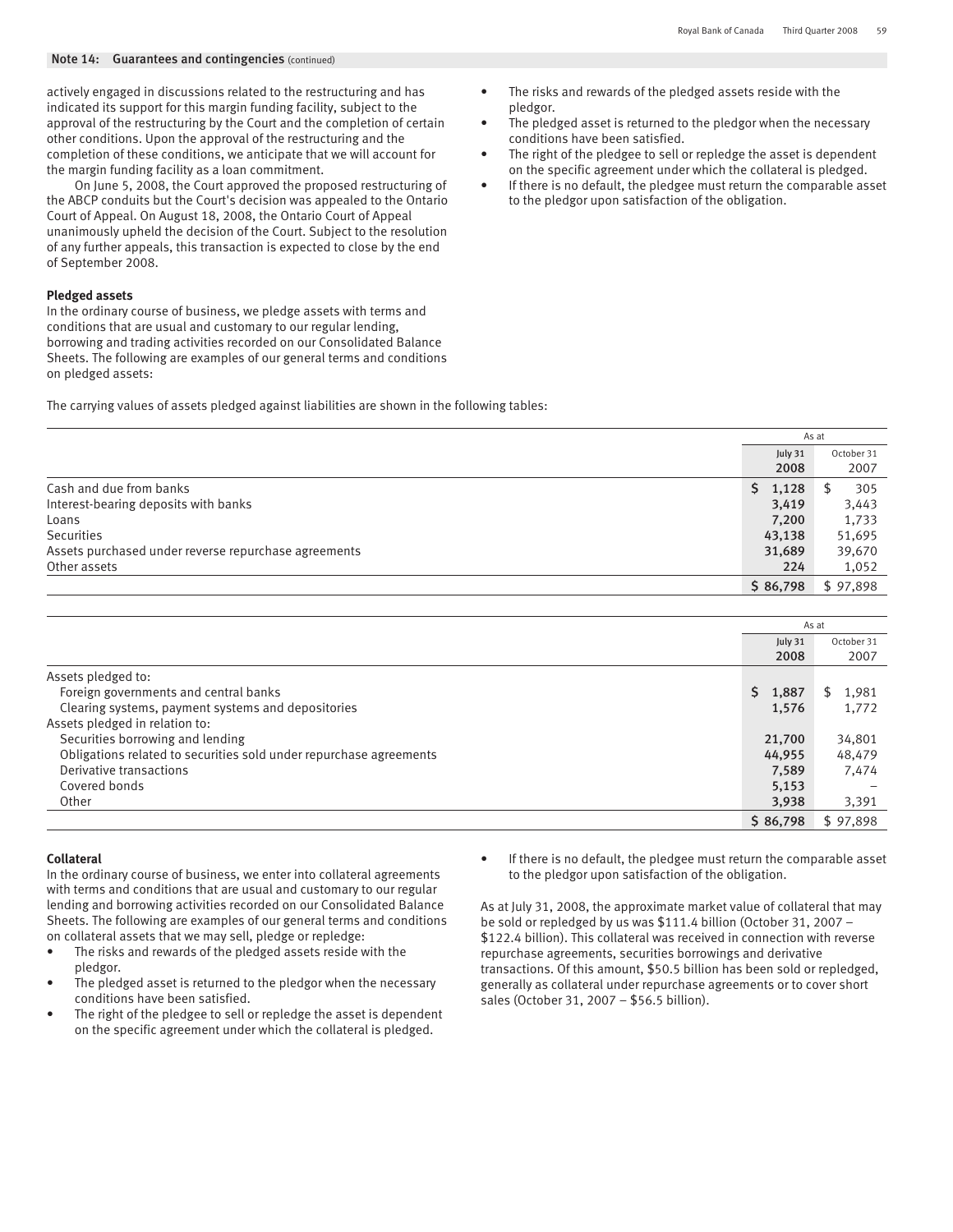## Note 14: Guarantees and contingencies (continued)

actively engaged in discussions related to the restructuring and has indicated its support for this margin funding facility, subject to the approval of the restructuring by the Court and the completion of certain other conditions. Upon the approval of the restructuring and the completion of these conditions, we anticipate that we will account for the margin funding facility as a loan commitment.

On June 5, 2008, the Court approved the proposed restructuring of the ABCP conduits but the Court's decision was appealed to the Ontario Court of Appeal. On August 18, 2008, the Ontario Court of Appeal unanimously upheld the decision of the Court. Subject to the resolution of any further appeals, this transaction is expected to close by the end of September 2008.

**Pledged assets**

In the ordinary course of business, we pledge assets with terms and conditions that are usual and customary to our regular lending, borrowing and trading activities recorded on our Consolidated Balance Sheets. The following are examples of our general terms and conditions on pledged assets:

- The risks and rewards of the pledged assets reside with the pledgor.
- The pledged asset is returned to the pledgor when the necessary conditions have been satisfied.
- The right of the pledgee to sell or repledge the asset is dependent on the specific agreement under which the collateral is pledged.
- If there is no default, the pledgee must return the comparable asset to the pledgor upon satisfaction of the obligation.

The carrying values of assets pledged against liabilities are shown in the following tables:

| | As at | |
|---|---|---|
| | July 31 2008 | October 31 2007 |
| Cash and due from banks | $ 1,128 | $ 305 |
| Interest-bearing deposits with banks | 3,419 | 3,443 |
| Loans | 7,200 | 1,733 |
| Securities | 43,138 | 51,695 |
| Assets purchased under reverse repurchase agreements | 31,689 | 39,670 |
| Other assets | 224 | 1,052 |
| | $ 86,798 | $ 97,898 |

| | As at | |
|---|---|---|
| | July 31 2008 | October 31 2007 |
| Assets pledged to: | | |
| Foreign governments and central banks | $ 1,887 | $ 1,981 |
| Clearing systems, payment systems and depositories | 1,576 | 1,772 |
| Assets pledged in relation to: | | |
| Securities borrowing and lending | 21,700 | 34,801 |
| Obligations related to securities sold under repurchase agreements | 44,955 | 48,479 |
| Derivative transactions | 7,589 | 7,474 |
| Covered bonds | 5,153 | – |
| Other | 3,938 | 3,391 |
| | $ 86,798 | $ 97,898 |

**Collateral**

In the ordinary course of business, we enter into collateral agreements with terms and conditions that are usual and customary to our regular lending and borrowing activities recorded on our Consolidated Balance Sheets. The following are examples of our general terms and conditions on collateral assets that we may sell, pledge or repledge:

- The risks and rewards of the pledged assets reside with the pledgor.
- The pledged asset is returned to the pledgor when the necessary conditions have been satisfied.
- The right of the pledgee to sell or repledge the asset is dependent on the specific agreement under which the collateral is pledged.
- If there is no default, the pledgee must return the comparable asset to the pledgor upon satisfaction of the obligation.

As at July 31, 2008, the approximate market value of collateral that may be sold or repledged by us was $111.4 billion (October 31, 2007 – $122.4 billion). This collateral was received in connection with reverse repurchase agreements, securities borrowings and derivative transactions. Of this amount, $50.5 billion has been sold or repledged, generally as collateral under repurchase agreements or to cover short sales (October 31, 2007 – $56.5 billion).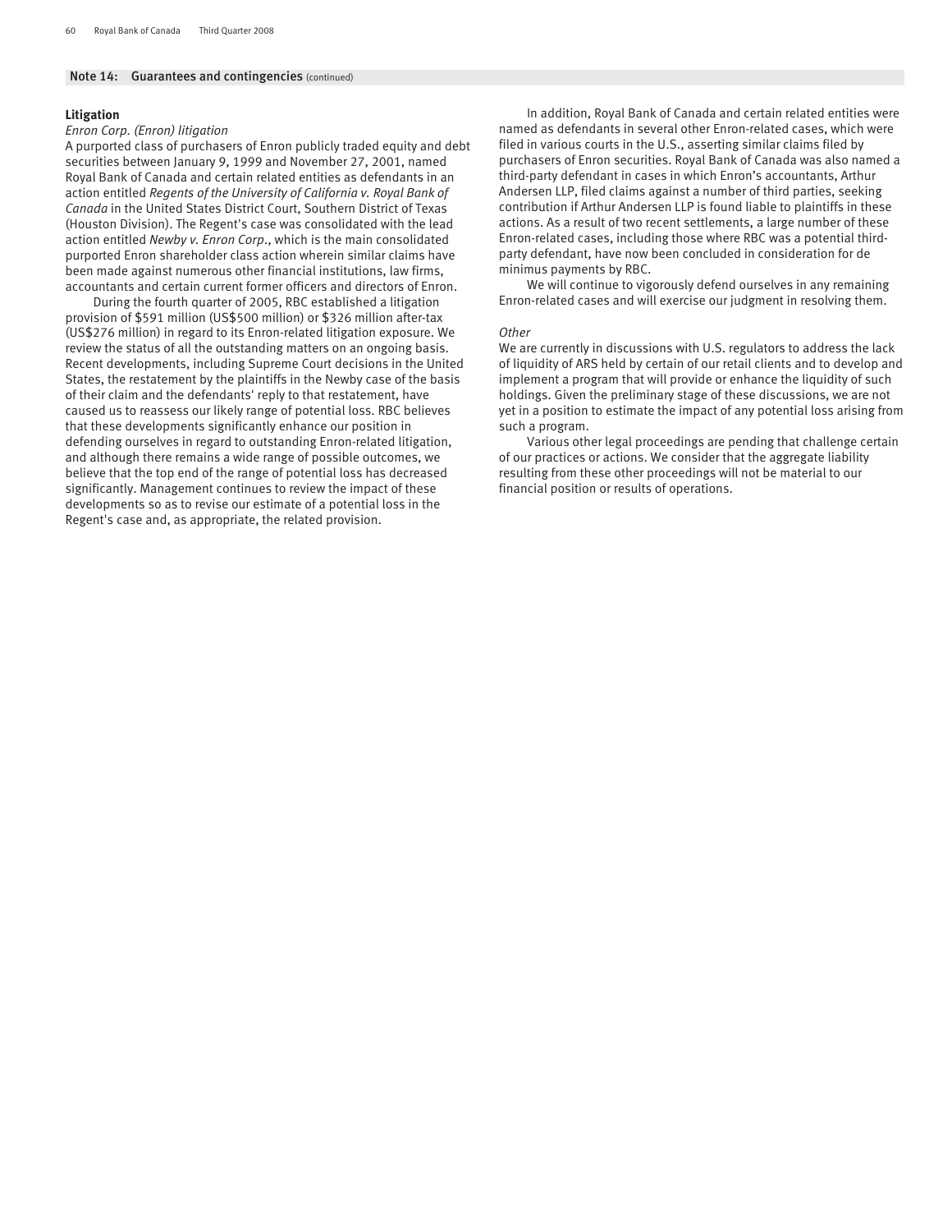## Note 14: Guarantees and contingencies (continued)

### Litigation

*Enron Corp. (Enron) litigation*

A purported class of purchasers of Enron publicly traded equity and debt securities between January 9, 1999 and November 27, 2001, named Royal Bank of Canada and certain related entities as defendants in an action entitled *Regents of the University of California v. Royal Bank of Canada* in the United States District Court, Southern District of Texas (Houston Division). The Regent's case was consolidated with the lead action entitled *Newby v. Enron Corp*., which is the main consolidated purported Enron shareholder class action wherein similar claims have been made against numerous other financial institutions, law firms, accountants and certain current former officers and directors of Enron.

During the fourth quarter of 2005, RBC established a litigation provision of $591 million (US$500 million) or $326 million after-tax (US$276 million) in regard to its Enron-related litigation exposure. We review the status of all the outstanding matters on an ongoing basis. Recent developments, including Supreme Court decisions in the United States, the restatement by the plaintiffs in the Newby case of the basis of their claim and the defendants' reply to that restatement, have caused us to reassess our likely range of potential loss. RBC believes that these developments significantly enhance our position in defending ourselves in regard to outstanding Enron-related litigation, and although there remains a wide range of possible outcomes, we believe that the top end of the range of potential loss has decreased significantly. Management continues to review the impact of these developments so as to revise our estimate of a potential loss in the Regent's case and, as appropriate, the related provision.

In addition, Royal Bank of Canada and certain related entities were named as defendants in several other Enron-related cases, which were filed in various courts in the U.S., asserting similar claims filed by purchasers of Enron securities. Royal Bank of Canada was also named a third-party defendant in cases in which Enron's accountants, Arthur Andersen LLP, filed claims against a number of third parties, seeking contribution if Arthur Andersen LLP is found liable to plaintiffs in these actions. As a result of two recent settlements, a large number of these Enron-related cases, including those where RBC was a potential third-party defendant, have now been concluded in consideration for de minimus payments by RBC.

We will continue to vigorously defend ourselves in any remaining Enron-related cases and will exercise our judgment in resolving them.

*Other*

We are currently in discussions with U.S. regulators to address the lack of liquidity of ARS held by certain of our retail clients and to develop and implement a program that will provide or enhance the liquidity of such holdings. Given the preliminary stage of these discussions, we are not yet in a position to estimate the impact of any potential loss arising from such a program.

Various other legal proceedings are pending that challenge certain of our practices or actions. We consider that the aggregate liability resulting from these other proceedings will not be material to our financial position or results of operations.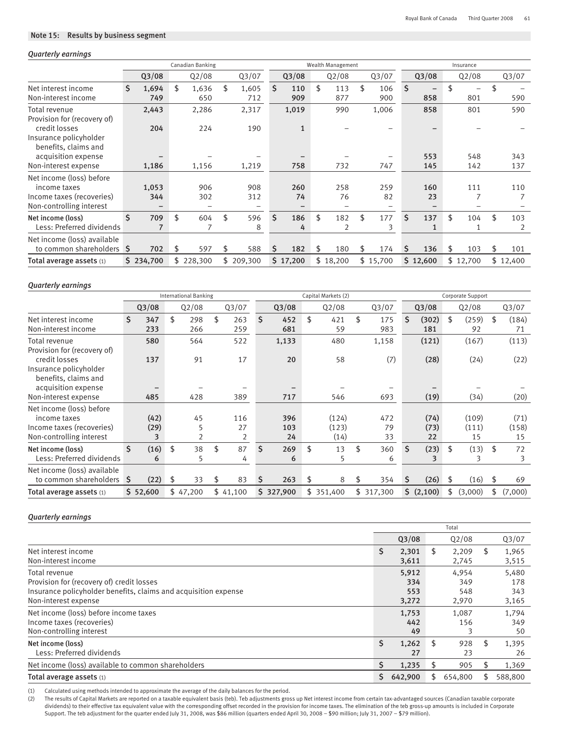## Note 15: Results by business segment

*Quarterly earnings*

| | Canadian Banking | | | Wealth Management | | | Insurance | | |
|---|---|---|---|---|---|---|---|---|---|
| | **Q3/08** | Q2/08 | Q3/07 | **Q3/08** | Q2/08 | Q3/07 | **Q3/08** | Q2/08 | Q3/07 |
| Net interest income | **$ 1,694** | $ 1,636 | $ 1,605 | **$ 110** | $ 113 | $ 106 | **$ –** | $ – | $ – |
| Non-interest income | **749** | 650 | 712 | **909** | 877 | 900 | **858** | 801 | 590 |
| Total revenue | **2,443** | 2,286 | 2,317 | **1,019** | 990 | 1,006 | **858** | 801 | 590 |
| Provision for (recovery of) credit losses | **204** | 224 | 190 | **1** | – | – | **–** | – | – |
| Insurance policyholder benefits, claims and acquisition expense | **–** | – | – | **–** | – | – | **553** | 548 | 343 |
| Non-interest expense | **1,186** | 1,156 | 1,219 | **758** | 732 | 747 | **145** | 142 | 137 |
| Net income (loss) before income taxes | **1,053** | 906 | 908 | **260** | 258 | 259 | **160** | 111 | 110 |
| Income taxes (recoveries) | **344** | 302 | 312 | **74** | 76 | 82 | **23** | 7 | 7 |
| Non-controlling interest | **–** | – | – | **–** | – | – | **–** | – | – |
| **Net income (loss)** | **$ 709** | $ 604 | $ 596 | **$ 186** | $ 182 | $ 177 | **$ 137** | $ 104 | $ 103 |
| Less: Preferred dividends | **7** | 7 | 8 | **4** | 2 | 3 | **1** | 1 | 2 |
| Net income (loss) available to common shareholders | **$ 702** | $ 597 | $ 588 | **$ 182** | $ 180 | $ 174 | **$ 136** | $ 103 | $ 101 |
| **Total average assets** (1) | **$ 234,700** | $ 228,300 | $ 209,300 | **$ 17,200** | $ 18,200 | $ 15,700 | **$ 12,600** | $ 12,700 | $ 12,400 |

*Quarterly earnings*

| | International Banking | | | Capital Markets (2) | | | Corporate Support | | |
|---|---|---|---|---|---|---|---|---|---|
| | **Q3/08** | Q2/08 | Q3/07 | **Q3/08** | Q2/08 | Q3/07 | **Q3/08** | Q2/08 | Q3/07 |
| Net interest income | **$ 347** | $ 298 | $ 263 | **$ 452** | $ 421 | $ 175 | **$ (302)** | $ (259) | $ (184) |
| Non-interest income | **233** | 266 | 259 | **681** | 59 | 983 | **181** | 92 | 71 |
| Total revenue | **580** | 564 | 522 | **1,133** | 480 | 1,158 | **(121)** | (167) | (113) |
| Provision for (recovery of) credit losses | **137** | 91 | 17 | **20** | 58 | (7) | **(28)** | (24) | (22) |
| Insurance policyholder benefits, claims and acquisition expense | **–** | – | – | **–** | – | – | **–** | – | – |
| Non-interest expense | **485** | 428 | 389 | **717** | 546 | 693 | **(19)** | (34) | (20) |
| Net income (loss) before income taxes | **(42)** | 45 | 116 | **396** | (124) | 472 | **(74)** | (109) | (71) |
| Income taxes (recoveries) | **(29)** | 5 | 27 | **103** | (123) | 79 | **(73)** | (111) | (158) |
| Non-controlling interest | **3** | 2 | 2 | **24** | (14) | 33 | **22** | 15 | 15 |
| **Net income (loss)** | **$ (16)** | $ 38 | $ 87 | **$ 269** | $ 13 | $ 360 | **$ (23)** | $ (13) | $ 72 |
| Less: Preferred dividends | **6** | 5 | 4 | **6** | 5 | 6 | **3** | 3 | 3 |
| Net income (loss) available to common shareholders | **$ (22)** | $ 33 | $ 83 | **$ 263** | $ 8 | $ 354 | **$ (26)** | $ (16) | $ 69 |
| **Total average assets** (1) | **$ 52,600** | $ 47,200 | $ 41,100 | **$ 327,900** | $ 351,400 | $ 317,300 | **$ (2,100)** | $ (3,000) | $ (7,000) |

*Quarterly earnings*

| | Total | | |
|---|---|---|---|
| | **Q3/08** | Q2/08 | Q3/07 |
| Net interest income | **$ 2,301** | $ 2,209 | $ 1,965 |
| Non-interest income | **3,611** | 2,745 | 3,515 |
| Total revenue | **5,912** | 4,954 | 5,480 |
| Provision for (recovery of) credit losses | **334** | 349 | 178 |
| Insurance policyholder benefits, claims and acquisition expense | **553** | 548 | 343 |
| Non-interest expense | **3,272** | 2,970 | 3,165 |
| Net income (loss) before income taxes | **1,753** | 1,087 | 1,794 |
| Income taxes (recoveries) | **442** | 156 | 349 |
| Non-controlling interest | **49** | 3 | 50 |
| **Net income (loss)** | **$ 1,262** | $ 928 | $ 1,395 |
| Less: Preferred dividends | **27** | 23 | 26 |
| Net income (loss) available to common shareholders | **$ 1,235** | $ 905 | $ 1,369 |
| **Total average assets** (1) | **$ 642,900** | $ 654,800 | $ 588,800 |

(1) Calculated using methods intended to approximate the average of the daily balances for the period.

(2) The results of Capital Markets are reported on a taxable equivalent basis (teb). Teb adjustments gross up Net interest income from certain tax-advantaged sources (Canadian taxable corporate dividends) to their effective tax equivalent value with the corresponding offset recorded in the provision for income taxes. The elimination of the teb gross-up amounts is included in Corporate Support. The teb adjustment for the quarter ended July 31, 2008, was $86 million (quarters ended April 30, 2008 – $90 million; July 31, 2007 – $79 million).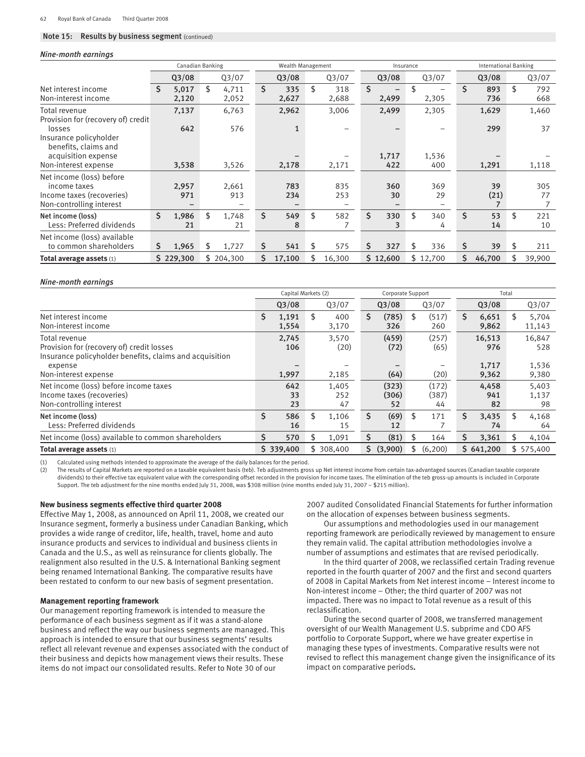## Note 15: Results by business segment (continued)

*Nine-month earnings*

| | Canadian Banking | | Wealth Management | | Insurance | | International Banking | |
|---|---|---|---|---|---|---|---|---|
| | Q3/08 | Q3/07 | Q3/08 | Q3/07 | Q3/08 | Q3/07 | Q3/08 | Q3/07 |
| Net interest income | $ 5,017 | $ 4,711 | $ 335 | $ 318 | $ – | $ – | $ 893 | $ 792 |
| Non-interest income | 2,120 | 2,052 | 2,627 | 2,688 | 2,499 | 2,305 | 736 | 668 |
| Total revenue | 7,137 | 6,763 | 2,962 | 3,006 | 2,499 | 2,305 | 1,629 | 1,460 |
| Provision for (recovery of) credit losses | 642 | 576 | 1 | – | – | – | 299 | 37 |
| Insurance policyholder benefits, claims and acquisition expense | – | – | – | – | 1,717 | 1,536 | – | – |
| Non-interest expense | 3,538 | 3,526 | 2,178 | 2,171 | 422 | 400 | 1,291 | 1,118 |
| Net income (loss) before income taxes | 2,957 | 2,661 | 783 | 835 | 360 | 369 | 39 | 305 |
| Income taxes (recoveries) | 971 | 913 | 234 | 253 | 30 | 29 | (21) | 77 |
| Non-controlling interest | – | – | – | – | – | – | 7 | 7 |
| **Net income (loss)** | $ 1,986 | $ 1,748 | $ 549 | $ 582 | $ 330 | $ 340 | $ 53 | $ 221 |
| Less: Preferred dividends | 21 | 21 | 8 | 7 | 3 | 4 | 14 | 10 |
| Net income (loss) available to common shareholders | $ 1,965 | $ 1,727 | $ 541 | $ 575 | $ 327 | $ 336 | $ 39 | $ 211 |
| **Total average assets** (1) | $ 229,300 | $ 204,300 | $ 17,100 | $ 16,300 | $ 12,600 | $ 12,700 | $ 46,700 | $ 39,900 |

*Nine-month earnings*

| | Capital Markets (2) | | Corporate Support | | Total | |
|---|---|---|---|---|---|---|
| | Q3/08 | Q3/07 | Q3/08 | Q3/07 | Q3/08 | Q3/07 |
| Net interest income | $ 1,191 | $ 400 | $ (785) | $ (517) | $ 6,651 | $ 5,704 |
| Non-interest income | 1,554 | 3,170 | 326 | 260 | 9,862 | 11,143 |
| Total revenue | 2,745 | 3,570 | (459) | (257) | 16,513 | 16,847 |
| Provision for (recovery of) credit losses | 106 | (20) | (72) | (65) | 976 | 528 |
| Insurance policyholder benefits, claims and acquisition expense | – | – | – | – | 1,717 | 1,536 |
| Non-interest expense | 1,997 | 2,185 | (64) | (20) | 9,362 | 9,380 |
| Net income (loss) before income taxes | 642 | 1,405 | (323) | (172) | 4,458 | 5,403 |
| Income taxes (recoveries) | 33 | 252 | (306) | (387) | 941 | 1,137 |
| Non-controlling interest | 23 | 47 | 52 | 44 | 82 | 98 |
| **Net income (loss)** | $ 586 | $ 1,106 | $ (69) | $ 171 | $ 3,435 | $ 4,168 |
| Less: Preferred dividends | 16 | 15 | 12 | 7 | 74 | 64 |
| Net income (loss) available to common shareholders | $ 570 | $ 1,091 | $ (81) | $ 164 | $ 3,361 | $ 4,104 |
| **Total average assets** (1) | $ 339,400 | $ 308,400 | $ (3,900) | $ (6,200) | $ 641,200 | $ 575,400 |

(1) Calculated using methods intended to approximate the average of the daily balances for the period.
(2) The results of Capital Markets are reported on a taxable equivalent basis (teb). Teb adjustments gross up Net interest income from certain tax-advantaged sources (Canadian taxable corporate dividends) to their effective tax equivalent value with the corresponding offset recorded in the provision for income taxes. The elimination of the teb gross-up amounts is included in Corporate Support. The teb adjustment for the nine months ended July 31, 2008, was $308 million (nine months ended July 31, 2007 – $215 million).

**New business segments effective third quarter 2008**

Effective May 1, 2008, as announced on April 11, 2008, we created our Insurance segment, formerly a business under Canadian Banking, which provides a wide range of creditor, life, health, travel, home and auto insurance products and services to individual and business clients in Canada and the U.S., as well as reinsurance for clients globally. The realignment also resulted in the U.S. & International Banking segment being renamed International Banking. The comparative results have been restated to conform to our new basis of segment presentation.

**Management reporting framework**

Our management reporting framework is intended to measure the performance of each business segment as if it was a stand-alone business and reflect the way our business segments are managed. This approach is intended to ensure that our business segments' results reflect all relevant revenue and expenses associated with the conduct of their business and depicts how management views their results. These items do not impact our consolidated results. Refer to Note 30 of our 2007 audited Consolidated Financial Statements for further information on the allocation of expenses between business segments.

Our assumptions and methodologies used in our management reporting framework are periodically reviewed by management to ensure they remain valid. The capital attribution methodologies involve a number of assumptions and estimates that are revised periodically.

In the third quarter of 2008, we reclassified certain Trading revenue reported in the fourth quarter of 2007 and the first and second quarters of 2008 in Capital Markets from Net interest income – Interest income to Non-interest income – Other; the third quarter of 2007 was not impacted. There was no impact to Total revenue as a result of this reclassification.

During the second quarter of 2008, we transferred management oversight of our Wealth Management U.S. subprime and CDO AFS portfolio to Corporate Support, where we have greater expertise in managing these types of investments. Comparative results were not revised to reflect this management change given the insignificance of its impact on comparative periods.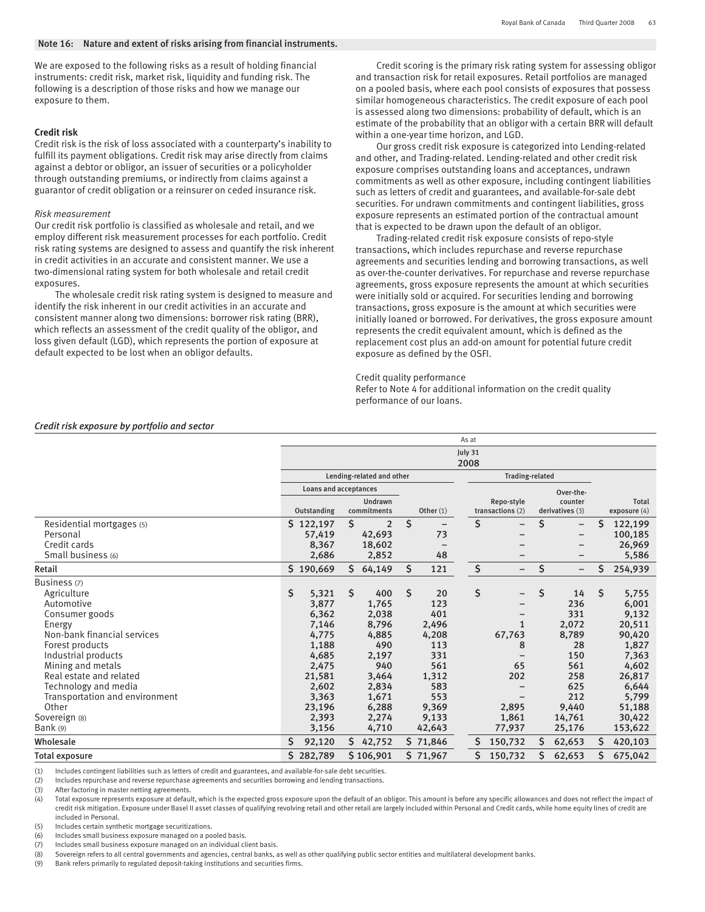## Note 16: Nature and extent of risks arising from financial instruments.

We are exposed to the following risks as a result of holding financial instruments: credit risk, market risk, liquidity and funding risk. The following is a description of those risks and how we manage our exposure to them.

### Credit risk

Credit risk is the risk of loss associated with a counterparty's inability to fulfill its payment obligations. Credit risk may arise directly from claims against a debtor or obligor, an issuer of securities or a policyholder through outstanding premiums, or indirectly from claims against a guarantor of credit obligation or a reinsurer on ceded insurance risk.

*Risk measurement*

Our credit risk portfolio is classified as wholesale and retail, and we employ different risk measurement processes for each portfolio. Credit risk rating systems are designed to assess and quantify the risk inherent in credit activities in an accurate and consistent manner. We use a two-dimensional rating system for both wholesale and retail credit exposures.

The wholesale credit risk rating system is designed to measure and identify the risk inherent in our credit activities in an accurate and consistent manner along two dimensions: borrower risk rating (BRR), which reflects an assessment of the credit quality of the obligor, and loss given default (LGD), which represents the portion of exposure at default expected to be lost when an obligor defaults.

Credit scoring is the primary risk rating system for assessing obligor and transaction risk for retail exposures. Retail portfolios are managed on a pooled basis, where each pool consists of exposures that possess similar homogeneous characteristics. The credit exposure of each pool is assessed along two dimensions: probability of default, which is an estimate of the probability that an obligor with a certain BRR will default within a one-year time horizon, and LGD.

Our gross credit risk exposure is categorized into Lending-related and other, and Trading-related. Lending-related and other credit risk exposure comprises outstanding loans and acceptances, undrawn commitments as well as other exposure, including contingent liabilities such as letters of credit and guarantees, and available-for-sale debt securities. For undrawn commitments and contingent liabilities, gross exposure represents an estimated portion of the contractual amount that is expected to be drawn upon the default of an obligor.

Trading-related credit risk exposure consists of repo-style transactions, which includes repurchase and reverse repurchase agreements and securities lending and borrowing transactions, as well as over-the-counter derivatives. For repurchase and reverse repurchase agreements, gross exposure represents the amount at which securities were initially sold or acquired. For securities lending and borrowing transactions, gross exposure is the amount at which securities were initially loaned or borrowed. For derivatives, the gross exposure amount represents the credit equivalent amount, which is defined as the replacement cost plus an add-on amount for potential future credit exposure as defined by the OSFI.

Credit quality performance

Refer to Note 4 for additional information on the credit quality performance of our loans.

*Credit risk exposure by portfolio and sector*

| | As at July 31 2008 | | | | | |
|---|---|---|---|---|---|---|
| | Lending-related and other | | | Trading-related | | |
| | Loans and acceptances | | | | | |
| | Outstanding | Undrawn commitments | Other (1) | Repo-style transactions (2) | Over-the-counter derivatives (3) | Total exposure (4) |
| Residential mortgages (5) | $ 122,197 | $ 2 | $ – | $ – | $ – | $ 122,199 |
| Personal | 57,419 | 42,693 | 73 | – | – | 100,185 |
| Credit cards | 8,367 | 18,602 | – | – | – | 26,969 |
| Small business (6) | 2,686 | 2,852 | 48 | – | – | 5,586 |
| **Retail** | $ 190,669 | $ 64,149 | $ 121 | $ – | $ – | $ 254,939 |
| Business (7) | | | | | | |
| Agriculture | $ 5,321 | $ 400 | $ 20 | $ – | $ 14 | $ 5,755 |
| Automotive | 3,877 | 1,765 | 123 | – | 236 | 6,001 |
| Consumer goods | 6,362 | 2,038 | 401 | – | 331 | 9,132 |
| Energy | 7,146 | 8,796 | 2,496 | 1 | 2,072 | 20,511 |
| Non-bank financial services | 4,775 | 4,885 | 4,208 | 67,763 | 8,789 | 90,420 |
| Forest products | 1,188 | 490 | 113 | 8 | 28 | 1,827 |
| Industrial products | 4,685 | 2,197 | 331 | – | 150 | 7,363 |
| Mining and metals | 2,475 | 940 | 561 | 65 | 561 | 4,602 |
| Real estate and related | 21,581 | 3,464 | 1,312 | 202 | 258 | 26,817 |
| Technology and media | 2,602 | 2,834 | 583 | – | 625 | 6,644 |
| Transportation and environment | 3,363 | 1,671 | 553 | – | 212 | 5,799 |
| Other | 23,196 | 6,288 | 9,369 | 2,895 | 9,440 | 51,188 |
| Sovereign (8) | 2,393 | 2,274 | 9,133 | 1,861 | 14,761 | 30,422 |
| Bank (9) | 3,156 | 4,710 | 42,643 | 77,937 | 25,176 | 153,622 |
| **Wholesale** | $ 92,120 | $ 42,752 | $ 71,846 | $ 150,732 | $ 62,653 | $ 420,103 |
| **Total exposure** | $ 282,789 | $ 106,901 | $ 71,967 | $ 150,732 | $ 62,653 | $ 675,042 |

(1) Includes contingent liabilities such as letters of credit and guarantees, and available-for-sale debt securities.
(2) Includes repurchase and reverse repurchase agreements and securities borrowing and lending transactions.
(3) After factoring in master netting agreements.
(4) Total exposure represents exposure at default, which is the expected gross exposure upon the default of an obligor. This amount is before any specific allowances and does not reflect the impact of credit risk mitigation. Exposure under Basel II asset classes of qualifying revolving retail and other retail are largely included within Personal and Credit cards, while home equity lines of credit are included in Personal.
(5) Includes certain synthetic mortgage securitizations.
(6) Includes small business exposure managed on a pooled basis.
(7) Includes small business exposure managed on an individual client basis.
(8) Sovereign refers to all central governments and agencies, central banks, as well as other qualifying public sector entities and multilateral development banks.
(9) Bank refers primarily to regulated deposit-taking institutions and securities firms.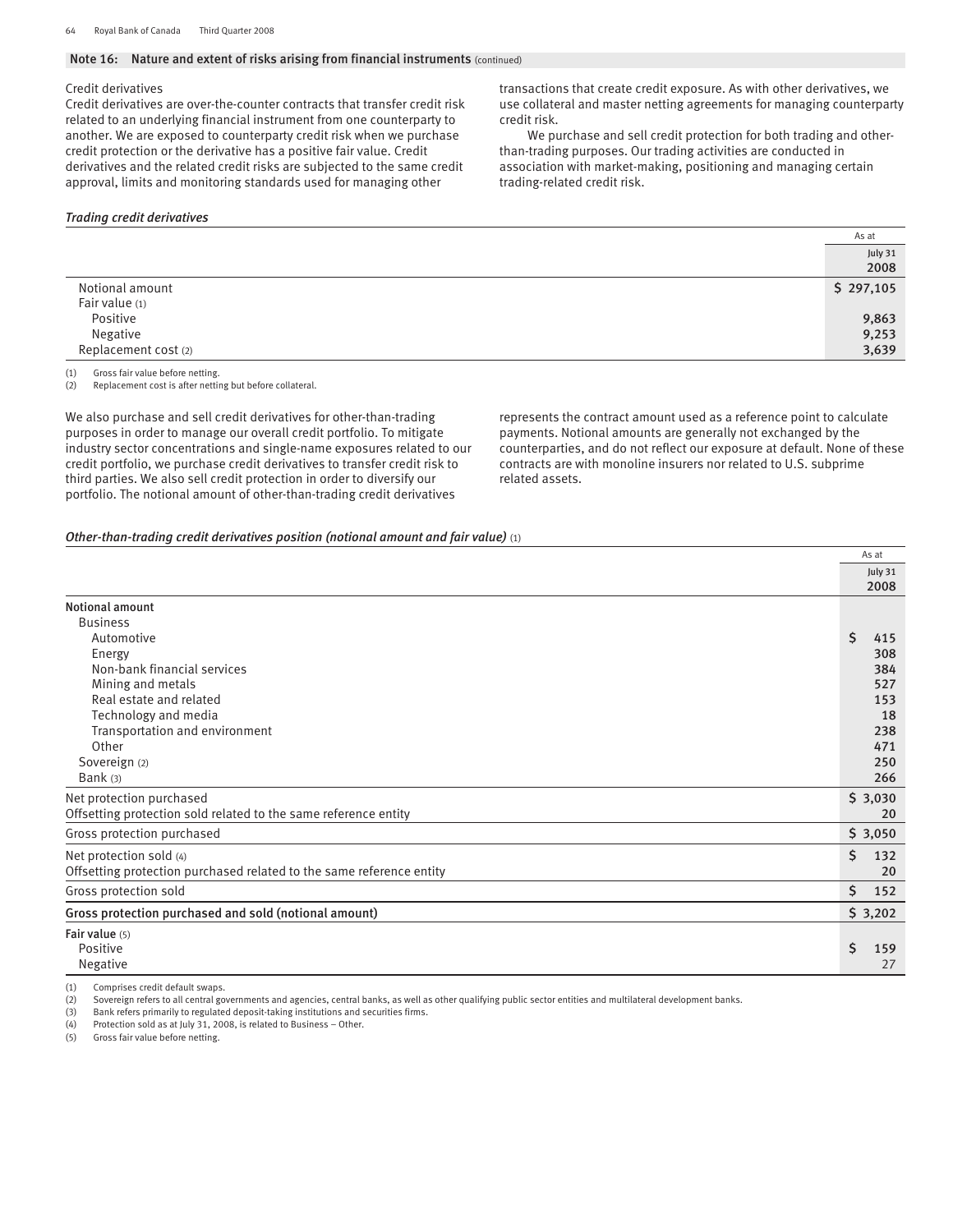## Note 16: Nature and extent of risks arising from financial instruments (continued)

Credit derivatives

Credit derivatives are over-the-counter contracts that transfer credit risk related to an underlying financial instrument from one counterparty to another. We are exposed to counterparty credit risk when we purchase credit protection or the derivative has a positive fair value. Credit derivatives and the related credit risks are subjected to the same credit approval, limits and monitoring standards used for managing other transactions that create credit exposure. As with other derivatives, we use collateral and master netting agreements for managing counterparty credit risk.

We purchase and sell credit protection for both trading and other-than-trading purposes. Our trading activities are conducted in association with market-making, positioning and managing certain trading-related credit risk.

***Trading credit derivatives***

| | As at July 31 2008 |
|---|---|
| Notional amount | $ 297,105 |
| Fair value (1) | |
| Positive | 9,863 |
| Negative | 9,253 |
| Replacement cost (2) | 3,639 |

(1) Gross fair value before netting.
(2) Replacement cost is after netting but before collateral.

We also purchase and sell credit derivatives for other-than-trading purposes in order to manage our overall credit portfolio. To mitigate industry sector concentrations and single-name exposures related to our credit portfolio, we purchase credit derivatives to transfer credit risk to third parties. We also sell credit protection in order to diversify our portfolio. The notional amount of other-than-trading credit derivatives represents the contract amount used as a reference point to calculate payments. Notional amounts are generally not exchanged by the counterparties, and do not reflect our exposure at default. None of these contracts are with monoline insurers nor related to U.S. subprime related assets.

***Other-than-trading credit derivatives position (notional amount and fair value)*** (1)

| | As at July 31 2008 |
|---|---|
| **Notional amount** | |
| Business | |
| Automotive | $ 415 |
| Energy | 308 |
| Non-bank financial services | 384 |
| Mining and metals | 527 |
| Real estate and related | 153 |
| Technology and media | 18 |
| Transportation and environment | 238 |
| Other | 471 |
| Sovereign (2) | 250 |
| Bank (3) | 266 |
| Net protection purchased | $ 3,030 |
| Offsetting protection sold related to the same reference entity | 20 |
| Gross protection purchased | $ 3,050 |
| Net protection sold (4) | $ 132 |
| Offsetting protection purchased related to the same reference entity | 20 |
| Gross protection sold | $ 152 |
| **Gross protection purchased and sold (notional amount)** | $ 3,202 |
| **Fair value** (5) | |
| Positive | $ 159 |
| Negative | 27 |

(1) Comprises credit default swaps.
(2) Sovereign refers to all central governments and agencies, central banks, as well as other qualifying public sector entities and multilateral development banks.
(3) Bank refers primarily to regulated deposit-taking institutions and securities firms.
(4) Protection sold as at July 31, 2008, is related to Business – Other.
(5) Gross fair value before netting.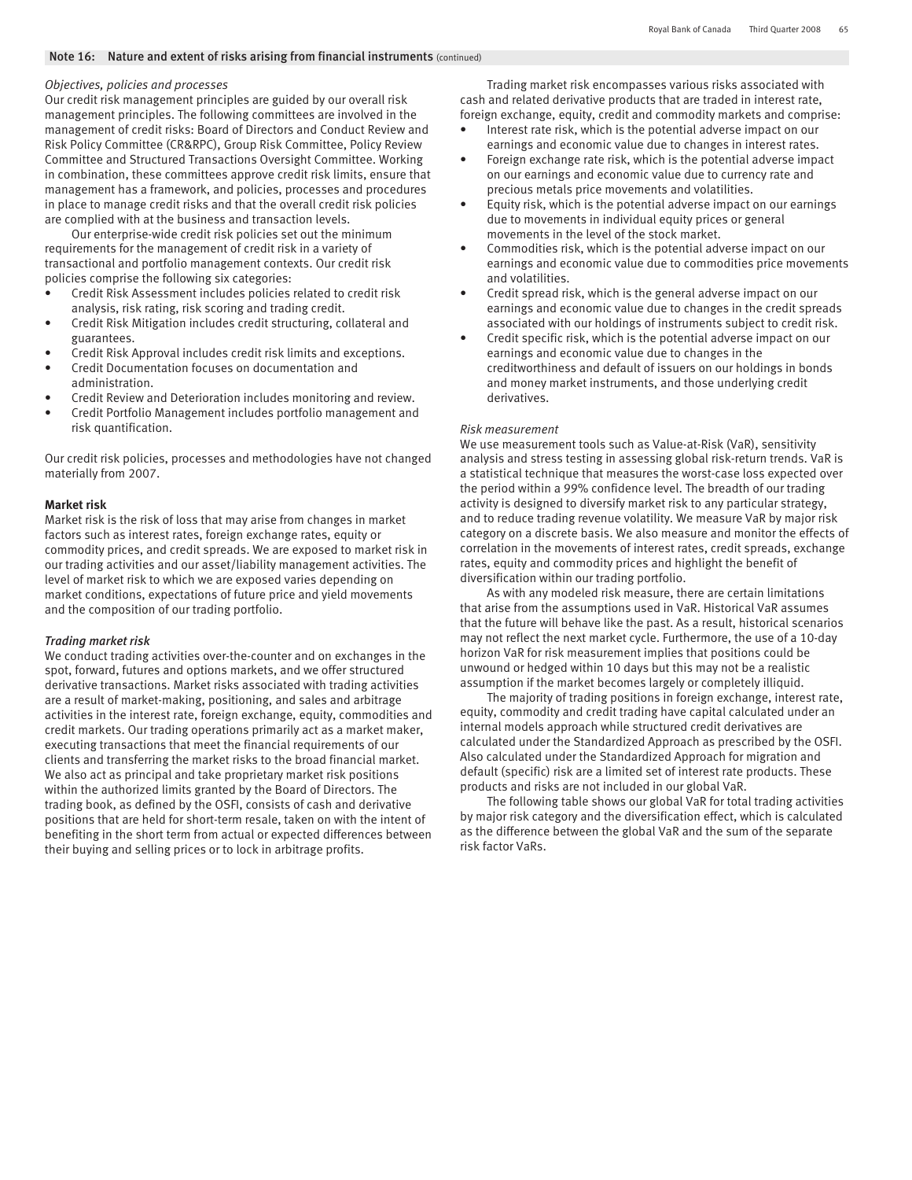## Note 16: Nature and extent of risks arising from financial instruments (continued)

*Objectives, policies and processes*

Our credit risk management principles are guided by our overall risk management principles. The following committees are involved in the management of credit risks: Board of Directors and Conduct Review and Risk Policy Committee (CR&RPC), Group Risk Committee, Policy Review Committee and Structured Transactions Oversight Committee. Working in combination, these committees approve credit risk limits, ensure that management has a framework, and policies, processes and procedures in place to manage credit risks and that the overall credit risk policies are complied with at the business and transaction levels.

Our enterprise-wide credit risk policies set out the minimum requirements for the management of credit risk in a variety of transactional and portfolio management contexts. Our credit risk policies comprise the following six categories:

- Credit Risk Assessment includes policies related to credit risk analysis, risk rating, risk scoring and trading credit.
- Credit Risk Mitigation includes credit structuring, collateral and guarantees.
- Credit Risk Approval includes credit risk limits and exceptions.
- Credit Documentation focuses on documentation and administration.
- Credit Review and Deterioration includes monitoring and review.
- Credit Portfolio Management includes portfolio management and risk quantification.

Our credit risk policies, processes and methodologies have not changed materially from 2007.

**Market risk**

Market risk is the risk of loss that may arise from changes in market factors such as interest rates, foreign exchange rates, equity or commodity prices, and credit spreads. We are exposed to market risk in our trading activities and our asset/liability management activities. The level of market risk to which we are exposed varies depending on market conditions, expectations of future price and yield movements and the composition of our trading portfolio.

*Trading market risk*

We conduct trading activities over-the-counter and on exchanges in the spot, forward, futures and options markets, and we offer structured derivative transactions. Market risks associated with trading activities are a result of market-making, positioning, and sales and arbitrage activities in the interest rate, foreign exchange, equity, commodities and credit markets. Our trading operations primarily act as a market maker, executing transactions that meet the financial requirements of our clients and transferring the market risks to the broad financial market. We also act as principal and take proprietary market risk positions within the authorized limits granted by the Board of Directors. The trading book, as defined by the OSFI, consists of cash and derivative positions that are held for short-term resale, taken on with the intent of benefiting in the short term from actual or expected differences between their buying and selling prices or to lock in arbitrage profits.

Trading market risk encompasses various risks associated with cash and related derivative products that are traded in interest rate, foreign exchange, equity, credit and commodity markets and comprise:

- Interest rate risk, which is the potential adverse impact on our earnings and economic value due to changes in interest rates.
- Foreign exchange rate risk, which is the potential adverse impact on our earnings and economic value due to currency rate and precious metals price movements and volatilities.
- Equity risk, which is the potential adverse impact on our earnings due to movements in individual equity prices or general movements in the level of the stock market.
- Commodities risk, which is the potential adverse impact on our earnings and economic value due to commodities price movements and volatilities.
- Credit spread risk, which is the general adverse impact on our earnings and economic value due to changes in the credit spreads associated with our holdings of instruments subject to credit risk.
- Credit specific risk, which is the potential adverse impact on our earnings and economic value due to changes in the creditworthiness and default of issuers on our holdings in bonds and money market instruments, and those underlying credit derivatives.

*Risk measurement*

We use measurement tools such as Value-at-Risk (VaR), sensitivity analysis and stress testing in assessing global risk-return trends. VaR is a statistical technique that measures the worst-case loss expected over the period within a 99% confidence level. The breadth of our trading activity is designed to diversify market risk to any particular strategy, and to reduce trading revenue volatility. We measure VaR by major risk category on a discrete basis. We also measure and monitor the effects of correlation in the movements of interest rates, credit spreads, exchange rates, equity and commodity prices and highlight the benefit of diversification within our trading portfolio.

As with any modeled risk measure, there are certain limitations that arise from the assumptions used in VaR. Historical VaR assumes that the future will behave like the past. As a result, historical scenarios may not reflect the next market cycle. Furthermore, the use of a 10-day horizon VaR for risk measurement implies that positions could be unwound or hedged within 10 days but this may not be a realistic assumption if the market becomes largely or completely illiquid.

The majority of trading positions in foreign exchange, interest rate, equity, commodity and credit trading have capital calculated under an internal models approach while structured credit derivatives are calculated under the Standardized Approach as prescribed by the OSFI. Also calculated under the Standardized Approach for migration and default (specific) risk are a limited set of interest rate products. These products and risks are not included in our global VaR.

The following table shows our global VaR for total trading activities by major risk category and the diversification effect, which is calculated as the difference between the global VaR and the sum of the separate risk factor VaRs.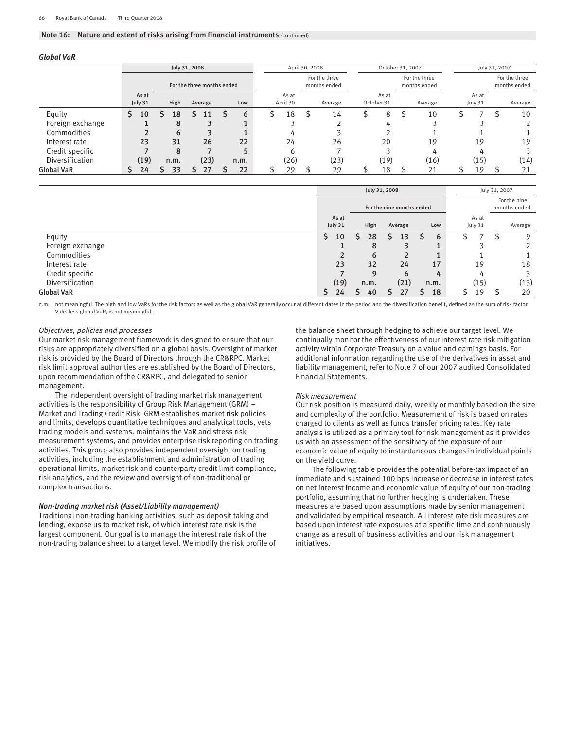## Note 16: Nature and extent of risks arising from financial instruments (continued)

***Global VaR***

| | July 31, 2008 | | | | April 30, 2008 | | October 31, 2007 | | July 31, 2007 | |
|---|---|---|---|---|---|---|---|---|---|---|
| | | For the three months ended | | | | For the three months ended | | For the three months ended | | For the three months ended |
| | As at July 31 | High | Average | Low | As at April 30 | Average | As at October 31 | Average | As at July 31 | Average |
| Equity | $ 10 | $ 18 | $ 11 | $ 6 | $ 18 | $ 14 | $ 8 | $ 10 | $ 7 | $ 10 |
| Foreign exchange | 1 | 8 | 3 | 1 | 3 | 2 | 4 | 3 | 3 | 2 |
| Commodities | 2 | 6 | 3 | 1 | 4 | 3 | 2 | 1 | 1 | 1 |
| Interest rate | 23 | 31 | 26 | 22 | 24 | 26 | 20 | 19 | 19 | 19 |
| Credit specific | 7 | 8 | 7 | 5 | 6 | 7 | 3 | 4 | 4 | 3 |
| Diversification | (19) | n.m. | (23) | n.m. | (26) | (23) | (19) | (16) | (15) | (14) |
| **Global VaR** | $ 24 | $ 33 | $ 27 | $ 22 | $ 29 | $ 29 | $ 18 | $ 21 | $ 19 | $ 21 |

| | July 31, 2008 | | | | July 31, 2007 | |
|---|---|---|---|---|---|---|
| | | For the nine months ended | | | | For the nine months ended |
| | As at July 31 | High | Average | Low | As at July 31 | Average |
| Equity | $ 10 | $ 28 | $ 13 | $ 6 | $ 7 | $ 9 |
| Foreign exchange | 1 | 8 | 3 | 1 | 3 | 2 |
| Commodities | 2 | 6 | 2 | 1 | 1 | 1 |
| Interest rate | 23 | 32 | 24 | 17 | 19 | 18 |
| Credit specific | 7 | 9 | 6 | 4 | 4 | 3 |
| Diversification | (19) | n.m. | (21) | n.m. | (15) | (13) |
| **Global VaR** | $ 24 | $ 40 | $ 27 | $ 18 | $ 19 | $ 20 |

n.m. not meaningful. The high and low VaRs for the risk factors as well as the global VaR generally occur at different dates in the period and the diversification benefit, defined as the sum of risk factor VaRs less global VaR, is not meaningful.

*Objectives, policies and processes*

Our market risk management framework is designed to ensure that our risks are appropriately diversified on a global basis. Oversight of market risk is provided by the Board of Directors through the CR&RPC. Market risk limit approval authorities are established by the Board of Directors, upon recommendation of the CR&RPC, and delegated to senior management.

The independent oversight of trading market risk management activities is the responsibility of Group Risk Management (GRM) – Market and Trading Credit Risk. GRM establishes market risk policies and limits, develops quantitative techniques and analytical tools, vets trading models and systems, maintains the VaR and stress risk measurement systems, and provides enterprise risk reporting on trading activities. This group also provides independent oversight on trading activities, including the establishment and administration of trading operational limits, market risk and counterparty credit limit compliance, risk analytics, and the review and oversight of non-traditional or complex transactions.

***Non-trading market risk (Asset/Liability management)***

Traditional non-trading banking activities, such as deposit taking and lending, expose us to market risk, of which interest rate risk is the largest component. Our goal is to manage the interest rate risk of the non-trading balance sheet to a target level. We modify the risk profile of the balance sheet through hedging to achieve our target level. We continually monitor the effectiveness of our interest rate risk mitigation activity within Corporate Treasury on a value and earnings basis. For additional information regarding the use of the derivatives in asset and liability management, refer to Note 7 of our 2007 audited Consolidated Financial Statements.

*Risk measurement*

Our risk position is measured daily, weekly or monthly based on the size and complexity of the portfolio. Measurement of risk is based on rates charged to clients as well as funds transfer pricing rates. Key rate analysis is utilized as a primary tool for risk management as it provides us with an assessment of the sensitivity of the exposure of our economic value of equity to instantaneous changes in individual points on the yield curve.

The following table provides the potential before-tax impact of an immediate and sustained 100 bps increase or decrease in interest rates on net interest income and economic value of equity of our non-trading portfolio, assuming that no further hedging is undertaken. These measures are based upon assumptions made by senior management and validated by empirical research. All interest rate risk measures are based upon interest rate exposures at a specific time and continuously change as a result of business activities and our risk management initiatives.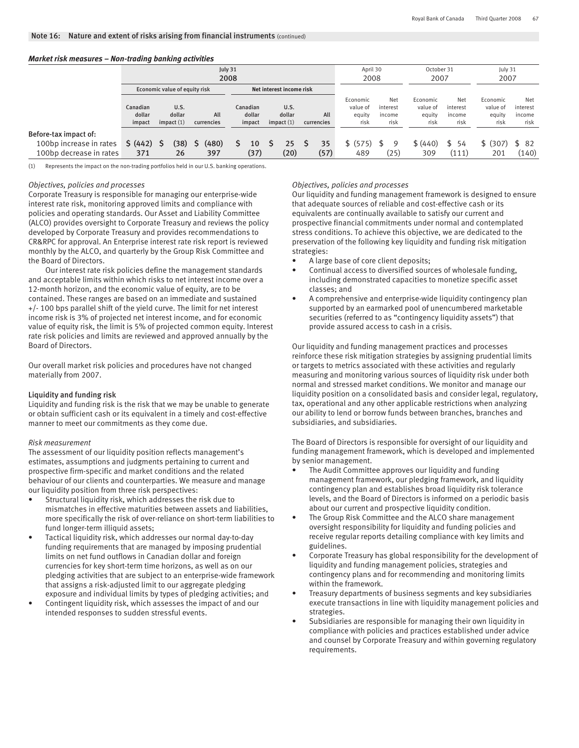## Note 16: Nature and extent of risks arising from financial instruments (continued)

***Market risk measures – Non-trading banking activities***

| | July 31 2008 | | | | | | April 30 2008 | | October 31 2007 | | July 31 2007 | |
|---|---|---|---|---|---|---|---|---|---|---|---|---|
| | Economic value of equity risk | | | Net interest income risk | | | | | | | | |
| | Canadian dollar impact | U.S. dollar impact (1) | All currencies | Canadian dollar impact | U.S. dollar impact (1) | All currencies | Economic value of equity risk | Net interest income risk | Economic value of equity risk | Net interest income risk | Economic value of equity risk | Net interest income risk |
| Before-tax impact of: | | | | | | | | | | | | |
| 100bp increase in rates | $ (442) | $ (38) | $ (480) | $ 10 | $ 25 | $ 35 | $ (575) | $ 9 | $ (440) | $ 54 | $ (307) | $ 82 |
| 100bp decrease in rates | 371 | 26 | 397 | (37) | (20) | (57) | 489 | (25) | 309 | (111) | 201 | (140) |

(1) Represents the impact on the non-trading portfolios held in our U.S. banking operations.

*Objectives, policies and processes*

Corporate Treasury is responsible for managing our enterprise-wide interest rate risk, monitoring approved limits and compliance with policies and operating standards. Our Asset and Liability Committee (ALCO) provides oversight to Corporate Treasury and reviews the policy developed by Corporate Treasury and provides recommendations to CR&RPC for approval. An Enterprise interest rate risk report is reviewed monthly by the ALCO, and quarterly by the Group Risk Committee and the Board of Directors.

Our interest rate risk policies define the management standards and acceptable limits within which risks to net interest income over a 12-month horizon, and the economic value of equity, are to be contained. These ranges are based on an immediate and sustained +/- 100 bps parallel shift of the yield curve. The limit for net interest income risk is 3% of projected net interest income, and for economic value of equity risk, the limit is 5% of projected common equity. Interest rate risk policies and limits are reviewed and approved annually by the Board of Directors.

Our overall market risk policies and procedures have not changed materially from 2007.

### Liquidity and funding risk

Liquidity and funding risk is the risk that we may be unable to generate or obtain sufficient cash or its equivalent in a timely and cost-effective manner to meet our commitments as they come due.

*Risk measurement*

The assessment of our liquidity position reflects management's estimates, assumptions and judgments pertaining to current and prospective firm-specific and market conditions and the related behaviour of our clients and counterparties. We measure and manage our liquidity position from three risk perspectives:

- Structural liquidity risk, which addresses the risk due to mismatches in effective maturities between assets and liabilities, more specifically the risk of over-reliance on short-term liabilities to fund longer-term illiquid assets;
- Tactical liquidity risk, which addresses our normal day-to-day funding requirements that are managed by imposing prudential limits on net fund outflows in Canadian dollar and foreign currencies for key short-term time horizons, as well as on our pledging activities that are subject to an enterprise-wide framework that assigns a risk-adjusted limit to our aggregate pledging exposure and individual limits by types of pledging activities; and
- Contingent liquidity risk, which assesses the impact of and our intended responses to sudden stressful events.

*Objectives, policies and processes*

Our liquidity and funding management framework is designed to ensure that adequate sources of reliable and cost-effective cash or its equivalents are continually available to satisfy our current and prospective financial commitments under normal and contemplated stress conditions. To achieve this objective, we are dedicated to the preservation of the following key liquidity and funding risk mitigation strategies:

- A large base of core client deposits;
- Continual access to diversified sources of wholesale funding, including demonstrated capacities to monetize specific asset classes; and
- A comprehensive and enterprise-wide liquidity contingency plan supported by an earmarked pool of unencumbered marketable securities (referred to as "contingency liquidity assets") that provide assured access to cash in a crisis.

Our liquidity and funding management practices and processes reinforce these risk mitigation strategies by assigning prudential limits or targets to metrics associated with these activities and regularly measuring and monitoring various sources of liquidity risk under both normal and stressed market conditions. We monitor and manage our liquidity position on a consolidated basis and consider legal, regulatory, tax, operational and any other applicable restrictions when analyzing our ability to lend or borrow funds between branches, branches and subsidiaries, and subsidiaries.

The Board of Directors is responsible for oversight of our liquidity and funding management framework, which is developed and implemented by senior management.

- The Audit Committee approves our liquidity and funding management framework, our pledging framework, and liquidity contingency plan and establishes broad liquidity risk tolerance levels, and the Board of Directors is informed on a periodic basis about our current and prospective liquidity condition.
- The Group Risk Committee and the ALCO share management oversight responsibility for liquidity and funding policies and receive regular reports detailing compliance with key limits and guidelines.
- Corporate Treasury has global responsibility for the development of liquidity and funding management policies, strategies and contingency plans and for recommending and monitoring limits within the framework.
- Treasury departments of business segments and key subsidiaries execute transactions in line with liquidity management policies and strategies.
- Subsidiaries are responsible for managing their own liquidity in compliance with policies and practices established under advice and counsel by Corporate Treasury and within governing regulatory requirements.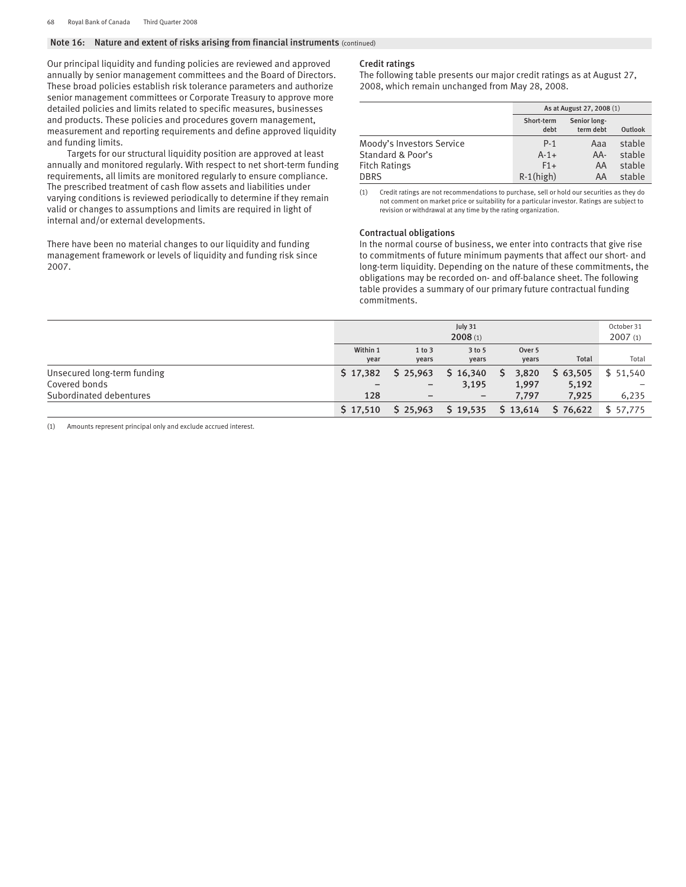## Note 16: Nature and extent of risks arising from financial instruments (continued)

Our principal liquidity and funding policies are reviewed and approved annually by senior management committees and the Board of Directors. These broad policies establish risk tolerance parameters and authorize senior management committees or Corporate Treasury to approve more detailed policies and limits related to specific measures, businesses and products. These policies and procedures govern management, measurement and reporting requirements and define approved liquidity and funding limits.

Targets for our structural liquidity position are approved at least annually and monitored regularly. With respect to net short-term funding requirements, all limits are monitored regularly to ensure compliance. The prescribed treatment of cash flow assets and liabilities under varying conditions is reviewed periodically to determine if they remain valid or changes to assumptions and limits are required in light of internal and/or external developments.

There have been no material changes to our liquidity and funding management framework or levels of liquidity and funding risk since 2007.

### Credit ratings

The following table presents our major credit ratings as at August 27, 2008, which remain unchanged from May 28, 2008.

| | As at August 27, 2008 (1) | | |
|---|---|---|---|
| | Short-term debt | Senior long-term debt | Outlook |
| Moody's Investors Service | P-1 | Aaa | stable |
| Standard & Poor's | A-1+ | AA- | stable |
| Fitch Ratings | F1+ | AA | stable |
| DBRS | R-1(high) | AA | stable |

(1) Credit ratings are not recommendations to purchase, sell or hold our securities as they do not comment on market price or suitability for a particular investor. Ratings are subject to revision or withdrawal at any time by the rating organization.

### Contractual obligations

In the normal course of business, we enter into contracts that give rise to commitments of future minimum payments that affect our short- and long-term liquidity. Depending on the nature of these commitments, the obligations may be recorded on- and off-balance sheet. The following table provides a summary of our primary future contractual funding commitments.

| | July 31 2008 (1) | | | | | October 31 2007 (1) |
|---|---|---|---|---|---|---|
| | Within 1 year | 1 to 3 years | 3 to 5 years | Over 5 years | Total | Total |
| Unsecured long-term funding | $ 17,382 | $ 25,963 | $ 16,340 | $ 3,820 | $ 63,505 | $ 51,540 |
| Covered bonds | – | – | 3,195 | 1,997 | 5,192 | – |
| Subordinated debentures | 128 | – | – | 7,797 | 7,925 | 6,235 |
| | $ 17,510 | $ 25,963 | $ 19,535 | $ 13,614 | $ 76,622 | $ 57,775 |

(1) Amounts represent principal only and exclude accrued interest.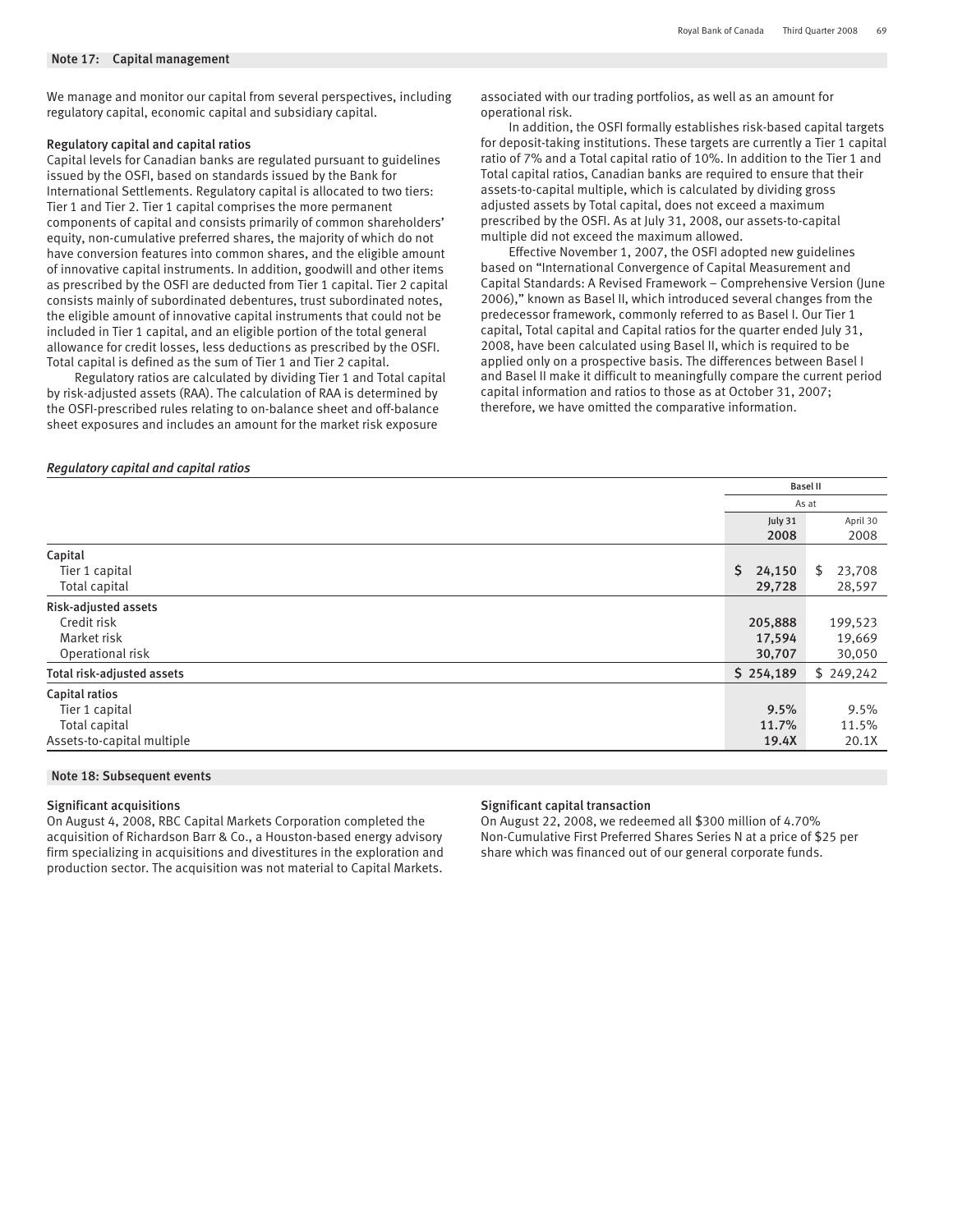## Note 17: Capital management

We manage and monitor our capital from several perspectives, including regulatory capital, economic capital and subsidiary capital.

### Regulatory capital and capital ratios

Capital levels for Canadian banks are regulated pursuant to guidelines issued by the OSFI, based on standards issued by the Bank for International Settlements. Regulatory capital is allocated to two tiers: Tier 1 and Tier 2. Tier 1 capital comprises the more permanent components of capital and consists primarily of common shareholders' equity, non-cumulative preferred shares, the majority of which do not have conversion features into common shares, and the eligible amount of innovative capital instruments. In addition, goodwill and other items as prescribed by the OSFI are deducted from Tier 1 capital. Tier 2 capital consists mainly of subordinated debentures, trust subordinated notes, the eligible amount of innovative capital instruments that could not be included in Tier 1 capital, and an eligible portion of the total general allowance for credit losses, less deductions as prescribed by the OSFI. Total capital is defined as the sum of Tier 1 and Tier 2 capital.

Regulatory ratios are calculated by dividing Tier 1 and Total capital by risk-adjusted assets (RAA). The calculation of RAA is determined by the OSFI-prescribed rules relating to on-balance sheet and off-balance sheet exposures and includes an amount for the market risk exposure associated with our trading portfolios, as well as an amount for operational risk.

In addition, the OSFI formally establishes risk-based capital targets for deposit-taking institutions. These targets are currently a Tier 1 capital ratio of 7% and a Total capital ratio of 10%. In addition to the Tier 1 and Total capital ratios, Canadian banks are required to ensure that their assets-to-capital multiple, which is calculated by dividing gross adjusted assets by Total capital, does not exceed a maximum prescribed by the OSFI. As at July 31, 2008, our assets-to-capital multiple did not exceed the maximum allowed.

Effective November 1, 2007, the OSFI adopted new guidelines based on "International Convergence of Capital Measurement and Capital Standards: A Revised Framework – Comprehensive Version (June 2006)," known as Basel II, which introduced several changes from the predecessor framework, commonly referred to as Basel I. Our Tier 1 capital, Total capital and Capital ratios for the quarter ended July 31, 2008, have been calculated using Basel II, which is required to be applied only on a prospective basis. The differences between Basel I and Basel II make it difficult to meaningfully compare the current period capital information and ratios to those as at October 31, 2007; therefore, we have omitted the comparative information.

*Regulatory capital and capital ratios*

| | Basel II | |
|---|---|---|
| | As at | |
| | July 31 2008 | April 30 2008 |
| **Capital** | | |
| Tier 1 capital | $ 24,150 | $ 23,708 |
| Total capital | 29,728 | 28,597 |
| **Risk-adjusted assets** | | |
| Credit risk | 205,888 | 199,523 |
| Market risk | 17,594 | 19,669 |
| Operational risk | 30,707 | 30,050 |
| **Total risk-adjusted assets** | $ 254,189 | $ 249,242 |
| **Capital ratios** | | |
| Tier 1 capital | 9.5% | 9.5% |
| Total capital | 11.7% | 11.5% |
| Assets-to-capital multiple | 19.4X | 20.1X |

## Note 18: Subsequent events

### Significant acquisitions

On August 4, 2008, RBC Capital Markets Corporation completed the acquisition of Richardson Barr & Co., a Houston-based energy advisory firm specializing in acquisitions and divestitures in the exploration and production sector. The acquisition was not material to Capital Markets.

### Significant capital transaction

On August 22, 2008, we redeemed all $300 million of 4.70% Non-Cumulative First Preferred Shares Series N at a price of $25 per share which was financed out of our general corporate funds.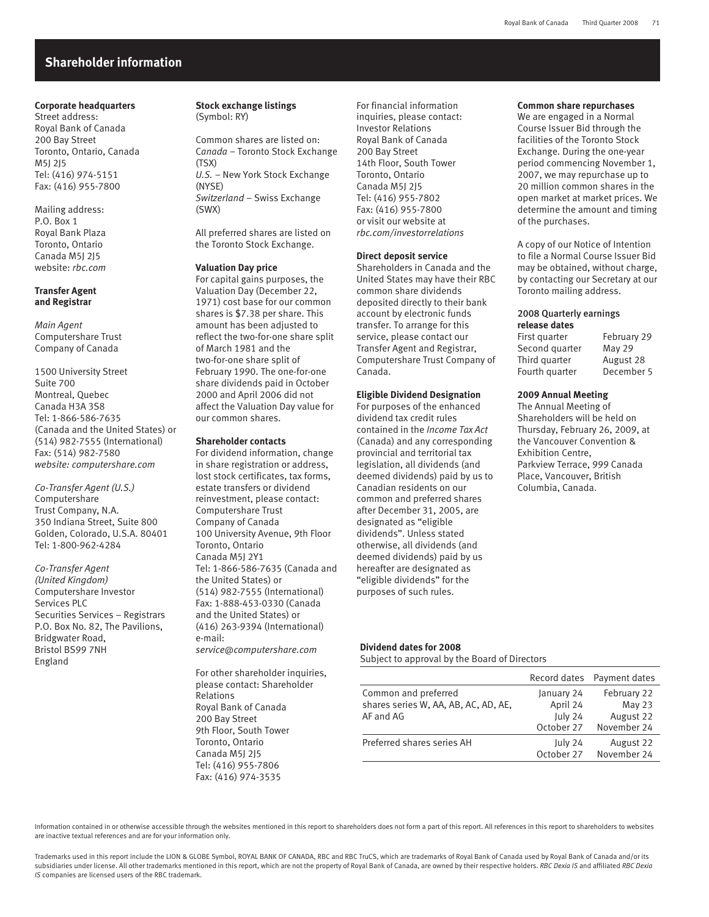# Shareholder information

**Corporate headquarters**

Street address:
Royal Bank of Canada
200 Bay Street
Toronto, Ontario, Canada
M5J 2J5
Tel: (416) 974-5151
Fax: (416) 955-7800

Mailing address:
P.O. Box 1
Royal Bank Plaza
Toronto, Ontario
Canada M5J 2J5
website: *rbc.com*

**Transfer Agent and Registrar**

*Main Agent*
Computershare Trust
Company of Canada

1500 University Street
Suite 700
Montreal, Quebec
Canada H3A 3S8
Tel: 1-866-586-7635
(Canada and the United States) or
(514) 982-7555 (International)
Fax: (514) 982-7580
*website: computershare.com*

*Co-Transfer Agent (U.S.)*
Computershare
Trust Company, N.A.
350 Indiana Street, Suite 800
Golden, Colorado, U.S.A. 80401
Tel: 1-800-962-4284

*Co-Transfer Agent (United Kingdom)*
Computershare Investor
Services PLC
Securities Services – Registrars
P.O. Box No. 82, The Pavilions,
Bridgwater Road,
Bristol BS99 7NH
England

**Stock exchange listings**
(Symbol: RY)

Common shares are listed on:
*Canada* – Toronto Stock Exchange (TSX)
*U.S.* – New York Stock Exchange (NYSE)
*Switzerland* – Swiss Exchange (SWX)

All preferred shares are listed on the Toronto Stock Exchange.

**Valuation Day price**

For capital gains purposes, the Valuation Day (December 22, 1971) cost base for our common shares is $7.38 per share. This amount has been adjusted to reflect the two-for-one share split of March 1981 and the two-for-one share split of February 1990. The one-for-one share dividends paid in October 2000 and April 2006 did not affect the Valuation Day value for our common shares.

**Shareholder contacts**

For dividend information, change in share registration or address, lost stock certificates, tax forms, estate transfers or dividend reinvestment, please contact:
Computershare Trust
Company of Canada
100 University Avenue, 9th Floor
Toronto, Ontario
Canada M5J 2Y1
Tel: 1-866-586-7635 (Canada and the United States) or
(514) 982-7555 (International)
Fax: 1-888-453-0330 (Canada and the United States) or
(416) 263-9394 (International)
e-mail:
*service@computershare.com*

For other shareholder inquiries, please contact: Shareholder Relations
Royal Bank of Canada
200 Bay Street
9th Floor, South Tower
Toronto, Ontario
Canada M5J 2J5
Tel: (416) 955-7806
Fax: (416) 974-3535

For financial information inquiries, please contact:
Investor Relations
Royal Bank of Canada
200 Bay Street
14th Floor, South Tower
Toronto, Ontario
Canada M5J 2J5
Tel: (416) 955-7802
Fax: (416) 955-7800
or visit our website at
*rbc.com/investorrelations*

**Direct deposit service**

Shareholders in Canada and the United States may have their RBC common share dividends deposited directly to their bank account by electronic funds transfer. To arrange for this service, please contact our Transfer Agent and Registrar, Computershare Trust Company of Canada.

**Eligible Dividend Designation**

For purposes of the enhanced dividend tax credit rules contained in the *Income Tax Act* (Canada) and any corresponding provincial and territorial tax legislation, all dividends (and deemed dividends) paid by us to Canadian residents on our common and preferred shares after December 31, 2005, are designated as "eligible dividends". Unless stated otherwise, all dividends (and deemed dividends) paid by us hereafter are designated as "eligible dividends" for the purposes of such rules.

**Common share repurchases**

We are engaged in a Normal Course Issuer Bid through the facilities of the Toronto Stock Exchange. During the one-year period commencing November 1, 2007, we may repurchase up to 20 million common shares in the open market at market prices. We determine the amount and timing of the purchases.

A copy of our Notice of Intention to file a Normal Course Issuer Bid may be obtained, without charge, by contacting our Secretary at our Toronto mailing address.

**2008 Quarterly earnings release dates**

| | |
|---|---|
| First quarter | February 29 |
| Second quarter | May 29 |
| Third quarter | August 28 |
| Fourth quarter | December 5 |

**2009 Annual Meeting**

The Annual Meeting of Shareholders will be held on Thursday, February 26, 2009, at the Vancouver Convention & Exhibition Centre, Parkview Terrace, 999 Canada Place, Vancouver, British Columbia, Canada.

**Dividend dates for 2008**

Subject to approval by the Board of Directors

| | Record dates | Payment dates |
|---|---|---|
| Common and preferred shares series W, AA, AB, AC, AD, AE, AF and AG | January 24<br>April 24<br>July 24<br>October 27 | February 22<br>May 23<br>August 22<br>November 24 |
| Preferred shares series AH | July 24<br>October 27 | August 22<br>November 24 |

Information contained in or otherwise accessible through the websites mentioned in this report to shareholders does not form a part of this report. All references in this report to shareholders to websites are inactive textual references and are for your information only.

Trademarks used in this report include the LION & GLOBE Symbol, ROYAL BANK OF CANADA, RBC and RBC TruCS, which are trademarks of Royal Bank of Canada used by Royal Bank of Canada and/or its subsidiaries under license. All other trademarks mentioned in this report, which are not the property of Royal Bank of Canada, are owned by their respective holders. *RBC Dexia IS* and affiliated *RBC Dexia IS* companies are licensed users of the RBC trademark.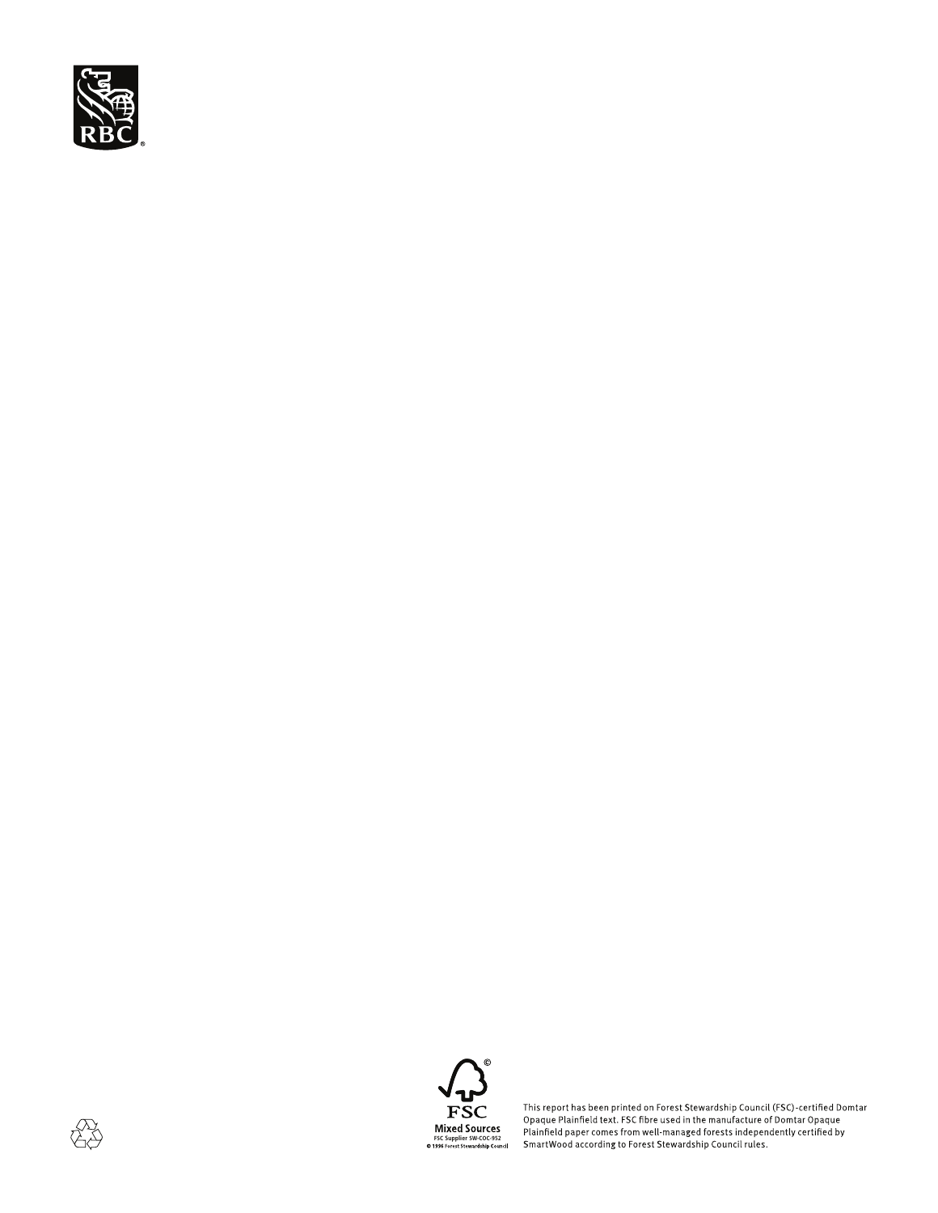RBC®

FSC

Mixed Sources

FSC Supplier SW-COC-952

© 1996 Forest Stewardship Council

This report has been printed on Forest Stewardship Council (FSC)-certified Domtar Opaque Plainfield text. FSC fibre used in the manufacture of Domtar Opaque Plainfield paper comes from well-managed forests independently certified by SmartWood according to Forest Stewardship Council rules.